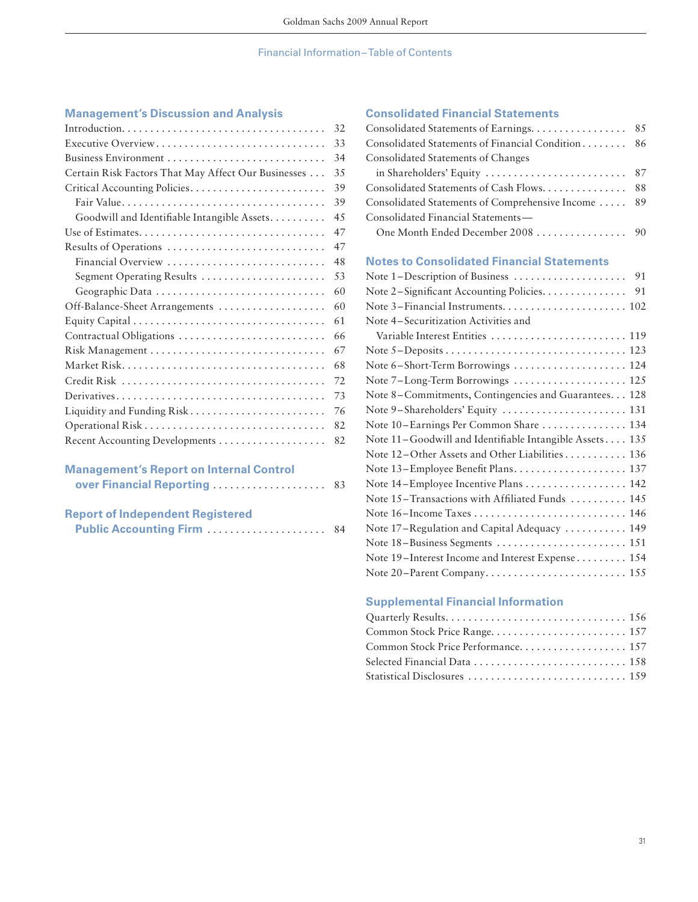## Financial Information – Table of Contents

### Management's Discussion and Analysis

| | |
|---|---|
| Introduction | 32 |
| Executive Overview | 33 |
| Business Environment | 34 |
| Certain Risk Factors That May Affect Our Businesses | 35 |
| Critical Accounting Policies | 39 |
| Fair Value | 39 |
| Goodwill and Identifiable Intangible Assets | 45 |
| Use of Estimates | 47 |
| Results of Operations | 47 |
| Financial Overview | 48 |
| Segment Operating Results | 53 |
| Geographic Data | 60 |
| Off-Balance-Sheet Arrangements | 60 |
| Equity Capital | 61 |
| Contractual Obligations | 66 |
| Risk Management | 67 |
| Market Risk | 68 |
| Credit Risk | 72 |
| Derivatives | 73 |
| Liquidity and Funding Risk | 76 |
| Operational Risk | 82 |
| Recent Accounting Developments | 82 |

### Management's Report on Internal Control over Financial Reporting ..... 83

### Report of Independent Registered Public Accounting Firm ..... 84

### Consolidated Financial Statements

| | |
|---|---|
| Consolidated Statements of Earnings | 85 |
| Consolidated Statements of Financial Condition | 86 |
| Consolidated Statements of Changes in Shareholders' Equity | 87 |
| Consolidated Statements of Cash Flows | 88 |
| Consolidated Statements of Comprehensive Income | 89 |
| Consolidated Financial Statements— One Month Ended December 2008 | 90 |

### Notes to Consolidated Financial Statements

| | |
|---|---|
| Note 1 – Description of Business | 91 |
| Note 2 – Significant Accounting Policies | 91 |
| Note 3 – Financial Instruments | 102 |
| Note 4 – Securitization Activities and Variable Interest Entities | 119 |
| Note 5 – Deposits | 123 |
| Note 6 – Short-Term Borrowings | 124 |
| Note 7 – Long-Term Borrowings | 125 |
| Note 8 – Commitments, Contingencies and Guarantees | 128 |
| Note 9 – Shareholders' Equity | 131 |
| Note 10 – Earnings Per Common Share | 134 |
| Note 11 – Goodwill and Identifiable Intangible Assets | 135 |
| Note 12 – Other Assets and Other Liabilities | 136 |
| Note 13 – Employee Benefit Plans | 137 |
| Note 14 – Employee Incentive Plans | 142 |
| Note 15 – Transactions with Affiliated Funds | 145 |
| Note 16 – Income Taxes | 146 |
| Note 17 – Regulation and Capital Adequacy | 149 |
| Note 18 – Business Segments | 151 |
| Note 19 – Interest Income and Interest Expense | 154 |
| Note 20 – Parent Company | 155 |

### Supplemental Financial Information

| | |
|---|---|
| Quarterly Results | 156 |
| Common Stock Price Range | 157 |
| Common Stock Price Performance | 157 |
| Selected Financial Data | 158 |
| Statistical Disclosures | 159 |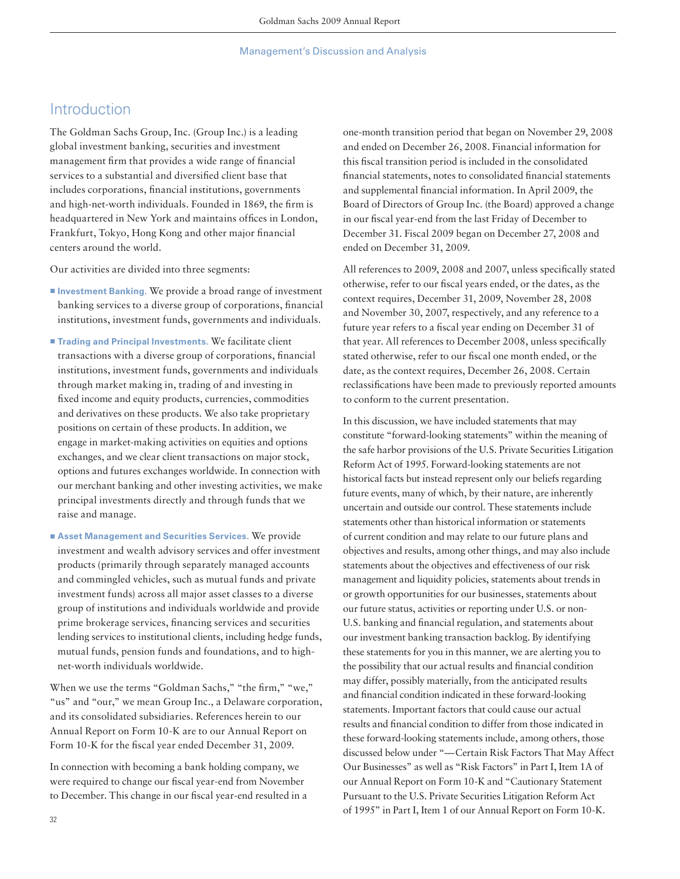## Introduction

The Goldman Sachs Group, Inc. (Group Inc.) is a leading global investment banking, securities and investment management firm that provides a wide range of financial services to a substantial and diversified client base that includes corporations, financial institutions, governments and high-net-worth individuals. Founded in 1869, the firm is headquartered in New York and maintains offices in London, Frankfurt, Tokyo, Hong Kong and other major financial centers around the world.

Our activities are divided into three segments:

- **Investment Banking.** We provide a broad range of investment banking services to a diverse group of corporations, financial institutions, investment funds, governments and individuals.
- **Trading and Principal Investments.** We facilitate client transactions with a diverse group of corporations, financial institutions, investment funds, governments and individuals through market making in, trading of and investing in fixed income and equity products, currencies, commodities and derivatives on these products. We also take proprietary positions on certain of these products. In addition, we engage in market-making activities on equities and options exchanges, and we clear client transactions on major stock, options and futures exchanges worldwide. In connection with our merchant banking and other investing activities, we make principal investments directly and through funds that we raise and manage.
- **Asset Management and Securities Services.** We provide investment and wealth advisory services and offer investment products (primarily through separately managed accounts and commingled vehicles, such as mutual funds and private investment funds) across all major asset classes to a diverse group of institutions and individuals worldwide and provide prime brokerage services, financing services and securities lending services to institutional clients, including hedge funds, mutual funds, pension funds and foundations, and to high-net-worth individuals worldwide.

When we use the terms "Goldman Sachs," "the firm," "we," "us" and "our," we mean Group Inc., a Delaware corporation, and its consolidated subsidiaries. References herein to our Annual Report on Form 10-K are to our Annual Report on Form 10-K for the fiscal year ended December 31, 2009.

In connection with becoming a bank holding company, we were required to change our fiscal year-end from November to December. This change in our fiscal year-end resulted in a one-month transition period that began on November 29, 2008 and ended on December 26, 2008. Financial information for this fiscal transition period is included in the consolidated financial statements, notes to consolidated financial statements and supplemental financial information. In April 2009, the Board of Directors of Group Inc. (the Board) approved a change in our fiscal year-end from the last Friday of December to December 31. Fiscal 2009 began on December 27, 2008 and ended on December 31, 2009.

All references to 2009, 2008 and 2007, unless specifically stated otherwise, refer to our fiscal years ended, or the dates, as the context requires, December 31, 2009, November 28, 2008 and November 30, 2007, respectively, and any reference to a future year refers to a fiscal year ending on December 31 of that year. All references to December 2008, unless specifically stated otherwise, refer to our fiscal one month ended, or the date, as the context requires, December 26, 2008. Certain reclassifications have been made to previously reported amounts to conform to the current presentation.

In this discussion, we have included statements that may constitute "forward-looking statements" within the meaning of the safe harbor provisions of the U.S. Private Securities Litigation Reform Act of 1995. Forward-looking statements are not historical facts but instead represent only our beliefs regarding future events, many of which, by their nature, are inherently uncertain and outside our control. These statements include statements other than historical information or statements of current condition and may relate to our future plans and objectives and results, among other things, and may also include statements about the objectives and effectiveness of our risk management and liquidity policies, statements about trends in or growth opportunities for our businesses, statements about our future status, activities or reporting under U.S. or non-U.S. banking and financial regulation, and statements about our investment banking transaction backlog. By identifying these statements for you in this manner, we are alerting you to the possibility that our actual results and financial condition may differ, possibly materially, from the anticipated results and financial condition indicated in these forward-looking statements. Important factors that could cause our actual results and financial condition to differ from those indicated in these forward-looking statements include, among others, those discussed below under "— Certain Risk Factors That May Affect Our Businesses" as well as "Risk Factors" in Part I, Item 1A of our Annual Report on Form 10-K and "Cautionary Statement Pursuant to the U.S. Private Securities Litigation Reform Act of 1995" in Part I, Item 1 of our Annual Report on Form 10-K.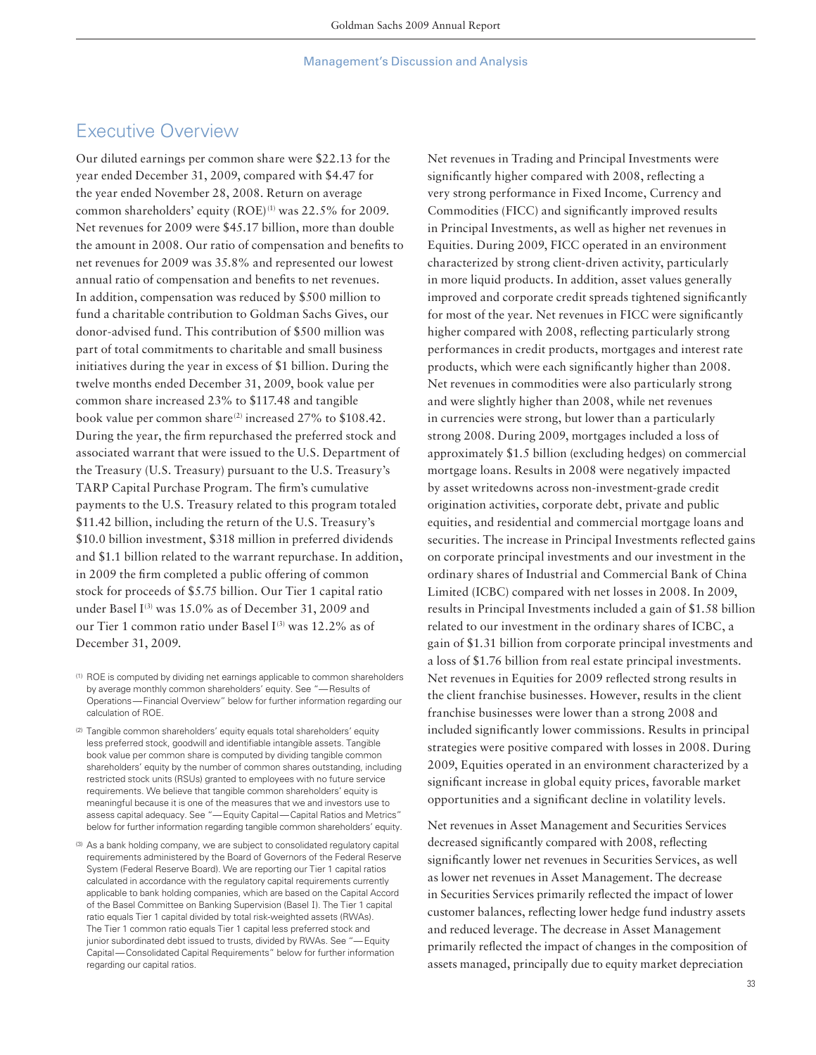## Executive Overview

Our diluted earnings per common share were $22.13 for the year ended December 31, 2009, compared with $4.47 for the year ended November 28, 2008. Return on average common shareholders' equity (ROE)[1] was 22.5% for 2009. Net revenues for 2009 were $45.17 billion, more than double the amount in 2008. Our ratio of compensation and benefits to net revenues for 2009 was 35.8% and represented our lowest annual ratio of compensation and benefits to net revenues. In addition, compensation was reduced by $500 million to fund a charitable contribution to Goldman Sachs Gives, our donor-advised fund. This contribution of $500 million was part of total commitments to charitable and small business initiatives during the year in excess of $1 billion. During the twelve months ended December 31, 2009, book value per common share increased 23% to $117.48 and tangible book value per common share[2] increased 27% to $108.42. During the year, the firm repurchased the preferred stock and associated warrant that were issued to the U.S. Department of the Treasury (U.S. Treasury) pursuant to the U.S. Treasury's TARP Capital Purchase Program. The firm's cumulative payments to the U.S. Treasury related to this program totaled $11.42 billion, including the return of the U.S. Treasury's $10.0 billion investment, $318 million in preferred dividends and $1.1 billion related to the warrant repurchase. In addition, in 2009 the firm completed a public offering of common stock for proceeds of $5.75 billion. Our Tier 1 capital ratio under Basel I[3] was 15.0% as of December 31, 2009 and our Tier 1 common ratio under Basel I[3] was 12.2% as of December 31, 2009.

(1) ROE is computed by dividing net earnings applicable to common shareholders by average monthly common shareholders' equity. See "— Results of Operations — Financial Overview" below for further information regarding our calculation of ROE.

(2) Tangible common shareholders' equity equals total shareholders' equity less preferred stock, goodwill and identifiable intangible assets. Tangible book value per common share is computed by dividing tangible common shareholders' equity by the number of common shares outstanding, including restricted stock units (RSUs) granted to employees with no future service requirements. We believe that tangible common shareholders' equity is meaningful because it is one of the measures that we and investors use to assess capital adequacy. See "— Equity Capital — Capital Ratios and Metrics" below for further information regarding tangible common shareholders' equity.

(3) As a bank holding company, we are subject to consolidated regulatory capital requirements administered by the Board of Governors of the Federal Reserve System (Federal Reserve Board). We are reporting our Tier 1 capital ratios calculated in accordance with the regulatory capital requirements currently applicable to bank holding companies, which are based on the Capital Accord of the Basel Committee on Banking Supervision (Basel I). The Tier 1 capital ratio equals Tier 1 capital divided by total risk-weighted assets (RWAs). The Tier 1 common ratio equals Tier 1 capital less preferred stock and junior subordinated debt issued to trusts, divided by RWAs. See "— Equity Capital — Consolidated Capital Requirements" below for further information regarding our capital ratios.

Net revenues in Trading and Principal Investments were significantly higher compared with 2008, reflecting a very strong performance in Fixed Income, Currency and Commodities (FICC) and significantly improved results in Principal Investments, as well as higher net revenues in Equities. During 2009, FICC operated in an environment characterized by strong client-driven activity, particularly in more liquid products. In addition, asset values generally improved and corporate credit spreads tightened significantly for most of the year. Net revenues in FICC were significantly higher compared with 2008, reflecting particularly strong performances in credit products, mortgages and interest rate products, which were each significantly higher than 2008. Net revenues in commodities were also particularly strong and were slightly higher than 2008, while net revenues in currencies were strong, but lower than a particularly strong 2008. During 2009, mortgages included a loss of approximately $1.5 billion (excluding hedges) on commercial mortgage loans. Results in 2008 were negatively impacted by asset writedowns across non-investment-grade credit origination activities, corporate debt, private and public equities, and residential and commercial mortgage loans and securities. The increase in Principal Investments reflected gains on corporate principal investments and our investment in the ordinary shares of Industrial and Commercial Bank of China Limited (ICBC) compared with net losses in 2008. In 2009, results in Principal Investments included a gain of $1.58 billion related to our investment in the ordinary shares of ICBC, a gain of $1.31 billion from corporate principal investments and a loss of $1.76 billion from real estate principal investments. Net revenues in Equities for 2009 reflected strong results in the client franchise businesses. However, results in the client franchise businesses were lower than a strong 2008 and included significantly lower commissions. Results in principal strategies were positive compared with losses in 2008. During 2009, Equities operated in an environment characterized by a significant increase in global equity prices, favorable market opportunities and a significant decline in volatility levels.

Net revenues in Asset Management and Securities Services decreased significantly compared with 2008, reflecting significantly lower net revenues in Securities Services, as well as lower net revenues in Asset Management. The decrease in Securities Services primarily reflected the impact of lower customer balances, reflecting lower hedge fund industry assets and reduced leverage. The decrease in Asset Management primarily reflected the impact of changes in the composition of assets managed, principally due to equity market depreciation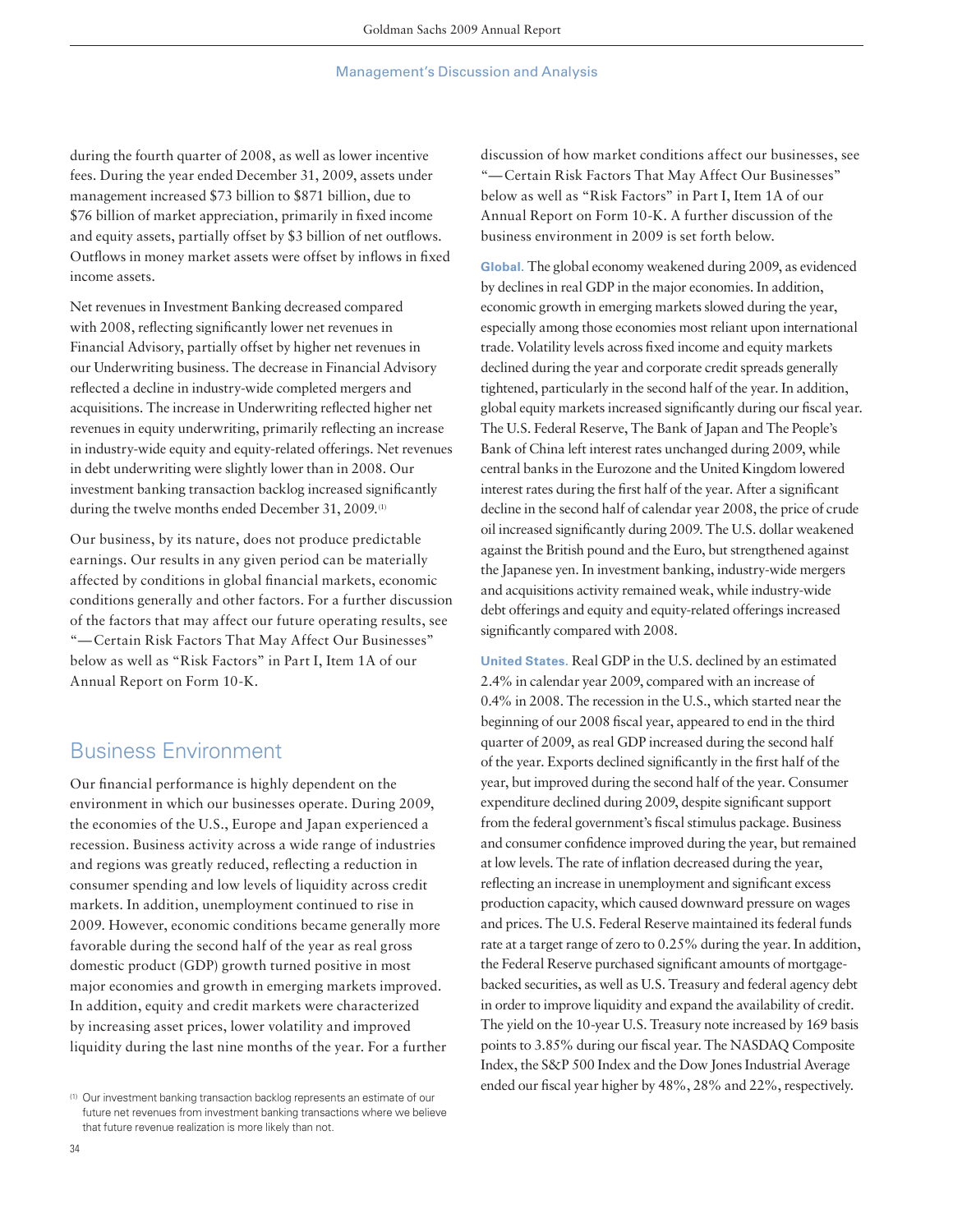during the fourth quarter of 2008, as well as lower incentive fees. During the year ended December 31, 2009, assets under management increased $73 billion to $871 billion, due to $76 billion of market appreciation, primarily in fixed income and equity assets, partially offset by $3 billion of net outflows. Outflows in money market assets were offset by inflows in fixed income assets.

Net revenues in Investment Banking decreased compared with 2008, reflecting significantly lower net revenues in Financial Advisory, partially offset by higher net revenues in our Underwriting business. The decrease in Financial Advisory reflected a decline in industry-wide completed mergers and acquisitions. The increase in Underwriting reflected higher net revenues in equity underwriting, primarily reflecting an increase in industry-wide equity and equity-related offerings. Net revenues in debt underwriting were slightly lower than in 2008. Our investment banking transaction backlog increased significantly during the twelve months ended December 31, 2009.[1]

Our business, by its nature, does not produce predictable earnings. Our results in any given period can be materially affected by conditions in global financial markets, economic conditions generally and other factors. For a further discussion of the factors that may affect our future operating results, see "— Certain Risk Factors That May Affect Our Businesses" below as well as "Risk Factors" in Part I, Item 1A of our Annual Report on Form 10-K.

## Business Environment

Our financial performance is highly dependent on the environment in which our businesses operate. During 2009, the economies of the U.S., Europe and Japan experienced a recession. Business activity across a wide range of industries and regions was greatly reduced, reflecting a reduction in consumer spending and low levels of liquidity across credit markets. In addition, unemployment continued to rise in 2009. However, economic conditions became generally more favorable during the second half of the year as real gross domestic product (GDP) growth turned positive in most major economies and growth in emerging markets improved. In addition, equity and credit markets were characterized by increasing asset prices, lower volatility and improved liquidity during the last nine months of the year. For a further discussion of how market conditions affect our businesses, see "— Certain Risk Factors That May Affect Our Businesses" below as well as "Risk Factors" in Part I, Item 1A of our Annual Report on Form 10-K. A further discussion of the business environment in 2009 is set forth below.

**Global.** The global economy weakened during 2009, as evidenced by declines in real GDP in the major economies. In addition, economic growth in emerging markets slowed during the year, especially among those economies most reliant upon international trade. Volatility levels across fixed income and equity markets declined during the year and corporate credit spreads generally tightened, particularly in the second half of the year. In addition, global equity markets increased significantly during our fiscal year. The U.S. Federal Reserve, The Bank of Japan and The People's Bank of China left interest rates unchanged during 2009, while central banks in the Eurozone and the United Kingdom lowered interest rates during the first half of the year. After a significant decline in the second half of calendar year 2008, the price of crude oil increased significantly during 2009. The U.S. dollar weakened against the British pound and the Euro, but strengthened against the Japanese yen. In investment banking, industry-wide mergers and acquisitions activity remained weak, while industry-wide debt offerings and equity and equity-related offerings increased significantly compared with 2008.

**United States.** Real GDP in the U.S. declined by an estimated 2.4% in calendar year 2009, compared with an increase of 0.4% in 2008. The recession in the U.S., which started near the beginning of our 2008 fiscal year, appeared to end in the third quarter of 2009, as real GDP increased during the second half of the year. Exports declined significantly in the first half of the year, but improved during the second half of the year. Consumer expenditure declined during 2009, despite significant support from the federal government's fiscal stimulus package. Business and consumer confidence improved during the year, but remained at low levels. The rate of inflation decreased during the year, reflecting an increase in unemployment and significant excess production capacity, which caused downward pressure on wages and prices. The U.S. Federal Reserve maintained its federal funds rate at a target range of zero to 0.25% during the year. In addition, the Federal Reserve purchased significant amounts of mortgage-backed securities, as well as U.S. Treasury and federal agency debt in order to improve liquidity and expand the availability of credit. The yield on the 10-year U.S. Treasury note increased by 169 basis points to 3.85% during our fiscal year. The NASDAQ Composite Index, the S&P 500 Index and the Dow Jones Industrial Average ended our fiscal year higher by 48%, 28% and 22%, respectively.

[1] Our investment banking transaction backlog represents an estimate of our future net revenues from investment banking transactions where we believe that future revenue realization is more likely than not.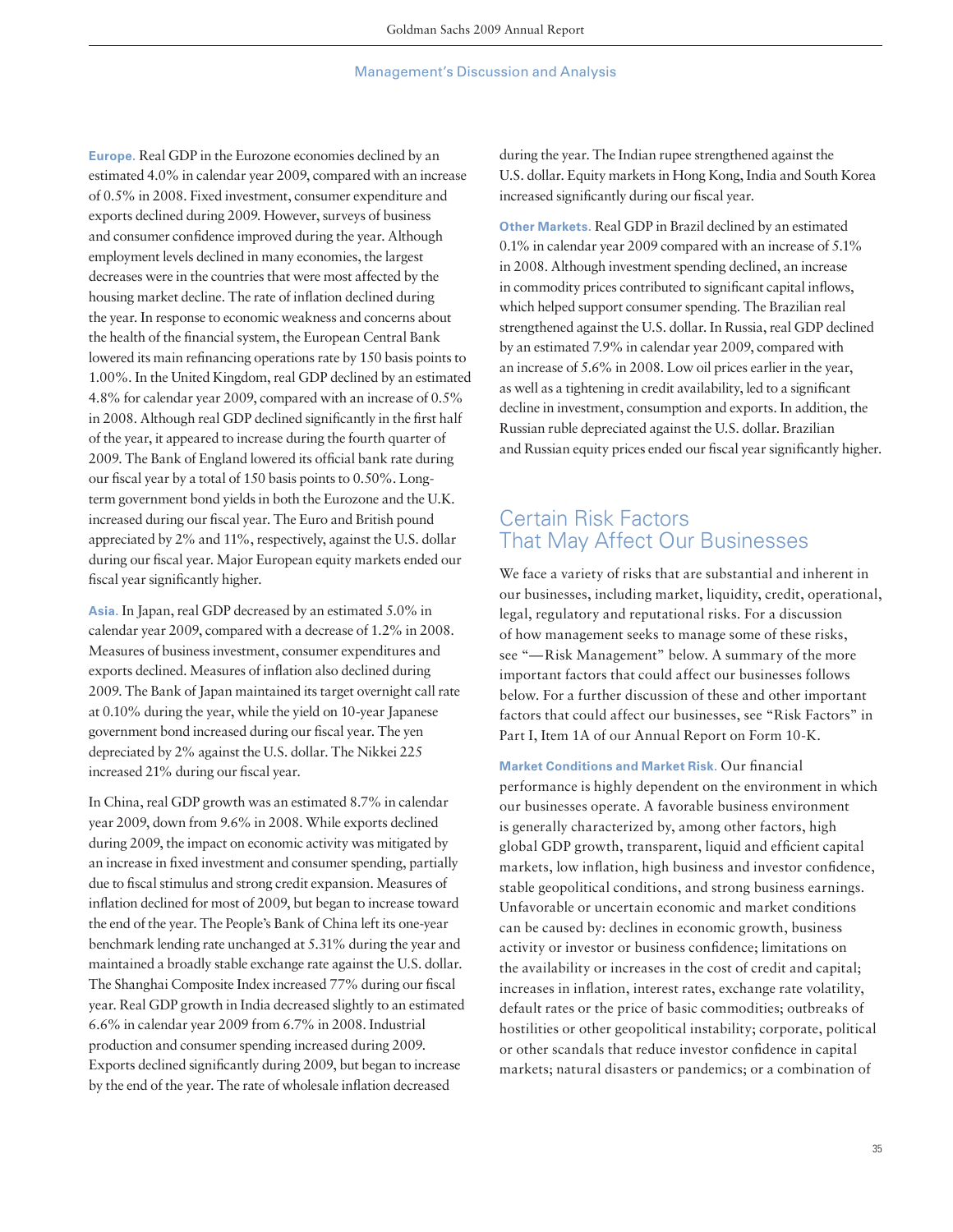**Europe.** Real GDP in the Eurozone economies declined by an estimated 4.0% in calendar year 2009, compared with an increase of 0.5% in 2008. Fixed investment, consumer expenditure and exports declined during 2009. However, surveys of business and consumer confidence improved during the year. Although employment levels declined in many economies, the largest decreases were in the countries that were most affected by the housing market decline. The rate of inflation declined during the year. In response to economic weakness and concerns about the health of the financial system, the European Central Bank lowered its main refinancing operations rate by 150 basis points to 1.00%. In the United Kingdom, real GDP declined by an estimated 4.8% for calendar year 2009, compared with an increase of 0.5% in 2008. Although real GDP declined significantly in the first half of the year, it appeared to increase during the fourth quarter of 2009. The Bank of England lowered its official bank rate during our fiscal year by a total of 150 basis points to 0.50%. Long-term government bond yields in both the Eurozone and the U.K. increased during our fiscal year. The Euro and British pound appreciated by 2% and 11%, respectively, against the U.S. dollar during our fiscal year. Major European equity markets ended our fiscal year significantly higher.

**Asia.** In Japan, real GDP decreased by an estimated 5.0% in calendar year 2009, compared with a decrease of 1.2% in 2008. Measures of business investment, consumer expenditures and exports declined. Measures of inflation also declined during 2009. The Bank of Japan maintained its target overnight call rate at 0.10% during the year, while the yield on 10-year Japanese government bond increased during our fiscal year. The yen depreciated by 2% against the U.S. dollar. The Nikkei 225 increased 21% during our fiscal year.

In China, real GDP growth was an estimated 8.7% in calendar year 2009, down from 9.6% in 2008. While exports declined during 2009, the impact on economic activity was mitigated by an increase in fixed investment and consumer spending, partially due to fiscal stimulus and strong credit expansion. Measures of inflation declined for most of 2009, but began to increase toward the end of the year. The People's Bank of China left its one-year benchmark lending rate unchanged at 5.31% during the year and maintained a broadly stable exchange rate against the U.S. dollar. The Shanghai Composite Index increased 77% during our fiscal year. Real GDP growth in India decreased slightly to an estimated 6.6% in calendar year 2009 from 6.7% in 2008. Industrial production and consumer spending increased during 2009. Exports declined significantly during 2009, but began to increase by the end of the year. The rate of wholesale inflation decreased during the year. The Indian rupee strengthened against the U.S. dollar. Equity markets in Hong Kong, India and South Korea increased significantly during our fiscal year.

**Other Markets.** Real GDP in Brazil declined by an estimated 0.1% in calendar year 2009 compared with an increase of 5.1% in 2008. Although investment spending declined, an increase in commodity prices contributed to significant capital inflows, which helped support consumer spending. The Brazilian real strengthened against the U.S. dollar. In Russia, real GDP declined by an estimated 7.9% in calendar year 2009, compared with an increase of 5.6% in 2008. Low oil prices earlier in the year, as well as a tightening in credit availability, led to a significant decline in investment, consumption and exports. In addition, the Russian ruble depreciated against the U.S. dollar. Brazilian and Russian equity prices ended our fiscal year significantly higher.

## Certain Risk Factors That May Affect Our Businesses

We face a variety of risks that are substantial and inherent in our businesses, including market, liquidity, credit, operational, legal, regulatory and reputational risks. For a discussion of how management seeks to manage some of these risks, see "— Risk Management" below. A summary of the more important factors that could affect our businesses follows below. For a further discussion of these and other important factors that could affect our businesses, see "Risk Factors" in Part I, Item 1A of our Annual Report on Form 10-K.

**Market Conditions and Market Risk.** Our financial performance is highly dependent on the environment in which our businesses operate. A favorable business environment is generally characterized by, among other factors, high global GDP growth, transparent, liquid and efficient capital markets, low inflation, high business and investor confidence, stable geopolitical conditions, and strong business earnings. Unfavorable or uncertain economic and market conditions can be caused by: declines in economic growth, business activity or investor or business confidence; limitations on the availability or increases in the cost of credit and capital; increases in inflation, interest rates, exchange rate volatility, default rates or the price of basic commodities; outbreaks of hostilities or other geopolitical instability; corporate, political or other scandals that reduce investor confidence in capital markets; natural disasters or pandemics; or a combination of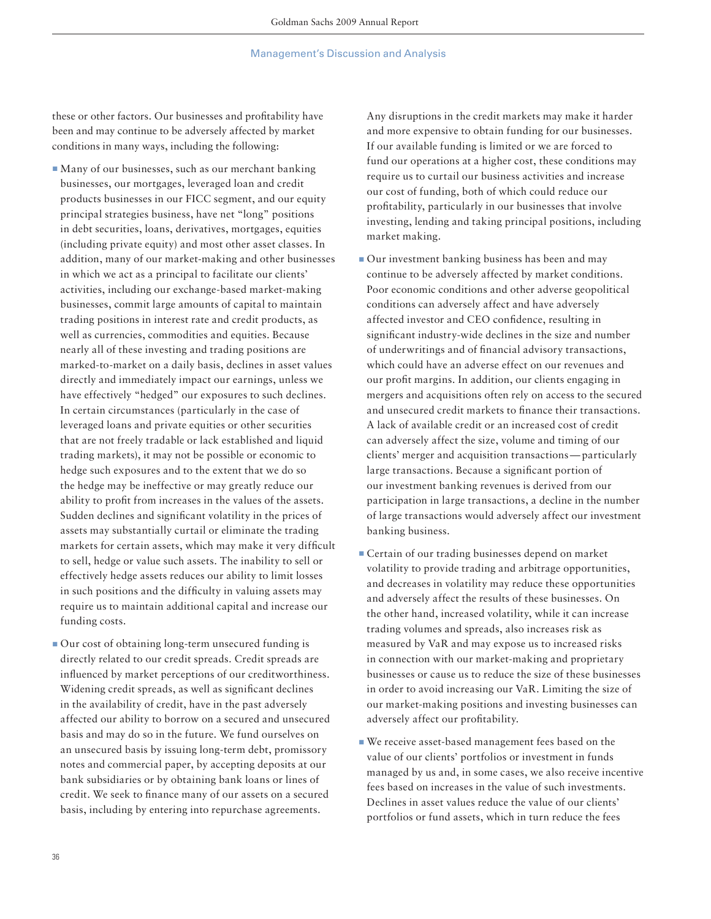these or other factors. Our businesses and profitability have been and may continue to be adversely affected by market conditions in many ways, including the following:

- Many of our businesses, such as our merchant banking businesses, our mortgages, leveraged loan and credit products businesses in our FICC segment, and our equity principal strategies business, have net "long" positions in debt securities, loans, derivatives, mortgages, equities (including private equity) and most other asset classes. In addition, many of our market-making and other businesses in which we act as a principal to facilitate our clients' activities, including our exchange-based market-making businesses, commit large amounts of capital to maintain trading positions in interest rate and credit products, as well as currencies, commodities and equities. Because nearly all of these investing and trading positions are marked-to-market on a daily basis, declines in asset values directly and immediately impact our earnings, unless we have effectively "hedged" our exposures to such declines. In certain circumstances (particularly in the case of leveraged loans and private equities or other securities that are not freely tradable or lack established and liquid trading markets), it may not be possible or economic to hedge such exposures and to the extent that we do so the hedge may be ineffective or may greatly reduce our ability to profit from increases in the values of the assets. Sudden declines and significant volatility in the prices of assets may substantially curtail or eliminate the trading markets for certain assets, which may make it very difficult to sell, hedge or value such assets. The inability to sell or effectively hedge assets reduces our ability to limit losses in such positions and the difficulty in valuing assets may require us to maintain additional capital and increase our funding costs.

- Our cost of obtaining long-term unsecured funding is directly related to our credit spreads. Credit spreads are influenced by market perceptions of our creditworthiness. Widening credit spreads, as well as significant declines in the availability of credit, have in the past adversely affected our ability to borrow on a secured and unsecured basis and may do so in the future. We fund ourselves on an unsecured basis by issuing long-term debt, promissory notes and commercial paper, by accepting deposits at our bank subsidiaries or by obtaining bank loans or lines of credit. We seek to finance many of our assets on a secured basis, including by entering into repurchase agreements.

  Any disruptions in the credit markets may make it harder and more expensive to obtain funding for our businesses. If our available funding is limited or we are forced to fund our operations at a higher cost, these conditions may require us to curtail our business activities and increase our cost of funding, both of which could reduce our profitability, particularly in our businesses that involve investing, lending and taking principal positions, including market making.

- Our investment banking business has been and may continue to be adversely affected by market conditions. Poor economic conditions and other adverse geopolitical conditions can adversely affect and have adversely affected investor and CEO confidence, resulting in significant industry-wide declines in the size and number of underwritings and of financial advisory transactions, which could have an adverse effect on our revenues and our profit margins. In addition, our clients engaging in mergers and acquisitions often rely on access to the secured and unsecured credit markets to finance their transactions. A lack of available credit or an increased cost of credit can adversely affect the size, volume and timing of our clients' merger and acquisition transactions — particularly large transactions. Because a significant portion of our investment banking revenues is derived from our participation in large transactions, a decline in the number of large transactions would adversely affect our investment banking business.

- Certain of our trading businesses depend on market volatility to provide trading and arbitrage opportunities, and decreases in volatility may reduce these opportunities and adversely affect the results of these businesses. On the other hand, increased volatility, while it can increase trading volumes and spreads, also increases risk as measured by VaR and may expose us to increased risks in connection with our market-making and proprietary businesses or cause us to reduce the size of these businesses in order to avoid increasing our VaR. Limiting the size of our market-making positions and investing businesses can adversely affect our profitability.

- We receive asset-based management fees based on the value of our clients' portfolios or investment in funds managed by us and, in some cases, we also receive incentive fees based on increases in the value of such investments. Declines in asset values reduce the value of our clients' portfolios or fund assets, which in turn reduce the fees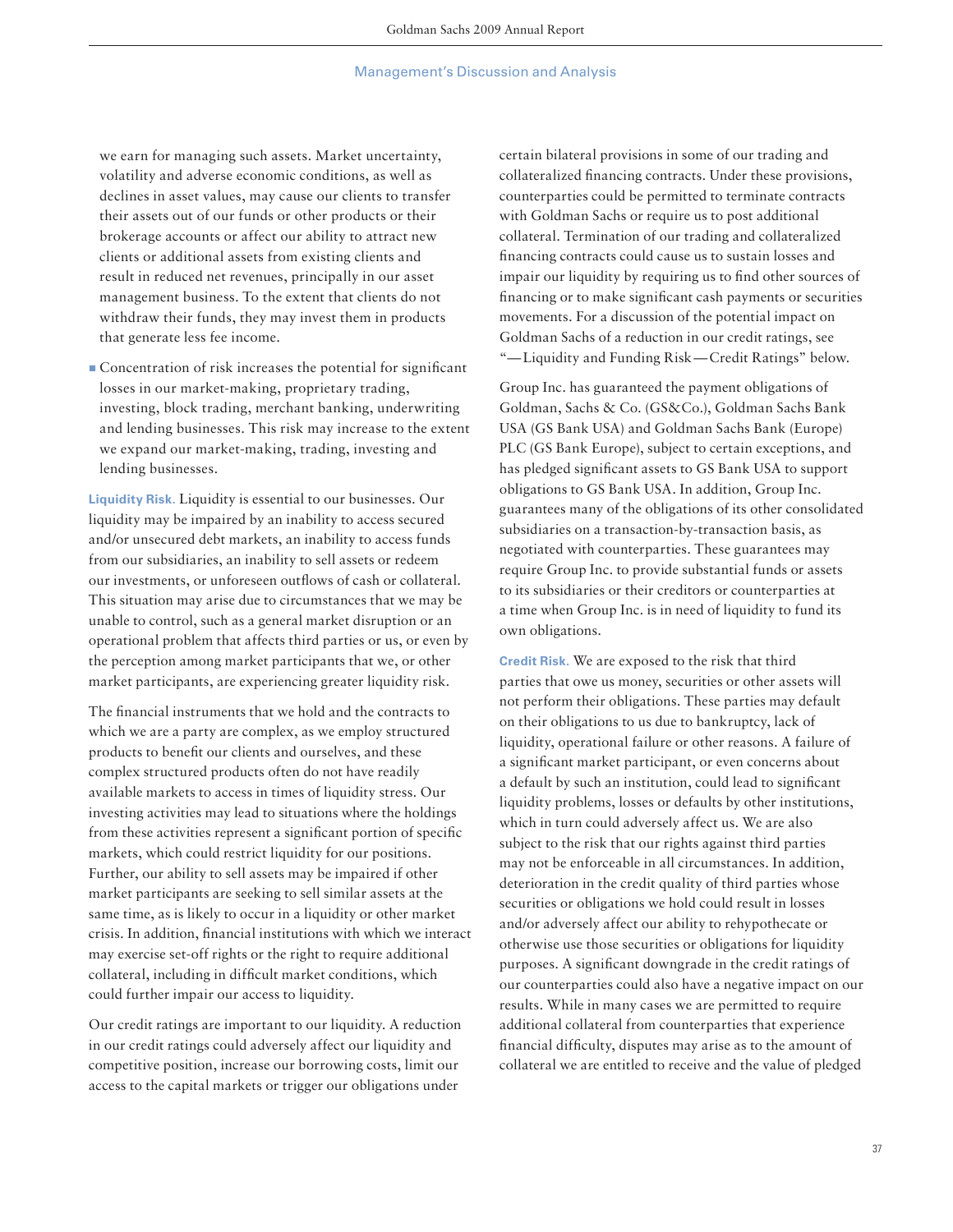we earn for managing such assets. Market uncertainty, volatility and adverse economic conditions, as well as declines in asset values, may cause our clients to transfer their assets out of our funds or other products or their brokerage accounts or affect our ability to attract new clients or additional assets from existing clients and result in reduced net revenues, principally in our asset management business. To the extent that clients do not withdraw their funds, they may invest them in products that generate less fee income.

- Concentration of risk increases the potential for significant losses in our market-making, proprietary trading, investing, block trading, merchant banking, underwriting and lending businesses. This risk may increase to the extent we expand our market-making, trading, investing and lending businesses.

**Liquidity Risk.** Liquidity is essential to our businesses. Our liquidity may be impaired by an inability to access secured and/or unsecured debt markets, an inability to access funds from our subsidiaries, an inability to sell assets or redeem our investments, or unforeseen outflows of cash or collateral. This situation may arise due to circumstances that we may be unable to control, such as a general market disruption or an operational problem that affects third parties or us, or even by the perception among market participants that we, or other market participants, are experiencing greater liquidity risk.

The financial instruments that we hold and the contracts to which we are a party are complex, as we employ structured products to benefit our clients and ourselves, and these complex structured products often do not have readily available markets to access in times of liquidity stress. Our investing activities may lead to situations where the holdings from these activities represent a significant portion of specific markets, which could restrict liquidity for our positions. Further, our ability to sell assets may be impaired if other market participants are seeking to sell similar assets at the same time, as is likely to occur in a liquidity or other market crisis. In addition, financial institutions with which we interact may exercise set-off rights or the right to require additional collateral, including in difficult market conditions, which could further impair our access to liquidity.

Our credit ratings are important to our liquidity. A reduction in our credit ratings could adversely affect our liquidity and competitive position, increase our borrowing costs, limit our access to the capital markets or trigger our obligations under certain bilateral provisions in some of our trading and collateralized financing contracts. Under these provisions, counterparties could be permitted to terminate contracts with Goldman Sachs or require us to post additional collateral. Termination of our trading and collateralized financing contracts could cause us to sustain losses and impair our liquidity by requiring us to find other sources of financing or to make significant cash payments or securities movements. For a discussion of the potential impact on Goldman Sachs of a reduction in our credit ratings, see "— Liquidity and Funding Risk — Credit Ratings" below.

Group Inc. has guaranteed the payment obligations of Goldman, Sachs & Co. (GS&Co.), Goldman Sachs Bank USA (GS Bank USA) and Goldman Sachs Bank (Europe) PLC (GS Bank Europe), subject to certain exceptions, and has pledged significant assets to GS Bank USA to support obligations to GS Bank USA. In addition, Group Inc. guarantees many of the obligations of its other consolidated subsidiaries on a transaction-by-transaction basis, as negotiated with counterparties. These guarantees may require Group Inc. to provide substantial funds or assets to its subsidiaries or their creditors or counterparties at a time when Group Inc. is in need of liquidity to fund its own obligations.

**Credit Risk.** We are exposed to the risk that third parties that owe us money, securities or other assets will not perform their obligations. These parties may default on their obligations to us due to bankruptcy, lack of liquidity, operational failure or other reasons. A failure of a significant market participant, or even concerns about a default by such an institution, could lead to significant liquidity problems, losses or defaults by other institutions, which in turn could adversely affect us. We are also subject to the risk that our rights against third parties may not be enforceable in all circumstances. In addition, deterioration in the credit quality of third parties whose securities or obligations we hold could result in losses and/or adversely affect our ability to rehypothecate or otherwise use those securities or obligations for liquidity purposes. A significant downgrade in the credit ratings of our counterparties could also have a negative impact on our results. While in many cases we are permitted to require additional collateral from counterparties that experience financial difficulty, disputes may arise as to the amount of collateral we are entitled to receive and the value of pledged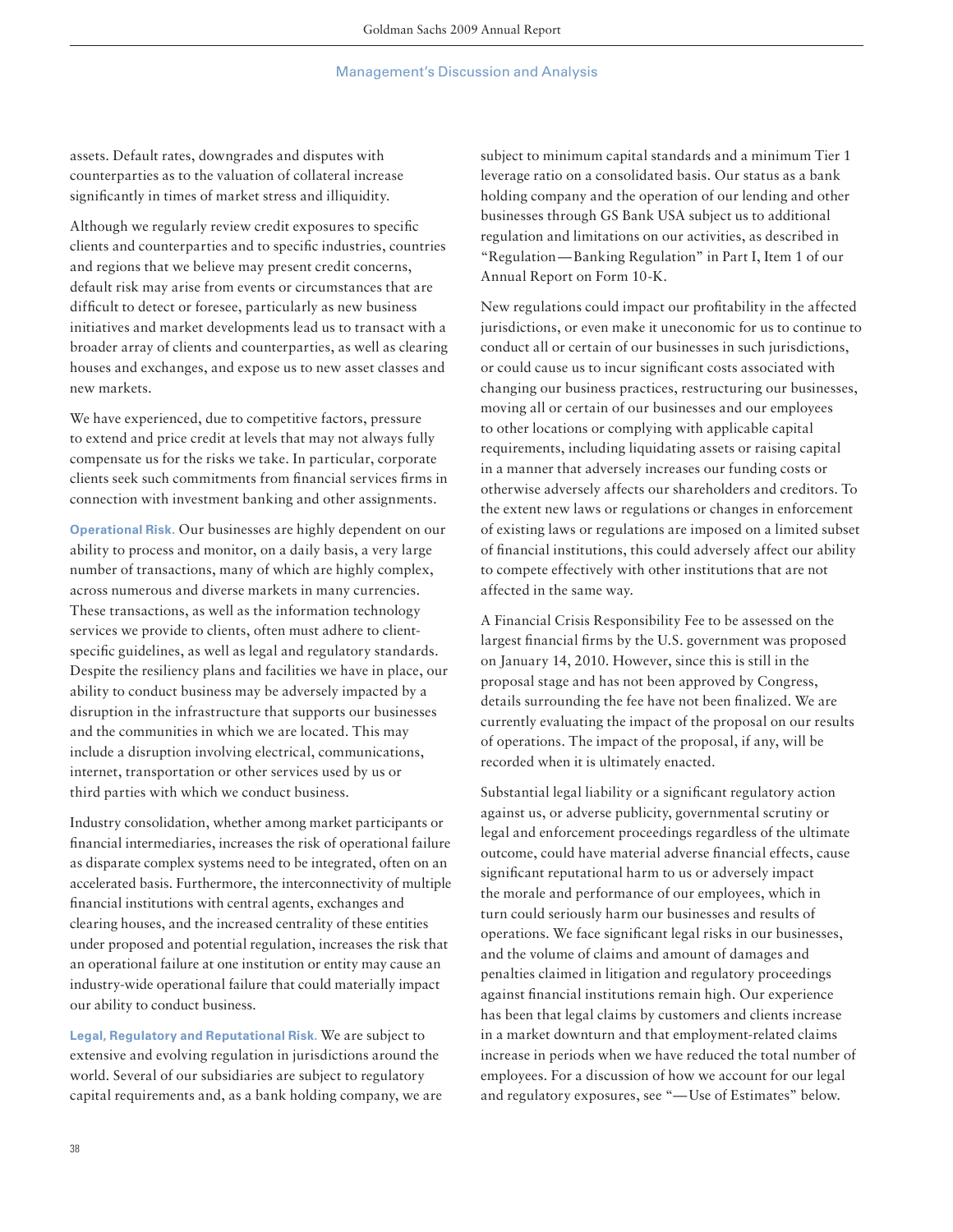assets. Default rates, downgrades and disputes with counterparties as to the valuation of collateral increase significantly in times of market stress and illiquidity.

Although we regularly review credit exposures to specific clients and counterparties and to specific industries, countries and regions that we believe may present credit concerns, default risk may arise from events or circumstances that are difficult to detect or foresee, particularly as new business initiatives and market developments lead us to transact with a broader array of clients and counterparties, as well as clearing houses and exchanges, and expose us to new asset classes and new markets.

We have experienced, due to competitive factors, pressure to extend and price credit at levels that may not always fully compensate us for the risks we take. In particular, corporate clients seek such commitments from financial services firms in connection with investment banking and other assignments.

**Operational Risk.** Our businesses are highly dependent on our ability to process and monitor, on a daily basis, a very large number of transactions, many of which are highly complex, across numerous and diverse markets in many currencies. These transactions, as well as the information technology services we provide to clients, often must adhere to client-specific guidelines, as well as legal and regulatory standards. Despite the resiliency plans and facilities we have in place, our ability to conduct business may be adversely impacted by a disruption in the infrastructure that supports our businesses and the communities in which we are located. This may include a disruption involving electrical, communications, internet, transportation or other services used by us or third parties with which we conduct business.

Industry consolidation, whether among market participants or financial intermediaries, increases the risk of operational failure as disparate complex systems need to be integrated, often on an accelerated basis. Furthermore, the interconnectivity of multiple financial institutions with central agents, exchanges and clearing houses, and the increased centrality of these entities under proposed and potential regulation, increases the risk that an operational failure at one institution or entity may cause an industry-wide operational failure that could materially impact our ability to conduct business.

**Legal, Regulatory and Reputational Risk.** We are subject to extensive and evolving regulation in jurisdictions around the world. Several of our subsidiaries are subject to regulatory capital requirements and, as a bank holding company, we are subject to minimum capital standards and a minimum Tier 1 leverage ratio on a consolidated basis. Our status as a bank holding company and the operation of our lending and other businesses through GS Bank USA subject us to additional regulation and limitations on our activities, as described in "Regulation — Banking Regulation" in Part I, Item 1 of our Annual Report on Form 10-K.

New regulations could impact our profitability in the affected jurisdictions, or even make it uneconomic for us to continue to conduct all or certain of our businesses in such jurisdictions, or could cause us to incur significant costs associated with changing our business practices, restructuring our businesses, moving all or certain of our businesses and our employees to other locations or complying with applicable capital requirements, including liquidating assets or raising capital in a manner that adversely increases our funding costs or otherwise adversely affects our shareholders and creditors. To the extent new laws or regulations or changes in enforcement of existing laws or regulations are imposed on a limited subset of financial institutions, this could adversely affect our ability to compete effectively with other institutions that are not affected in the same way.

A Financial Crisis Responsibility Fee to be assessed on the largest financial firms by the U.S. government was proposed on January 14, 2010. However, since this is still in the proposal stage and has not been approved by Congress, details surrounding the fee have not been finalized. We are currently evaluating the impact of the proposal on our results of operations. The impact of the proposal, if any, will be recorded when it is ultimately enacted.

Substantial legal liability or a significant regulatory action against us, or adverse publicity, governmental scrutiny or legal and enforcement proceedings regardless of the ultimate outcome, could have material adverse financial effects, cause significant reputational harm to us or adversely impact the morale and performance of our employees, which in turn could seriously harm our businesses and results of operations. We face significant legal risks in our businesses, and the volume of claims and amount of damages and penalties claimed in litigation and regulatory proceedings against financial institutions remain high. Our experience has been that legal claims by customers and clients increase in a market downturn and that employment-related claims increase in periods when we have reduced the total number of employees. For a discussion of how we account for our legal and regulatory exposures, see "— Use of Estimates" below.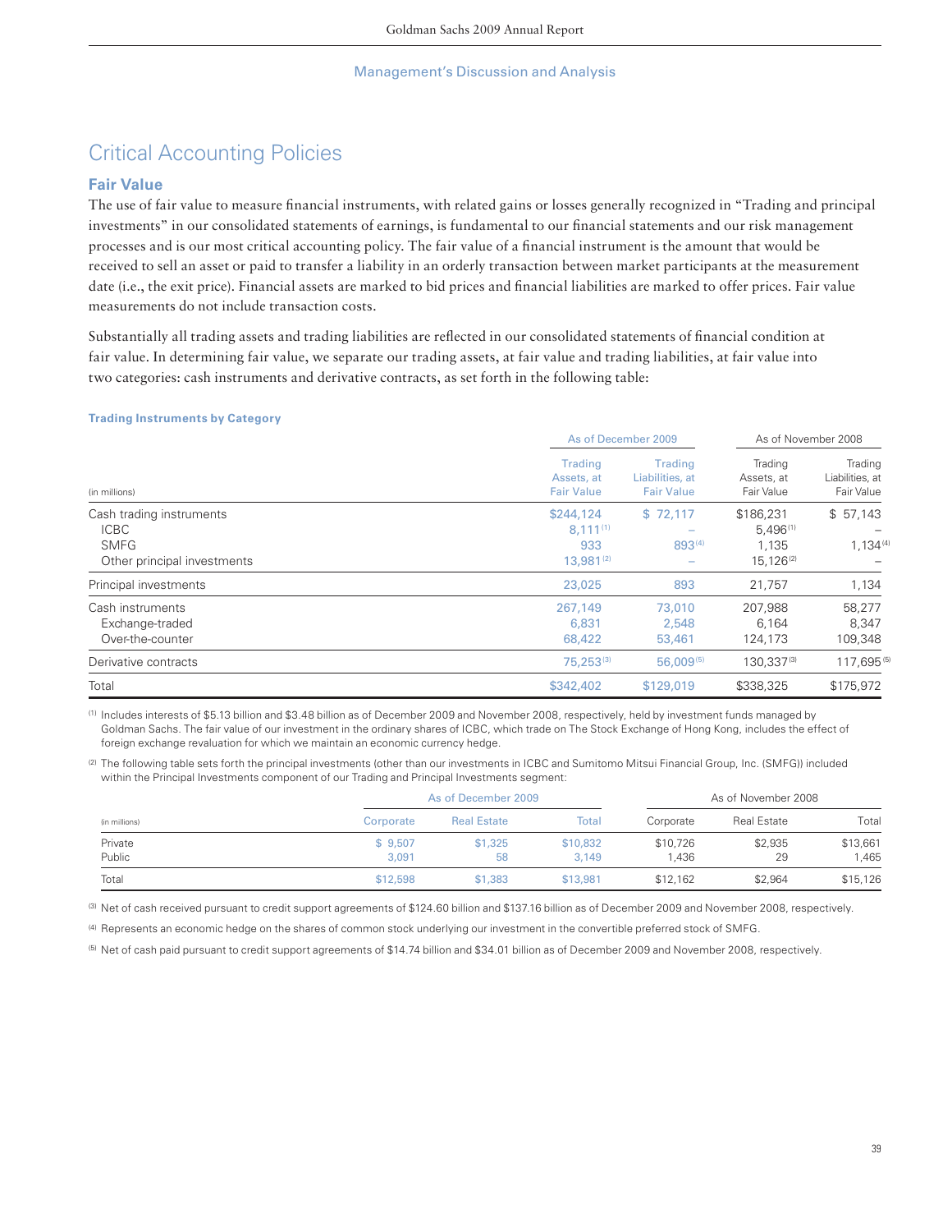Management's Discussion and Analysis

# Critical Accounting Policies

## Fair Value

The use of fair value to measure financial instruments, with related gains or losses generally recognized in "Trading and principal investments" in our consolidated statements of earnings, is fundamental to our financial statements and our risk management processes and is our most critical accounting policy. The fair value of a financial instrument is the amount that would be received to sell an asset or paid to transfer a liability in an orderly transaction between market participants at the measurement date (i.e., the exit price). Financial assets are marked to bid prices and financial liabilities are marked to offer prices. Fair value measurements do not include transaction costs.

Substantially all trading assets and trading liabilities are reflected in our consolidated statements of financial condition at fair value. In determining fair value, we separate our trading assets, at fair value and trading liabilities, at fair value into two categories: cash instruments and derivative contracts, as set forth in the following table:

**Trading Instruments by Category**

| | As of December 2009 | | As of November 2008 | |
|---|---|---|---|---|
| (in millions) | Trading Assets, at Fair Value | Trading Liabilities, at Fair Value | Trading Assets, at Fair Value | Trading Liabilities, at Fair Value |
| Cash trading instruments | $244,124 | $ 72,117 | $186,231 | $ 57,143 |
| ICBC | 8,111 [1] | – | 5,496 [1] | – |
| SMFG | 933 | 893 [4] | 1,135 | 1,134 [4] |
| Other principal investments | 13,981 [2] | – | 15,126 [2] | – |
| Principal investments | 23,025 | 893 | 21,757 | 1,134 |
| Cash instruments | 267,149 | 73,010 | 207,988 | 58,277 |
| Exchange-traded | 6,831 | 2,548 | 6,164 | 8,347 |
| Over-the-counter | 68,422 | 53,461 | 124,173 | 109,348 |
| Derivative contracts | 75,253 [3] | 56,009 [5] | 130,337 [3] | 117,695 [5] |
| Total | $342,402 | $129,019 | $338,325 | $175,972 |

[1] Includes interests of $5.13 billion and $3.48 billion as of December 2009 and November 2008, respectively, held by investment funds managed by Goldman Sachs. The fair value of our investment in the ordinary shares of ICBC, which trade on The Stock Exchange of Hong Kong, includes the effect of foreign exchange revaluation for which we maintain an economic currency hedge.

[2] The following table sets forth the principal investments (other than our investments in ICBC and Sumitomo Mitsui Financial Group, Inc. (SMFG)) included within the Principal Investments component of our Trading and Principal Investments segment:

| | As of December 2009 | | | As of November 2008 | | |
|---|---|---|---|---|---|---|
| (in millions) | Corporate | Real Estate | Total | Corporate | Real Estate | Total |
| Private | $ 9,507 | $1,325 | $10,832 | $10,726 | $2,935 | $13,661 |
| Public | 3,091 | 58 | 3,149 | 1,436 | 29 | 1,465 |
| Total | $12,598 | $1,383 | $13,981 | $12,162 | $2,964 | $15,126 |

[3] Net of cash received pursuant to credit support agreements of $124.60 billion and $137.16 billion as of December 2009 and November 2008, respectively.

[4] Represents an economic hedge on the shares of common stock underlying our investment in the convertible preferred stock of SMFG.

[5] Net of cash paid pursuant to credit support agreements of $14.74 billion and $34.01 billion as of December 2009 and November 2008, respectively.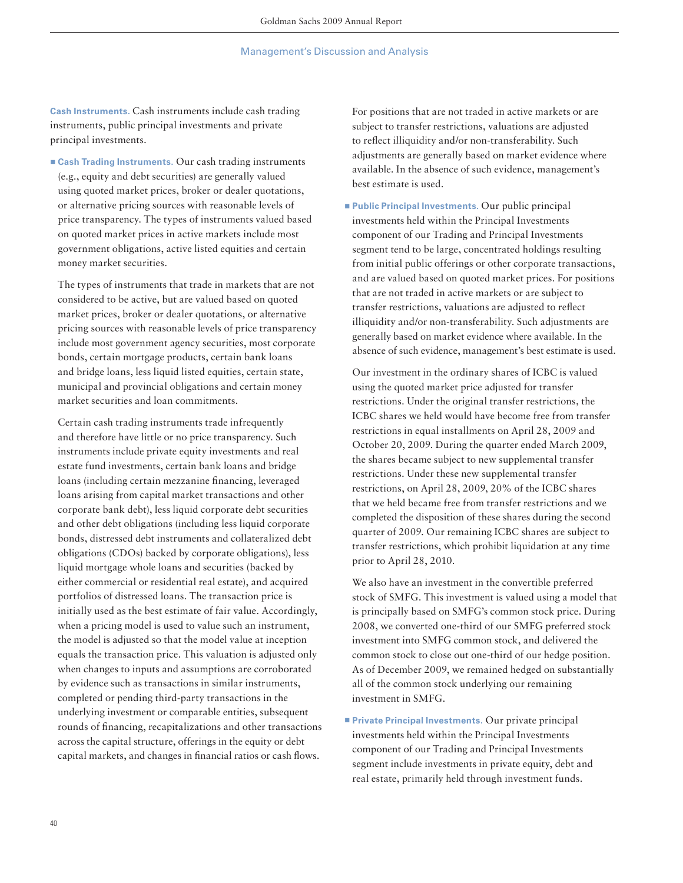**Cash Instruments.** Cash instruments include cash trading instruments, public principal investments and private principal investments.

- **Cash Trading Instruments.** Our cash trading instruments (e.g., equity and debt securities) are generally valued using quoted market prices, broker or dealer quotations, or alternative pricing sources with reasonable levels of price transparency. The types of instruments valued based on quoted market prices in active markets include most government obligations, active listed equities and certain money market securities.

  The types of instruments that trade in markets that are not considered to be active, but are valued based on quoted market prices, broker or dealer quotations, or alternative pricing sources with reasonable levels of price transparency include most government agency securities, most corporate bonds, certain mortgage products, certain bank loans and bridge loans, less liquid listed equities, certain state, municipal and provincial obligations and certain money market securities and loan commitments.

  Certain cash trading instruments trade infrequently and therefore have little or no price transparency. Such instruments include private equity investments and real estate fund investments, certain bank loans and bridge loans (including certain mezzanine financing, leveraged loans arising from capital market transactions and other corporate bank debt), less liquid corporate debt securities and other debt obligations (including less liquid corporate bonds, distressed debt instruments and collateralized debt obligations (CDOs) backed by corporate obligations), less liquid mortgage whole loans and securities (backed by either commercial or residential real estate), and acquired portfolios of distressed loans. The transaction price is initially used as the best estimate of fair value. Accordingly, when a pricing model is used to value such an instrument, the model is adjusted so that the model value at inception equals the transaction price. This valuation is adjusted only when changes to inputs and assumptions are corroborated by evidence such as transactions in similar instruments, completed or pending third-party transactions in the underlying investment or comparable entities, subsequent rounds of financing, recapitalizations and other transactions across the capital structure, offerings in the equity or debt capital markets, and changes in financial ratios or cash flows.

  For positions that are not traded in active markets or are subject to transfer restrictions, valuations are adjusted to reflect illiquidity and/or non-transferability. Such adjustments are generally based on market evidence where available. In the absence of such evidence, management's best estimate is used.

- **Public Principal Investments.** Our public principal investments held within the Principal Investments component of our Trading and Principal Investments segment tend to be large, concentrated holdings resulting from initial public offerings or other corporate transactions, and are valued based on quoted market prices. For positions that are not traded in active markets or are subject to transfer restrictions, valuations are adjusted to reflect illiquidity and/or non-transferability. Such adjustments are generally based on market evidence where available. In the absence of such evidence, management's best estimate is used.

  Our investment in the ordinary shares of ICBC is valued using the quoted market price adjusted for transfer restrictions. Under the original transfer restrictions, the ICBC shares we held would have become free from transfer restrictions in equal installments on April 28, 2009 and October 20, 2009. During the quarter ended March 2009, the shares became subject to new supplemental transfer restrictions. Under these new supplemental transfer restrictions, on April 28, 2009, 20% of the ICBC shares that we held became free from transfer restrictions and we completed the disposition of these shares during the second quarter of 2009. Our remaining ICBC shares are subject to transfer restrictions, which prohibit liquidation at any time prior to April 28, 2010.

  We also have an investment in the convertible preferred stock of SMFG. This investment is valued using a model that is principally based on SMFG's common stock price. During 2008, we converted one-third of our SMFG preferred stock investment into SMFG common stock, and delivered the common stock to close out one-third of our hedge position. As of December 2009, we remained hedged on substantially all of the common stock underlying our remaining investment in SMFG.

- **Private Principal Investments.** Our private principal investments held within the Principal Investments component of our Trading and Principal Investments segment include investments in private equity, debt and real estate, primarily held through investment funds.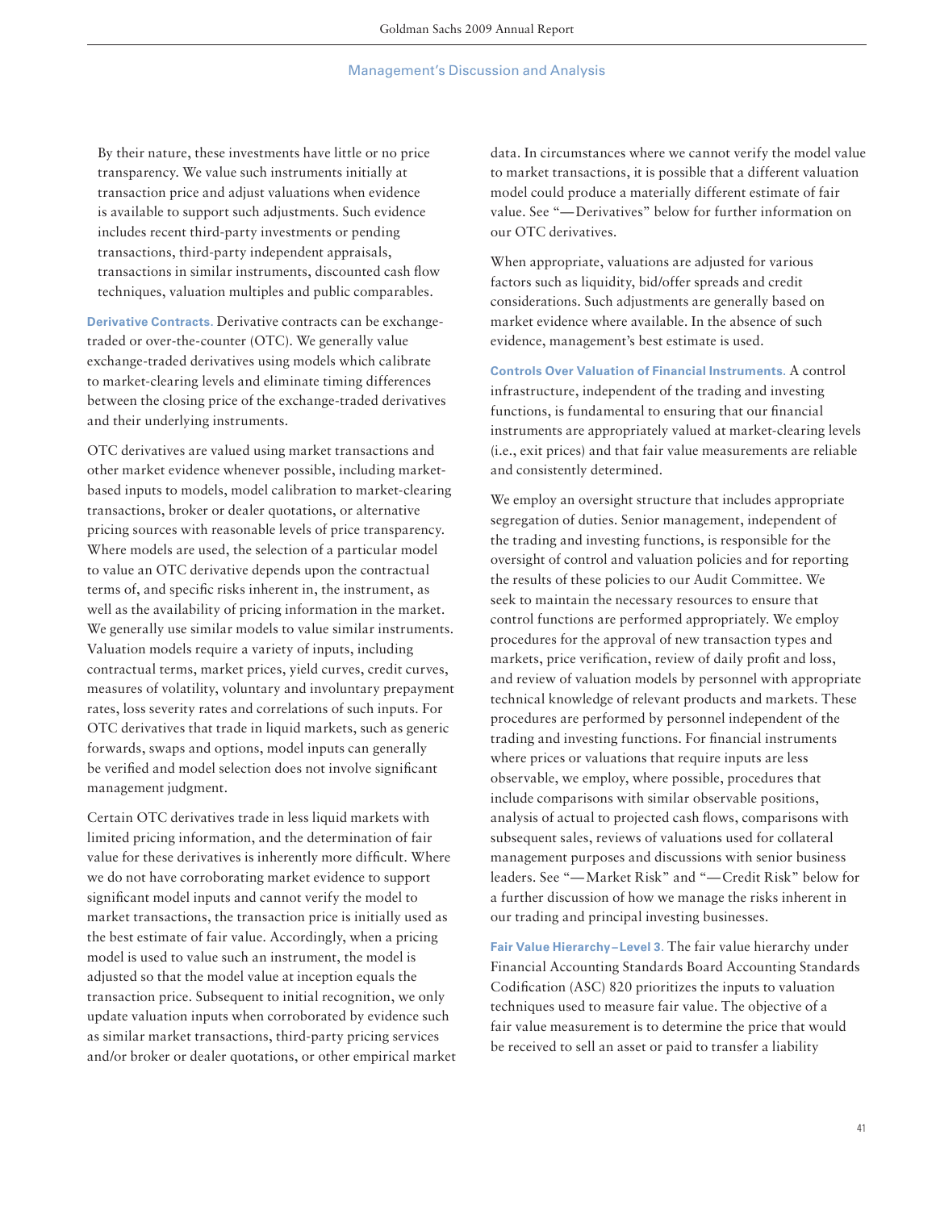By their nature, these investments have little or no price transparency. We value such instruments initially at transaction price and adjust valuations when evidence is available to support such adjustments. Such evidence includes recent third-party investments or pending transactions, third-party independent appraisals, transactions in similar instruments, discounted cash flow techniques, valuation multiples and public comparables.

**Derivative Contracts.** Derivative contracts can be exchange-traded or over-the-counter (OTC). We generally value exchange-traded derivatives using models which calibrate to market-clearing levels and eliminate timing differences between the closing price of the exchange-traded derivatives and their underlying instruments.

OTC derivatives are valued using market transactions and other market evidence whenever possible, including market-based inputs to models, model calibration to market-clearing transactions, broker or dealer quotations, or alternative pricing sources with reasonable levels of price transparency. Where models are used, the selection of a particular model to value an OTC derivative depends upon the contractual terms of, and specific risks inherent in, the instrument, as well as the availability of pricing information in the market. We generally use similar models to value similar instruments. Valuation models require a variety of inputs, including contractual terms, market prices, yield curves, credit curves, measures of volatility, voluntary and involuntary prepayment rates, loss severity rates and correlations of such inputs. For OTC derivatives that trade in liquid markets, such as generic forwards, swaps and options, model inputs can generally be verified and model selection does not involve significant management judgment.

Certain OTC derivatives trade in less liquid markets with limited pricing information, and the determination of fair value for these derivatives is inherently more difficult. Where we do not have corroborating market evidence to support significant model inputs and cannot verify the model to market transactions, the transaction price is initially used as the best estimate of fair value. Accordingly, when a pricing model is used to value such an instrument, the model is adjusted so that the model value at inception equals the transaction price. Subsequent to initial recognition, we only update valuation inputs when corroborated by evidence such as similar market transactions, third-party pricing services and/or broker or dealer quotations, or other empirical market data. In circumstances where we cannot verify the model value to market transactions, it is possible that a different valuation model could produce a materially different estimate of fair value. See "— Derivatives" below for further information on our OTC derivatives.

When appropriate, valuations are adjusted for various factors such as liquidity, bid/offer spreads and credit considerations. Such adjustments are generally based on market evidence where available. In the absence of such evidence, management's best estimate is used.

**Controls Over Valuation of Financial Instruments.** A control infrastructure, independent of the trading and investing functions, is fundamental to ensuring that our financial instruments are appropriately valued at market-clearing levels (i.e., exit prices) and that fair value measurements are reliable and consistently determined.

We employ an oversight structure that includes appropriate segregation of duties. Senior management, independent of the trading and investing functions, is responsible for the oversight of control and valuation policies and for reporting the results of these policies to our Audit Committee. We seek to maintain the necessary resources to ensure that control functions are performed appropriately. We employ procedures for the approval of new transaction types and markets, price verification, review of daily profit and loss, and review of valuation models by personnel with appropriate technical knowledge of relevant products and markets. These procedures are performed by personnel independent of the trading and investing functions. For financial instruments where prices or valuations that require inputs are less observable, we employ, where possible, procedures that include comparisons with similar observable positions, analysis of actual to projected cash flows, comparisons with subsequent sales, reviews of valuations used for collateral management purposes and discussions with senior business leaders. See "— Market Risk" and "— Credit Risk" below for a further discussion of how we manage the risks inherent in our trading and principal investing businesses.

**Fair Value Hierarchy – Level 3.** The fair value hierarchy under Financial Accounting Standards Board Accounting Standards Codification (ASC) 820 prioritizes the inputs to valuation techniques used to measure fair value. The objective of a fair value measurement is to determine the price that would be received to sell an asset or paid to transfer a liability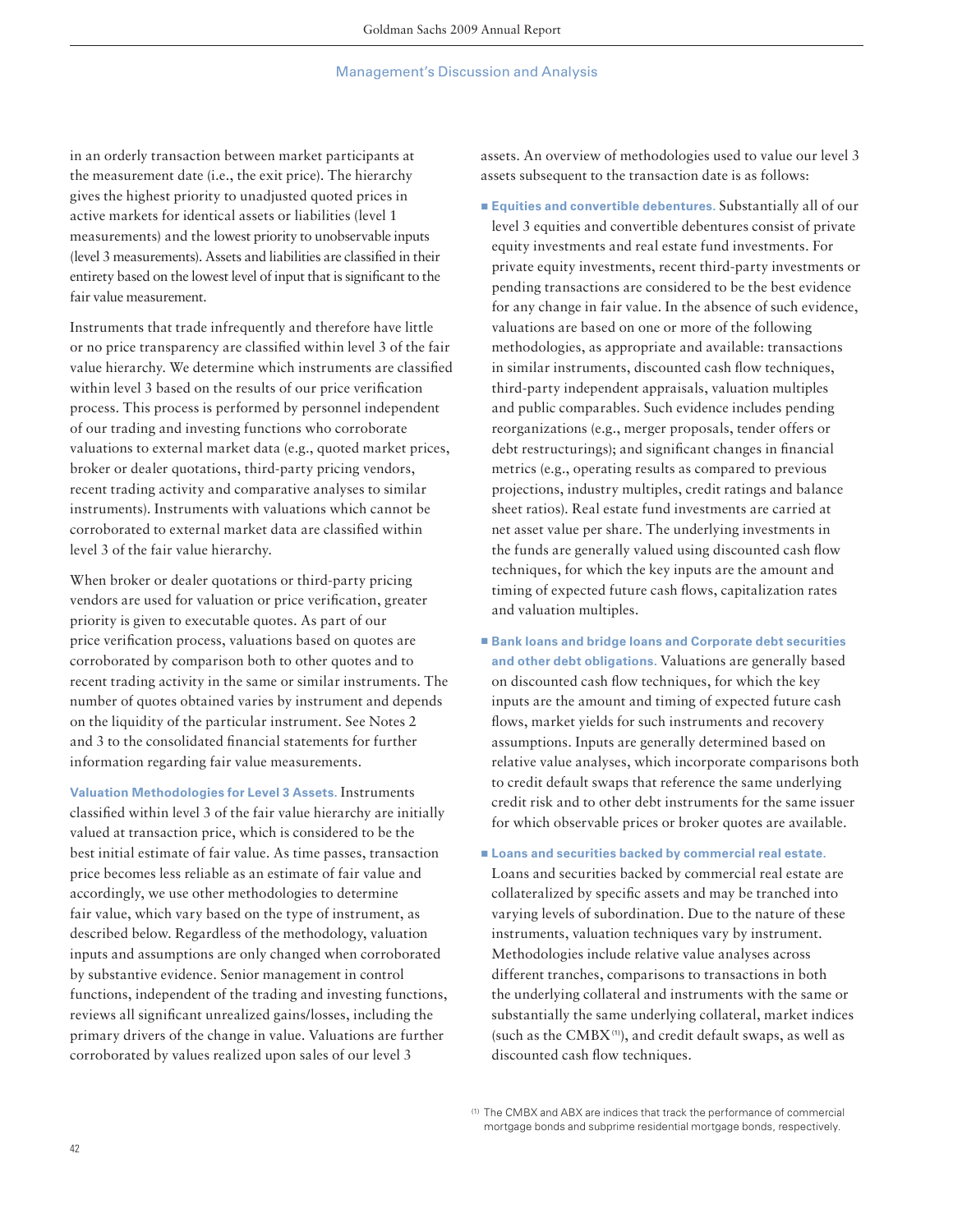in an orderly transaction between market participants at the measurement date (i.e., the exit price). The hierarchy gives the highest priority to unadjusted quoted prices in active markets for identical assets or liabilities (level 1 measurements) and the lowest priority to unobservable inputs (level 3 measurements). Assets and liabilities are classified in their entirety based on the lowest level of input that is significant to the fair value measurement.

Instruments that trade infrequently and therefore have little or no price transparency are classified within level 3 of the fair value hierarchy. We determine which instruments are classified within level 3 based on the results of our price verification process. This process is performed by personnel independent of our trading and investing functions who corroborate valuations to external market data (e.g., quoted market prices, broker or dealer quotations, third-party pricing vendors, recent trading activity and comparative analyses to similar instruments). Instruments with valuations which cannot be corroborated to external market data are classified within level 3 of the fair value hierarchy.

When broker or dealer quotations or third-party pricing vendors are used for valuation or price verification, greater priority is given to executable quotes. As part of our price verification process, valuations based on quotes are corroborated by comparison both to other quotes and to recent trading activity in the same or similar instruments. The number of quotes obtained varies by instrument and depends on the liquidity of the particular instrument. See Notes 2 and 3 to the consolidated financial statements for further information regarding fair value measurements.

**Valuation Methodologies for Level 3 Assets.** Instruments classified within level 3 of the fair value hierarchy are initially valued at transaction price, which is considered to be the best initial estimate of fair value. As time passes, transaction price becomes less reliable as an estimate of fair value and accordingly, we use other methodologies to determine fair value, which vary based on the type of instrument, as described below. Regardless of the methodology, valuation inputs and assumptions are only changed when corroborated by substantive evidence. Senior management in control functions, independent of the trading and investing functions, reviews all significant unrealized gains/losses, including the primary drivers of the change in value. Valuations are further corroborated by values realized upon sales of our level 3 assets. An overview of methodologies used to value our level 3 assets subsequent to the transaction date is as follows:

- **Equities and convertible debentures.** Substantially all of our level 3 equities and convertible debentures consist of private equity investments and real estate fund investments. For private equity investments, recent third-party investments or pending transactions are considered to be the best evidence for any change in fair value. In the absence of such evidence, valuations are based on one or more of the following methodologies, as appropriate and available: transactions in similar instruments, discounted cash flow techniques, third-party independent appraisals, valuation multiples and public comparables. Such evidence includes pending reorganizations (e.g., merger proposals, tender offers or debt restructurings); and significant changes in financial metrics (e.g., operating results as compared to previous projections, industry multiples, credit ratings and balance sheet ratios). Real estate fund investments are carried at net asset value per share. The underlying investments in the funds are generally valued using discounted cash flow techniques, for which the key inputs are the amount and timing of expected future cash flows, capitalization rates and valuation multiples.
- **Bank loans and bridge loans and Corporate debt securities and other debt obligations.** Valuations are generally based on discounted cash flow techniques, for which the key inputs are the amount and timing of expected future cash flows, market yields for such instruments and recovery assumptions. Inputs are generally determined based on relative value analyses, which incorporate comparisons both to credit default swaps that reference the same underlying credit risk and to other debt instruments for the same issuer for which observable prices or broker quotes are available.
- **Loans and securities backed by commercial real estate.** Loans and securities backed by commercial real estate are collateralized by specific assets and may be tranched into varying levels of subordination. Due to the nature of these instruments, valuation techniques vary by instrument. Methodologies include relative value analyses across different tranches, comparisons to transactions in both the underlying collateral and instruments with the same or substantially the same underlying collateral, market indices (such as the CMBX[1]), and credit default swaps, as well as discounted cash flow techniques.

[1] The CMBX and ABX are indices that track the performance of commercial mortgage bonds and subprime residential mortgage bonds, respectively.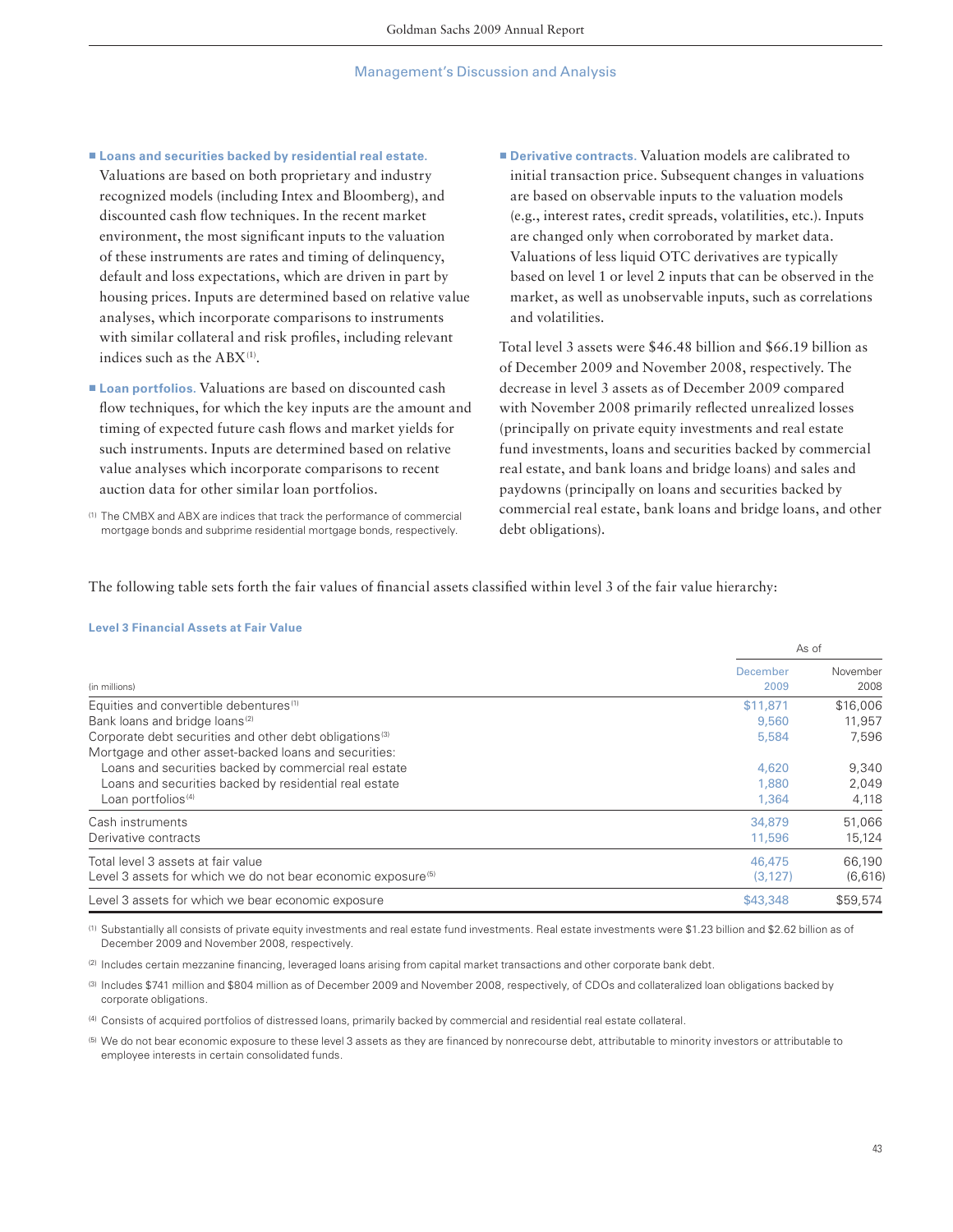- **Loans and securities backed by residential real estate.** Valuations are based on both proprietary and industry recognized models (including Intex and Bloomberg), and discounted cash flow techniques. In the recent market environment, the most significant inputs to the valuation of these instruments are rates and timing of delinquency, default and loss expectations, which are driven in part by housing prices. Inputs are determined based on relative value analyses, which incorporate comparisons to instruments with similar collateral and risk profiles, including relevant indices such as the ABX[1].

- **Loan portfolios.** Valuations are based on discounted cash flow techniques, for which the key inputs are the amount and timing of expected future cash flows and market yields for such instruments. Inputs are determined based on relative value analyses which incorporate comparisons to recent auction data for other similar loan portfolios.

(1) The CMBX and ABX are indices that track the performance of commercial mortgage bonds and subprime residential mortgage bonds, respectively.

- **Derivative contracts.** Valuation models are calibrated to initial transaction price. Subsequent changes in valuations are based on observable inputs to the valuation models (e.g., interest rates, credit spreads, volatilities, etc.). Inputs are changed only when corroborated by market data. Valuations of less liquid OTC derivatives are typically based on level 1 or level 2 inputs that can be observed in the market, as well as unobservable inputs, such as correlations and volatilities.

Total level 3 assets were $46.48 billion and $66.19 billion as of December 2009 and November 2008, respectively. The decrease in level 3 assets as of December 2009 compared with November 2008 primarily reflected unrealized losses (principally on private equity investments and real estate fund investments, loans and securities backed by commercial real estate, and bank loans and bridge loans) and sales and paydowns (principally on loans and securities backed by commercial real estate, bank loans and bridge loans, and other debt obligations).

The following table sets forth the fair values of financial assets classified within level 3 of the fair value hierarchy:

**Level 3 Financial Assets at Fair Value**

| (in millions) | As of December 2009 | As of November 2008 |
|---|---|---|
| Equities and convertible debentures[1] | $11,871 | $16,006 |
| Bank loans and bridge loans[2] | 9,560 | 11,957 |
| Corporate debt securities and other debt obligations[3] | 5,584 | 7,596 |
| Mortgage and other asset-backed loans and securities: | | |
| Loans and securities backed by commercial real estate | 4,620 | 9,340 |
| Loans and securities backed by residential real estate | 1,880 | 2,049 |
| Loan portfolios[4] | 1,364 | 4,118 |
| Cash instruments | 34,879 | 51,066 |
| Derivative contracts | 11,596 | 15,124 |
| Total level 3 assets at fair value | 46,475 | 66,190 |
| Level 3 assets for which we do not bear economic exposure[5] | (3,127) | (6,616) |
| Level 3 assets for which we bear economic exposure | $43,348 | $59,574 |

(1) Substantially all consists of private equity investments and real estate fund investments. Real estate investments were $1.23 billion and $2.62 billion as of December 2009 and November 2008, respectively.

(2) Includes certain mezzanine financing, leveraged loans arising from capital market transactions and other corporate bank debt.

(3) Includes $741 million and $804 million as of December 2009 and November 2008, respectively, of CDOs and collateralized loan obligations backed by corporate obligations.

(4) Consists of acquired portfolios of distressed loans, primarily backed by commercial and residential real estate collateral.

(5) We do not bear economic exposure to these level 3 assets as they are financed by nonrecourse debt, attributable to minority investors or attributable to employee interests in certain consolidated funds.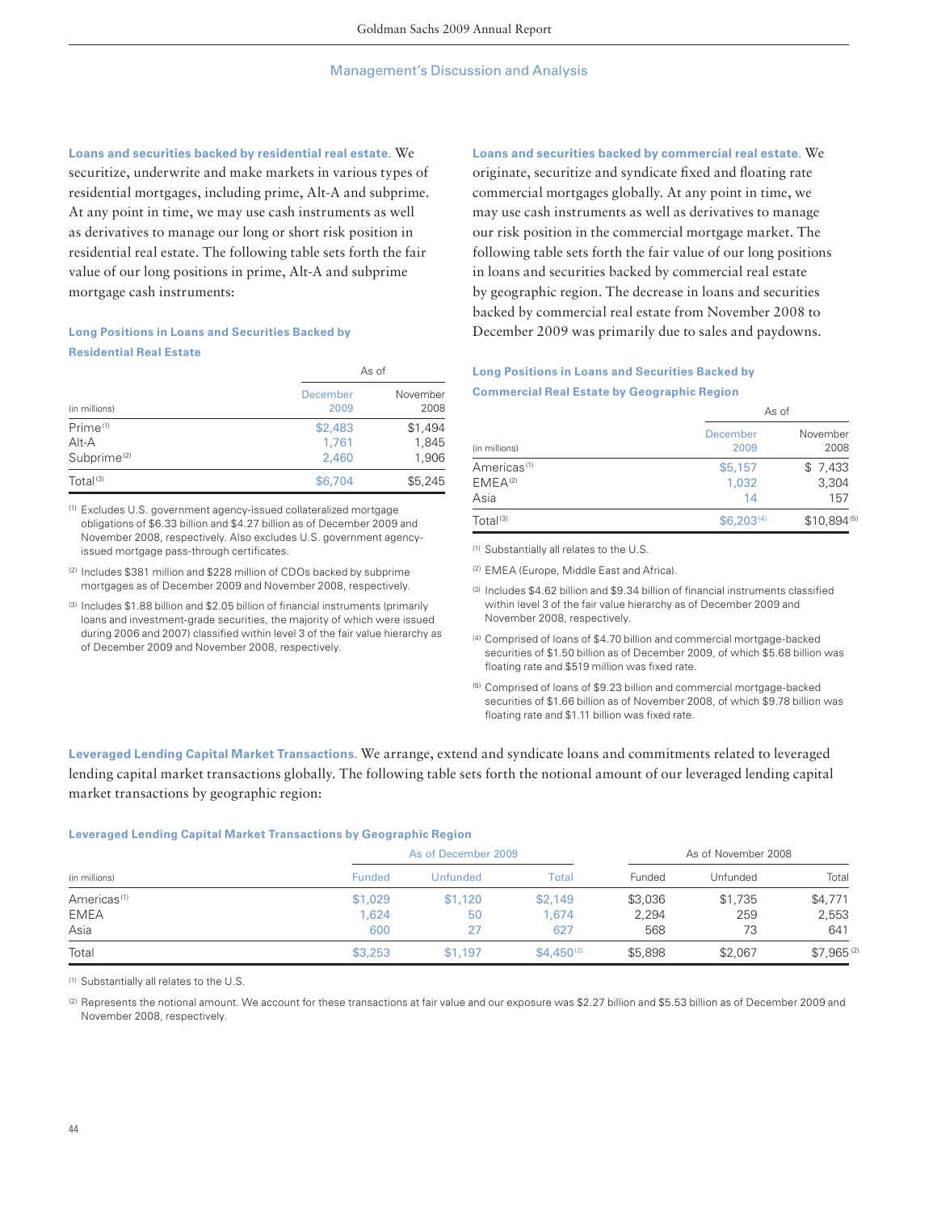**Loans and securities backed by residential real estate.** We securitize, underwrite and make markets in various types of residential mortgages, including prime, Alt-A and subprime. At any point in time, we may use cash instruments as well as derivatives to manage our long or short risk position in residential real estate. The following table sets forth the fair value of our long positions in prime, Alt-A and subprime mortgage cash instruments:

**Long Positions in Loans and Securities Backed by Residential Real Estate**

| (in millions) | As of December 2009 | As of November 2008 |
|---|---|---|
| Prime [1] | $2,483 | $1,494 |
| Alt-A | 1,761 | 1,845 |
| Subprime [2] | 2,460 | 1,906 |
| Total [3] | $6,704 | $5,245 |

[1] Excludes U.S. government agency-issued collateralized mortgage obligations of $6.33 billion and $4.27 billion as of December 2009 and November 2008, respectively. Also excludes U.S. government agency-issued mortgage pass-through certificates.

[2] Includes $381 million and $228 million of CDOs backed by subprime mortgages as of December 2009 and November 2008, respectively.

[3] Includes $1.88 billion and $2.05 billion of financial instruments (primarily loans and investment-grade securities, the majority of which were issued during 2006 and 2007) classified within level 3 of the fair value hierarchy as of December 2009 and November 2008, respectively.

**Loans and securities backed by commercial real estate.** We originate, securitize and syndicate fixed and floating rate commercial mortgages globally. At any point in time, we may use cash instruments as well as derivatives to manage our risk position in the commercial mortgage market. The following table sets forth the fair value of our long positions in loans and securities backed by commercial real estate by geographic region. The decrease in loans and securities backed by commercial real estate from November 2008 to December 2009 was primarily due to sales and paydowns.

**Long Positions in Loans and Securities Backed by Commercial Real Estate by Geographic Region**

| (in millions) | As of December 2009 | As of November 2008 |
|---|---|---|
| Americas [1] | $5,157 | $ 7,433 |
| EMEA [2] | 1,032 | 3,304 |
| Asia | 14 | 157 |
| Total [3] | $6,203 [4] | $10,894 [5] |

[1] Substantially all relates to the U.S.

[2] EMEA (Europe, Middle East and Africa).

[3] Includes $4.62 billion and $9.34 billion of financial instruments classified within level 3 of the fair value hierarchy as of December 2009 and November 2008, respectively.

[4] Comprised of loans of $4.70 billion and commercial mortgage-backed securities of $1.50 billion as of December 2009, of which $5.68 billion was floating rate and $519 million was fixed rate.

[5] Comprised of loans of $9.23 billion and commercial mortgage-backed securities of $1.66 billion as of November 2008, of which $9.78 billion was floating rate and $1.11 billion was fixed rate.

**Leveraged Lending Capital Market Transactions.** We arrange, extend and syndicate loans and commitments related to leveraged lending capital market transactions globally. The following table sets forth the notional amount of our leveraged lending capital market transactions by geographic region:

**Leveraged Lending Capital Market Transactions by Geographic Region**

| | As of December 2009 | | | As of November 2008 | | |
|---|---|---|---|---|---|---|
| (in millions) | Funded | Unfunded | Total | Funded | Unfunded | Total |
| Americas [1] | $1,029 | $1,120 | $2,149 | $3,036 | $1,735 | $4,771 |
| EMEA | 1,624 | 50 | 1,674 | 2,294 | 259 | 2,553 |
| Asia | 600 | 27 | 627 | 568 | 73 | 641 |
| Total | $3,253 | $1,197 | $4,450 [2] | $5,898 | $2,067 | $7,965 [2] |

[1] Substantially all relates to the U.S.

[2] Represents the notional amount. We account for these transactions at fair value and our exposure was $2.27 billion and $5.53 billion as of December 2009 and November 2008, respectively.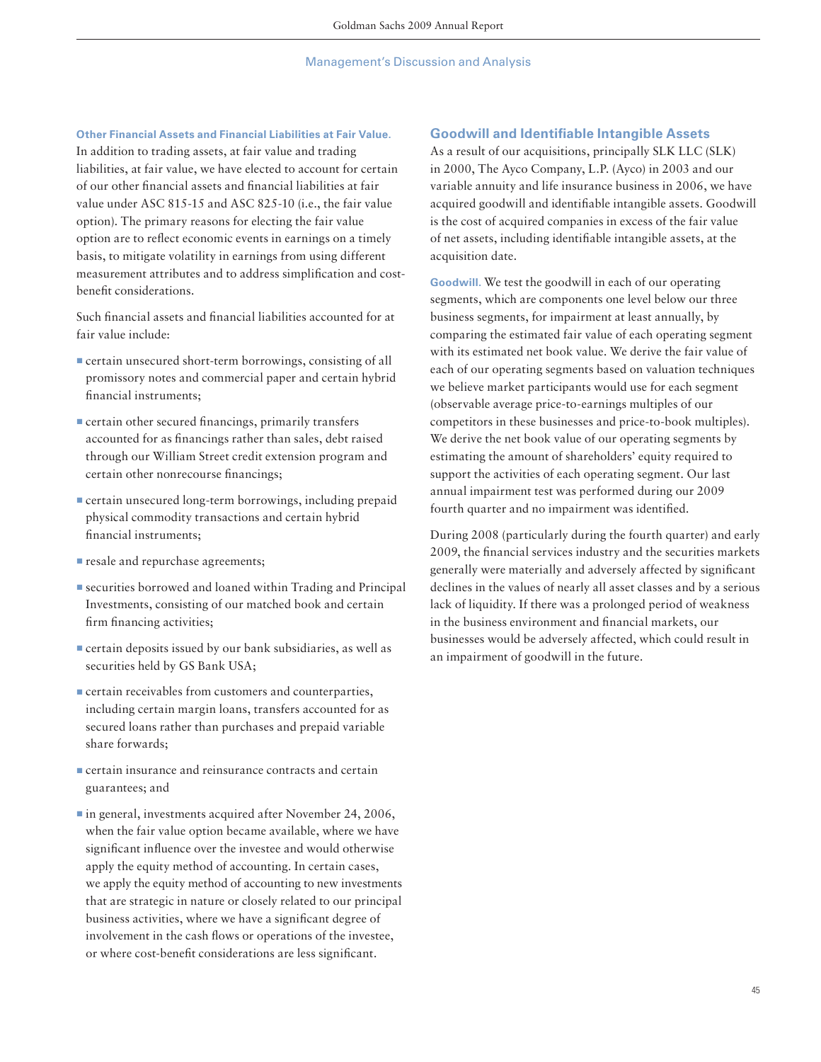**Other Financial Assets and Financial Liabilities at Fair Value.** In addition to trading assets, at fair value and trading liabilities, at fair value, we have elected to account for certain of our other financial assets and financial liabilities at fair value under ASC 815-15 and ASC 825-10 (i.e., the fair value option). The primary reasons for electing the fair value option are to reflect economic events in earnings on a timely basis, to mitigate volatility in earnings from using different measurement attributes and to address simplification and cost-benefit considerations.

Such financial assets and financial liabilities accounted for at fair value include:

- certain unsecured short-term borrowings, consisting of all promissory notes and commercial paper and certain hybrid financial instruments;
- certain other secured financings, primarily transfers accounted for as financings rather than sales, debt raised through our William Street credit extension program and certain other nonrecourse financings;
- certain unsecured long-term borrowings, including prepaid physical commodity transactions and certain hybrid financial instruments;
- resale and repurchase agreements;
- securities borrowed and loaned within Trading and Principal Investments, consisting of our matched book and certain firm financing activities;
- certain deposits issued by our bank subsidiaries, as well as securities held by GS Bank USA;
- certain receivables from customers and counterparties, including certain margin loans, transfers accounted for as secured loans rather than purchases and prepaid variable share forwards;
- certain insurance and reinsurance contracts and certain guarantees; and
- in general, investments acquired after November 24, 2006, when the fair value option became available, where we have significant influence over the investee and would otherwise apply the equity method of accounting. In certain cases, we apply the equity method of accounting to new investments that are strategic in nature or closely related to our principal business activities, where we have a significant degree of involvement in the cash flows or operations of the investee, or where cost-benefit considerations are less significant.

## Goodwill and Identifiable Intangible Assets

As a result of our acquisitions, principally SLK LLC (SLK) in 2000, The Ayco Company, L.P. (Ayco) in 2003 and our variable annuity and life insurance business in 2006, we have acquired goodwill and identifiable intangible assets. Goodwill is the cost of acquired companies in excess of the fair value of net assets, including identifiable intangible assets, at the acquisition date.

**Goodwill.** We test the goodwill in each of our operating segments, which are components one level below our three business segments, for impairment at least annually, by comparing the estimated fair value of each operating segment with its estimated net book value. We derive the fair value of each of our operating segments based on valuation techniques we believe market participants would use for each segment (observable average price-to-earnings multiples of our competitors in these businesses and price-to-book multiples). We derive the net book value of our operating segments by estimating the amount of shareholders' equity required to support the activities of each operating segment. Our last annual impairment test was performed during our 2009 fourth quarter and no impairment was identified.

During 2008 (particularly during the fourth quarter) and early 2009, the financial services industry and the securities markets generally were materially and adversely affected by significant declines in the values of nearly all asset classes and by a serious lack of liquidity. If there was a prolonged period of weakness in the business environment and financial markets, our businesses would be adversely affected, which could result in an impairment of goodwill in the future.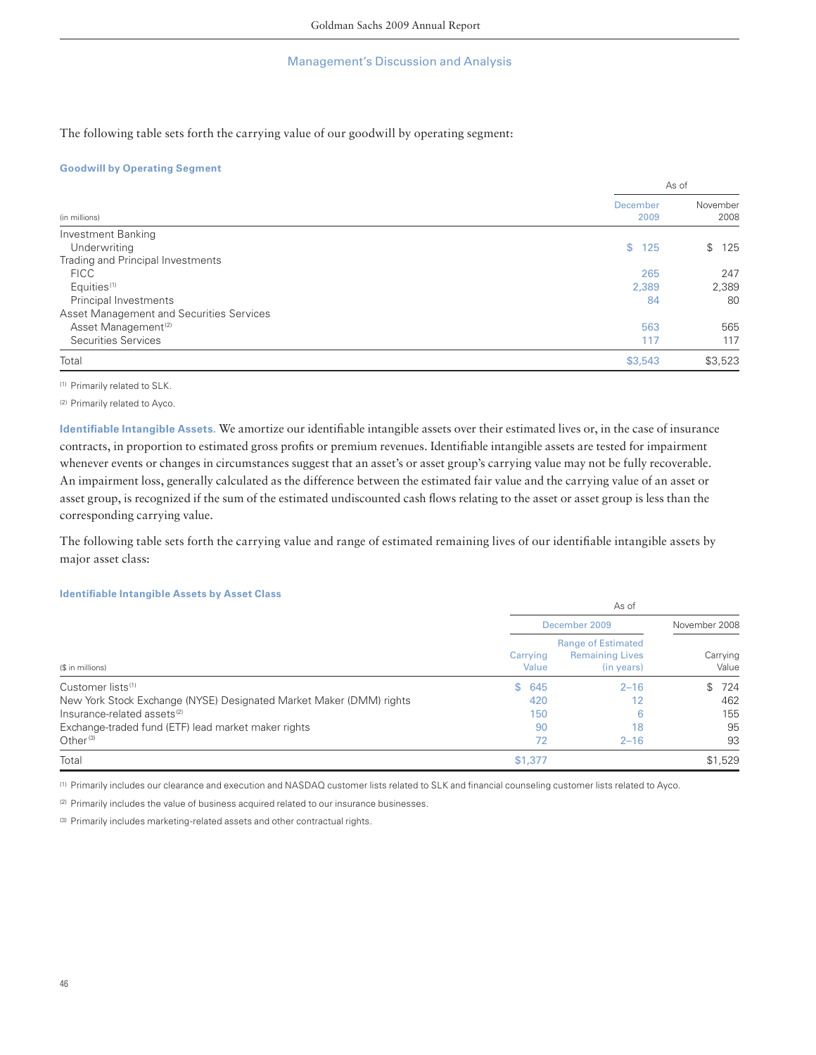The following table sets forth the carrying value of our goodwill by operating segment:

**Goodwill by Operating Segment**

| (in millions) | As of December 2009 | As of November 2008 |
|---|---|---|
| Investment Banking | | |
| Underwriting | $ 125 | $ 125 |
| Trading and Principal Investments | | |
| FICC | 265 | 247 |
| Equities [1] | 2,389 | 2,389 |
| Principal Investments | 84 | 80 |
| Asset Management and Securities Services | | |
| Asset Management [2] | 563 | 565 |
| Securities Services | 117 | 117 |
| Total | $3,543 | $3,523 |

[1] Primarily related to SLK.

[2] Primarily related to Ayco.

**Identifiable Intangible Assets.** We amortize our identifiable intangible assets over their estimated lives or, in the case of insurance contracts, in proportion to estimated gross profits or premium revenues. Identifiable intangible assets are tested for impairment whenever events or changes in circumstances suggest that an asset's or asset group's carrying value may not be fully recoverable. An impairment loss, generally calculated as the difference between the estimated fair value and the carrying value of an asset or asset group, is recognized if the sum of the estimated undiscounted cash flows relating to the asset or asset group is less than the corresponding carrying value.

The following table sets forth the carrying value and range of estimated remaining lives of our identifiable intangible assets by major asset class:

**Identifiable Intangible Assets by Asset Class**

| ($ in millions) | As of December 2009 | | As of November 2008 |
|---|---|---|---|
| | Carrying Value | Range of Estimated Remaining Lives (in years) | Carrying Value |
| Customer lists [1] | $ 645 | 2–16 | $ 724 |
| New York Stock Exchange (NYSE) Designated Market Maker (DMM) rights | 420 | 12 | 462 |
| Insurance-related assets [2] | 150 | 6 | 155 |
| Exchange-traded fund (ETF) lead market maker rights | 90 | 18 | 95 |
| Other [3] | 72 | 2–16 | 93 |
| Total | $1,377 | | $1,529 |

[1] Primarily includes our clearance and execution and NASDAQ customer lists related to SLK and financial counseling customer lists related to Ayco.

[2] Primarily includes the value of business acquired related to our insurance businesses.

[3] Primarily includes marketing-related assets and other contractual rights.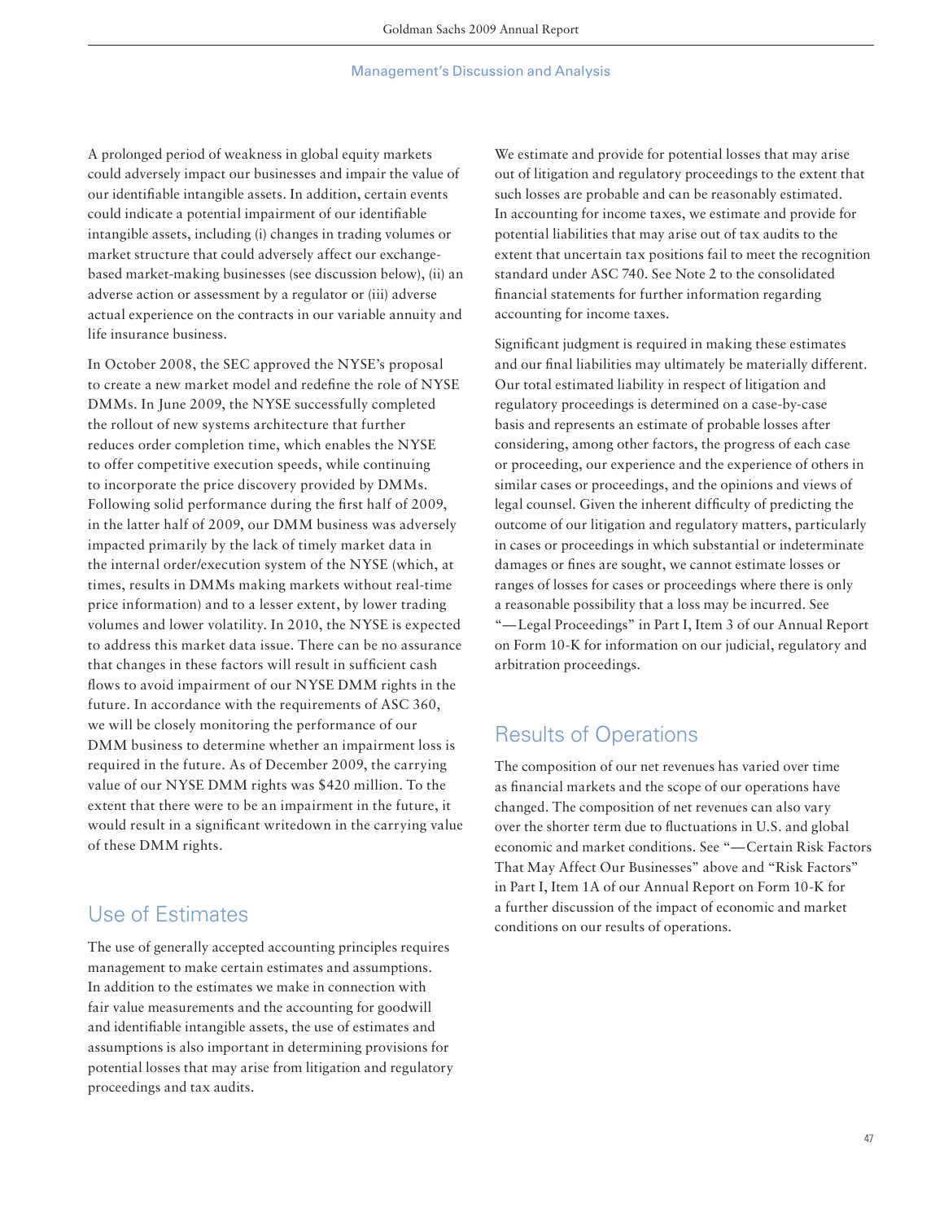A prolonged period of weakness in global equity markets could adversely impact our businesses and impair the value of our identifiable intangible assets. In addition, certain events could indicate a potential impairment of our identifiable intangible assets, including (i) changes in trading volumes or market structure that could adversely affect our exchange-based market-making businesses (see discussion below), (ii) an adverse action or assessment by a regulator or (iii) adverse actual experience on the contracts in our variable annuity and life insurance business.

In October 2008, the SEC approved the NYSE's proposal to create a new market model and redefine the role of NYSE DMMs. In June 2009, the NYSE successfully completed the rollout of new systems architecture that further reduces order completion time, which enables the NYSE to offer competitive execution speeds, while continuing to incorporate the price discovery provided by DMMs. Following solid performance during the first half of 2009, in the latter half of 2009, our DMM business was adversely impacted primarily by the lack of timely market data in the internal order/execution system of the NYSE (which, at times, results in DMMs making markets without real-time price information) and to a lesser extent, by lower trading volumes and lower volatility. In 2010, the NYSE is expected to address this market data issue. There can be no assurance that changes in these factors will result in sufficient cash flows to avoid impairment of our NYSE DMM rights in the future. In accordance with the requirements of ASC 360, we will be closely monitoring the performance of our DMM business to determine whether an impairment loss is required in the future. As of December 2009, the carrying value of our NYSE DMM rights was $420 million. To the extent that there were to be an impairment in the future, it would result in a significant writedown in the carrying value of these DMM rights.

## Use of Estimates

The use of generally accepted accounting principles requires management to make certain estimates and assumptions. In addition to the estimates we make in connection with fair value measurements and the accounting for goodwill and identifiable intangible assets, the use of estimates and assumptions is also important in determining provisions for potential losses that may arise from litigation and regulatory proceedings and tax audits.

We estimate and provide for potential losses that may arise out of litigation and regulatory proceedings to the extent that such losses are probable and can be reasonably estimated. In accounting for income taxes, we estimate and provide for potential liabilities that may arise out of tax audits to the extent that uncertain tax positions fail to meet the recognition standard under ASC 740. See Note 2 to the consolidated financial statements for further information regarding accounting for income taxes.

Significant judgment is required in making these estimates and our final liabilities may ultimately be materially different. Our total estimated liability in respect of litigation and regulatory proceedings is determined on a case-by-case basis and represents an estimate of probable losses after considering, among other factors, the progress of each case or proceeding, our experience and the experience of others in similar cases or proceedings, and the opinions and views of legal counsel. Given the inherent difficulty of predicting the outcome of our litigation and regulatory matters, particularly in cases or proceedings in which substantial or indeterminate damages or fines are sought, we cannot estimate losses or ranges of losses for cases or proceedings where there is only a reasonable possibility that a loss may be incurred. See "— Legal Proceedings" in Part I, Item 3 of our Annual Report on Form 10-K for information on our judicial, regulatory and arbitration proceedings.

## Results of Operations

The composition of our net revenues has varied over time as financial markets and the scope of our operations have changed. The composition of net revenues can also vary over the shorter term due to fluctuations in U.S. and global economic and market conditions. See "— Certain Risk Factors That May Affect Our Businesses" above and "Risk Factors" in Part I, Item 1A of our Annual Report on Form 10-K for a further discussion of the impact of economic and market conditions on our results of operations.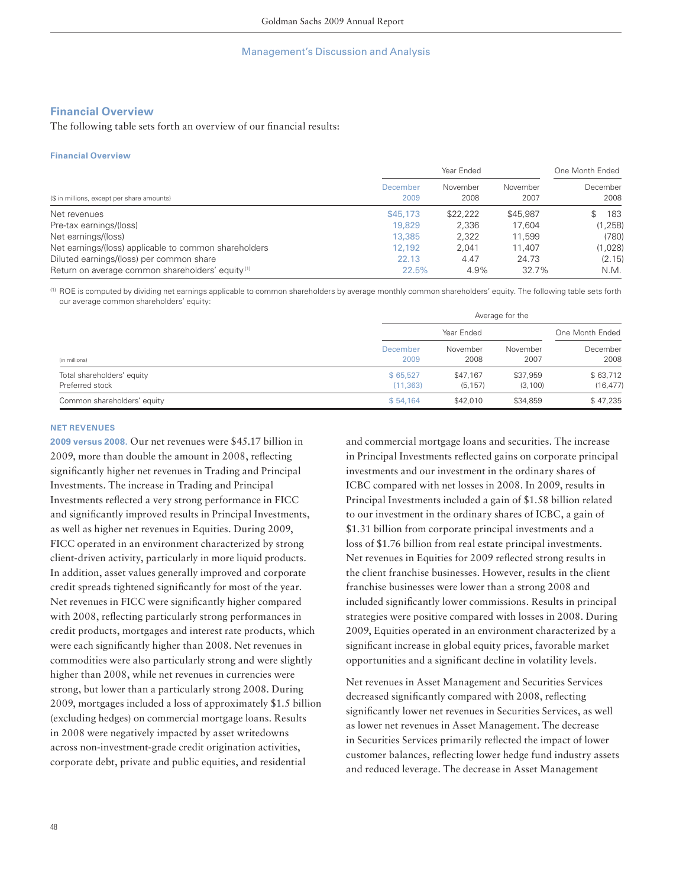## Financial Overview

The following table sets forth an overview of our financial results:

**Financial Overview**

| ($ in millions, except per share amounts) | Year Ended December 2009 | Year Ended November 2008 | Year Ended November 2007 | One Month Ended December 2008 |
|---|---|---|---|---|
| Net revenues | $45,173 | $22,222 | $45,987 | $ 183 |
| Pre-tax earnings/(loss) | 19,829 | 2,336 | 17,604 | (1,258) |
| Net earnings/(loss) | 13,385 | 2,322 | 11,599 | (780) |
| Net earnings/(loss) applicable to common shareholders | 12,192 | 2,041 | 11,407 | (1,028) |
| Diluted earnings/(loss) per common share | 22.13 | 4.47 | 24.73 | (2.15) |
| Return on average common shareholders' equity [1] | 22.5% | 4.9% | 32.7% | N.M. |

[1] ROE is computed by dividing net earnings applicable to common shareholders by average monthly common shareholders' equity. The following table sets forth our average common shareholders' equity:

| (in millions) | Average for the Year Ended December 2009 | Average for the Year Ended November 2008 | Average for the Year Ended November 2007 | Average for the One Month Ended December 2008 |
|---|---|---|---|---|
| Total shareholders' equity | $ 65,527 | $47,167 | $37,959 | $ 63,712 |
| Preferred stock | (11,363) | (5,157) | (3,100) | (16,477) |
| Common shareholders' equity | $ 54,164 | $42,010 | $34,859 | $ 47,235 |

### NET REVENUES

**2009 versus 2008.** Our net revenues were $45.17 billion in 2009, more than double the amount in 2008, reflecting significantly higher net revenues in Trading and Principal Investments. The increase in Trading and Principal Investments reflected a very strong performance in FICC and significantly improved results in Principal Investments, as well as higher net revenues in Equities. During 2009, FICC operated in an environment characterized by strong client-driven activity, particularly in more liquid products. In addition, asset values generally improved and corporate credit spreads tightened significantly for most of the year. Net revenues in FICC were significantly higher compared with 2008, reflecting particularly strong performances in credit products, mortgages and interest rate products, which were each significantly higher than 2008. Net revenues in commodities were also particularly strong and were slightly higher than 2008, while net revenues in currencies were strong, but lower than a particularly strong 2008. During 2009, mortgages included a loss of approximately $1.5 billion (excluding hedges) on commercial mortgage loans. Results in 2008 were negatively impacted by asset writedowns across non-investment-grade credit origination activities, corporate debt, private and public equities, and residential and commercial mortgage loans and securities. The increase in Principal Investments reflected gains on corporate principal investments and our investment in the ordinary shares of ICBC compared with net losses in 2008. In 2009, results in Principal Investments included a gain of $1.58 billion related to our investment in the ordinary shares of ICBC, a gain of $1.31 billion from corporate principal investments and a loss of $1.76 billion from real estate principal investments. Net revenues in Equities for 2009 reflected strong results in the client franchise businesses. However, results in the client franchise businesses were lower than a strong 2008 and included significantly lower commissions. Results in principal strategies were positive compared with losses in 2008. During 2009, Equities operated in an environment characterized by a significant increase in global equity prices, favorable market opportunities and a significant decline in volatility levels.

Net revenues in Asset Management and Securities Services decreased significantly compared with 2008, reflecting significantly lower net revenues in Securities Services, as well as lower net revenues in Asset Management. The decrease in Securities Services primarily reflected the impact of lower customer balances, reflecting lower hedge fund industry assets and reduced leverage. The decrease in Asset Management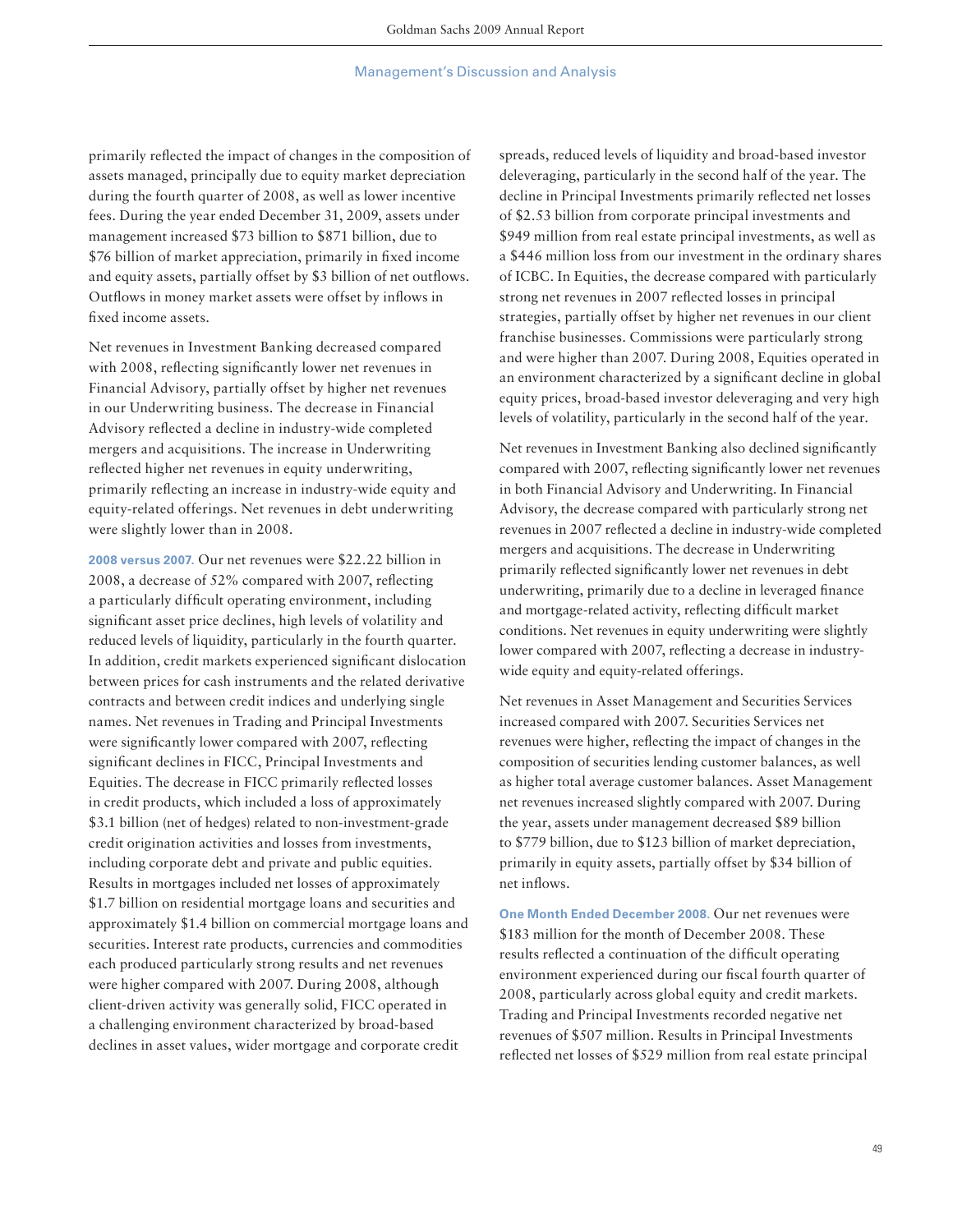primarily reflected the impact of changes in the composition of assets managed, principally due to equity market depreciation during the fourth quarter of 2008, as well as lower incentive fees. During the year ended December 31, 2009, assets under management increased $73 billion to $871 billion, due to $76 billion of market appreciation, primarily in fixed income and equity assets, partially offset by $3 billion of net outflows. Outflows in money market assets were offset by inflows in fixed income assets.

Net revenues in Investment Banking decreased compared with 2008, reflecting significantly lower net revenues in Financial Advisory, partially offset by higher net revenues in our Underwriting business. The decrease in Financial Advisory reflected a decline in industry-wide completed mergers and acquisitions. The increase in Underwriting reflected higher net revenues in equity underwriting, primarily reflecting an increase in industry-wide equity and equity-related offerings. Net revenues in debt underwriting were slightly lower than in 2008.

**2008 versus 2007.** Our net revenues were $22.22 billion in 2008, a decrease of 52% compared with 2007, reflecting a particularly difficult operating environment, including significant asset price declines, high levels of volatility and reduced levels of liquidity, particularly in the fourth quarter. In addition, credit markets experienced significant dislocation between prices for cash instruments and the related derivative contracts and between credit indices and underlying single names. Net revenues in Trading and Principal Investments were significantly lower compared with 2007, reflecting significant declines in FICC, Principal Investments and Equities. The decrease in FICC primarily reflected losses in credit products, which included a loss of approximately $3.1 billion (net of hedges) related to non-investment-grade credit origination activities and losses from investments, including corporate debt and private and public equities. Results in mortgages included net losses of approximately $1.7 billion on residential mortgage loans and securities and approximately $1.4 billion on commercial mortgage loans and securities. Interest rate products, currencies and commodities each produced particularly strong results and net revenues were higher compared with 2007. During 2008, although client-driven activity was generally solid, FICC operated in a challenging environment characterized by broad-based declines in asset values, wider mortgage and corporate credit spreads, reduced levels of liquidity and broad-based investor deleveraging, particularly in the second half of the year. The decline in Principal Investments primarily reflected net losses of $2.53 billion from corporate principal investments and $949 million from real estate principal investments, as well as a $446 million loss from our investment in the ordinary shares of ICBC. In Equities, the decrease compared with particularly strong net revenues in 2007 reflected losses in principal strategies, partially offset by higher net revenues in our client franchise businesses. Commissions were particularly strong and were higher than 2007. During 2008, Equities operated in an environment characterized by a significant decline in global equity prices, broad-based investor deleveraging and very high levels of volatility, particularly in the second half of the year.

Net revenues in Investment Banking also declined significantly compared with 2007, reflecting significantly lower net revenues in both Financial Advisory and Underwriting. In Financial Advisory, the decrease compared with particularly strong net revenues in 2007 reflected a decline in industry-wide completed mergers and acquisitions. The decrease in Underwriting primarily reflected significantly lower net revenues in debt underwriting, primarily due to a decline in leveraged finance and mortgage-related activity, reflecting difficult market conditions. Net revenues in equity underwriting were slightly lower compared with 2007, reflecting a decrease in industry-wide equity and equity-related offerings.

Net revenues in Asset Management and Securities Services increased compared with 2007. Securities Services net revenues were higher, reflecting the impact of changes in the composition of securities lending customer balances, as well as higher total average customer balances. Asset Management net revenues increased slightly compared with 2007. During the year, assets under management decreased $89 billion to $779 billion, due to $123 billion of market depreciation, primarily in equity assets, partially offset by $34 billion of net inflows.

**One Month Ended December 2008.** Our net revenues were $183 million for the month of December 2008. These results reflected a continuation of the difficult operating environment experienced during our fiscal fourth quarter of 2008, particularly across global equity and credit markets. Trading and Principal Investments recorded negative net revenues of $507 million. Results in Principal Investments reflected net losses of $529 million from real estate principal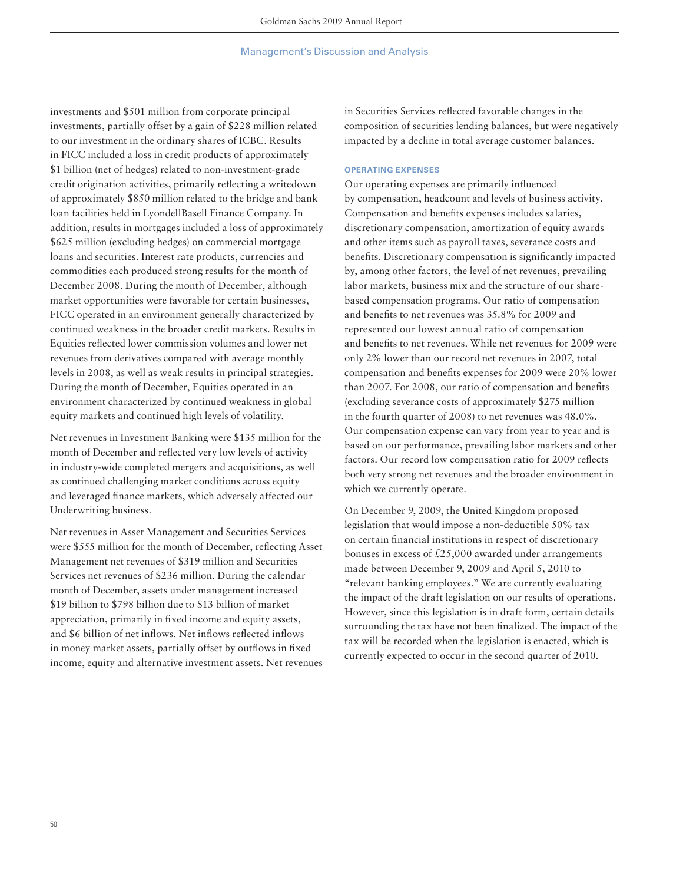investments and $501 million from corporate principal investments, partially offset by a gain of $228 million related to our investment in the ordinary shares of ICBC. Results in FICC included a loss in credit products of approximately $1 billion (net of hedges) related to non-investment-grade credit origination activities, primarily reflecting a writedown of approximately $850 million related to the bridge and bank loan facilities held in LyondellBasell Finance Company. In addition, results in mortgages included a loss of approximately $625 million (excluding hedges) on commercial mortgage loans and securities. Interest rate products, currencies and commodities each produced strong results for the month of December 2008. During the month of December, although market opportunities were favorable for certain businesses, FICC operated in an environment generally characterized by continued weakness in the broader credit markets. Results in Equities reflected lower commission volumes and lower net revenues from derivatives compared with average monthly levels in 2008, as well as weak results in principal strategies. During the month of December, Equities operated in an environment characterized by continued weakness in global equity markets and continued high levels of volatility.

Net revenues in Investment Banking were $135 million for the month of December and reflected very low levels of activity in industry-wide completed mergers and acquisitions, as well as continued challenging market conditions across equity and leveraged finance markets, which adversely affected our Underwriting business.

Net revenues in Asset Management and Securities Services were $555 million for the month of December, reflecting Asset Management net revenues of $319 million and Securities Services net revenues of $236 million. During the calendar month of December, assets under management increased $19 billion to $798 billion due to $13 billion of market appreciation, primarily in fixed income and equity assets, and $6 billion of net inflows. Net inflows reflected inflows in money market assets, partially offset by outflows in fixed income, equity and alternative investment assets. Net revenues in Securities Services reflected favorable changes in the composition of securities lending balances, but were negatively impacted by a decline in total average customer balances.

### OPERATING EXPENSES

Our operating expenses are primarily influenced by compensation, headcount and levels of business activity. Compensation and benefits expenses includes salaries, discretionary compensation, amortization of equity awards and other items such as payroll taxes, severance costs and benefits. Discretionary compensation is significantly impacted by, among other factors, the level of net revenues, prevailing labor markets, business mix and the structure of our share-based compensation programs. Our ratio of compensation and benefits to net revenues was 35.8% for 2009 and represented our lowest annual ratio of compensation and benefits to net revenues. While net revenues for 2009 were only 2% lower than our record net revenues in 2007, total compensation and benefits expenses for 2009 were 20% lower than 2007. For 2008, our ratio of compensation and benefits (excluding severance costs of approximately $275 million in the fourth quarter of 2008) to net revenues was 48.0%. Our compensation expense can vary from year to year and is based on our performance, prevailing labor markets and other factors. Our record low compensation ratio for 2009 reflects both very strong net revenues and the broader environment in which we currently operate.

On December 9, 2009, the United Kingdom proposed legislation that would impose a non-deductible 50% tax on certain financial institutions in respect of discretionary bonuses in excess of £25,000 awarded under arrangements made between December 9, 2009 and April 5, 2010 to "relevant banking employees." We are currently evaluating the impact of the draft legislation on our results of operations. However, since this legislation is in draft form, certain details surrounding the tax have not been finalized. The impact of the tax will be recorded when the legislation is enacted, which is currently expected to occur in the second quarter of 2010.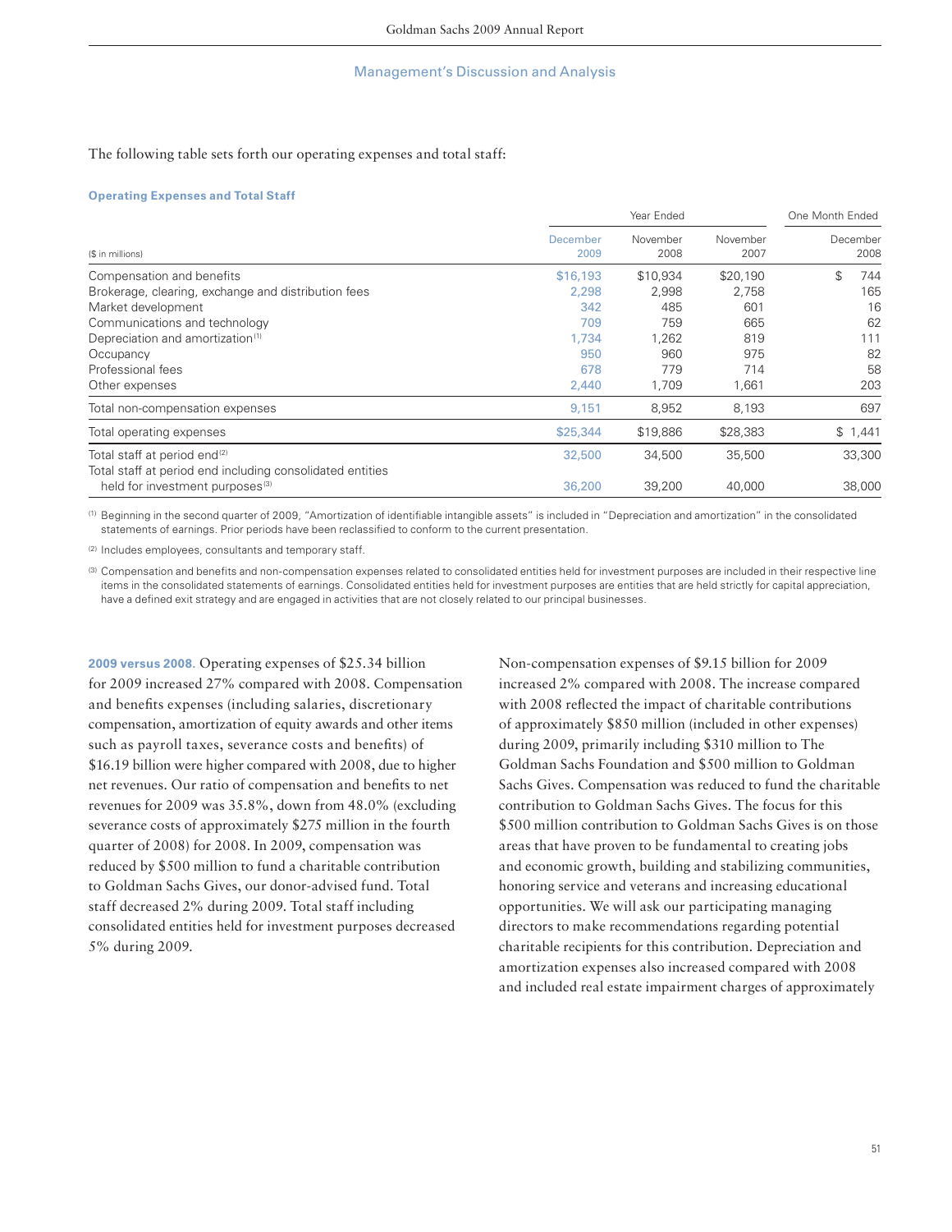## Management's Discussion and Analysis

The following table sets forth our operating expenses and total staff:

**Operating Expenses and Total Staff**

| ($ in millions) | Year Ended December 2009 | Year Ended November 2008 | Year Ended November 2007 | One Month Ended December 2008 |
|---|---|---|---|---|
| Compensation and benefits | $16,193 | $10,934 | $20,190 | $ 744 |
| Brokerage, clearing, exchange and distribution fees | 2,298 | 2,998 | 2,758 | 165 |
| Market development | 342 | 485 | 601 | 16 |
| Communications and technology | 709 | 759 | 665 | 62 |
| Depreciation and amortization [1] | 1,734 | 1,262 | 819 | 111 |
| Occupancy | 950 | 960 | 975 | 82 |
| Professional fees | 678 | 779 | 714 | 58 |
| Other expenses | 2,440 | 1,709 | 1,661 | 203 |
| Total non-compensation expenses | 9,151 | 8,952 | 8,193 | 697 |
| Total operating expenses | $25,344 | $19,886 | $28,383 | $ 1,441 |
| Total staff at period end [2] | 32,500 | 34,500 | 35,500 | 33,300 |
| Total staff at period end including consolidated entities held for investment purposes [3] | 36,200 | 39,200 | 40,000 | 38,000 |

(1) Beginning in the second quarter of 2009, "Amortization of identifiable intangible assets" is included in "Depreciation and amortization" in the consolidated statements of earnings. Prior periods have been reclassified to conform to the current presentation.

(2) Includes employees, consultants and temporary staff.

(3) Compensation and benefits and non-compensation expenses related to consolidated entities held for investment purposes are included in their respective line items in the consolidated statements of earnings. Consolidated entities held for investment purposes are entities that are held strictly for capital appreciation, have a defined exit strategy and are engaged in activities that are not closely related to our principal businesses.

**2009 versus 2008.** Operating expenses of $25.34 billion for 2009 increased 27% compared with 2008. Compensation and benefits expenses (including salaries, discretionary compensation, amortization of equity awards and other items such as payroll taxes, severance costs and benefits) of $16.19 billion were higher compared with 2008, due to higher net revenues. Our ratio of compensation and benefits to net revenues for 2009 was 35.8%, down from 48.0% (excluding severance costs of approximately $275 million in the fourth quarter of 2008) for 2008. In 2009, compensation was reduced by $500 million to fund a charitable contribution to Goldman Sachs Gives, our donor-advised fund. Total staff decreased 2% during 2009. Total staff including consolidated entities held for investment purposes decreased 5% during 2009.

Non-compensation expenses of $9.15 billion for 2009 increased 2% compared with 2008. The increase compared with 2008 reflected the impact of charitable contributions of approximately $850 million (included in other expenses) during 2009, primarily including $310 million to The Goldman Sachs Foundation and $500 million to Goldman Sachs Gives. Compensation was reduced to fund the charitable contribution to Goldman Sachs Gives. The focus for this $500 million contribution to Goldman Sachs Gives is on those areas that have proven to be fundamental to creating jobs and economic growth, building and stabilizing communities, honoring service and veterans and increasing educational opportunities. We will ask our participating managing directors to make recommendations regarding potential charitable recipients for this contribution. Depreciation and amortization expenses also increased compared with 2008 and included real estate impairment charges of approximately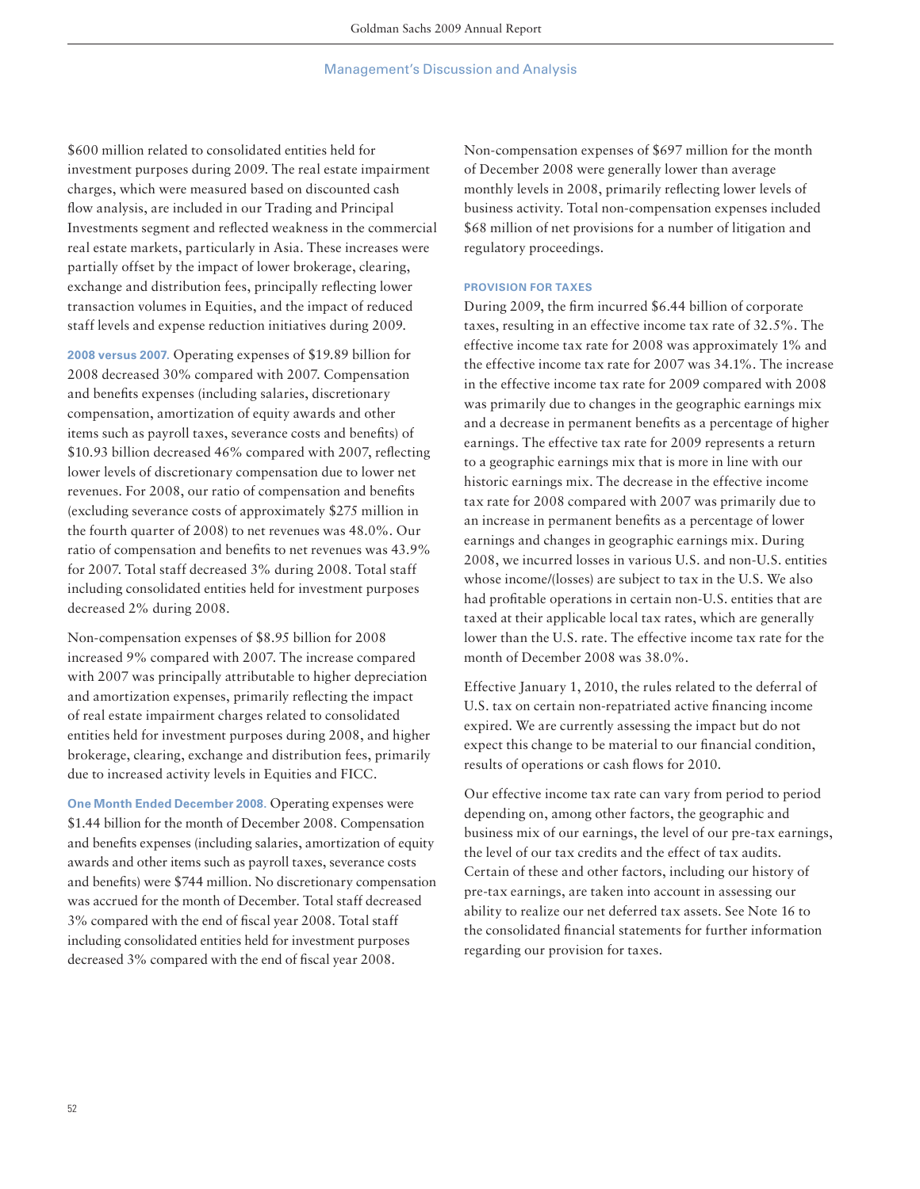$600 million related to consolidated entities held for investment purposes during 2009. The real estate impairment charges, which were measured based on discounted cash flow analysis, are included in our Trading and Principal Investments segment and reflected weakness in the commercial real estate markets, particularly in Asia. These increases were partially offset by the impact of lower brokerage, clearing, exchange and distribution fees, principally reflecting lower transaction volumes in Equities, and the impact of reduced staff levels and expense reduction initiatives during 2009.

**2008 versus 2007.** Operating expenses of $19.89 billion for 2008 decreased 30% compared with 2007. Compensation and benefits expenses (including salaries, discretionary compensation, amortization of equity awards and other items such as payroll taxes, severance costs and benefits) of $10.93 billion decreased 46% compared with 2007, reflecting lower levels of discretionary compensation due to lower net revenues. For 2008, our ratio of compensation and benefits (excluding severance costs of approximately $275 million in the fourth quarter of 2008) to net revenues was 48.0%. Our ratio of compensation and benefits to net revenues was 43.9% for 2007. Total staff decreased 3% during 2008. Total staff including consolidated entities held for investment purposes decreased 2% during 2008.

Non-compensation expenses of $8.95 billion for 2008 increased 9% compared with 2007. The increase compared with 2007 was principally attributable to higher depreciation and amortization expenses, primarily reflecting the impact of real estate impairment charges related to consolidated entities held for investment purposes during 2008, and higher brokerage, clearing, exchange and distribution fees, primarily due to increased activity levels in Equities and FICC.

**One Month Ended December 2008.** Operating expenses were $1.44 billion for the month of December 2008. Compensation and benefits expenses (including salaries, amortization of equity awards and other items such as payroll taxes, severance costs and benefits) were $744 million. No discretionary compensation was accrued for the month of December. Total staff decreased 3% compared with the end of fiscal year 2008. Total staff including consolidated entities held for investment purposes decreased 3% compared with the end of fiscal year 2008.

Non-compensation expenses of $697 million for the month of December 2008 were generally lower than average monthly levels in 2008, primarily reflecting lower levels of business activity. Total non-compensation expenses included $68 million of net provisions for a number of litigation and regulatory proceedings.

### PROVISION FOR TAXES

During 2009, the firm incurred $6.44 billion of corporate taxes, resulting in an effective income tax rate of 32.5%. The effective income tax rate for 2008 was approximately 1% and the effective income tax rate for 2007 was 34.1%. The increase in the effective income tax rate for 2009 compared with 2008 was primarily due to changes in the geographic earnings mix and a decrease in permanent benefits as a percentage of higher earnings. The effective tax rate for 2009 represents a return to a geographic earnings mix that is more in line with our historic earnings mix. The decrease in the effective income tax rate for 2008 compared with 2007 was primarily due to an increase in permanent benefits as a percentage of lower earnings and changes in geographic earnings mix. During 2008, we incurred losses in various U.S. and non-U.S. entities whose income/(losses) are subject to tax in the U.S. We also had profitable operations in certain non-U.S. entities that are taxed at their applicable local tax rates, which are generally lower than the U.S. rate. The effective income tax rate for the month of December 2008 was 38.0%.

Effective January 1, 2010, the rules related to the deferral of U.S. tax on certain non-repatriated active financing income expired. We are currently assessing the impact but do not expect this change to be material to our financial condition, results of operations or cash flows for 2010.

Our effective income tax rate can vary from period to period depending on, among other factors, the geographic and business mix of our earnings, the level of our pre-tax earnings, the level of our tax credits and the effect of tax audits. Certain of these and other factors, including our history of pre-tax earnings, are taken into account in assessing our ability to realize our net deferred tax assets. See Note 16 to the consolidated financial statements for further information regarding our provision for taxes.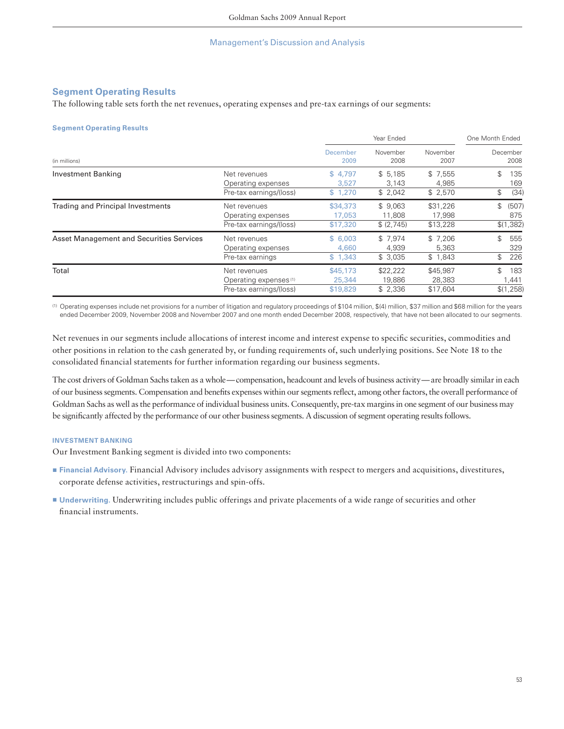## Segment Operating Results

The following table sets forth the net revenues, operating expenses and pre-tax earnings of our segments:

### Segment Operating Results

| (in millions) | | Year Ended December 2009 | Year Ended November 2008 | Year Ended November 2007 | One Month Ended December 2008 |
|---|---|---|---|---|---|
| Investment Banking | Net revenues | $ 4,797 | $ 5,185 | $ 7,555 | $ 135 |
| | Operating expenses | 3,527 | 3,143 | 4,985 | 169 |
| | Pre-tax earnings/(loss) | $ 1,270 | $ 2,042 | $ 2,570 | $ (34) |
| Trading and Principal Investments | Net revenues | $34,373 | $ 9,063 | $31,226 | $ (507) |
| | Operating expenses | 17,053 | 11,808 | 17,998 | 875 |
| | Pre-tax earnings/(loss) | $17,320 | $ (2,745) | $13,228 | $(1,382) |
| Asset Management and Securities Services | Net revenues | $ 6,003 | $ 7,974 | $ 7,206 | $ 555 |
| | Operating expenses | 4,660 | 4,939 | 5,363 | 329 |
| | Pre-tax earnings | $ 1,343 | $ 3,035 | $ 1,843 | $ 226 |
| Total | Net revenues | $45,173 | $22,222 | $45,987 | $ 183 |
| | Operating expenses [1] | 25,344 | 19,886 | 28,383 | 1,441 |
| | Pre-tax earnings/(loss) | $19,829 | $ 2,336 | $17,604 | $(1,258) |

(1) Operating expenses include net provisions for a number of litigation and regulatory proceedings of $104 million, $(4) million, $37 million and $68 million for the years ended December 2009, November 2008 and November 2007 and one month ended December 2008, respectively, that have not been allocated to our segments.

Net revenues in our segments include allocations of interest income and interest expense to specific securities, commodities and other positions in relation to the cash generated by, or funding requirements of, such underlying positions. See Note 18 to the consolidated financial statements for further information regarding our business segments.

The cost drivers of Goldman Sachs taken as a whole — compensation, headcount and levels of business activity — are broadly similar in each of our business segments. Compensation and benefits expenses within our segments reflect, among other factors, the overall performance of Goldman Sachs as well as the performance of individual business units. Consequently, pre-tax margins in one segment of our business may be significantly affected by the performance of our other business segments. A discussion of segment operating results follows.

### INVESTMENT BANKING

Our Investment Banking segment is divided into two components:

- **Financial Advisory.** Financial Advisory includes advisory assignments with respect to mergers and acquisitions, divestitures, corporate defense activities, restructurings and spin-offs.
- **Underwriting.** Underwriting includes public offerings and private placements of a wide range of securities and other financial instruments.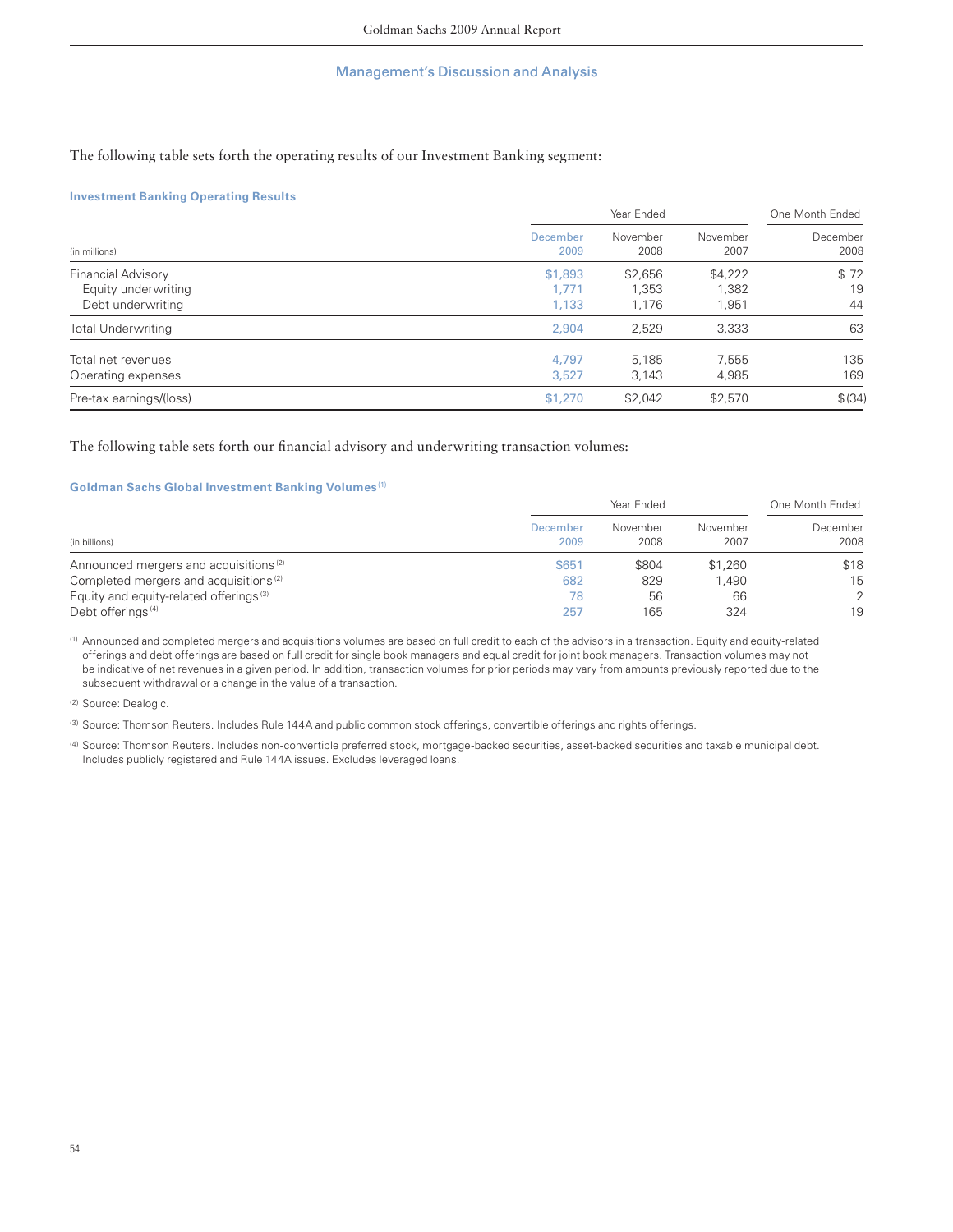## Management's Discussion and Analysis

The following table sets forth the operating results of our Investment Banking segment:

### Investment Banking Operating Results

| (in millions) | Year Ended December 2009 | Year Ended November 2008 | Year Ended November 2007 | One Month Ended December 2008 |
|---|---|---|---|---|
| Financial Advisory | $1,893 | $2,656 | $4,222 | $ 72 |
| Equity underwriting | 1,771 | 1,353 | 1,382 | 19 |
| Debt underwriting | 1,133 | 1,176 | 1,951 | 44 |
| Total Underwriting | 2,904 | 2,529 | 3,333 | 63 |
| Total net revenues | 4,797 | 5,185 | 7,555 | 135 |
| Operating expenses | 3,527 | 3,143 | 4,985 | 169 |
| Pre-tax earnings/(loss) | $1,270 | $2,042 | $2,570 | $ (34) |

The following table sets forth our financial advisory and underwriting transaction volumes:

### Goldman Sachs Global Investment Banking Volumes [1]

| (in billions) | Year Ended December 2009 | Year Ended November 2008 | Year Ended November 2007 | One Month Ended December 2008 |
|---|---|---|---|---|
| Announced mergers and acquisitions [2] | $651 | $804 | $1,260 | $18 |
| Completed mergers and acquisitions [2] | 682 | 829 | 1,490 | 15 |
| Equity and equity-related offerings [3] | 78 | 56 | 66 | 2 |
| Debt offerings [4] | 257 | 165 | 324 | 19 |

[1] Announced and completed mergers and acquisitions volumes are based on full credit to each of the advisors in a transaction. Equity and equity-related offerings and debt offerings are based on full credit for single book managers and equal credit for joint book managers. Transaction volumes may not be indicative of net revenues in a given period. In addition, transaction volumes for prior periods may vary from amounts previously reported due to the subsequent withdrawal or a change in the value of a transaction.

[2] Source: Dealogic.

[3] Source: Thomson Reuters. Includes Rule 144A and public common stock offerings, convertible offerings and rights offerings.

[4] Source: Thomson Reuters. Includes non-convertible preferred stock, mortgage-backed securities, asset-backed securities and taxable municipal debt. Includes publicly registered and Rule 144A issues. Excludes leveraged loans.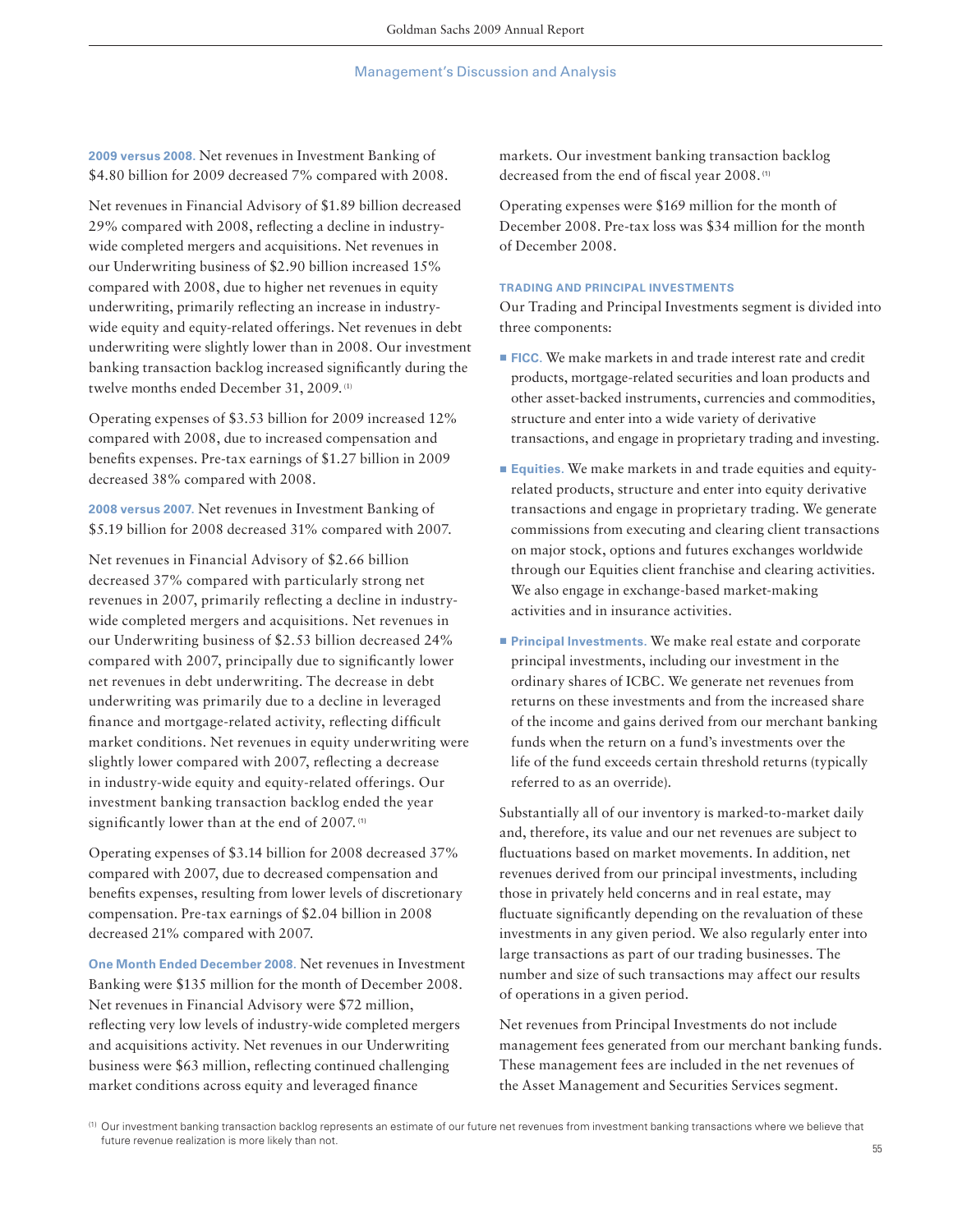**2009 versus 2008.** Net revenues in Investment Banking of $4.80 billion for 2009 decreased 7% compared with 2008.

Net revenues in Financial Advisory of $1.89 billion decreased 29% compared with 2008, reflecting a decline in industry-wide completed mergers and acquisitions. Net revenues in our Underwriting business of $2.90 billion increased 15% compared with 2008, due to higher net revenues in equity underwriting, primarily reflecting an increase in industry-wide equity and equity-related offerings. Net revenues in debt underwriting were slightly lower than in 2008. Our investment banking transaction backlog increased significantly during the twelve months ended December 31, 2009.[1]

Operating expenses of $3.53 billion for 2009 increased 12% compared with 2008, due to increased compensation and benefits expenses. Pre-tax earnings of $1.27 billion in 2009 decreased 38% compared with 2008.

**2008 versus 2007.** Net revenues in Investment Banking of $5.19 billion for 2008 decreased 31% compared with 2007.

Net revenues in Financial Advisory of $2.66 billion decreased 37% compared with particularly strong net revenues in 2007, primarily reflecting a decline in industry-wide completed mergers and acquisitions. Net revenues in our Underwriting business of $2.53 billion decreased 24% compared with 2007, principally due to significantly lower net revenues in debt underwriting. The decrease in debt underwriting was primarily due to a decline in leveraged finance and mortgage-related activity, reflecting difficult market conditions. Net revenues in equity underwriting were slightly lower compared with 2007, reflecting a decrease in industry-wide equity and equity-related offerings. Our investment banking transaction backlog ended the year significantly lower than at the end of 2007.[1]

Operating expenses of $3.14 billion for 2008 decreased 37% compared with 2007, due to decreased compensation and benefits expenses, resulting from lower levels of discretionary compensation. Pre-tax earnings of $2.04 billion in 2008 decreased 21% compared with 2007.

**One Month Ended December 2008.** Net revenues in Investment Banking were $135 million for the month of December 2008. Net revenues in Financial Advisory were $72 million, reflecting very low levels of industry-wide completed mergers and acquisitions activity. Net revenues in our Underwriting business were $63 million, reflecting continued challenging market conditions across equity and leveraged finance markets. Our investment banking transaction backlog decreased from the end of fiscal year 2008.[1]

Operating expenses were $169 million for the month of December 2008. Pre-tax loss was $34 million for the month of December 2008.

### TRADING AND PRINCIPAL INVESTMENTS

Our Trading and Principal Investments segment is divided into three components:

- **FICC.** We make markets in and trade interest rate and credit products, mortgage-related securities and loan products and other asset-backed instruments, currencies and commodities, structure and enter into a wide variety of derivative transactions, and engage in proprietary trading and investing.
- **Equities.** We make markets in and trade equities and equity-related products, structure and enter into equity derivative transactions and engage in proprietary trading. We generate commissions from executing and clearing client transactions on major stock, options and futures exchanges worldwide through our Equities client franchise and clearing activities. We also engage in exchange-based market-making activities and in insurance activities.
- **Principal Investments.** We make real estate and corporate principal investments, including our investment in the ordinary shares of ICBC. We generate net revenues from returns on these investments and from the increased share of the income and gains derived from our merchant banking funds when the return on a fund's investments over the life of the fund exceeds certain threshold returns (typically referred to as an override).

Substantially all of our inventory is marked-to-market daily and, therefore, its value and our net revenues are subject to fluctuations based on market movements. In addition, net revenues derived from our principal investments, including those in privately held concerns and in real estate, may fluctuate significantly depending on the revaluation of these investments in any given period. We also regularly enter into large transactions as part of our trading businesses. The number and size of such transactions may affect our results of operations in a given period.

Net revenues from Principal Investments do not include management fees generated from our merchant banking funds. These management fees are included in the net revenues of the Asset Management and Securities Services segment.

[1] Our investment banking transaction backlog represents an estimate of our future net revenues from investment banking transactions where we believe that future revenue realization is more likely than not.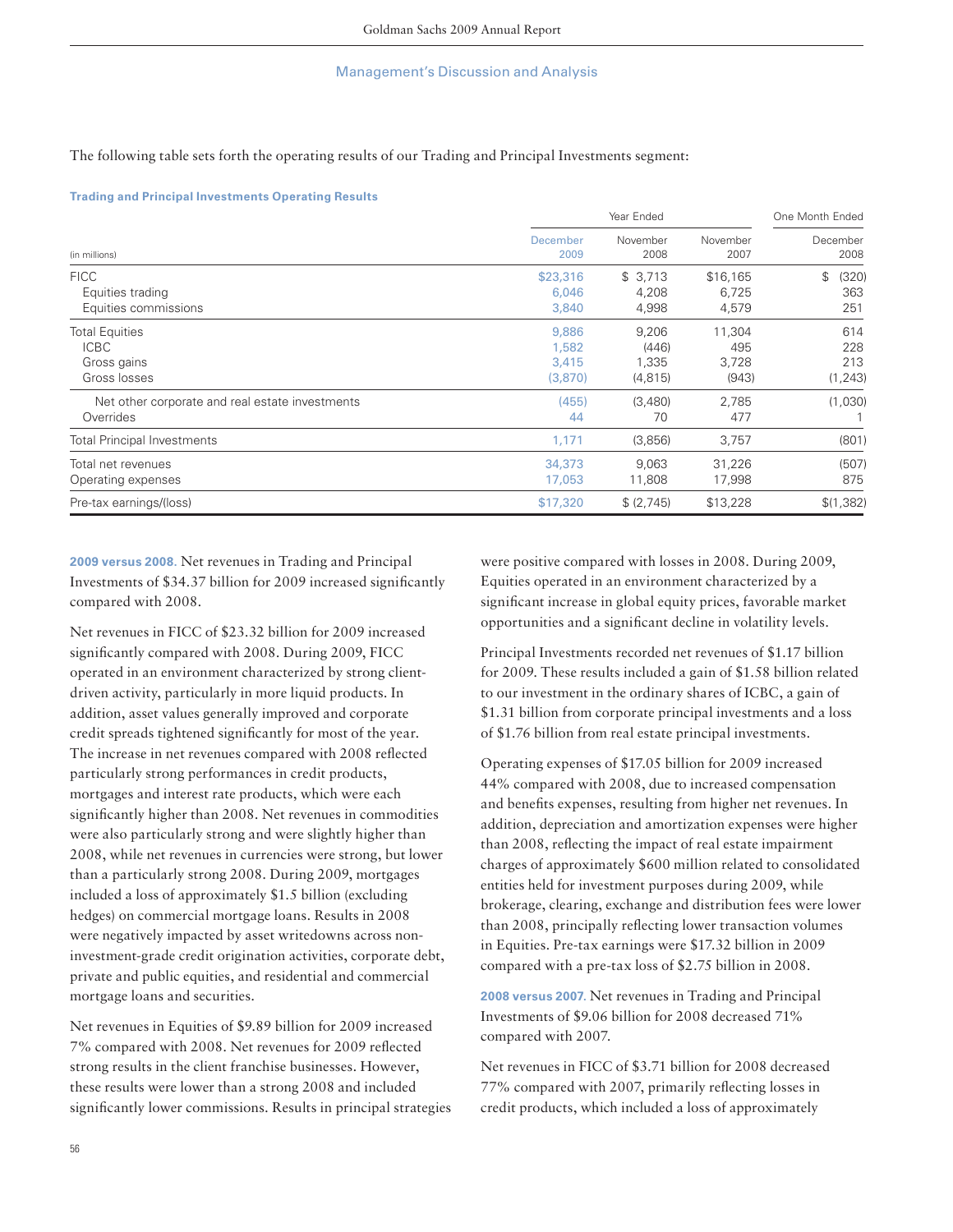## Management's Discussion and Analysis

The following table sets forth the operating results of our Trading and Principal Investments segment:

**Trading and Principal Investments Operating Results**

| (in millions) | Year Ended December 2009 | Year Ended November 2008 | Year Ended November 2007 | One Month Ended December 2008 |
|---|---|---|---|---|
| FICC | $23,316 | $ 3,713 | $16,165 | $ (320) |
| Equities trading | 6,046 | 4,208 | 6,725 | 363 |
| Equities commissions | 3,840 | 4,998 | 4,579 | 251 |
| Total Equities | 9,886 | 9,206 | 11,304 | 614 |
| ICBC | 1,582 | (446) | 495 | 228 |
| Gross gains | 3,415 | 1,335 | 3,728 | 213 |
| Gross losses | (3,870) | (4,815) | (943) | (1,243) |
| Net other corporate and real estate investments | (455) | (3,480) | 2,785 | (1,030) |
| Overrides | 44 | 70 | 477 | 1 |
| Total Principal Investments | 1,171 | (3,856) | 3,757 | (801) |
| Total net revenues | 34,373 | 9,063 | 31,226 | (507) |
| Operating expenses | 17,053 | 11,808 | 17,998 | 875 |
| Pre-tax earnings/(loss) | $17,320 | $ (2,745) | $13,228 | $(1,382) |

**2009 versus 2008.** Net revenues in Trading and Principal Investments of $34.37 billion for 2009 increased significantly compared with 2008.

Net revenues in FICC of $23.32 billion for 2009 increased significantly compared with 2008. During 2009, FICC operated in an environment characterized by strong client-driven activity, particularly in more liquid products. In addition, asset values generally improved and corporate credit spreads tightened significantly for most of the year. The increase in net revenues compared with 2008 reflected particularly strong performances in credit products, mortgages and interest rate products, which were each significantly higher than 2008. Net revenues in commodities were also particularly strong and were slightly higher than 2008, while net revenues in currencies were strong, but lower than a particularly strong 2008. During 2009, mortgages included a loss of approximately $1.5 billion (excluding hedges) on commercial mortgage loans. Results in 2008 were negatively impacted by asset writedowns across non-investment-grade credit origination activities, corporate debt, private and public equities, and residential and commercial mortgage loans and securities.

Net revenues in Equities of $9.89 billion for 2009 increased 7% compared with 2008. Net revenues for 2009 reflected strong results in the client franchise businesses. However, these results were lower than a strong 2008 and included significantly lower commissions. Results in principal strategies were positive compared with losses in 2008. During 2009, Equities operated in an environment characterized by a significant increase in global equity prices, favorable market opportunities and a significant decline in volatility levels.

Principal Investments recorded net revenues of $1.17 billion for 2009. These results included a gain of $1.58 billion related to our investment in the ordinary shares of ICBC, a gain of $1.31 billion from corporate principal investments and a loss of $1.76 billion from real estate principal investments.

Operating expenses of $17.05 billion for 2009 increased 44% compared with 2008, due to increased compensation and benefits expenses, resulting from higher net revenues. In addition, depreciation and amortization expenses were higher than 2008, reflecting the impact of real estate impairment charges of approximately $600 million related to consolidated entities held for investment purposes during 2009, while brokerage, clearing, exchange and distribution fees were lower than 2008, principally reflecting lower transaction volumes in Equities. Pre-tax earnings were $17.32 billion in 2009 compared with a pre-tax loss of $2.75 billion in 2008.

**2008 versus 2007.** Net revenues in Trading and Principal Investments of $9.06 billion for 2008 decreased 71% compared with 2007.

Net revenues in FICC of $3.71 billion for 2008 decreased 77% compared with 2007, primarily reflecting losses in credit products, which included a loss of approximately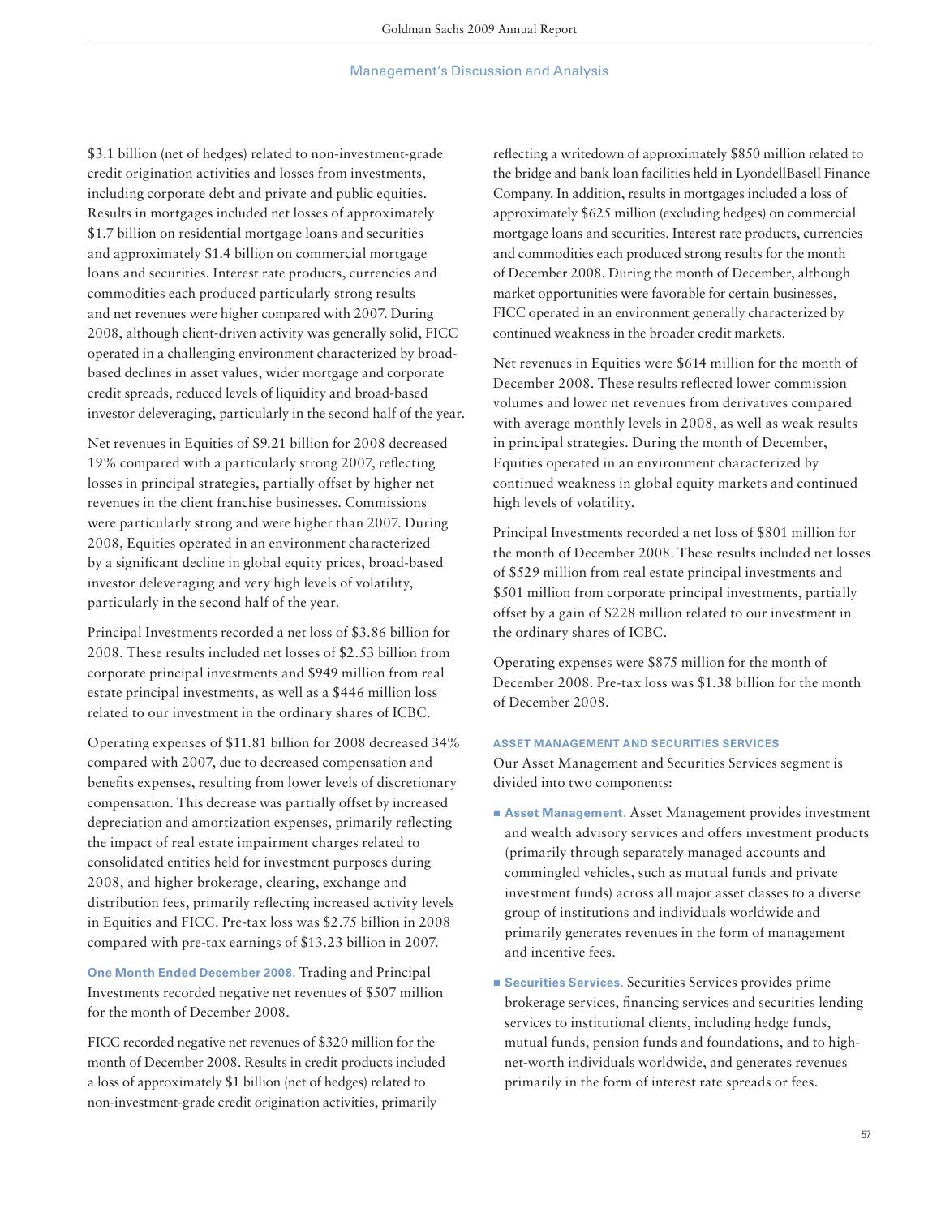$3.1 billion (net of hedges) related to non-investment-grade credit origination activities and losses from investments, including corporate debt and private and public equities. Results in mortgages included net losses of approximately $1.7 billion on residential mortgage loans and securities and approximately $1.4 billion on commercial mortgage loans and securities. Interest rate products, currencies and commodities each produced particularly strong results and net revenues were higher compared with 2007. During 2008, although client-driven activity was generally solid, FICC operated in a challenging environment characterized by broad-based declines in asset values, wider mortgage and corporate credit spreads, reduced levels of liquidity and broad-based investor deleveraging, particularly in the second half of the year.

Net revenues in Equities of $9.21 billion for 2008 decreased 19% compared with a particularly strong 2007, reflecting losses in principal strategies, partially offset by higher net revenues in the client franchise businesses. Commissions were particularly strong and were higher than 2007. During 2008, Equities operated in an environment characterized by a significant decline in global equity prices, broad-based investor deleveraging and very high levels of volatility, particularly in the second half of the year.

Principal Investments recorded a net loss of $3.86 billion for 2008. These results included net losses of $2.53 billion from corporate principal investments and $949 million from real estate principal investments, as well as a $446 million loss related to our investment in the ordinary shares of ICBC.

Operating expenses of $11.81 billion for 2008 decreased 34% compared with 2007, due to decreased compensation and benefits expenses, resulting from lower levels of discretionary compensation. This decrease was partially offset by increased depreciation and amortization expenses, primarily reflecting the impact of real estate impairment charges related to consolidated entities held for investment purposes during 2008, and higher brokerage, clearing, exchange and distribution fees, primarily reflecting increased activity levels in Equities and FICC. Pre-tax loss was $2.75 billion in 2008 compared with pre-tax earnings of $13.23 billion in 2007.

**One Month Ended December 2008.** Trading and Principal Investments recorded negative net revenues of $507 million for the month of December 2008.

FICC recorded negative net revenues of $320 million for the month of December 2008. Results in credit products included a loss of approximately $1 billion (net of hedges) related to non-investment-grade credit origination activities, primarily reflecting a writedown of approximately $850 million related to the bridge and bank loan facilities held in LyondellBasell Finance Company. In addition, results in mortgages included a loss of approximately $625 million (excluding hedges) on commercial mortgage loans and securities. Interest rate products, currencies and commodities each produced strong results for the month of December 2008. During the month of December, although market opportunities were favorable for certain businesses, FICC operated in an environment generally characterized by continued weakness in the broader credit markets.

Net revenues in Equities were $614 million for the month of December 2008. These results reflected lower commission volumes and lower net revenues from derivatives compared with average monthly levels in 2008, as well as weak results in principal strategies. During the month of December, Equities operated in an environment characterized by continued weakness in global equity markets and continued high levels of volatility.

Principal Investments recorded a net loss of $801 million for the month of December 2008. These results included net losses of $529 million from real estate principal investments and $501 million from corporate principal investments, partially offset by a gain of $228 million related to our investment in the ordinary shares of ICBC.

Operating expenses were $875 million for the month of December 2008. Pre-tax loss was $1.38 billion for the month of December 2008.

#### ASSET MANAGEMENT AND SECURITIES SERVICES

Our Asset Management and Securities Services segment is divided into two components:

- **Asset Management.** Asset Management provides investment and wealth advisory services and offers investment products (primarily through separately managed accounts and commingled vehicles, such as mutual funds and private investment funds) across all major asset classes to a diverse group of institutions and individuals worldwide and primarily generates revenues in the form of management and incentive fees.
- **Securities Services.** Securities Services provides prime brokerage services, financing services and securities lending services to institutional clients, including hedge funds, mutual funds, pension funds and foundations, and to high-net-worth individuals worldwide, and generates revenues primarily in the form of interest rate spreads or fees.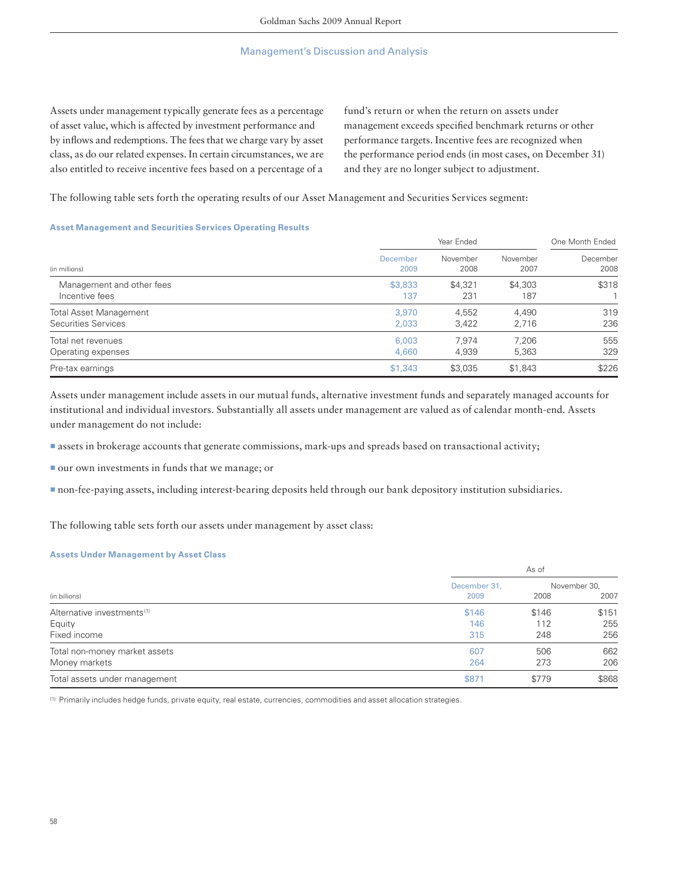Assets under management typically generate fees as a percentage of asset value, which is affected by investment performance and by inflows and redemptions. The fees that we charge vary by asset class, as do our related expenses. In certain circumstances, we are also entitled to receive incentive fees based on a percentage of a fund's return or when the return on assets under management exceeds specified benchmark returns or other performance targets. Incentive fees are recognized when the performance period ends (in most cases, on December 31) and they are no longer subject to adjustment.

The following table sets forth the operating results of our Asset Management and Securities Services segment:

**Asset Management and Securities Services Operating Results**

| (in millions) | Year Ended December 2009 | Year Ended November 2008 | Year Ended November 2007 | One Month Ended December 2008 |
|---|---|---|---|---|
| Management and other fees | $3,833 | $4,321 | $4,303 | $318 |
| Incentive fees | 137 | 231 | 187 | 1 |
| Total Asset Management | 3,970 | 4,552 | 4,490 | 319 |
| Securities Services | 2,033 | 3,422 | 2,716 | 236 |
| Total net revenues | 6,003 | 7,974 | 7,206 | 555 |
| Operating expenses | 4,660 | 4,939 | 5,363 | 329 |
| Pre-tax earnings | $1,343 | $3,035 | $1,843 | $226 |

Assets under management include assets in our mutual funds, alternative investment funds and separately managed accounts for institutional and individual investors. Substantially all assets under management are valued as of calendar month-end. Assets under management do not include:

- assets in brokerage accounts that generate commissions, mark-ups and spreads based on transactional activity;
- our own investments in funds that we manage; or
- non-fee-paying assets, including interest-bearing deposits held through our bank depository institution subsidiaries.

The following table sets forth our assets under management by asset class:

**Assets Under Management by Asset Class**

| (in billions) | As of December 31, 2009 | As of November 30, 2008 | As of November 30, 2007 |
|---|---|---|---|
| Alternative investments[1] | $146 | $146 | $151 |
| Equity | 146 | 112 | 255 |
| Fixed income | 315 | 248 | 256 |
| Total non-money market assets | 607 | 506 | 662 |
| Money markets | 264 | 273 | 206 |
| Total assets under management | $871 | $779 | $868 |

[1] Primarily includes hedge funds, private equity, real estate, currencies, commodities and asset allocation strategies.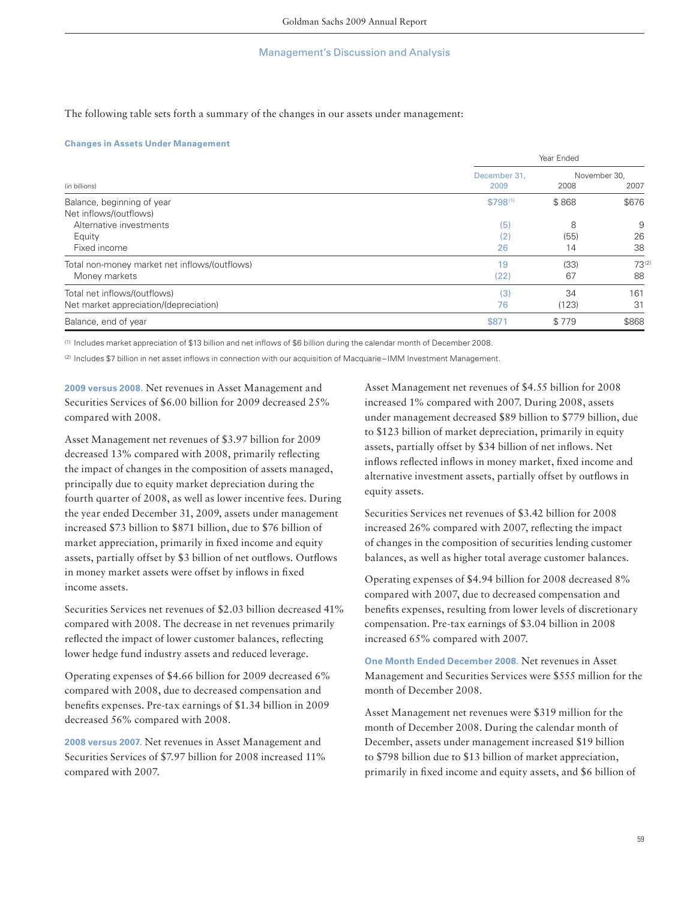The following table sets forth a summary of the changes in our assets under management:

**Changes in Assets Under Management**

| (in billions) | Year Ended December 31, 2009 | November 30, 2008 | November 30, 2007 |
|---|---|---|---|
| Balance, beginning of year | $798 [1] | $ 868 | $676 |
| Net inflows/(outflows) | | | |
| Alternative investments | (5) | 8 | 9 |
| Equity | (2) | (55) | 26 |
| Fixed income | 26 | 14 | 38 |
| Total non-money market net inflows/(outflows) | 19 | (33) | 73 [2] |
| Money markets | (22) | 67 | 88 |
| Total net inflows/(outflows) | (3) | 34 | 161 |
| Net market appreciation/(depreciation) | 76 | (123) | 31 |
| Balance, end of year | $871 | $ 779 | $868 |

(1) Includes market appreciation of $13 billion and net inflows of $6 billion during the calendar month of December 2008.

(2) Includes $7 billion in net asset inflows in connection with our acquisition of Macquarie–IMM Investment Management.

**2009 versus 2008.** Net revenues in Asset Management and Securities Services of $6.00 billion for 2009 decreased 25% compared with 2008.

Asset Management net revenues of $3.97 billion for 2009 decreased 13% compared with 2008, primarily reflecting the impact of changes in the composition of assets managed, principally due to equity market depreciation during the fourth quarter of 2008, as well as lower incentive fees. During the year ended December 31, 2009, assets under management increased $73 billion to $871 billion, due to $76 billion of market appreciation, primarily in fixed income and equity assets, partially offset by $3 billion of net outflows. Outflows in money market assets were offset by inflows in fixed income assets.

Securities Services net revenues of $2.03 billion decreased 41% compared with 2008. The decrease in net revenues primarily reflected the impact of lower customer balances, reflecting lower hedge fund industry assets and reduced leverage.

Operating expenses of $4.66 billion for 2009 decreased 6% compared with 2008, due to decreased compensation and benefits expenses. Pre-tax earnings of $1.34 billion in 2009 decreased 56% compared with 2008.

**2008 versus 2007.** Net revenues in Asset Management and Securities Services of $7.97 billion for 2008 increased 11% compared with 2007.

Asset Management net revenues of $4.55 billion for 2008 increased 1% compared with 2007. During 2008, assets under management decreased $89 billion to $779 billion, due to $123 billion of market depreciation, primarily in equity assets, partially offset by $34 billion of net inflows. Net inflows reflected inflows in money market, fixed income and alternative investment assets, partially offset by outflows in equity assets.

Securities Services net revenues of $3.42 billion for 2008 increased 26% compared with 2007, reflecting the impact of changes in the composition of securities lending customer balances, as well as higher total average customer balances.

Operating expenses of $4.94 billion for 2008 decreased 8% compared with 2007, due to decreased compensation and benefits expenses, resulting from lower levels of discretionary compensation. Pre-tax earnings of $3.04 billion in 2008 increased 65% compared with 2007.

**One Month Ended December 2008.** Net revenues in Asset Management and Securities Services were $555 million for the month of December 2008.

Asset Management net revenues were $319 million for the month of December 2008. During the calendar month of December, assets under management increased $19 billion to $798 billion due to $13 billion of market appreciation, primarily in fixed income and equity assets, and $6 billion of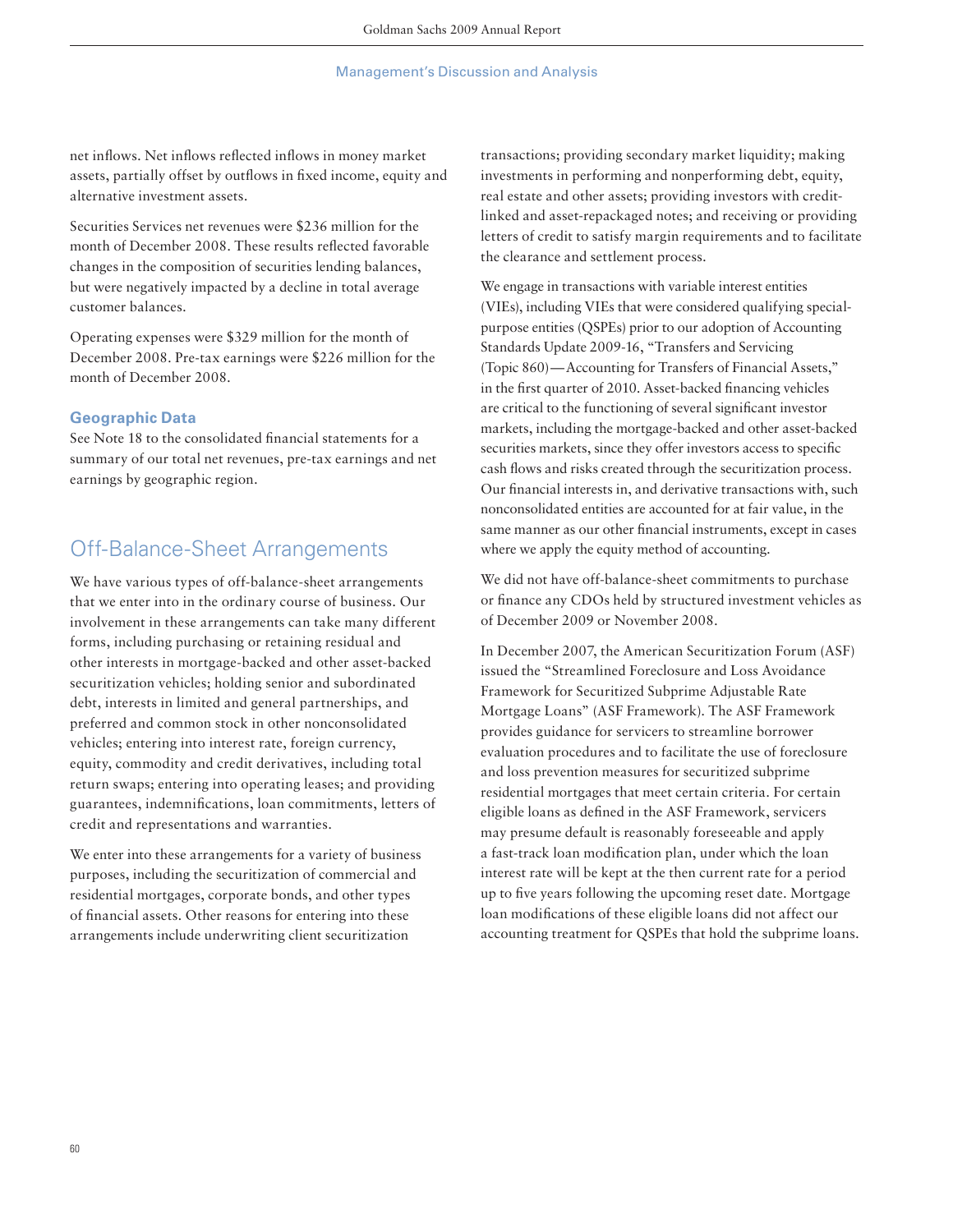net inflows. Net inflows reflected inflows in money market assets, partially offset by outflows in fixed income, equity and alternative investment assets.

Securities Services net revenues were $236 million for the month of December 2008. These results reflected favorable changes in the composition of securities lending balances, but were negatively impacted by a decline in total average customer balances.

Operating expenses were $329 million for the month of December 2008. Pre-tax earnings were $226 million for the month of December 2008.

### Geographic Data

See Note 18 to the consolidated financial statements for a summary of our total net revenues, pre-tax earnings and net earnings by geographic region.

## Off-Balance-Sheet Arrangements

We have various types of off-balance-sheet arrangements that we enter into in the ordinary course of business. Our involvement in these arrangements can take many different forms, including purchasing or retaining residual and other interests in mortgage-backed and other asset-backed securitization vehicles; holding senior and subordinated debt, interests in limited and general partnerships, and preferred and common stock in other nonconsolidated vehicles; entering into interest rate, foreign currency, equity, commodity and credit derivatives, including total return swaps; entering into operating leases; and providing guarantees, indemnifications, loan commitments, letters of credit and representations and warranties.

We enter into these arrangements for a variety of business purposes, including the securitization of commercial and residential mortgages, corporate bonds, and other types of financial assets. Other reasons for entering into these arrangements include underwriting client securitization transactions; providing secondary market liquidity; making investments in performing and nonperforming debt, equity, real estate and other assets; providing investors with credit-linked and asset-repackaged notes; and receiving or providing letters of credit to satisfy margin requirements and to facilitate the clearance and settlement process.

We engage in transactions with variable interest entities (VIEs), including VIEs that were considered qualifying special-purpose entities (QSPEs) prior to our adoption of Accounting Standards Update 2009-16, "Transfers and Servicing (Topic 860)—Accounting for Transfers of Financial Assets," in the first quarter of 2010. Asset-backed financing vehicles are critical to the functioning of several significant investor markets, including the mortgage-backed and other asset-backed securities markets, since they offer investors access to specific cash flows and risks created through the securitization process. Our financial interests in, and derivative transactions with, such nonconsolidated entities are accounted for at fair value, in the same manner as our other financial instruments, except in cases where we apply the equity method of accounting.

We did not have off-balance-sheet commitments to purchase or finance any CDOs held by structured investment vehicles as of December 2009 or November 2008.

In December 2007, the American Securitization Forum (ASF) issued the "Streamlined Foreclosure and Loss Avoidance Framework for Securitized Subprime Adjustable Rate Mortgage Loans" (ASF Framework). The ASF Framework provides guidance for servicers to streamline borrower evaluation procedures and to facilitate the use of foreclosure and loss prevention measures for securitized subprime residential mortgages that meet certain criteria. For certain eligible loans as defined in the ASF Framework, servicers may presume default is reasonably foreseeable and apply a fast-track loan modification plan, under which the loan interest rate will be kept at the then current rate for a period up to five years following the upcoming reset date. Mortgage loan modifications of these eligible loans did not affect our accounting treatment for QSPEs that hold the subprime loans.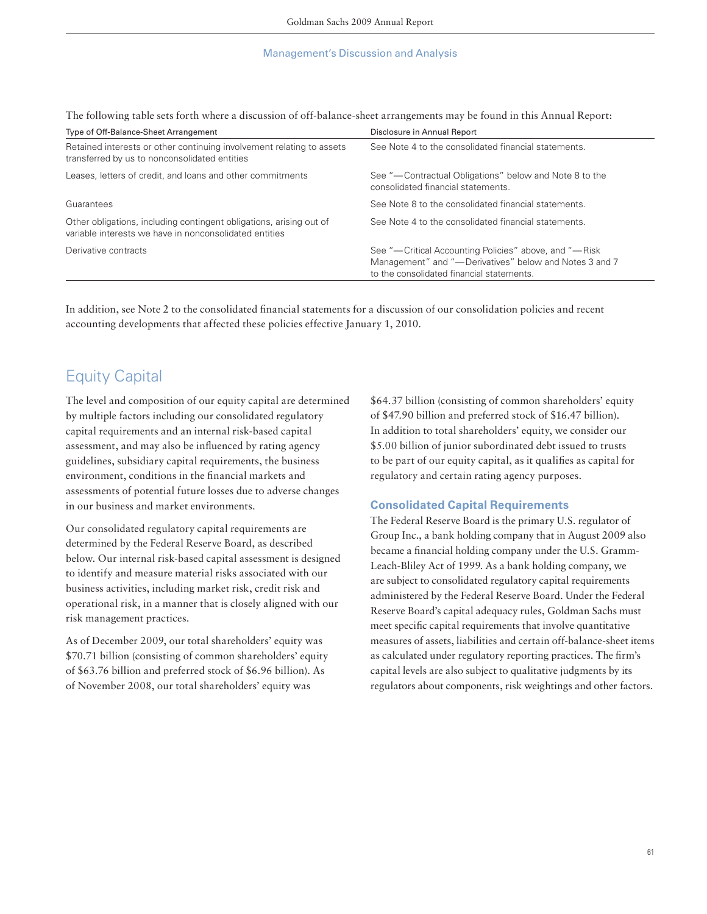The following table sets forth where a discussion of off-balance-sheet arrangements may be found in this Annual Report:

| Type of Off-Balance-Sheet Arrangement | Disclosure in Annual Report |
|---|---|
| Retained interests or other continuing involvement relating to assets transferred by us to nonconsolidated entities | See Note 4 to the consolidated financial statements. |
| Leases, letters of credit, and loans and other commitments | See "— Contractual Obligations" below and Note 8 to the consolidated financial statements. |
| Guarantees | See Note 8 to the consolidated financial statements. |
| Other obligations, including contingent obligations, arising out of variable interests we have in nonconsolidated entities | See Note 4 to the consolidated financial statements. |
| Derivative contracts | See "— Critical Accounting Policies" above, and "— Risk Management" and "— Derivatives" below and Notes 3 and 7 to the consolidated financial statements. |

In addition, see Note 2 to the consolidated financial statements for a discussion of our consolidation policies and recent accounting developments that affected these policies effective January 1, 2010.

## Equity Capital

The level and composition of our equity capital are determined by multiple factors including our consolidated regulatory capital requirements and an internal risk-based capital assessment, and may also be influenced by rating agency guidelines, subsidiary capital requirements, the business environment, conditions in the financial markets and assessments of potential future losses due to adverse changes in our business and market environments.

Our consolidated regulatory capital requirements are determined by the Federal Reserve Board, as described below. Our internal risk-based capital assessment is designed to identify and measure material risks associated with our business activities, including market risk, credit risk and operational risk, in a manner that is closely aligned with our risk management practices.

As of December 2009, our total shareholders' equity was $70.71 billion (consisting of common shareholders' equity of $63.76 billion and preferred stock of $6.96 billion). As of November 2008, our total shareholders' equity was $64.37 billion (consisting of common shareholders' equity of $47.90 billion and preferred stock of $16.47 billion). In addition to total shareholders' equity, we consider our $5.00 billion of junior subordinated debt issued to trusts to be part of our equity capital, as it qualifies as capital for regulatory and certain rating agency purposes.

### Consolidated Capital Requirements

The Federal Reserve Board is the primary U.S. regulator of Group Inc., a bank holding company that in August 2009 also became a financial holding company under the U.S. Gramm-Leach-Bliley Act of 1999. As a bank holding company, we are subject to consolidated regulatory capital requirements administered by the Federal Reserve Board. Under the Federal Reserve Board's capital adequacy rules, Goldman Sachs must meet specific capital requirements that involve quantitative measures of assets, liabilities and certain off-balance-sheet items as calculated under regulatory reporting practices. The firm's capital levels are also subject to qualitative judgments by its regulators about components, risk weightings and other factors.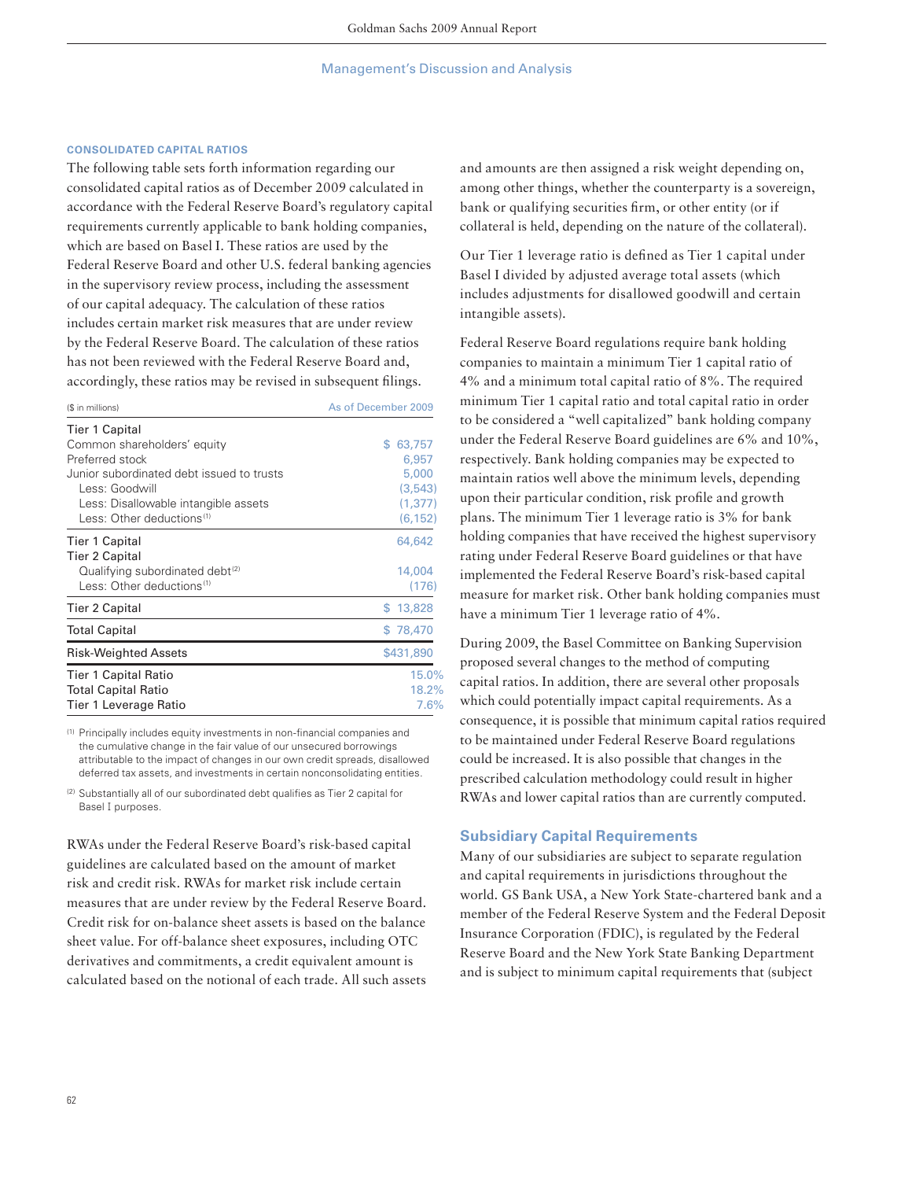### CONSOLIDATED CAPITAL RATIOS

The following table sets forth information regarding our consolidated capital ratios as of December 2009 calculated in accordance with the Federal Reserve Board's regulatory capital requirements currently applicable to bank holding companies, which are based on Basel I. These ratios are used by the Federal Reserve Board and other U.S. federal banking agencies in the supervisory review process, including the assessment of our capital adequacy. The calculation of these ratios includes certain market risk measures that are under review by the Federal Reserve Board. The calculation of these ratios has not been reviewed with the Federal Reserve Board and, accordingly, these ratios may be revised in subsequent filings.

| ($ in millions) | As of December 2009 |
|---|---|
| **Tier 1 Capital** | |
| Common shareholders' equity | $ 63,757 |
| Preferred stock | 6,957 |
| Junior subordinated debt issued to trusts | 5,000 |
| Less: Goodwill | (3,543) |
| Less: Disallowable intangible assets | (1,377) |
| Less: Other deductions[1] | (6,152) |
| Tier 1 Capital | 64,642 |
| **Tier 2 Capital** | |
| Qualifying subordinated debt[2] | 14,004 |
| Less: Other deductions[1] | (176) |
| Tier 2 Capital | $ 13,828 |
| Total Capital | $ 78,470 |
| Risk-Weighted Assets | $431,890 |
| Tier 1 Capital Ratio | 15.0% |
| Total Capital Ratio | 18.2% |
| Tier 1 Leverage Ratio | 7.6% |

(1) Principally includes equity investments in non-financial companies and the cumulative change in the fair value of our unsecured borrowings attributable to the impact of changes in our own credit spreads, disallowed deferred tax assets, and investments in certain nonconsolidating entities.

(2) Substantially all of our subordinated debt qualifies as Tier 2 capital for Basel I purposes.

RWAs under the Federal Reserve Board's risk-based capital guidelines are calculated based on the amount of market risk and credit risk. RWAs for market risk include certain measures that are under review by the Federal Reserve Board. Credit risk for on-balance sheet assets is based on the balance sheet value. For off-balance sheet exposures, including OTC derivatives and commitments, a credit equivalent amount is calculated based on the notional of each trade. All such assets and amounts are then assigned a risk weight depending on, among other things, whether the counterparty is a sovereign, bank or qualifying securities firm, or other entity (or if collateral is held, depending on the nature of the collateral).

Our Tier 1 leverage ratio is defined as Tier 1 capital under Basel I divided by adjusted average total assets (which includes adjustments for disallowed goodwill and certain intangible assets).

Federal Reserve Board regulations require bank holding companies to maintain a minimum Tier 1 capital ratio of 4% and a minimum total capital ratio of 8%. The required minimum Tier 1 capital ratio and total capital ratio in order to be considered a "well capitalized" bank holding company under the Federal Reserve Board guidelines are 6% and 10%, respectively. Bank holding companies may be expected to maintain ratios well above the minimum levels, depending upon their particular condition, risk profile and growth plans. The minimum Tier 1 leverage ratio is 3% for bank holding companies that have received the highest supervisory rating under Federal Reserve Board guidelines or that have implemented the Federal Reserve Board's risk-based capital measure for market risk. Other bank holding companies must have a minimum Tier 1 leverage ratio of 4%.

During 2009, the Basel Committee on Banking Supervision proposed several changes to the method of computing capital ratios. In addition, there are several other proposals which could potentially impact capital requirements. As a consequence, it is possible that minimum capital ratios required to be maintained under Federal Reserve Board regulations could be increased. It is also possible that changes in the prescribed calculation methodology could result in higher RWAs and lower capital ratios than are currently computed.

## Subsidiary Capital Requirements

Many of our subsidiaries are subject to separate regulation and capital requirements in jurisdictions throughout the world. GS Bank USA, a New York State-chartered bank and a member of the Federal Reserve System and the Federal Deposit Insurance Corporation (FDIC), is regulated by the Federal Reserve Board and the New York State Banking Department and is subject to minimum capital requirements that (subject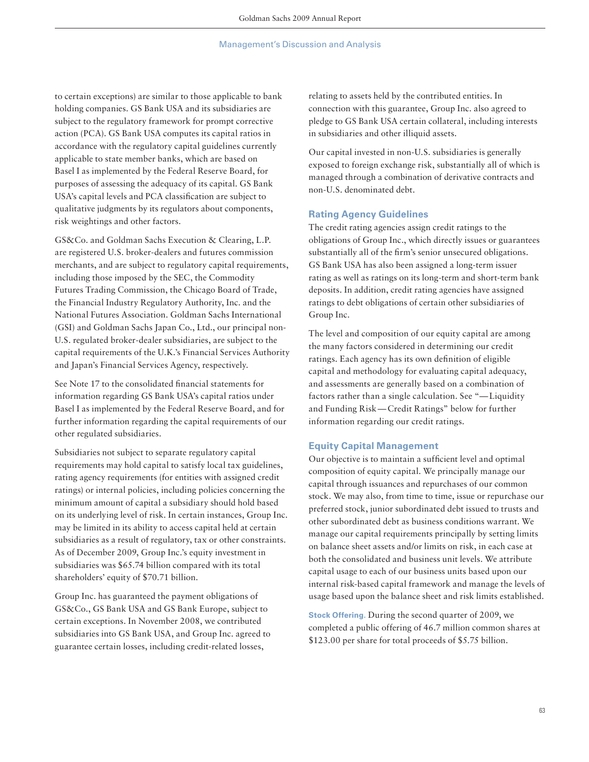to certain exceptions) are similar to those applicable to bank holding companies. GS Bank USA and its subsidiaries are subject to the regulatory framework for prompt corrective action (PCA). GS Bank USA computes its capital ratios in accordance with the regulatory capital guidelines currently applicable to state member banks, which are based on Basel I as implemented by the Federal Reserve Board, for purposes of assessing the adequacy of its capital. GS Bank USA's capital levels and PCA classification are subject to qualitative judgments by its regulators about components, risk weightings and other factors.

GS&Co. and Goldman Sachs Execution & Clearing, L.P. are registered U.S. broker-dealers and futures commission merchants, and are subject to regulatory capital requirements, including those imposed by the SEC, the Commodity Futures Trading Commission, the Chicago Board of Trade, the Financial Industry Regulatory Authority, Inc. and the National Futures Association. Goldman Sachs International (GSI) and Goldman Sachs Japan Co., Ltd., our principal non-U.S. regulated broker-dealer subsidiaries, are subject to the capital requirements of the U.K.'s Financial Services Authority and Japan's Financial Services Agency, respectively.

See Note 17 to the consolidated financial statements for information regarding GS Bank USA's capital ratios under Basel I as implemented by the Federal Reserve Board, and for further information regarding the capital requirements of our other regulated subsidiaries.

Subsidiaries not subject to separate regulatory capital requirements may hold capital to satisfy local tax guidelines, rating agency requirements (for entities with assigned credit ratings) or internal policies, including policies concerning the minimum amount of capital a subsidiary should hold based on its underlying level of risk. In certain instances, Group Inc. may be limited in its ability to access capital held at certain subsidiaries as a result of regulatory, tax or other constraints. As of December 2009, Group Inc.'s equity investment in subsidiaries was $65.74 billion compared with its total shareholders' equity of $70.71 billion.

Group Inc. has guaranteed the payment obligations of GS&Co., GS Bank USA and GS Bank Europe, subject to certain exceptions. In November 2008, we contributed subsidiaries into GS Bank USA, and Group Inc. agreed to guarantee certain losses, including credit-related losses, relating to assets held by the contributed entities. In connection with this guarantee, Group Inc. also agreed to pledge to GS Bank USA certain collateral, including interests in subsidiaries and other illiquid assets.

Our capital invested in non-U.S. subsidiaries is generally exposed to foreign exchange risk, substantially all of which is managed through a combination of derivative contracts and non-U.S. denominated debt.

## Rating Agency Guidelines

The credit rating agencies assign credit ratings to the obligations of Group Inc., which directly issues or guarantees substantially all of the firm's senior unsecured obligations. GS Bank USA has also been assigned a long-term issuer rating as well as ratings on its long-term and short-term bank deposits. In addition, credit rating agencies have assigned ratings to debt obligations of certain other subsidiaries of Group Inc.

The level and composition of our equity capital are among the many factors considered in determining our credit ratings. Each agency has its own definition of eligible capital and methodology for evaluating capital adequacy, and assessments are generally based on a combination of factors rather than a single calculation. See "— Liquidity and Funding Risk — Credit Ratings" below for further information regarding our credit ratings.

## Equity Capital Management

Our objective is to maintain a sufficient level and optimal composition of equity capital. We principally manage our capital through issuances and repurchases of our common stock. We may also, from time to time, issue or repurchase our preferred stock, junior subordinated debt issued to trusts and other subordinated debt as business conditions warrant. We manage our capital requirements principally by setting limits on balance sheet assets and/or limits on risk, in each case at both the consolidated and business unit levels. We attribute capital usage to each of our business units based upon our internal risk-based capital framework and manage the levels of usage based upon the balance sheet and risk limits established.

**Stock Offering.** During the second quarter of 2009, we completed a public offering of 46.7 million common shares at $123.00 per share for total proceeds of $5.75 billion.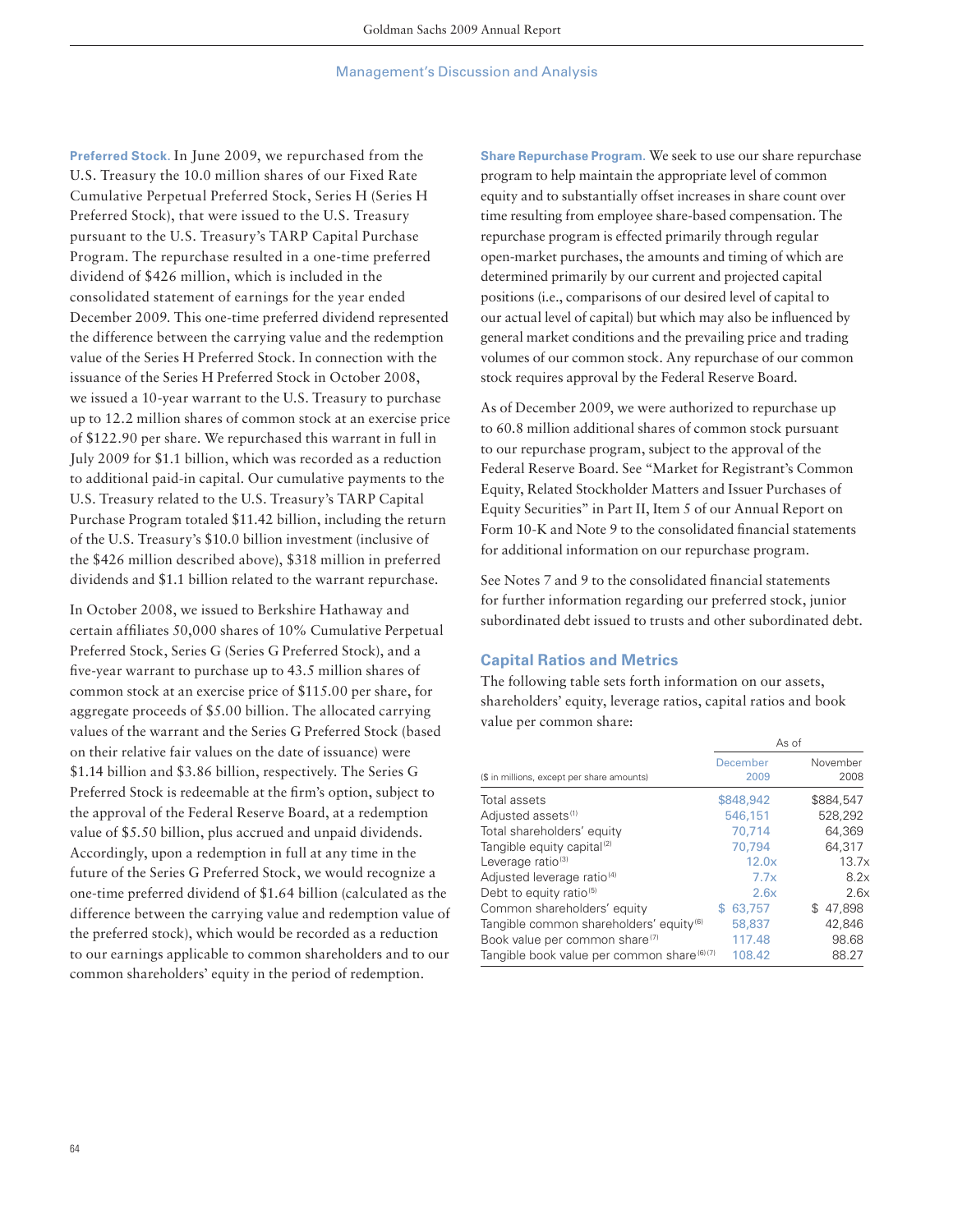## Management's Discussion and Analysis

**Preferred Stock.** In June 2009, we repurchased from the U.S. Treasury the 10.0 million shares of our Fixed Rate Cumulative Perpetual Preferred Stock, Series H (Series H Preferred Stock), that were issued to the U.S. Treasury pursuant to the U.S. Treasury's TARP Capital Purchase Program. The repurchase resulted in a one-time preferred dividend of $426 million, which is included in the consolidated statement of earnings for the year ended December 2009. This one-time preferred dividend represented the difference between the carrying value and the redemption value of the Series H Preferred Stock. In connection with the issuance of the Series H Preferred Stock in October 2008, we issued a 10-year warrant to the U.S. Treasury to purchase up to 12.2 million shares of common stock at an exercise price of $122.90 per share. We repurchased this warrant in full in July 2009 for $1.1 billion, which was recorded as a reduction to additional paid-in capital. Our cumulative payments to the U.S. Treasury related to the U.S. Treasury's TARP Capital Purchase Program totaled $11.42 billion, including the return of the U.S. Treasury's $10.0 billion investment (inclusive of the $426 million described above), $318 million in preferred dividends and $1.1 billion related to the warrant repurchase.

In October 2008, we issued to Berkshire Hathaway and certain affiliates 50,000 shares of 10% Cumulative Perpetual Preferred Stock, Series G (Series G Preferred Stock), and a five-year warrant to purchase up to 43.5 million shares of common stock at an exercise price of $115.00 per share, for aggregate proceeds of $5.00 billion. The allocated carrying values of the warrant and the Series G Preferred Stock (based on their relative fair values on the date of issuance) were $1.14 billion and $3.86 billion, respectively. The Series G Preferred Stock is redeemable at the firm's option, subject to the approval of the Federal Reserve Board, at a redemption value of $5.50 billion, plus accrued and unpaid dividends. Accordingly, upon a redemption in full at any time in the future of the Series G Preferred Stock, we would recognize a one-time preferred dividend of $1.64 billion (calculated as the difference between the carrying value and redemption value of the preferred stock), which would be recorded as a reduction to our earnings applicable to common shareholders and to our common shareholders' equity in the period of redemption.

**Share Repurchase Program.** We seek to use our share repurchase program to help maintain the appropriate level of common equity and to substantially offset increases in share count over time resulting from employee share-based compensation. The repurchase program is effected primarily through regular open-market purchases, the amounts and timing of which are determined primarily by our current and projected capital positions (i.e., comparisons of our desired level of capital to our actual level of capital) but which may also be influenced by general market conditions and the prevailing price and trading volumes of our common stock. Any repurchase of our common stock requires approval by the Federal Reserve Board.

As of December 2009, we were authorized to repurchase up to 60.8 million additional shares of common stock pursuant to our repurchase program, subject to the approval of the Federal Reserve Board. See "Market for Registrant's Common Equity, Related Stockholder Matters and Issuer Purchases of Equity Securities" in Part II, Item 5 of our Annual Report on Form 10-K and Note 9 to the consolidated financial statements for additional information on our repurchase program.

See Notes 7 and 9 to the consolidated financial statements for further information regarding our preferred stock, junior subordinated debt issued to trusts and other subordinated debt.

### Capital Ratios and Metrics

The following table sets forth information on our assets, shareholders' equity, leverage ratios, capital ratios and book value per common share:

| ($ in millions, except per share amounts) | As of December 2009 | As of November 2008 |
|---|---|---|
| Total assets | $848,942 | $884,547 |
| Adjusted assets [1] | 546,151 | 528,292 |
| Total shareholders' equity | 70,714 | 64,369 |
| Tangible equity capital [2] | 70,794 | 64,317 |
| Leverage ratio [3] | 12.0x | 13.7x |
| Adjusted leverage ratio [4] | 7.7x | 8.2x |
| Debt to equity ratio [5] | 2.6x | 2.6x |
| Common shareholders' equity | $ 63,757 | $ 47,898 |
| Tangible common shareholders' equity [6] | 58,837 | 42,846 |
| Book value per common share [7] | 117.48 | 98.68 |
| Tangible book value per common share [6] [7] | 108.42 | 88.27 |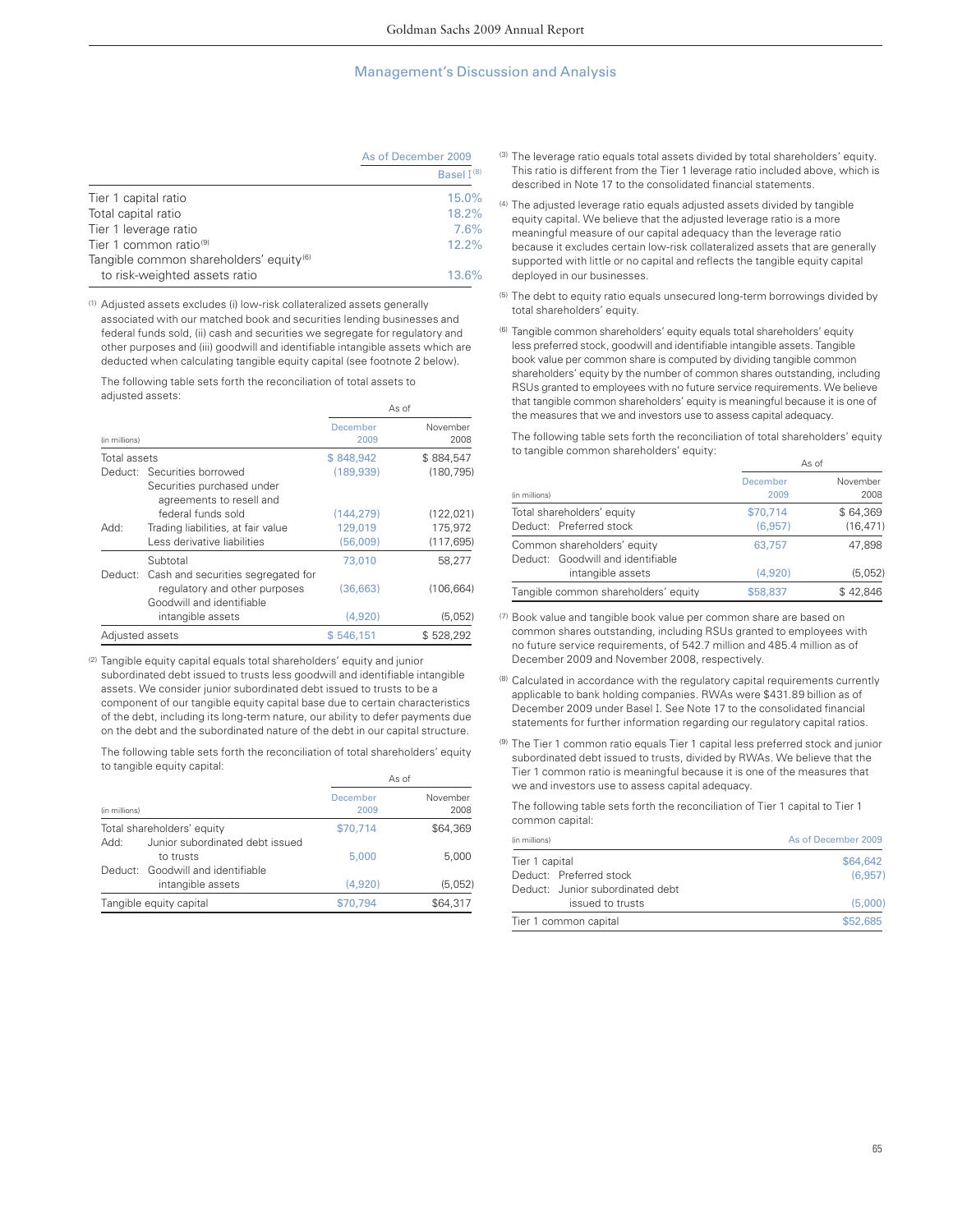## Management's Discussion and Analysis

| | As of December 2009 |
|---|---|
| | Basel I [8] |
| Tier 1 capital ratio | 15.0% |
| Total capital ratio | 18.2% |
| Tier 1 leverage ratio | 7.6% |
| Tier 1 common ratio [9] | 12.2% |
| Tangible common shareholders' equity [6] to risk-weighted assets ratio | 13.6% |

(1) Adjusted assets excludes (i) low-risk collateralized assets generally associated with our matched book and securities lending businesses and federal funds sold, (ii) cash and securities we segregate for regulatory and other purposes and (iii) goodwill and identifiable intangible assets which are deducted when calculating tangible equity capital (see footnote 2 below).

The following table sets forth the reconciliation of total assets to adjusted assets:

| (in millions) | As of December 2009 | As of November 2008 |
|---|---|---|
| Total assets | $ 848,942 | $ 884,547 |
| Deduct: Securities borrowed | (189,939) | (180,795) |
| Securities purchased under agreements to resell and federal funds sold | (144,279) | (122,021) |
| Add: Trading liabilities, at fair value | 129,019 | 175,972 |
| Less derivative liabilities | (56,009) | (117,695) |
| Subtotal | 73,010 | 58,277 |
| Deduct: Cash and securities segregated for regulatory and other purposes | (36,663) | (106,664) |
| Goodwill and identifiable intangible assets | (4,920) | (5,052) |
| Adjusted assets | $ 546,151 | $ 528,292 |

(2) Tangible equity capital equals total shareholders' equity and junior subordinated debt issued to trusts less goodwill and identifiable intangible assets. We consider junior subordinated debt issued to trusts to be a component of our tangible equity capital base due to certain characteristics of the debt, including its long-term nature, our ability to defer payments due on the debt and the subordinated nature of the debt in our capital structure.

The following table sets forth the reconciliation of total shareholders' equity to tangible equity capital:

| (in millions) | As of December 2009 | As of November 2008 |
|---|---|---|
| Total shareholders' equity | $70,714 | $64,369 |
| Add: Junior subordinated debt issued to trusts | 5,000 | 5,000 |
| Deduct: Goodwill and identifiable intangible assets | (4,920) | (5,052) |
| Tangible equity capital | $70,794 | $64,317 |

(3) The leverage ratio equals total assets divided by total shareholders' equity. This ratio is different from the Tier 1 leverage ratio included above, which is described in Note 17 to the consolidated financial statements.

(4) The adjusted leverage ratio equals adjusted assets divided by tangible equity capital. We believe that the adjusted leverage ratio is a more meaningful measure of our capital adequacy than the leverage ratio because it excludes certain low-risk collateralized assets that are generally supported with little or no capital and reflects the tangible equity capital deployed in our businesses.

(5) The debt to equity ratio equals unsecured long-term borrowings divided by total shareholders' equity.

(6) Tangible common shareholders' equity equals total shareholders' equity less preferred stock, goodwill and identifiable intangible assets. Tangible book value per common share is computed by dividing tangible common shareholders' equity by the number of common shares outstanding, including RSUs granted to employees with no future service requirements. We believe that tangible common shareholders' equity is meaningful because it is one of the measures that we and investors use to assess capital adequacy.

The following table sets forth the reconciliation of total shareholders' equity to tangible common shareholders' equity:

| (in millions) | As of December 2009 | As of November 2008 |
|---|---|---|
| Total shareholders' equity | $70,714 | $ 64,369 |
| Deduct: Preferred stock | (6,957) | (16,471) |
| Common shareholders' equity | 63,757 | 47,898 |
| Deduct: Goodwill and identifiable intangible assets | (4,920) | (5,052) |
| Tangible common shareholders' equity | $58,837 | $ 42,846 |

(7) Book value and tangible book value per common share are based on common shares outstanding, including RSUs granted to employees with no future service requirements, of 542.7 million and 485.4 million as of December 2009 and November 2008, respectively.

(8) Calculated in accordance with the regulatory capital requirements currently applicable to bank holding companies. RWAs were $431.89 billion as of December 2009 under Basel I. See Note 17 to the consolidated financial statements for further information regarding our regulatory capital ratios.

(9) The Tier 1 common ratio equals Tier 1 capital less preferred stock and junior subordinated debt issued to trusts, divided by RWAs. We believe that the Tier 1 common ratio is meaningful because it is one of the measures that we and investors use to assess capital adequacy.

The following table sets forth the reconciliation of Tier 1 capital to Tier 1 common capital:

| (in millions) | As of December 2009 |
|---|---|
| Tier 1 capital | $64,642 |
| Deduct: Preferred stock | (6,957) |
| Deduct: Junior subordinated debt issued to trusts | (5,000) |
| Tier 1 common capital | $52,685 |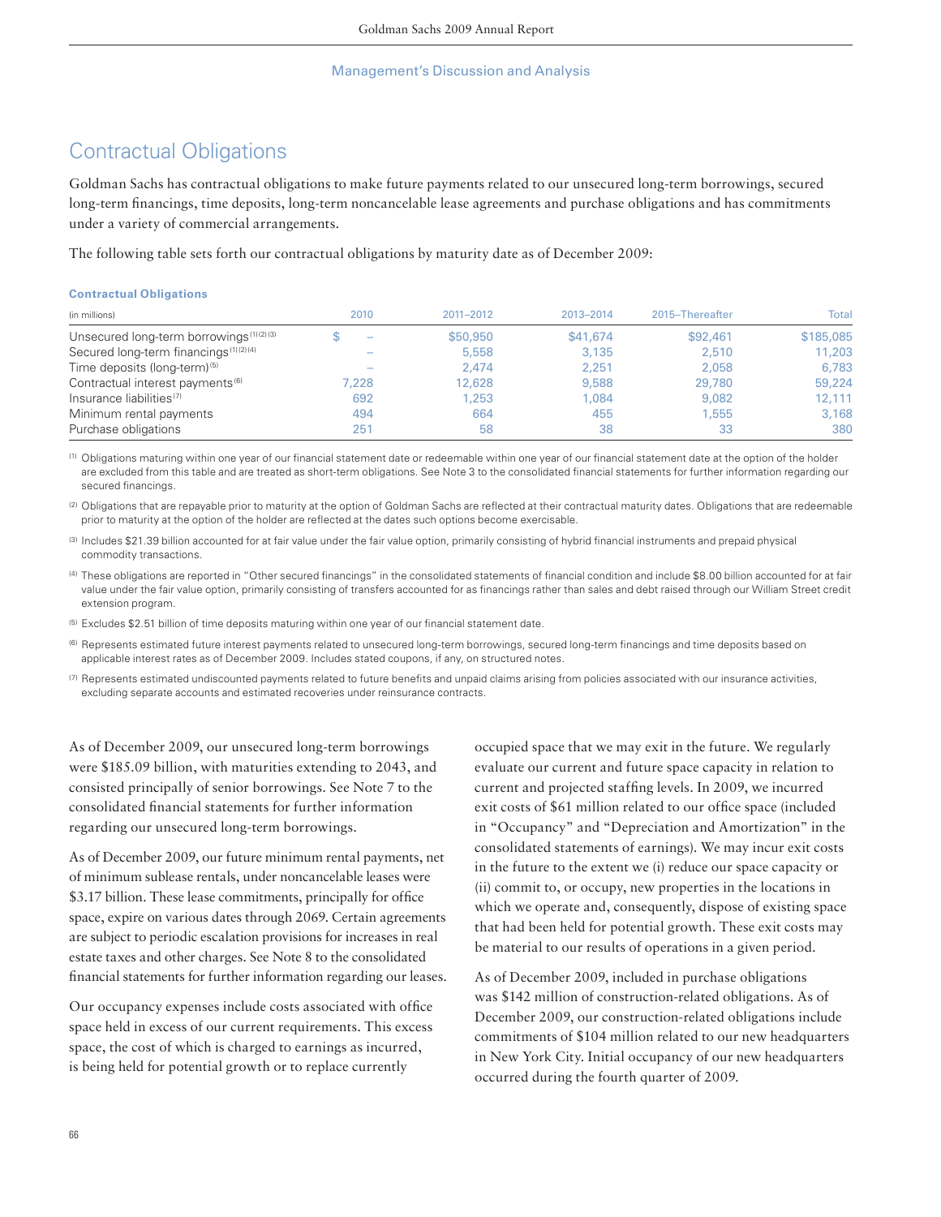Management's Discussion and Analysis

# Contractual Obligations

Goldman Sachs has contractual obligations to make future payments related to our unsecured long-term borrowings, secured long-term financings, time deposits, long-term noncancelable lease agreements and purchase obligations and has commitments under a variety of commercial arrangements.

The following table sets forth our contractual obligations by maturity date as of December 2009:

**Contractual Obligations**

| (in millions) | 2010 | 2011–2012 | 2013–2014 | 2015–Thereafter | Total |
|---|---|---|---|---|---|
| Unsecured long-term borrowings [1][2][3] | $ – | $50,950 | $41,674 | $92,461 | $185,085 |
| Secured long-term financings [1][2][4] | – | 5,558 | 3,135 | 2,510 | 11,203 |
| Time deposits (long-term) [5] | – | 2,474 | 2,251 | 2,058 | 6,783 |
| Contractual interest payments [6] | 7,228 | 12,628 | 9,588 | 29,780 | 59,224 |
| Insurance liabilities [7] | 692 | 1,253 | 1,084 | 9,082 | 12,111 |
| Minimum rental payments | 494 | 664 | 455 | 1,555 | 3,168 |
| Purchase obligations | 251 | 58 | 38 | 33 | 380 |

(1) Obligations maturing within one year of our financial statement date or redeemable within one year of our financial statement date at the option of the holder are excluded from this table and are treated as short-term obligations. See Note 3 to the consolidated financial statements for further information regarding our secured financings.

(2) Obligations that are repayable prior to maturity at the option of Goldman Sachs are reflected at their contractual maturity dates. Obligations that are redeemable prior to maturity at the option of the holder are reflected at the dates such options become exercisable.

(3) Includes $21.39 billion accounted for at fair value under the fair value option, primarily consisting of hybrid financial instruments and prepaid physical commodity transactions.

(4) These obligations are reported in "Other secured financings" in the consolidated statements of financial condition and include $8.00 billion accounted for at fair value under the fair value option, primarily consisting of transfers accounted for as financings rather than sales and debt raised through our William Street credit extension program.

(5) Excludes $2.51 billion of time deposits maturing within one year of our financial statement date.

(6) Represents estimated future interest payments related to unsecured long-term borrowings, secured long-term financings and time deposits based on applicable interest rates as of December 2009. Includes stated coupons, if any, on structured notes.

(7) Represents estimated undiscounted payments related to future benefits and unpaid claims arising from policies associated with our insurance activities, excluding separate accounts and estimated recoveries under reinsurance contracts.

As of December 2009, our unsecured long-term borrowings were $185.09 billion, with maturities extending to 2043, and consisted principally of senior borrowings. See Note 7 to the consolidated financial statements for further information regarding our unsecured long-term borrowings.

As of December 2009, our future minimum rental payments, net of minimum sublease rentals, under noncancelable leases were $3.17 billion. These lease commitments, principally for office space, expire on various dates through 2069. Certain agreements are subject to periodic escalation provisions for increases in real estate taxes and other charges. See Note 8 to the consolidated financial statements for further information regarding our leases.

Our occupancy expenses include costs associated with office space held in excess of our current requirements. This excess space, the cost of which is charged to earnings as incurred, is being held for potential growth or to replace currently occupied space that we may exit in the future. We regularly evaluate our current and future space capacity in relation to current and projected staffing levels. In 2009, we incurred exit costs of $61 million related to our office space (included in "Occupancy" and "Depreciation and Amortization" in the consolidated statements of earnings). We may incur exit costs in the future to the extent we (i) reduce our space capacity or (ii) commit to, or occupy, new properties in the locations in which we operate and, consequently, dispose of existing space that had been held for potential growth. These exit costs may be material to our results of operations in a given period.

As of December 2009, included in purchase obligations was $142 million of construction-related obligations. As of December 2009, our construction-related obligations include commitments of $104 million related to our new headquarters in New York City. Initial occupancy of our new headquarters occurred during the fourth quarter of 2009.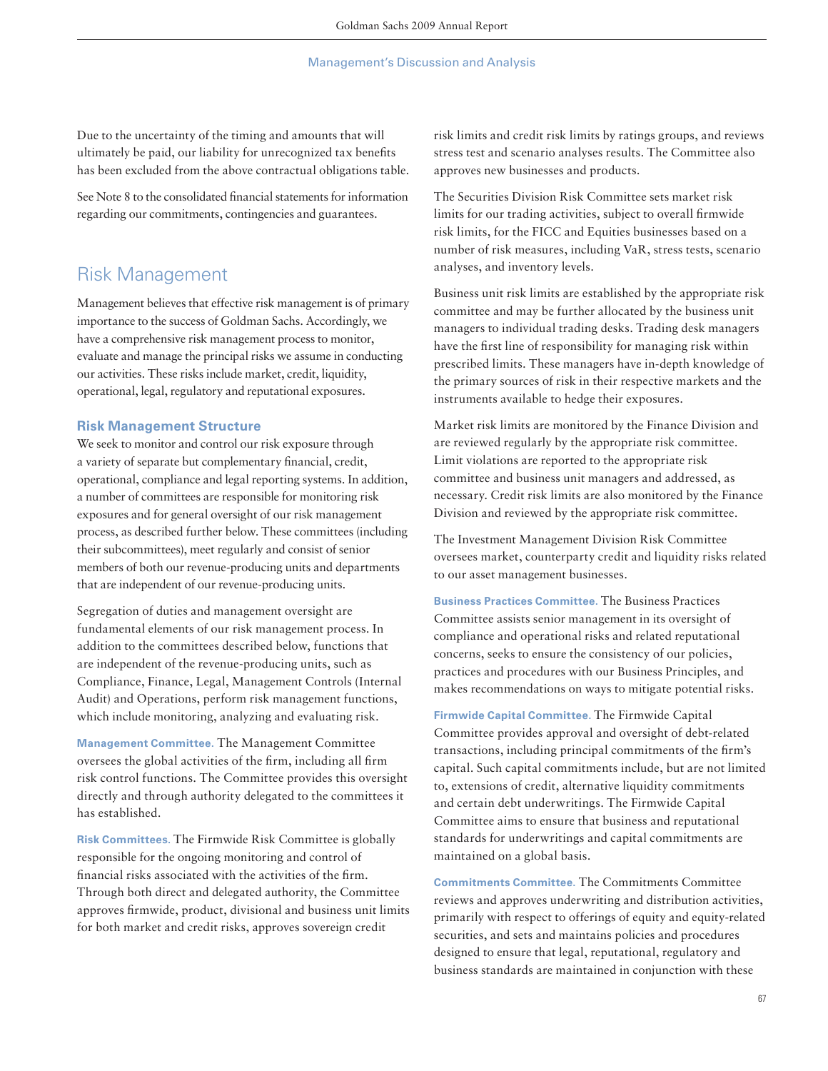Due to the uncertainty of the timing and amounts that will ultimately be paid, our liability for unrecognized tax benefits has been excluded from the above contractual obligations table.

See Note 8 to the consolidated financial statements for information regarding our commitments, contingencies and guarantees.

## Risk Management

Management believes that effective risk management is of primary importance to the success of Goldman Sachs. Accordingly, we have a comprehensive risk management process to monitor, evaluate and manage the principal risks we assume in conducting our activities. These risks include market, credit, liquidity, operational, legal, regulatory and reputational exposures.

### Risk Management Structure

We seek to monitor and control our risk exposure through a variety of separate but complementary financial, credit, operational, compliance and legal reporting systems. In addition, a number of committees are responsible for monitoring risk exposures and for general oversight of our risk management process, as described further below. These committees (including their subcommittees), meet regularly and consist of senior members of both our revenue-producing units and departments that are independent of our revenue-producing units.

Segregation of duties and management oversight are fundamental elements of our risk management process. In addition to the committees described below, functions that are independent of the revenue-producing units, such as Compliance, Finance, Legal, Management Controls (Internal Audit) and Operations, perform risk management functions, which include monitoring, analyzing and evaluating risk.

**Management Committee.** The Management Committee oversees the global activities of the firm, including all firm risk control functions. The Committee provides this oversight directly and through authority delegated to the committees it has established.

**Risk Committees.** The Firmwide Risk Committee is globally responsible for the ongoing monitoring and control of financial risks associated with the activities of the firm. Through both direct and delegated authority, the Committee approves firmwide, product, divisional and business unit limits for both market and credit risks, approves sovereign credit risk limits and credit risk limits by ratings groups, and reviews stress test and scenario analyses results. The Committee also approves new businesses and products.

The Securities Division Risk Committee sets market risk limits for our trading activities, subject to overall firmwide risk limits, for the FICC and Equities businesses based on a number of risk measures, including VaR, stress tests, scenario analyses, and inventory levels.

Business unit risk limits are established by the appropriate risk committee and may be further allocated by the business unit managers to individual trading desks. Trading desk managers have the first line of responsibility for managing risk within prescribed limits. These managers have in-depth knowledge of the primary sources of risk in their respective markets and the instruments available to hedge their exposures.

Market risk limits are monitored by the Finance Division and are reviewed regularly by the appropriate risk committee. Limit violations are reported to the appropriate risk committee and business unit managers and addressed, as necessary. Credit risk limits are also monitored by the Finance Division and reviewed by the appropriate risk committee.

The Investment Management Division Risk Committee oversees market, counterparty credit and liquidity risks related to our asset management businesses.

**Business Practices Committee.** The Business Practices Committee assists senior management in its oversight of compliance and operational risks and related reputational concerns, seeks to ensure the consistency of our policies, practices and procedures with our Business Principles, and makes recommendations on ways to mitigate potential risks.

**Firmwide Capital Committee.** The Firmwide Capital Committee provides approval and oversight of debt-related transactions, including principal commitments of the firm's capital. Such capital commitments include, but are not limited to, extensions of credit, alternative liquidity commitments and certain debt underwritings. The Firmwide Capital Committee aims to ensure that business and reputational standards for underwritings and capital commitments are maintained on a global basis.

**Commitments Committee.** The Commitments Committee reviews and approves underwriting and distribution activities, primarily with respect to offerings of equity and equity-related securities, and sets and maintains policies and procedures designed to ensure that legal, reputational, regulatory and business standards are maintained in conjunction with these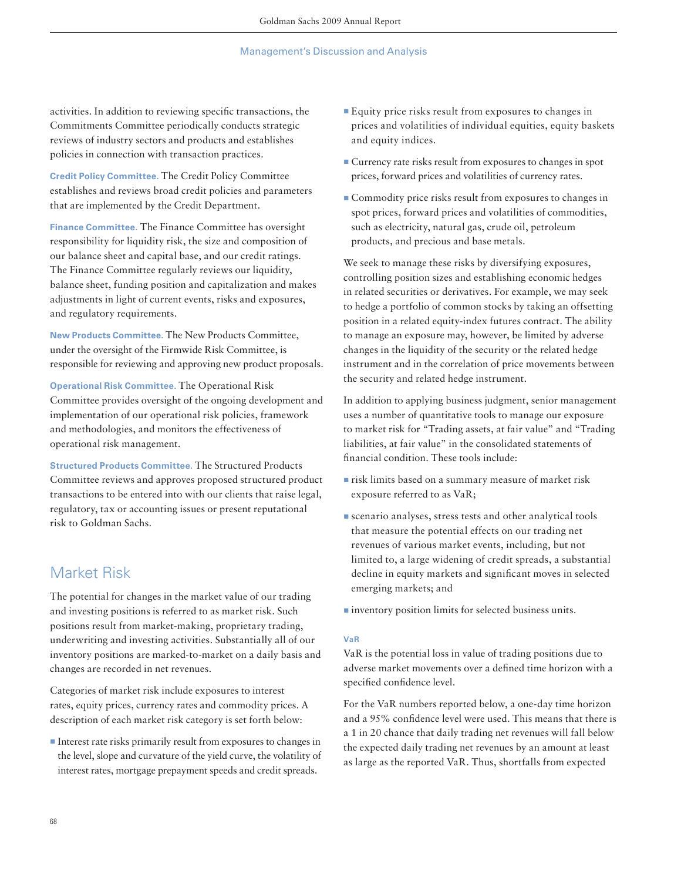activities. In addition to reviewing specific transactions, the Commitments Committee periodically conducts strategic reviews of industry sectors and products and establishes policies in connection with transaction practices.

**Credit Policy Committee.** The Credit Policy Committee establishes and reviews broad credit policies and parameters that are implemented by the Credit Department.

**Finance Committee.** The Finance Committee has oversight responsibility for liquidity risk, the size and composition of our balance sheet and capital base, and our credit ratings. The Finance Committee regularly reviews our liquidity, balance sheet, funding position and capitalization and makes adjustments in light of current events, risks and exposures, and regulatory requirements.

**New Products Committee.** The New Products Committee, under the oversight of the Firmwide Risk Committee, is responsible for reviewing and approving new product proposals.

**Operational Risk Committee.** The Operational Risk Committee provides oversight of the ongoing development and implementation of our operational risk policies, framework and methodologies, and monitors the effectiveness of operational risk management.

**Structured Products Committee.** The Structured Products Committee reviews and approves proposed structured product transactions to be entered into with our clients that raise legal, regulatory, tax or accounting issues or present reputational risk to Goldman Sachs.

## Market Risk

The potential for changes in the market value of our trading and investing positions is referred to as market risk. Such positions result from market-making, proprietary trading, underwriting and investing activities. Substantially all of our inventory positions are marked-to-market on a daily basis and changes are recorded in net revenues.

Categories of market risk include exposures to interest rates, equity prices, currency rates and commodity prices. A description of each market risk category is set forth below:

- Interest rate risks primarily result from exposures to changes in the level, slope and curvature of the yield curve, the volatility of interest rates, mortgage prepayment speeds and credit spreads.
- Equity price risks result from exposures to changes in prices and volatilities of individual equities, equity baskets and equity indices.
- Currency rate risks result from exposures to changes in spot prices, forward prices and volatilities of currency rates.
- Commodity price risks result from exposures to changes in spot prices, forward prices and volatilities of commodities, such as electricity, natural gas, crude oil, petroleum products, and precious and base metals.

We seek to manage these risks by diversifying exposures, controlling position sizes and establishing economic hedges in related securities or derivatives. For example, we may seek to hedge a portfolio of common stocks by taking an offsetting position in a related equity-index futures contract. The ability to manage an exposure may, however, be limited by adverse changes in the liquidity of the security or the related hedge instrument and in the correlation of price movements between the security and related hedge instrument.

In addition to applying business judgment, senior management uses a number of quantitative tools to manage our exposure to market risk for "Trading assets, at fair value" and "Trading liabilities, at fair value" in the consolidated statements of financial condition. These tools include:

- risk limits based on a summary measure of market risk exposure referred to as VaR;
- scenario analyses, stress tests and other analytical tools that measure the potential effects on our trading net revenues of various market events, including, but not limited to, a large widening of credit spreads, a substantial decline in equity markets and significant moves in selected emerging markets; and
- inventory position limits for selected business units.

### VaR

VaR is the potential loss in value of trading positions due to adverse market movements over a defined time horizon with a specified confidence level.

For the VaR numbers reported below, a one-day time horizon and a 95% confidence level were used. This means that there is a 1 in 20 chance that daily trading net revenues will fall below the expected daily trading net revenues by an amount at least as large as the reported VaR. Thus, shortfalls from expected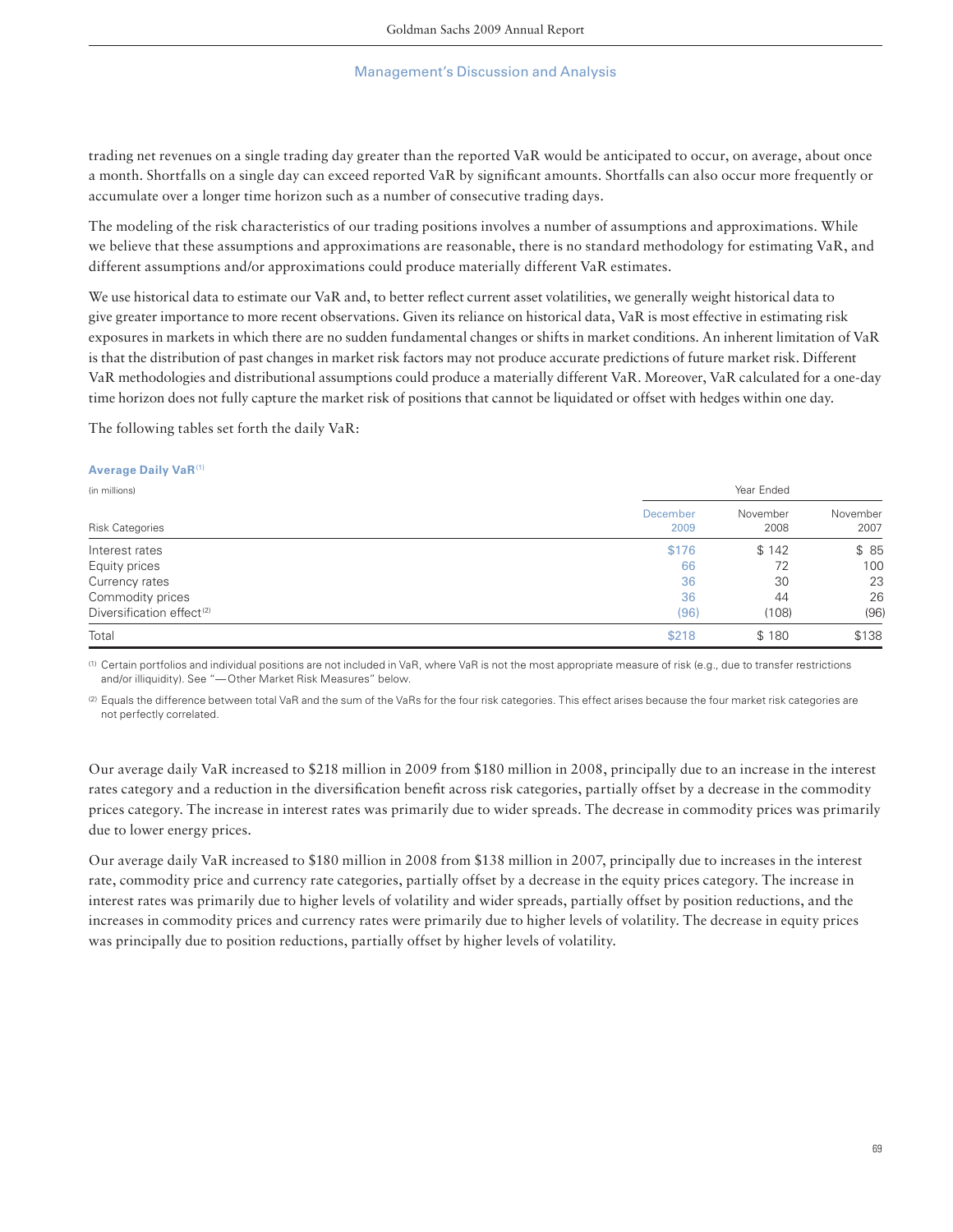trading net revenues on a single trading day greater than the reported VaR would be anticipated to occur, on average, about once a month. Shortfalls on a single day can exceed reported VaR by significant amounts. Shortfalls can also occur more frequently or accumulate over a longer time horizon such as a number of consecutive trading days.

The modeling of the risk characteristics of our trading positions involves a number of assumptions and approximations. While we believe that these assumptions and approximations are reasonable, there is no standard methodology for estimating VaR, and different assumptions and/or approximations could produce materially different VaR estimates.

We use historical data to estimate our VaR and, to better reflect current asset volatilities, we generally weight historical data to give greater importance to more recent observations. Given its reliance on historical data, VaR is most effective in estimating risk exposures in markets in which there are no sudden fundamental changes or shifts in market conditions. An inherent limitation of VaR is that the distribution of past changes in market risk factors may not produce accurate predictions of future market risk. Different VaR methodologies and distributional assumptions could produce a materially different VaR. Moreover, VaR calculated for a one-day time horizon does not fully capture the market risk of positions that cannot be liquidated or offset with hedges within one day.

The following tables set forth the daily VaR:

**Average Daily VaR** [1]

(in millions)

| | Year Ended | | |
|---|---|---|---|
| Risk Categories | December 2009 | November 2008 | November 2007 |
| Interest rates | $176 | $ 142 | $ 85 |
| Equity prices | 66 | 72 | 100 |
| Currency rates | 36 | 30 | 23 |
| Commodity prices | 36 | 44 | 26 |
| Diversification effect [2] | (96) | (108) | (96) |
| Total | $218 | $ 180 | $138 |

(1) Certain portfolios and individual positions are not included in VaR, where VaR is not the most appropriate measure of risk (e.g., due to transfer restrictions and/or illiquidity). See "— Other Market Risk Measures" below.

(2) Equals the difference between total VaR and the sum of the VaRs for the four risk categories. This effect arises because the four market risk categories are not perfectly correlated.

Our average daily VaR increased to $218 million in 2009 from $180 million in 2008, principally due to an increase in the interest rates category and a reduction in the diversification benefit across risk categories, partially offset by a decrease in the commodity prices category. The increase in interest rates was primarily due to wider spreads. The decrease in commodity prices was primarily due to lower energy prices.

Our average daily VaR increased to $180 million in 2008 from $138 million in 2007, principally due to increases in the interest rate, commodity price and currency rate categories, partially offset by a decrease in the equity prices category. The increase in interest rates was primarily due to higher levels of volatility and wider spreads, partially offset by position reductions, and the increases in commodity prices and currency rates were primarily due to higher levels of volatility. The decrease in equity prices was principally due to position reductions, partially offset by higher levels of volatility.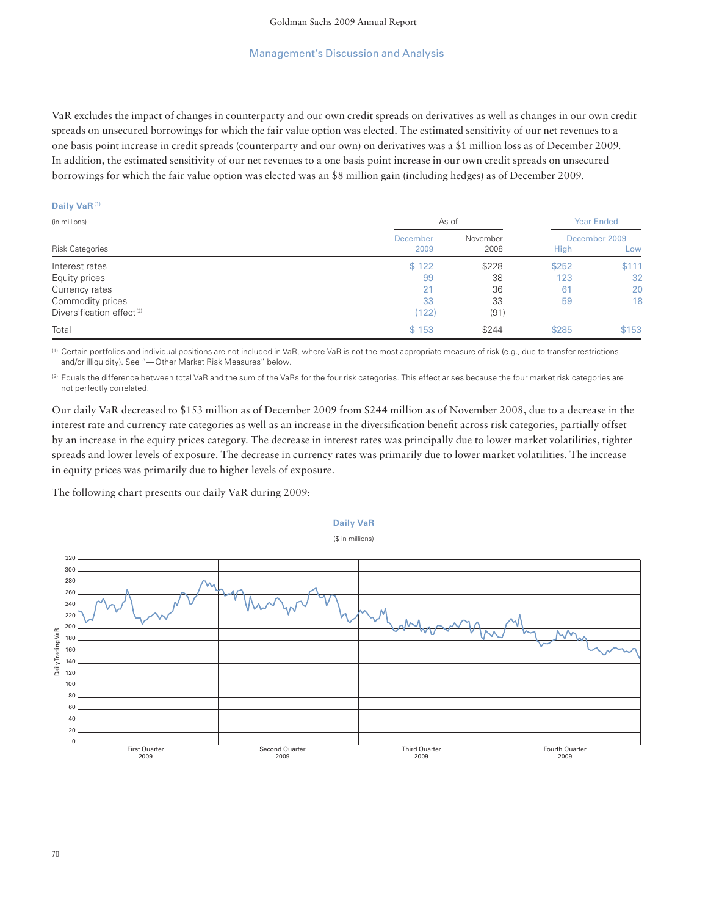VaR excludes the impact of changes in counterparty and our own credit spreads on derivatives as well as changes in our own credit spreads on unsecured borrowings for which the fair value option was elected. The estimated sensitivity of our net revenues to a one basis point increase in credit spreads (counterparty and our own) on derivatives was a $1 million loss as of December 2009. In addition, the estimated sensitivity of our net revenues to a one basis point increase in our own credit spreads on unsecured borrowings for which the fair value option was elected was an $8 million gain (including hedges) as of December 2009.

**Daily VaR** [1]

(in millions)

| Risk Categories | As of December 2009 | As of November 2008 | Year Ended December 2009 High | Year Ended December 2009 Low |
|---|---|---|---|---|
| Interest rates | $ 122 | $228 | $252 | $111 |
| Equity prices | 99 | 38 | 123 | 32 |
| Currency rates | 21 | 36 | 61 | 20 |
| Commodity prices | 33 | 33 | 59 | 18 |
| Diversification effect [2] | (122) | (91) | | |
| Total | $ 153 | $244 | $285 | $153 |

[1] Certain portfolios and individual positions are not included in VaR, where VaR is not the most appropriate measure of risk (e.g., due to transfer restrictions and/or illiquidity). See "— Other Market Risk Measures" below.

[2] Equals the difference between total VaR and the sum of the VaRs for the four risk categories. This effect arises because the four market risk categories are not perfectly correlated.

Our daily VaR decreased to $153 million as of December 2009 from $244 million as of November 2008, due to a decrease in the interest rate and currency rate categories as well as an increase in the diversification benefit across risk categories, partially offset by an increase in the equity prices category. The decrease in interest rates was principally due to lower market volatilities, tighter spreads and lower levels of exposure. The decrease in currency rates was primarily due to lower market volatilities. The increase in equity prices was primarily due to higher levels of exposure.

The following chart presents our daily VaR during 2009:

**Daily VaR**

($ in millions)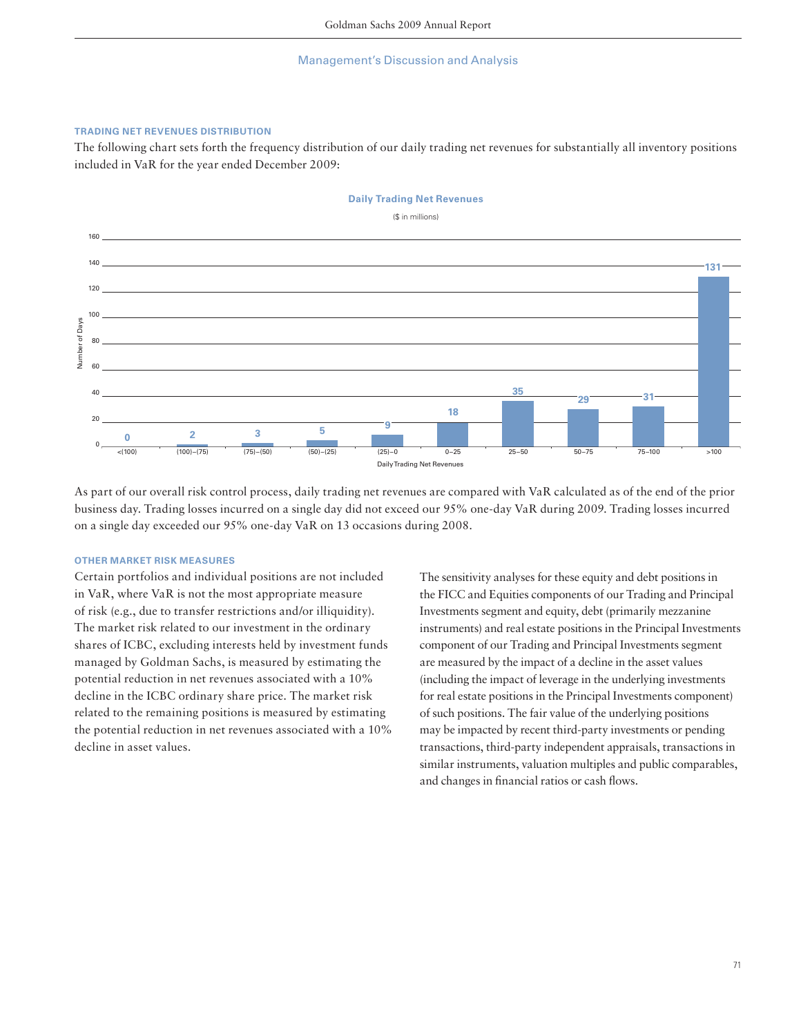### TRADING NET REVENUES DISTRIBUTION

The following chart sets forth the frequency distribution of our daily trading net revenues for substantially all inventory positions included in VaR for the year ended December 2009:

**Daily Trading Net Revenues**

($ in millions)

| Daily Trading Net Revenues | Number of Days |
|---|---|
| <(100) | 0 |
| (100)–(75) | 2 |
| (75)–(50) | 3 |
| (50)–(25) | 5 |
| (25)–0 | 9 |
| 0–25 | 18 |
| 25–50 | 35 |
| 50–75 | 29 |
| 75–100 | 31 |
| >100 | 131 |

As part of our overall risk control process, daily trading net revenues are compared with VaR calculated as of the end of the prior business day. Trading losses incurred on a single day did not exceed our 95% one-day VaR during 2009. Trading losses incurred on a single day exceeded our 95% one-day VaR on 13 occasions during 2008.

### OTHER MARKET RISK MEASURES

Certain portfolios and individual positions are not included in VaR, where VaR is not the most appropriate measure of risk (e.g., due to transfer restrictions and/or illiquidity). The market risk related to our investment in the ordinary shares of ICBC, excluding interests held by investment funds managed by Goldman Sachs, is measured by estimating the potential reduction in net revenues associated with a 10% decline in the ICBC ordinary share price. The market risk related to the remaining positions is measured by estimating the potential reduction in net revenues associated with a 10% decline in asset values.

The sensitivity analyses for these equity and debt positions in the FICC and Equities components of our Trading and Principal Investments segment and equity, debt (primarily mezzanine instruments) and real estate positions in the Principal Investments component of our Trading and Principal Investments segment are measured by the impact of a decline in the asset values (including the impact of leverage in the underlying investments for real estate positions in the Principal Investments component) of such positions. The fair value of the underlying positions may be impacted by recent third-party investments or pending transactions, third-party independent appraisals, transactions in similar instruments, valuation multiples and public comparables, and changes in financial ratios or cash flows.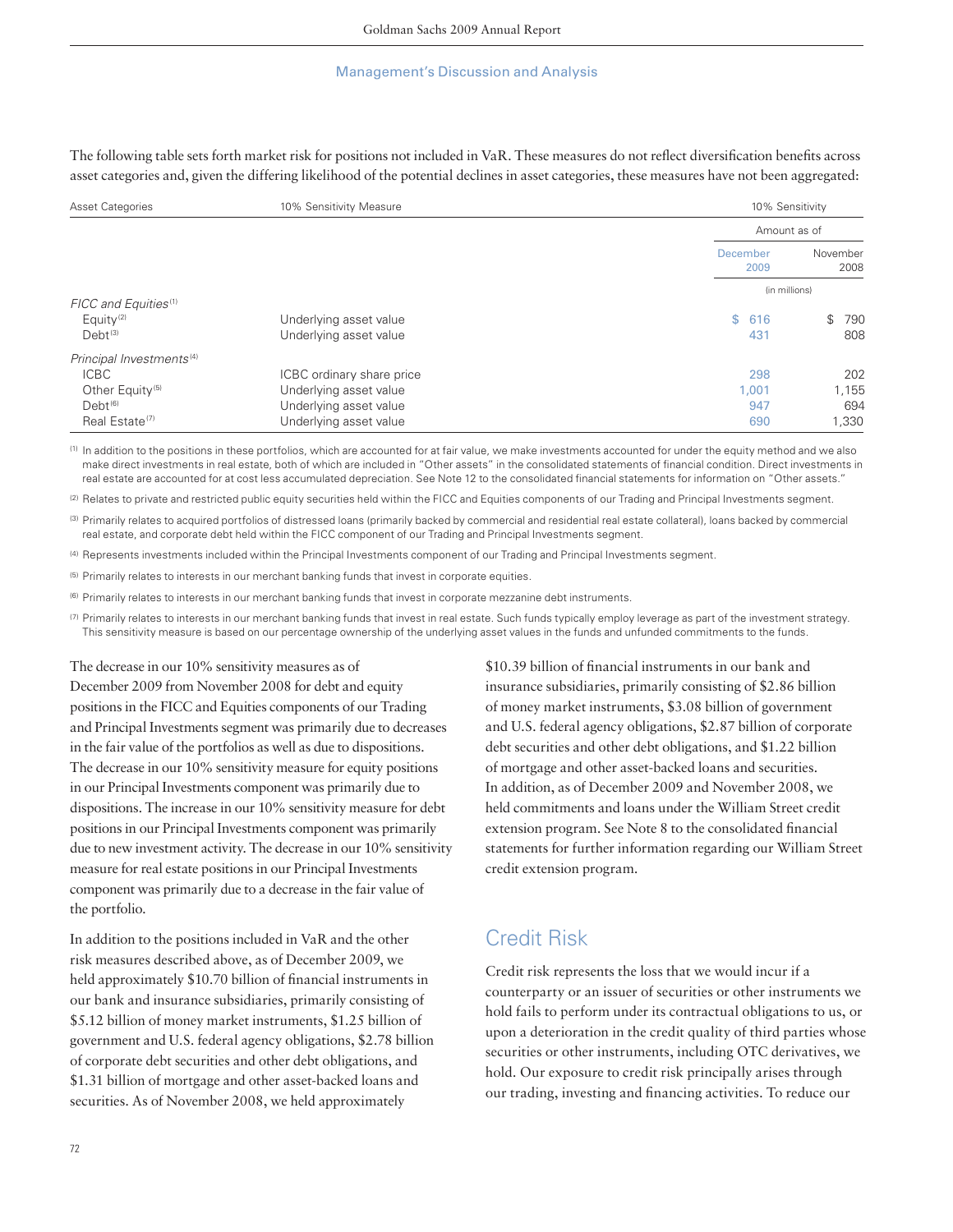The following table sets forth market risk for positions not included in VaR. These measures do not reflect diversification benefits across asset categories and, given the differing likelihood of the potential declines in asset categories, these measures have not been aggregated:

| Asset Categories | 10% Sensitivity Measure | 10% Sensitivity Amount as of December 2009 | 10% Sensitivity Amount as of November 2008 |
|---|---|---|---|
| | | (in millions) | |
| *FICC and Equities*[1] | | | |
| Equity[2] | Underlying asset value | $ 616 | $ 790 |
| Debt[3] | Underlying asset value | 431 | 808 |
| *Principal Investments*[4] | | | |
| ICBC | ICBC ordinary share price | 298 | 202 |
| Other Equity[5] | Underlying asset value | 1,001 | 1,155 |
| Debt[6] | Underlying asset value | 947 | 694 |
| Real Estate[7] | Underlying asset value | 690 | 1,330 |

(1) In addition to the positions in these portfolios, which are accounted for at fair value, we make investments accounted for under the equity method and we also make direct investments in real estate, both of which are included in "Other assets" in the consolidated statements of financial condition. Direct investments in real estate are accounted for at cost less accumulated depreciation. See Note 12 to the consolidated financial statements for information on "Other assets."

(2) Relates to private and restricted public equity securities held within the FICC and Equities components of our Trading and Principal Investments segment.

(3) Primarily relates to acquired portfolios of distressed loans (primarily backed by commercial and residential real estate collateral), loans backed by commercial real estate, and corporate debt held within the FICC component of our Trading and Principal Investments segment.

(4) Represents investments included within the Principal Investments component of our Trading and Principal Investments segment.

(5) Primarily relates to interests in our merchant banking funds that invest in corporate equities.

(6) Primarily relates to interests in our merchant banking funds that invest in corporate mezzanine debt instruments.

(7) Primarily relates to interests in our merchant banking funds that invest in real estate. Such funds typically employ leverage as part of the investment strategy. This sensitivity measure is based on our percentage ownership of the underlying asset values in the funds and unfunded commitments to the funds.

The decrease in our 10% sensitivity measures as of December 2009 from November 2008 for debt and equity positions in the FICC and Equities components of our Trading and Principal Investments segment was primarily due to decreases in the fair value of the portfolios as well as due to dispositions. The decrease in our 10% sensitivity measure for equity positions in our Principal Investments component was primarily due to dispositions. The increase in our 10% sensitivity measure for debt positions in our Principal Investments component was primarily due to new investment activity. The decrease in our 10% sensitivity measure for real estate positions in our Principal Investments component was primarily due to a decrease in the fair value of the portfolio.

In addition to the positions included in VaR and the other risk measures described above, as of December 2009, we held approximately $10.70 billion of financial instruments in our bank and insurance subsidiaries, primarily consisting of $5.12 billion of money market instruments, $1.25 billion of government and U.S. federal agency obligations, $2.78 billion of corporate debt securities and other debt obligations, and $1.31 billion of mortgage and other asset-backed loans and securities. As of November 2008, we held approximately $10.39 billion of financial instruments in our bank and insurance subsidiaries, primarily consisting of $2.86 billion of money market instruments, $3.08 billion of government and U.S. federal agency obligations, $2.87 billion of corporate debt securities and other debt obligations, and $1.22 billion of mortgage and other asset-backed loans and securities. In addition, as of December 2009 and November 2008, we held commitments and loans under the William Street credit extension program. See Note 8 to the consolidated financial statements for further information regarding our William Street credit extension program.

## Credit Risk

Credit risk represents the loss that we would incur if a counterparty or an issuer of securities or other instruments we hold fails to perform under its contractual obligations to us, or upon a deterioration in the credit quality of third parties whose securities or other instruments, including OTC derivatives, we hold. Our exposure to credit risk principally arises through our trading, investing and financing activities. To reduce our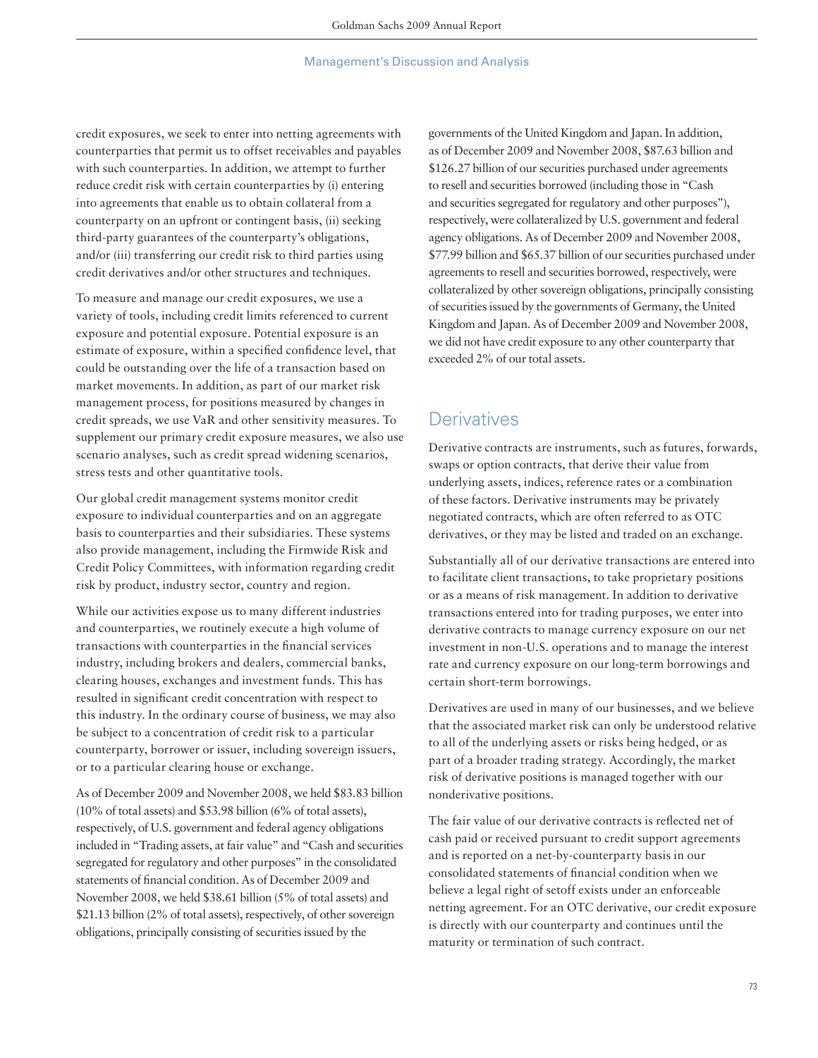credit exposures, we seek to enter into netting agreements with counterparties that permit us to offset receivables and payables with such counterparties. In addition, we attempt to further reduce credit risk with certain counterparties by (i) entering into agreements that enable us to obtain collateral from a counterparty on an upfront or contingent basis, (ii) seeking third-party guarantees of the counterparty's obligations, and/or (iii) transferring our credit risk to third parties using credit derivatives and/or other structures and techniques.

To measure and manage our credit exposures, we use a variety of tools, including credit limits referenced to current exposure and potential exposure. Potential exposure is an estimate of exposure, within a specified confidence level, that could be outstanding over the life of a transaction based on market movements. In addition, as part of our market risk management process, for positions measured by changes in credit spreads, we use VaR and other sensitivity measures. To supplement our primary credit exposure measures, we also use scenario analyses, such as credit spread widening scenarios, stress tests and other quantitative tools.

Our global credit management systems monitor credit exposure to individual counterparties and on an aggregate basis to counterparties and their subsidiaries. These systems also provide management, including the Firmwide Risk and Credit Policy Committees, with information regarding credit risk by product, industry sector, country and region.

While our activities expose us to many different industries and counterparties, we routinely execute a high volume of transactions with counterparties in the financial services industry, including brokers and dealers, commercial banks, clearing houses, exchanges and investment funds. This has resulted in significant credit concentration with respect to this industry. In the ordinary course of business, we may also be subject to a concentration of credit risk to a particular counterparty, borrower or issuer, including sovereign issuers, or to a particular clearing house or exchange.

As of December 2009 and November 2008, we held $83.83 billion (10% of total assets) and $53.98 billion (6% of total assets), respectively, of U.S. government and federal agency obligations included in "Trading assets, at fair value" and "Cash and securities segregated for regulatory and other purposes" in the consolidated statements of financial condition. As of December 2009 and November 2008, we held $38.61 billion (5% of total assets) and $21.13 billion (2% of total assets), respectively, of other sovereign obligations, principally consisting of securities issued by the governments of the United Kingdom and Japan. In addition, as of December 2009 and November 2008, $87.63 billion and $126.27 billion of our securities purchased under agreements to resell and securities borrowed (including those in "Cash and securities segregated for regulatory and other purposes"), respectively, were collateralized by U.S. government and federal agency obligations. As of December 2009 and November 2008, $77.99 billion and $65.37 billion of our securities purchased under agreements to resell and securities borrowed, respectively, were collateralized by other sovereign obligations, principally consisting of securities issued by the governments of Germany, the United Kingdom and Japan. As of December 2009 and November 2008, we did not have credit exposure to any other counterparty that exceeded 2% of our total assets.

## Derivatives

Derivative contracts are instruments, such as futures, forwards, swaps or option contracts, that derive their value from underlying assets, indices, reference rates or a combination of these factors. Derivative instruments may be privately negotiated contracts, which are often referred to as OTC derivatives, or they may be listed and traded on an exchange.

Substantially all of our derivative transactions are entered into to facilitate client transactions, to take proprietary positions or as a means of risk management. In addition to derivative transactions entered into for trading purposes, we enter into derivative contracts to manage currency exposure on our net investment in non-U.S. operations and to manage the interest rate and currency exposure on our long-term borrowings and certain short-term borrowings.

Derivatives are used in many of our businesses, and we believe that the associated market risk can only be understood relative to all of the underlying assets or risks being hedged, or as part of a broader trading strategy. Accordingly, the market risk of derivative positions is managed together with our nonderivative positions.

The fair value of our derivative contracts is reflected net of cash paid or received pursuant to credit support agreements and is reported on a net-by-counterparty basis in our consolidated statements of financial condition when we believe a legal right of setoff exists under an enforceable netting agreement. For an OTC derivative, our credit exposure is directly with our counterparty and continues until the maturity or termination of such contract.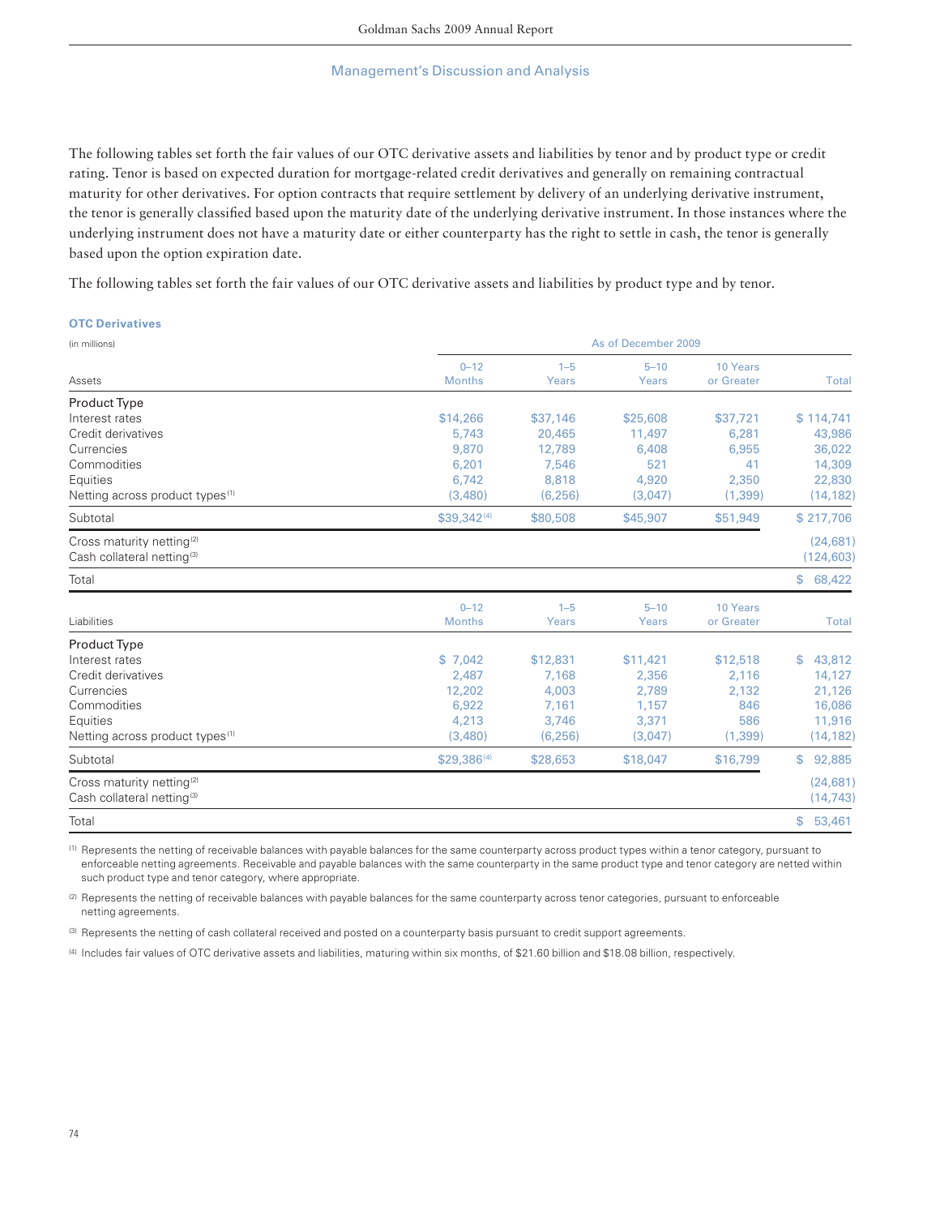## Management's Discussion and Analysis

The following tables set forth the fair values of our OTC derivative assets and liabilities by tenor and by product type or credit rating. Tenor is based on expected duration for mortgage-related credit derivatives and generally on remaining contractual maturity for other derivatives. For option contracts that require settlement by delivery of an underlying derivative instrument, the tenor is generally classified based upon the maturity date of the underlying derivative instrument. In those instances where the underlying instrument does not have a maturity date or either counterparty has the right to settle in cash, the tenor is generally based upon the option expiration date.

The following tables set forth the fair values of our OTC derivative assets and liabilities by product type and by tenor.

**OTC Derivatives**

(in millions)

| | As of December 2009 | | | | |
|---|---|---|---|---|---|
| **Assets** | 0–12 Months | 1–5 Years | 5–10 Years | 10 Years or Greater | Total |
| **Product Type** | | | | | |
| Interest rates | $14,266 | $37,146 | $25,608 | $37,721 | $ 114,741 |
| Credit derivatives | 5,743 | 20,465 | 11,497 | 6,281 | 43,986 |
| Currencies | 9,870 | 12,789 | 6,408 | 6,955 | 36,022 |
| Commodities | 6,201 | 7,546 | 521 | 41 | 14,309 |
| Equities | 6,742 | 8,818 | 4,920 | 2,350 | 22,830 |
| Netting across product types [1] | (3,480) | (6,256) | (3,047) | (1,399) | (14,182) |
| Subtotal | $39,342 [4] | $80,508 | $45,907 | $51,949 | $ 217,706 |
| Cross maturity netting [2] | | | | | (24,681) |
| Cash collateral netting [3] | | | | | (124,603) |
| Total | | | | | $ 68,422 |

| **Liabilities** | 0–12 Months | 1–5 Years | 5–10 Years | 10 Years or Greater | Total |
|---|---|---|---|---|---|
| **Product Type** | | | | | |
| Interest rates | $ 7,042 | $12,831 | $11,421 | $12,518 | $ 43,812 |
| Credit derivatives | 2,487 | 7,168 | 2,356 | 2,116 | 14,127 |
| Currencies | 12,202 | 4,003 | 2,789 | 2,132 | 21,126 |
| Commodities | 6,922 | 7,161 | 1,157 | 846 | 16,086 |
| Equities | 4,213 | 3,746 | 3,371 | 586 | 11,916 |
| Netting across product types [1] | (3,480) | (6,256) | (3,047) | (1,399) | (14,182) |
| Subtotal | $29,386 [4] | $28,653 | $18,047 | $16,799 | $ 92,885 |
| Cross maturity netting [2] | | | | | (24,681) |
| Cash collateral netting [3] | | | | | (14,743) |
| Total | | | | | $ 53,461 |

(1) Represents the netting of receivable balances with payable balances for the same counterparty across product types within a tenor category, pursuant to enforceable netting agreements. Receivable and payable balances with the same counterparty in the same product type and tenor category are netted within such product type and tenor category, where appropriate.

(2) Represents the netting of receivable balances with payable balances for the same counterparty across tenor categories, pursuant to enforceable netting agreements.

(3) Represents the netting of cash collateral received and posted on a counterparty basis pursuant to credit support agreements.

(4) Includes fair values of OTC derivative assets and liabilities, maturing within six months, of $21.60 billion and $18.08 billion, respectively.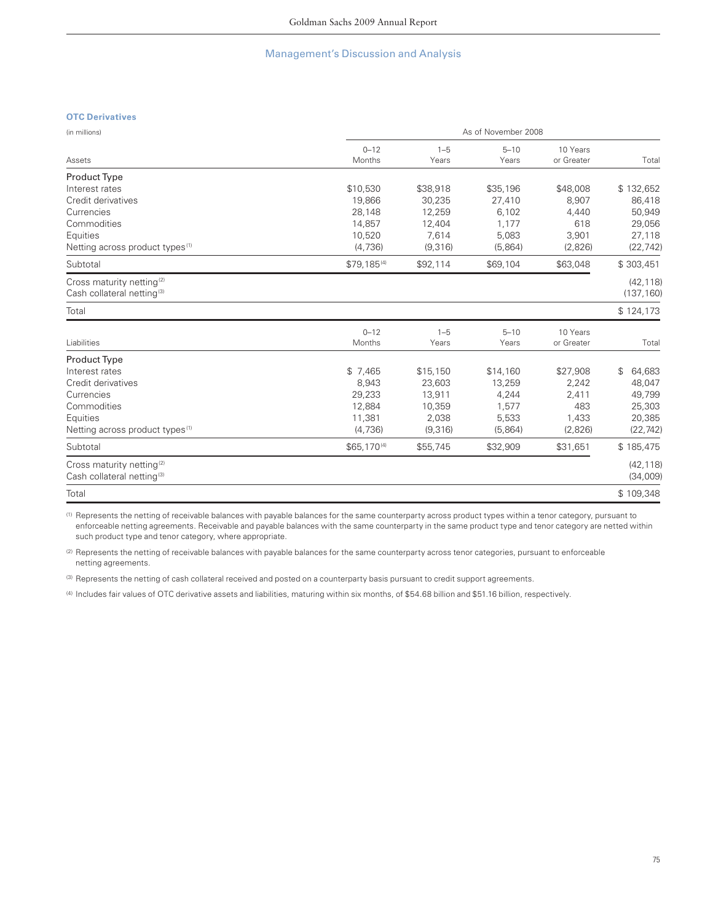Management's Discussion and Analysis

### OTC Derivatives

| (in millions) | As of November 2008 | | | | |
|---|---|---|---|---|---|
| Assets | 0–12 Months | 1–5 Years | 5–10 Years | 10 Years or Greater | Total |
| **Product Type** | | | | | |
| Interest rates | $10,530 | $38,918 | $35,196 | $48,008 | $ 132,652 |
| Credit derivatives | 19,866 | 30,235 | 27,410 | 8,907 | 86,418 |
| Currencies | 28,148 | 12,259 | 6,102 | 4,440 | 50,949 |
| Commodities | 14,857 | 12,404 | 1,177 | 618 | 29,056 |
| Equities | 10,520 | 7,614 | 5,083 | 3,901 | 27,118 |
| Netting across product types[1] | (4,736) | (9,316) | (5,864) | (2,826) | (22,742) |
| Subtotal | $79,185[4] | $92,114 | $69,104 | $63,048 | $ 303,451 |
| Cross maturity netting[2] | | | | | (42,118) |
| Cash collateral netting[3] | | | | | (137,160) |
| Total | | | | | $ 124,173 |

| Liabilities | 0–12 Months | 1–5 Years | 5–10 Years | 10 Years or Greater | Total |
|---|---|---|---|---|---|
| **Product Type** | | | | | |
| Interest rates | $ 7,465 | $15,150 | $14,160 | $27,908 | $ 64,683 |
| Credit derivatives | 8,943 | 23,603 | 13,259 | 2,242 | 48,047 |
| Currencies | 29,233 | 13,911 | 4,244 | 2,411 | 49,799 |
| Commodities | 12,884 | 10,359 | 1,577 | 483 | 25,303 |
| Equities | 11,381 | 2,038 | 5,533 | 1,433 | 20,385 |
| Netting across product types[1] | (4,736) | (9,316) | (5,864) | (2,826) | (22,742) |
| Subtotal | $65,170[4] | $55,745 | $32,909 | $31,651 | $ 185,475 |
| Cross maturity netting[2] | | | | | (42,118) |
| Cash collateral netting[3] | | | | | (34,009) |
| Total | | | | | $ 109,348 |

[1] Represents the netting of receivable balances with payable balances for the same counterparty across product types within a tenor category, pursuant to enforceable netting agreements. Receivable and payable balances with the same counterparty in the same product type and tenor category are netted within such product type and tenor category, where appropriate.

[2] Represents the netting of receivable balances with payable balances for the same counterparty across tenor categories, pursuant to enforceable netting agreements.

[3] Represents the netting of cash collateral received and posted on a counterparty basis pursuant to credit support agreements.

[4] Includes fair values of OTC derivative assets and liabilities, maturing within six months, of $54.68 billion and $51.16 billion, respectively.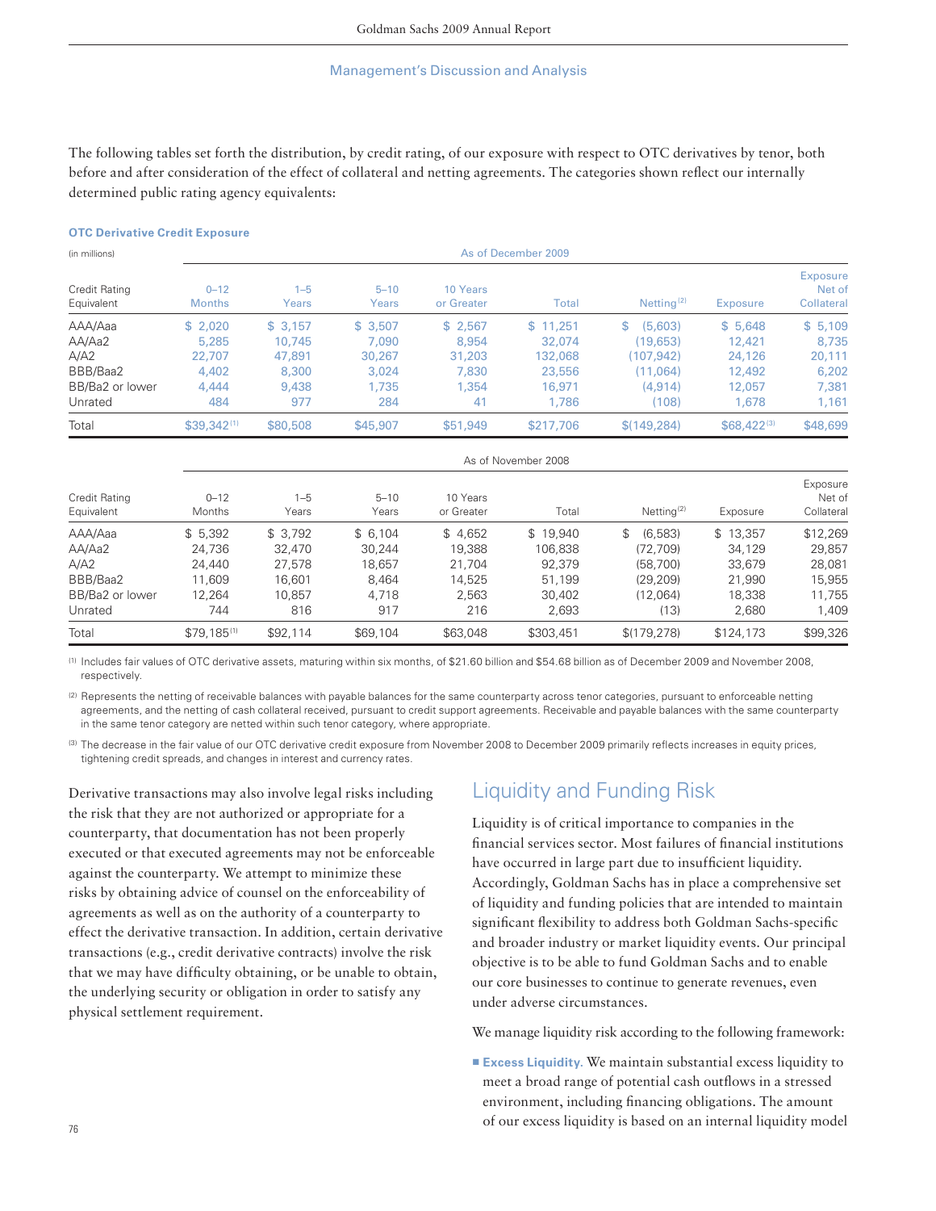The following tables set forth the distribution, by credit rating, of our exposure with respect to OTC derivatives by tenor, both before and after consideration of the effect of collateral and netting agreements. The categories shown reflect our internally determined public rating agency equivalents:

**OTC Derivative Credit Exposure**

(in millions)

| | As of December 2009 | | | | | | | |
|---|---|---|---|---|---|---|---|---|
| Credit Rating Equivalent | 0–12 Months | 1–5 Years | 5–10 Years | 10 Years or Greater | Total | Netting [2] | Exposure | Exposure Net of Collateral |
| AAA/Aaa | $ 2,020 | $ 3,157 | $ 3,507 | $ 2,567 | $ 11,251 | $ (5,603) | $ 5,648 | $ 5,109 |
| AA/Aa2 | 5,285 | 10,745 | 7,090 | 8,954 | 32,074 | (19,653) | 12,421 | 8,735 |
| A/A2 | 22,707 | 47,891 | 30,267 | 31,203 | 132,068 | (107,942) | 24,126 | 20,111 |
| BBB/Baa2 | 4,402 | 8,300 | 3,024 | 7,830 | 23,556 | (11,064) | 12,492 | 6,202 |
| BB/Ba2 or lower | 4,444 | 9,438 | 1,735 | 1,354 | 16,971 | (4,914) | 12,057 | 7,381 |
| Unrated | 484 | 977 | 284 | 41 | 1,786 | (108) | 1,678 | 1,161 |
| Total | $39,342 [1] | $80,508 | $45,907 | $51,949 | $217,706 | $(149,284) | $68,422 [3] | $48,699 |

| | As of November 2008 | | | | | | | |
|---|---|---|---|---|---|---|---|---|
| Credit Rating Equivalent | 0–12 Months | 1–5 Years | 5–10 Years | 10 Years or Greater | Total | Netting [2] | Exposure | Exposure Net of Collateral |
| AAA/Aaa | $ 5,392 | $ 3,792 | $ 6,104 | $ 4,652 | $ 19,940 | $ (6,583) | $ 13,357 | $12,269 |
| AA/Aa2 | 24,736 | 32,470 | 30,244 | 19,388 | 106,838 | (72,709) | 34,129 | 29,857 |
| A/A2 | 24,440 | 27,578 | 18,657 | 21,704 | 92,379 | (58,700) | 33,679 | 28,081 |
| BBB/Baa2 | 11,609 | 16,601 | 8,464 | 14,525 | 51,199 | (29,209) | 21,990 | 15,955 |
| BB/Ba2 or lower | 12,264 | 10,857 | 4,718 | 2,563 | 30,402 | (12,064) | 18,338 | 11,755 |
| Unrated | 744 | 816 | 917 | 216 | 2,693 | (13) | 2,680 | 1,409 |
| Total | $79,185 [1] | $92,114 | $69,104 | $63,048 | $303,451 | $(179,278) | $124,173 | $99,326 |

(1) Includes fair values of OTC derivative assets, maturing within six months, of $21.60 billion and $54.68 billion as of December 2009 and November 2008, respectively.

(2) Represents the netting of receivable balances with payable balances for the same counterparty across tenor categories, pursuant to enforceable netting agreements, and the netting of cash collateral received, pursuant to credit support agreements. Receivable and payable balances with the same counterparty in the same tenor category are netted within such tenor category, where appropriate.

(3) The decrease in the fair value of our OTC derivative credit exposure from November 2008 to December 2009 primarily reflects increases in equity prices, tightening credit spreads, and changes in interest and currency rates.

Derivative transactions may also involve legal risks including the risk that they are not authorized or appropriate for a counterparty, that documentation has not been properly executed or that executed agreements may not be enforceable against the counterparty. We attempt to minimize these risks by obtaining advice of counsel on the enforceability of agreements as well as on the authority of a counterparty to effect the derivative transaction. In addition, certain derivative transactions (e.g., credit derivative contracts) involve the risk that we may have difficulty obtaining, or be unable to obtain, the underlying security or obligation in order to satisfy any physical settlement requirement.

## Liquidity and Funding Risk

Liquidity is of critical importance to companies in the financial services sector. Most failures of financial institutions have occurred in large part due to insufficient liquidity. Accordingly, Goldman Sachs has in place a comprehensive set of liquidity and funding policies that are intended to maintain significant flexibility to address both Goldman Sachs-specific and broader industry or market liquidity events. Our principal objective is to be able to fund Goldman Sachs and to enable our core businesses to continue to generate revenues, even under adverse circumstances.

We manage liquidity risk according to the following framework:

- **Excess Liquidity.** We maintain substantial excess liquidity to meet a broad range of potential cash outflows in a stressed environment, including financing obligations. The amount of our excess liquidity is based on an internal liquidity model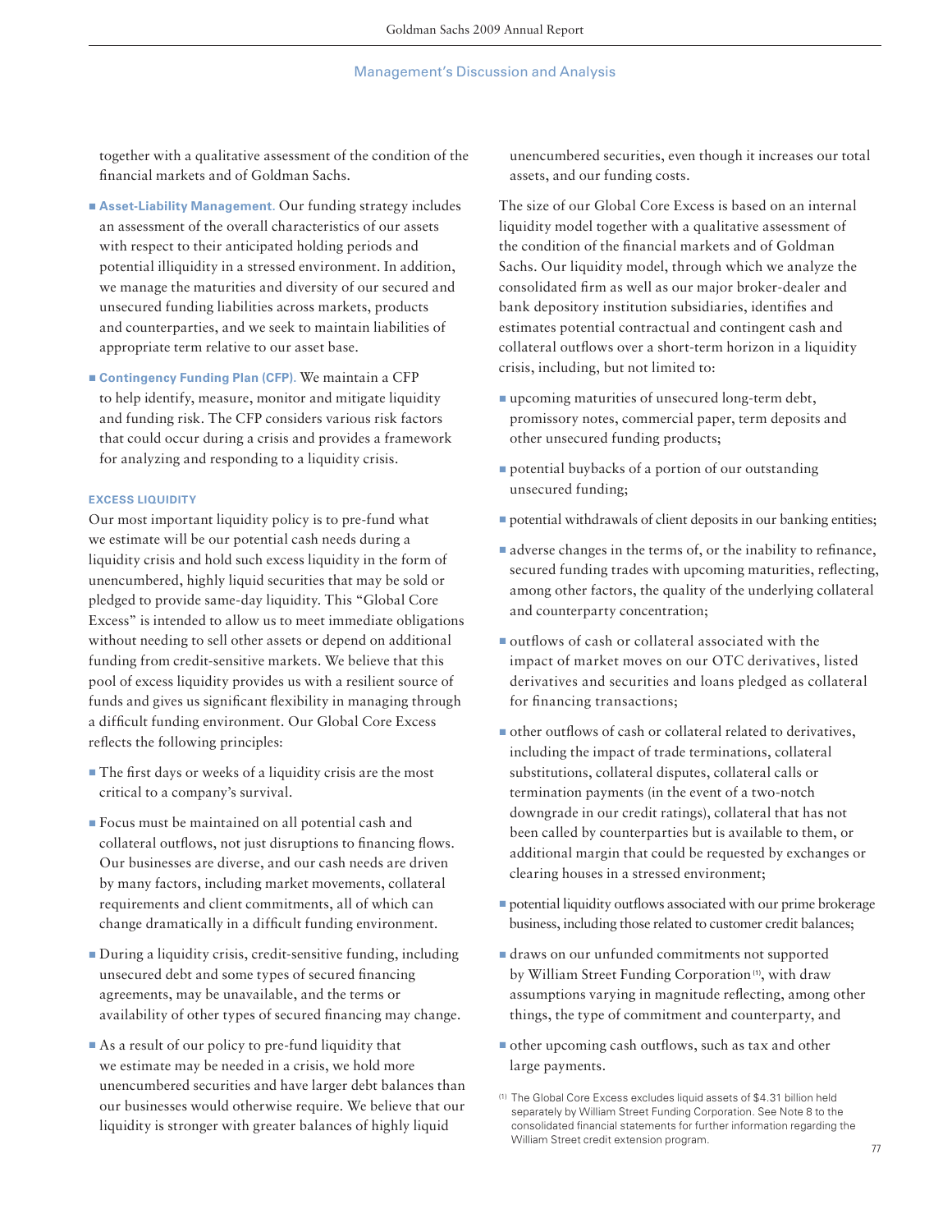together with a qualitative assessment of the condition of the financial markets and of Goldman Sachs.

- **Asset-Liability Management.** Our funding strategy includes an assessment of the overall characteristics of our assets with respect to their anticipated holding periods and potential illiquidity in a stressed environment. In addition, we manage the maturities and diversity of our secured and unsecured funding liabilities across markets, products and counterparties, and we seek to maintain liabilities of appropriate term relative to our asset base.

- **Contingency Funding Plan (CFP).** We maintain a CFP to help identify, measure, monitor and mitigate liquidity and funding risk. The CFP considers various risk factors that could occur during a crisis and provides a framework for analyzing and responding to a liquidity crisis.

### EXCESS LIQUIDITY

Our most important liquidity policy is to pre-fund what we estimate will be our potential cash needs during a liquidity crisis and hold such excess liquidity in the form of unencumbered, highly liquid securities that may be sold or pledged to provide same-day liquidity. This "Global Core Excess" is intended to allow us to meet immediate obligations without needing to sell other assets or depend on additional funding from credit-sensitive markets. We believe that this pool of excess liquidity provides us with a resilient source of funds and gives us significant flexibility in managing through a difficult funding environment. Our Global Core Excess reflects the following principles:

- The first days or weeks of a liquidity crisis are the most critical to a company's survival.

- Focus must be maintained on all potential cash and collateral outflows, not just disruptions to financing flows. Our businesses are diverse, and our cash needs are driven by many factors, including market movements, collateral requirements and client commitments, all of which can change dramatically in a difficult funding environment.

- During a liquidity crisis, credit-sensitive funding, including unsecured debt and some types of secured financing agreements, may be unavailable, and the terms or availability of other types of secured financing may change.

- As a result of our policy to pre-fund liquidity that we estimate may be needed in a crisis, we hold more unencumbered securities and have larger debt balances than our businesses would otherwise require. We believe that our liquidity is stronger with greater balances of highly liquid unencumbered securities, even though it increases our total assets, and our funding costs.

The size of our Global Core Excess is based on an internal liquidity model together with a qualitative assessment of the condition of the financial markets and of Goldman Sachs. Our liquidity model, through which we analyze the consolidated firm as well as our major broker-dealer and bank depository institution subsidiaries, identifies and estimates potential contractual and contingent cash and collateral outflows over a short-term horizon in a liquidity crisis, including, but not limited to:

- upcoming maturities of unsecured long-term debt, promissory notes, commercial paper, term deposits and other unsecured funding products;

- potential buybacks of a portion of our outstanding unsecured funding;

- potential withdrawals of client deposits in our banking entities;

- adverse changes in the terms of, or the inability to refinance, secured funding trades with upcoming maturities, reflecting, among other factors, the quality of the underlying collateral and counterparty concentration;

- outflows of cash or collateral associated with the impact of market moves on our OTC derivatives, listed derivatives and securities and loans pledged as collateral for financing transactions;

- other outflows of cash or collateral related to derivatives, including the impact of trade terminations, collateral substitutions, collateral disputes, collateral calls or termination payments (in the event of a two-notch downgrade in our credit ratings), collateral that has not been called by counterparties but is available to them, or additional margin that could be requested by exchanges or clearing houses in a stressed environment;

- potential liquidity outflows associated with our prime brokerage business, including those related to customer credit balances;

- draws on our unfunded commitments not supported by William Street Funding Corporation [1], with draw assumptions varying in magnitude reflecting, among other things, the type of commitment and counterparty, and

- other upcoming cash outflows, such as tax and other large payments.

(1) The Global Core Excess excludes liquid assets of $4.31 billion held separately by William Street Funding Corporation. See Note 8 to the consolidated financial statements for further information regarding the William Street credit extension program.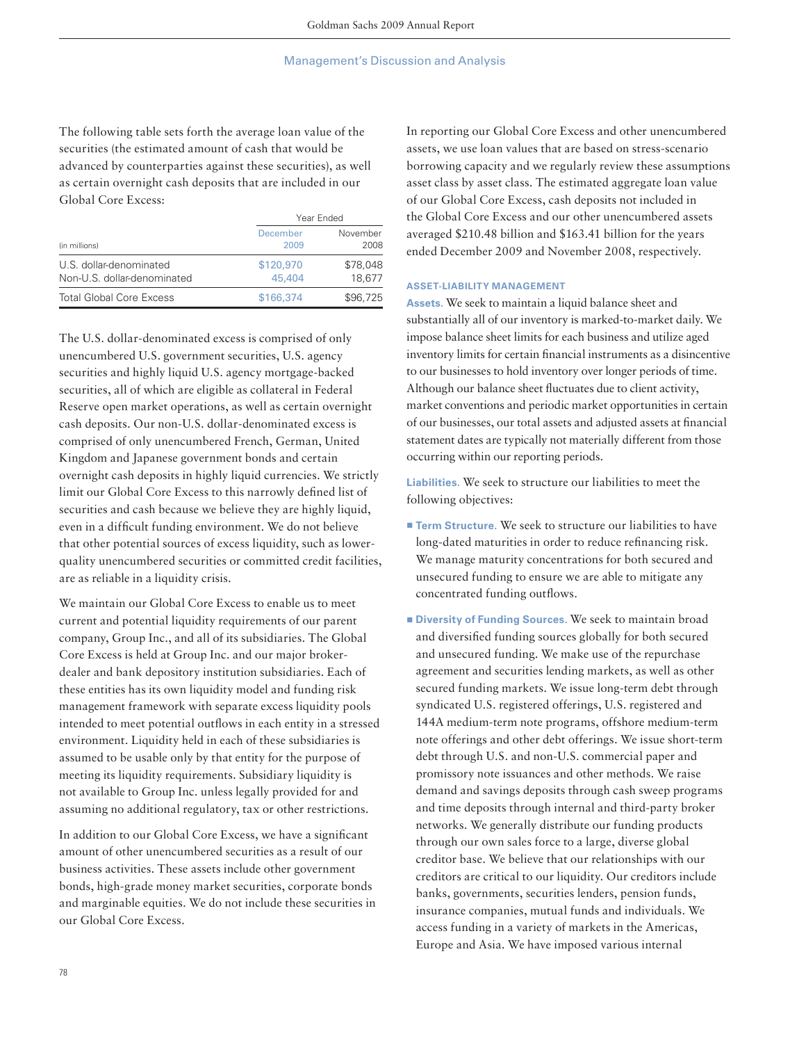The following table sets forth the average loan value of the securities (the estimated amount of cash that would be advanced by counterparties against these securities), as well as certain overnight cash deposits that are included in our Global Core Excess:

| (in millions) | Year Ended | |
|---|---|---|
| | December 2009 | November 2008 |
| U.S. dollar-denominated | $120,970 | $78,048 |
| Non-U.S. dollar-denominated | 45,404 | 18,677 |
| Total Global Core Excess | $166,374 | $96,725 |

The U.S. dollar-denominated excess is comprised of only unencumbered U.S. government securities, U.S. agency securities and highly liquid U.S. agency mortgage-backed securities, all of which are eligible as collateral in Federal Reserve open market operations, as well as certain overnight cash deposits. Our non-U.S. dollar-denominated excess is comprised of only unencumbered French, German, United Kingdom and Japanese government bonds and certain overnight cash deposits in highly liquid currencies. We strictly limit our Global Core Excess to this narrowly defined list of securities and cash because we believe they are highly liquid, even in a difficult funding environment. We do not believe that other potential sources of excess liquidity, such as lower-quality unencumbered securities or committed credit facilities, are as reliable in a liquidity crisis.

We maintain our Global Core Excess to enable us to meet current and potential liquidity requirements of our parent company, Group Inc., and all of its subsidiaries. The Global Core Excess is held at Group Inc. and our major broker-dealer and bank depository institution subsidiaries. Each of these entities has its own liquidity model and funding risk management framework with separate excess liquidity pools intended to meet potential outflows in each entity in a stressed environment. Liquidity held in each of these subsidiaries is assumed to be usable only by that entity for the purpose of meeting its liquidity requirements. Subsidiary liquidity is not available to Group Inc. unless legally provided for and assuming no additional regulatory, tax or other restrictions.

In addition to our Global Core Excess, we have a significant amount of other unencumbered securities as a result of our business activities. These assets include other government bonds, high-grade money market securities, corporate bonds and marginable equities. We do not include these securities in our Global Core Excess.

In reporting our Global Core Excess and other unencumbered assets, we use loan values that are based on stress-scenario borrowing capacity and we regularly review these assumptions asset class by asset class. The estimated aggregate loan value of our Global Core Excess, cash deposits not included in the Global Core Excess and our other unencumbered assets averaged $210.48 billion and $163.41 billion for the years ended December 2009 and November 2008, respectively.

### ASSET-LIABILITY MANAGEMENT

**Assets.** We seek to maintain a liquid balance sheet and substantially all of our inventory is marked-to-market daily. We impose balance sheet limits for each business and utilize aged inventory limits for certain financial instruments as a disincentive to our businesses to hold inventory over longer periods of time. Although our balance sheet fluctuates due to client activity, market conventions and periodic market opportunities in certain of our businesses, our total assets and adjusted assets at financial statement dates are typically not materially different from those occurring within our reporting periods.

**Liabilities.** We seek to structure our liabilities to meet the following objectives:

- **Term Structure.** We seek to structure our liabilities to have long-dated maturities in order to reduce refinancing risk. We manage maturity concentrations for both secured and unsecured funding to ensure we are able to mitigate any concentrated funding outflows.
- **Diversity of Funding Sources.** We seek to maintain broad and diversified funding sources globally for both secured and unsecured funding. We make use of the repurchase agreement and securities lending markets, as well as other secured funding markets. We issue long-term debt through syndicated U.S. registered offerings, U.S. registered and 144A medium-term note programs, offshore medium-term note offerings and other debt offerings. We issue short-term debt through U.S. and non-U.S. commercial paper and promissory note issuances and other methods. We raise demand and savings deposits through cash sweep programs and time deposits through internal and third-party broker networks. We generally distribute our funding products through our own sales force to a large, diverse global creditor base. We believe that our relationships with our creditors are critical to our liquidity. Our creditors include banks, governments, securities lenders, pension funds, insurance companies, mutual funds and individuals. We access funding in a variety of markets in the Americas, Europe and Asia. We have imposed various internal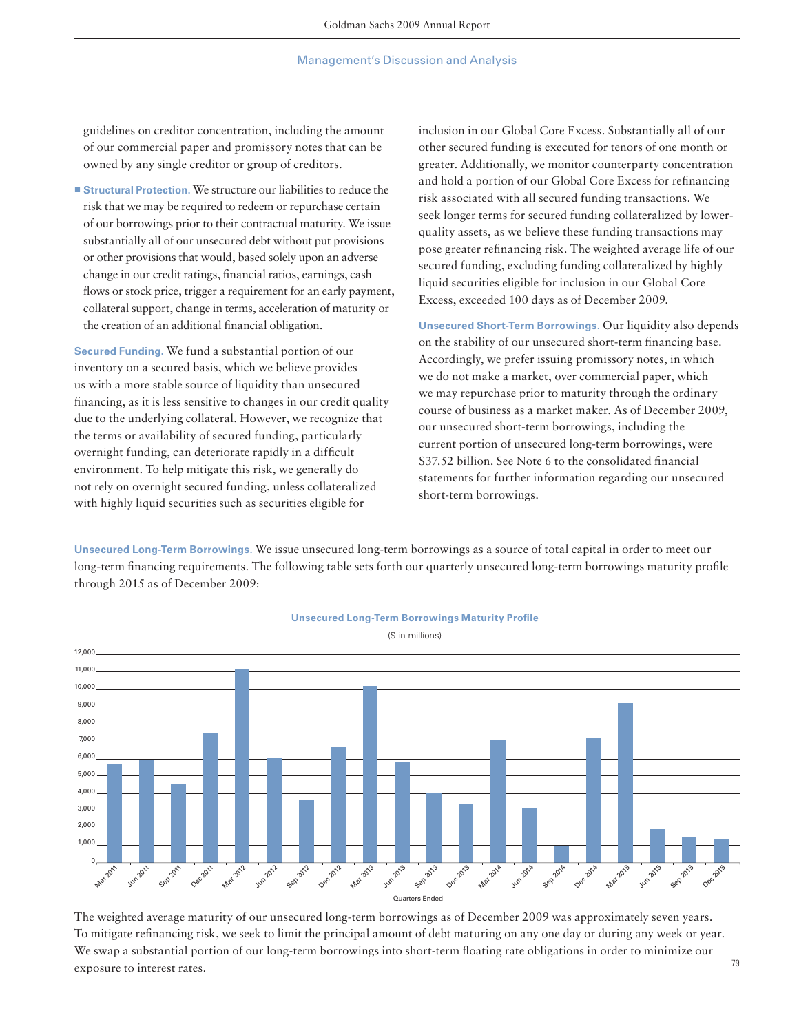guidelines on creditor concentration, including the amount of our commercial paper and promissory notes that can be owned by any single creditor or group of creditors.

- **Structural Protection.** We structure our liabilities to reduce the risk that we may be required to redeem or repurchase certain of our borrowings prior to their contractual maturity. We issue substantially all of our unsecured debt without put provisions or other provisions that would, based solely upon an adverse change in our credit ratings, financial ratios, earnings, cash flows or stock price, trigger a requirement for an early payment, collateral support, change in terms, acceleration of maturity or the creation of an additional financial obligation.

**Secured Funding.** We fund a substantial portion of our inventory on a secured basis, which we believe provides us with a more stable source of liquidity than unsecured financing, as it is less sensitive to changes in our credit quality due to the underlying collateral. However, we recognize that the terms or availability of secured funding, particularly overnight funding, can deteriorate rapidly in a difficult environment. To help mitigate this risk, we generally do not rely on overnight secured funding, unless collateralized with highly liquid securities such as securities eligible for inclusion in our Global Core Excess. Substantially all of our other secured funding is executed for tenors of one month or greater. Additionally, we monitor counterparty concentration and hold a portion of our Global Core Excess for refinancing risk associated with all secured funding transactions. We seek longer terms for secured funding collateralized by lower-quality assets, as we believe these funding transactions may pose greater refinancing risk. The weighted average life of our secured funding, excluding funding collateralized by highly liquid securities eligible for inclusion in our Global Core Excess, exceeded 100 days as of December 2009.

**Unsecured Short-Term Borrowings.** Our liquidity also depends on the stability of our unsecured short-term financing base. Accordingly, we prefer issuing promissory notes, in which we do not make a market, over commercial paper, which we may repurchase prior to maturity through the ordinary course of business as a market maker. As of December 2009, our unsecured short-term borrowings, including the current portion of unsecured long-term borrowings, were $37.52 billion. See Note 6 to the consolidated financial statements for further information regarding our unsecured short-term borrowings.

**Unsecured Long-Term Borrowings.** We issue unsecured long-term borrowings as a source of total capital in order to meet our long-term financing requirements. The following table sets forth our quarterly unsecured long-term borrowings maturity profile through 2015 as of December 2009:

**Unsecured Long-Term Borrowings Maturity Profile**

($ in millions)

Quarters Ended: Mar 2011, Jun 2011, Sep 2011, Dec 2011, Mar 2012, Jun 2012, Sep 2012, Dec 2012, Mar 2013, Jun 2013, Sep 2013, Dec 2013, Mar 2014, Jun 2014, Sep 2014, Dec 2014, Mar 2015, Jun 2015, Sep 2015, Dec 2015

The weighted average maturity of our unsecured long-term borrowings as of December 2009 was approximately seven years. To mitigate refinancing risk, we seek to limit the principal amount of debt maturing on any one day or during any week or year. We swap a substantial portion of our long-term borrowings into short-term floating rate obligations in order to minimize our exposure to interest rates.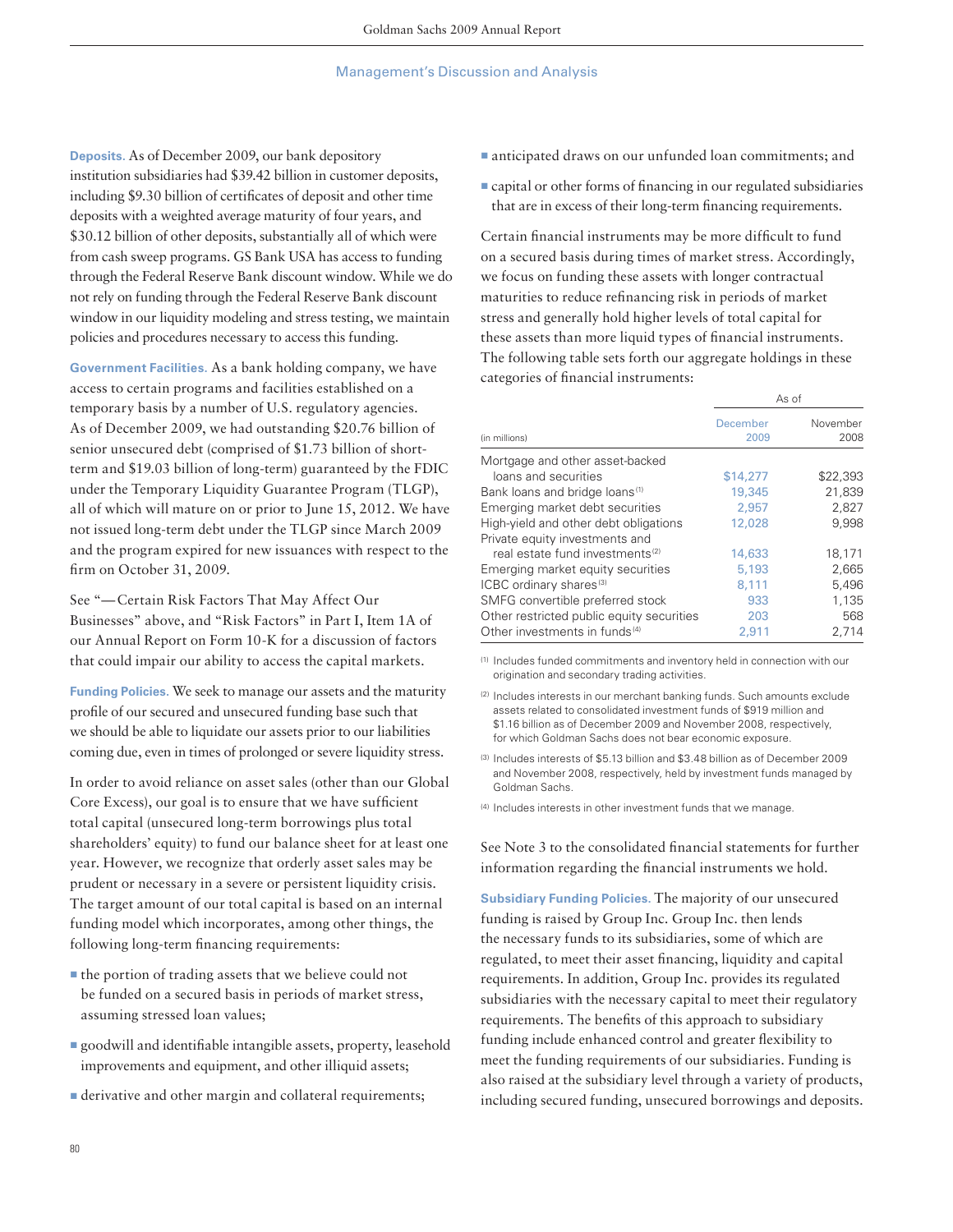**Deposits.** As of December 2009, our bank depository institution subsidiaries had $39.42 billion in customer deposits, including $9.30 billion of certificates of deposit and other time deposits with a weighted average maturity of four years, and $30.12 billion of other deposits, substantially all of which were from cash sweep programs. GS Bank USA has access to funding through the Federal Reserve Bank discount window. While we do not rely on funding through the Federal Reserve Bank discount window in our liquidity modeling and stress testing, we maintain policies and procedures necessary to access this funding.

**Government Facilities.** As a bank holding company, we have access to certain programs and facilities established on a temporary basis by a number of U.S. regulatory agencies. As of December 2009, we had outstanding $20.76 billion of senior unsecured debt (comprised of $1.73 billion of short-term and $19.03 billion of long-term) guaranteed by the FDIC under the Temporary Liquidity Guarantee Program (TLGP), all of which will mature on or prior to June 15, 2012. We have not issued long-term debt under the TLGP since March 2009 and the program expired for new issuances with respect to the firm on October 31, 2009.

See "—Certain Risk Factors That May Affect Our Businesses" above, and "Risk Factors" in Part I, Item 1A of our Annual Report on Form 10-K for a discussion of factors that could impair our ability to access the capital markets.

**Funding Policies.** We seek to manage our assets and the maturity profile of our secured and unsecured funding base such that we should be able to liquidate our assets prior to our liabilities coming due, even in times of prolonged or severe liquidity stress.

In order to avoid reliance on asset sales (other than our Global Core Excess), our goal is to ensure that we have sufficient total capital (unsecured long-term borrowings plus total shareholders' equity) to fund our balance sheet for at least one year. However, we recognize that orderly asset sales may be prudent or necessary in a severe or persistent liquidity crisis. The target amount of our total capital is based on an internal funding model which incorporates, among other things, the following long-term financing requirements:

- the portion of trading assets that we believe could not be funded on a secured basis in periods of market stress, assuming stressed loan values;
- goodwill and identifiable intangible assets, property, leasehold improvements and equipment, and other illiquid assets;
- derivative and other margin and collateral requirements;
- anticipated draws on our unfunded loan commitments; and
- capital or other forms of financing in our regulated subsidiaries that are in excess of their long-term financing requirements.

Certain financial instruments may be more difficult to fund on a secured basis during times of market stress. Accordingly, we focus on funding these assets with longer contractual maturities to reduce refinancing risk in periods of market stress and generally hold higher levels of total capital for these assets than more liquid types of financial instruments. The following table sets forth our aggregate holdings in these categories of financial instruments:

| (in millions) | As of December 2009 | As of November 2008 |
|---|---|---|
| Mortgage and other asset-backed loans and securities | $14,277 | $22,393 |
| Bank loans and bridge loans[1] | 19,345 | 21,839 |
| Emerging market debt securities | 2,957 | 2,827 |
| High-yield and other debt obligations | 12,028 | 9,998 |
| Private equity investments and real estate fund investments[2] | 14,633 | 18,171 |
| Emerging market equity securities | 5,193 | 2,665 |
| ICBC ordinary shares[3] | 8,111 | 5,496 |
| SMFG convertible preferred stock | 933 | 1,135 |
| Other restricted public equity securities | 203 | 568 |
| Other investments in funds[4] | 2,911 | 2,714 |

(1) Includes funded commitments and inventory held in connection with our origination and secondary trading activities.

(2) Includes interests in our merchant banking funds. Such amounts exclude assets related to consolidated investment funds of $919 million and $1.16 billion as of December 2009 and November 2008, respectively, for which Goldman Sachs does not bear economic exposure.

(3) Includes interests of $5.13 billion and $3.48 billion as of December 2009 and November 2008, respectively, held by investment funds managed by Goldman Sachs.

(4) Includes interests in other investment funds that we manage.

See Note 3 to the consolidated financial statements for further information regarding the financial instruments we hold.

**Subsidiary Funding Policies.** The majority of our unsecured funding is raised by Group Inc. Group Inc. then lends the necessary funds to its subsidiaries, some of which are regulated, to meet their asset financing, liquidity and capital requirements. In addition, Group Inc. provides its regulated subsidiaries with the necessary capital to meet their regulatory requirements. The benefits of this approach to subsidiary funding include enhanced control and greater flexibility to meet the funding requirements of our subsidiaries. Funding is also raised at the subsidiary level through a variety of products, including secured funding, unsecured borrowings and deposits.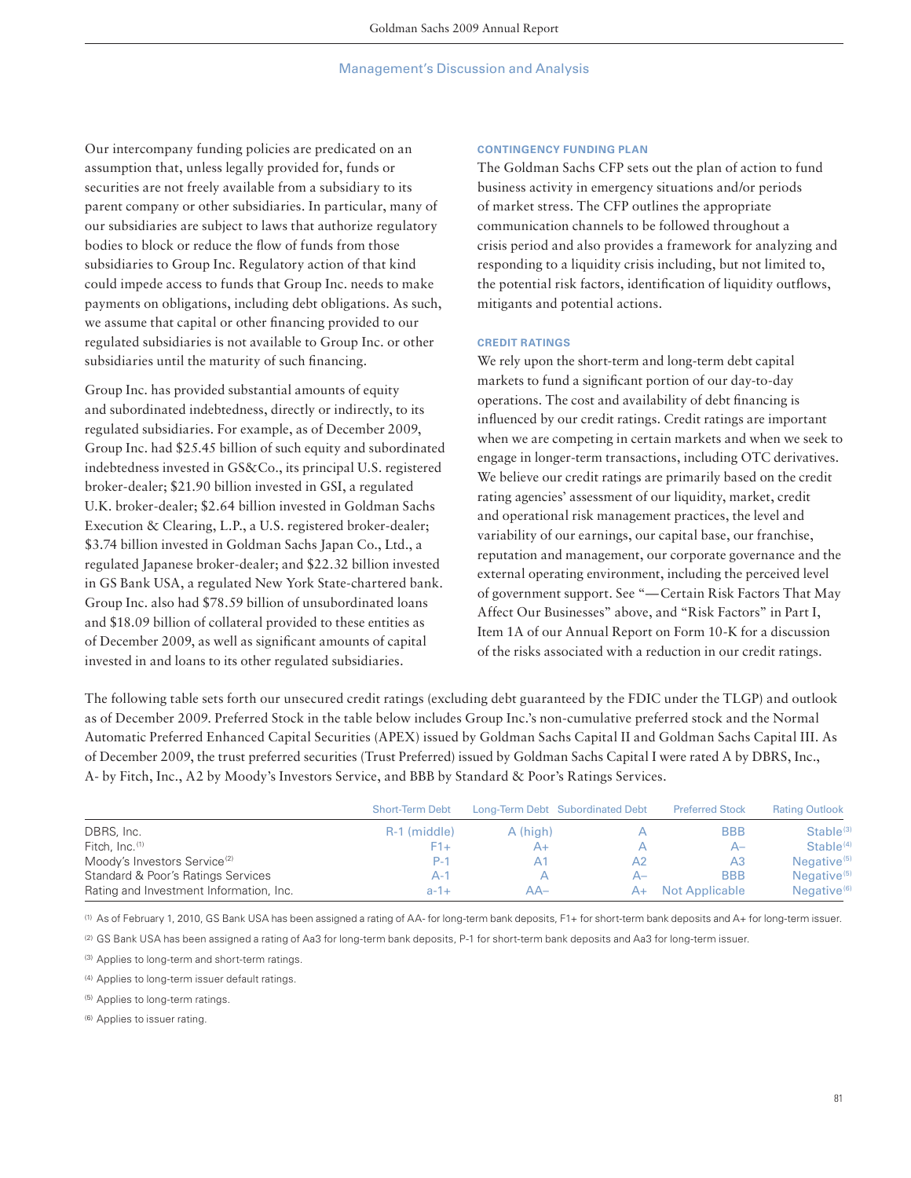Our intercompany funding policies are predicated on an assumption that, unless legally provided for, funds or securities are not freely available from a subsidiary to its parent company or other subsidiaries. In particular, many of our subsidiaries are subject to laws that authorize regulatory bodies to block or reduce the flow of funds from those subsidiaries to Group Inc. Regulatory action of that kind could impede access to funds that Group Inc. needs to make payments on obligations, including debt obligations. As such, we assume that capital or other financing provided to our regulated subsidiaries is not available to Group Inc. or other subsidiaries until the maturity of such financing.

Group Inc. has provided substantial amounts of equity and subordinated indebtedness, directly or indirectly, to its regulated subsidiaries. For example, as of December 2009, Group Inc. had $25.45 billion of such equity and subordinated indebtedness invested in GS&Co., its principal U.S. registered broker-dealer; $21.90 billion invested in GSI, a regulated U.K. broker-dealer; $2.64 billion invested in Goldman Sachs Execution & Clearing, L.P., a U.S. registered broker-dealer; $3.74 billion invested in Goldman Sachs Japan Co., Ltd., a regulated Japanese broker-dealer; and $22.32 billion invested in GS Bank USA, a regulated New York State-chartered bank. Group Inc. also had $78.59 billion of unsubordinated loans and $18.09 billion of collateral provided to these entities as of December 2009, as well as significant amounts of capital invested in and loans to its other regulated subsidiaries.

### CONTINGENCY FUNDING PLAN

The Goldman Sachs CFP sets out the plan of action to fund business activity in emergency situations and/or periods of market stress. The CFP outlines the appropriate communication channels to be followed throughout a crisis period and also provides a framework for analyzing and responding to a liquidity crisis including, but not limited to, the potential risk factors, identification of liquidity outflows, mitigants and potential actions.

### CREDIT RATINGS

We rely upon the short-term and long-term debt capital markets to fund a significant portion of our day-to-day operations. The cost and availability of debt financing is influenced by our credit ratings. Credit ratings are important when we are competing in certain markets and when we seek to engage in longer-term transactions, including OTC derivatives. We believe our credit ratings are primarily based on the credit rating agencies' assessment of our liquidity, market, credit and operational risk management practices, the level and variability of our earnings, our capital base, our franchise, reputation and management, our corporate governance and the external operating environment, including the perceived level of government support. See "— Certain Risk Factors That May Affect Our Businesses" above, and "Risk Factors" in Part I, Item 1A of our Annual Report on Form 10-K for a discussion of the risks associated with a reduction in our credit ratings.

The following table sets forth our unsecured credit ratings (excluding debt guaranteed by the FDIC under the TLGP) and outlook as of December 2009. Preferred Stock in the table below includes Group Inc.'s non-cumulative preferred stock and the Normal Automatic Preferred Enhanced Capital Securities (APEX) issued by Goldman Sachs Capital II and Goldman Sachs Capital III. As of December 2009, the trust preferred securities (Trust Preferred) issued by Goldman Sachs Capital I were rated A by DBRS, Inc., A- by Fitch, Inc., A2 by Moody's Investors Service, and BBB by Standard & Poor's Ratings Services.

| | Short-Term Debt | Long-Term Debt | Subordinated Debt | Preferred Stock | Rating Outlook |
|---|---|---|---|---|---|
| DBRS, Inc. | R-1 (middle) | A (high) | A | BBB | Stable [3] |
| Fitch, Inc. [1] | F1+ | A+ | A | A– | Stable [4] |
| Moody's Investors Service [2] | P-1 | A1 | A2 | A3 | Negative [5] |
| Standard & Poor's Ratings Services | A-1 | A | A– | BBB | Negative [5] |
| Rating and Investment Information, Inc. | a-1+ | AA– | A+ | Not Applicable | Negative [6] |

[1] As of February 1, 2010, GS Bank USA has been assigned a rating of AA- for long-term bank deposits, F1+ for short-term bank deposits and A+ for long-term issuer.

[2] GS Bank USA has been assigned a rating of Aa3 for long-term bank deposits, P-1 for short-term bank deposits and Aa3 for long-term issuer.

[3] Applies to long-term and short-term ratings.

[4] Applies to long-term issuer default ratings.

[5] Applies to long-term ratings.

[6] Applies to issuer rating.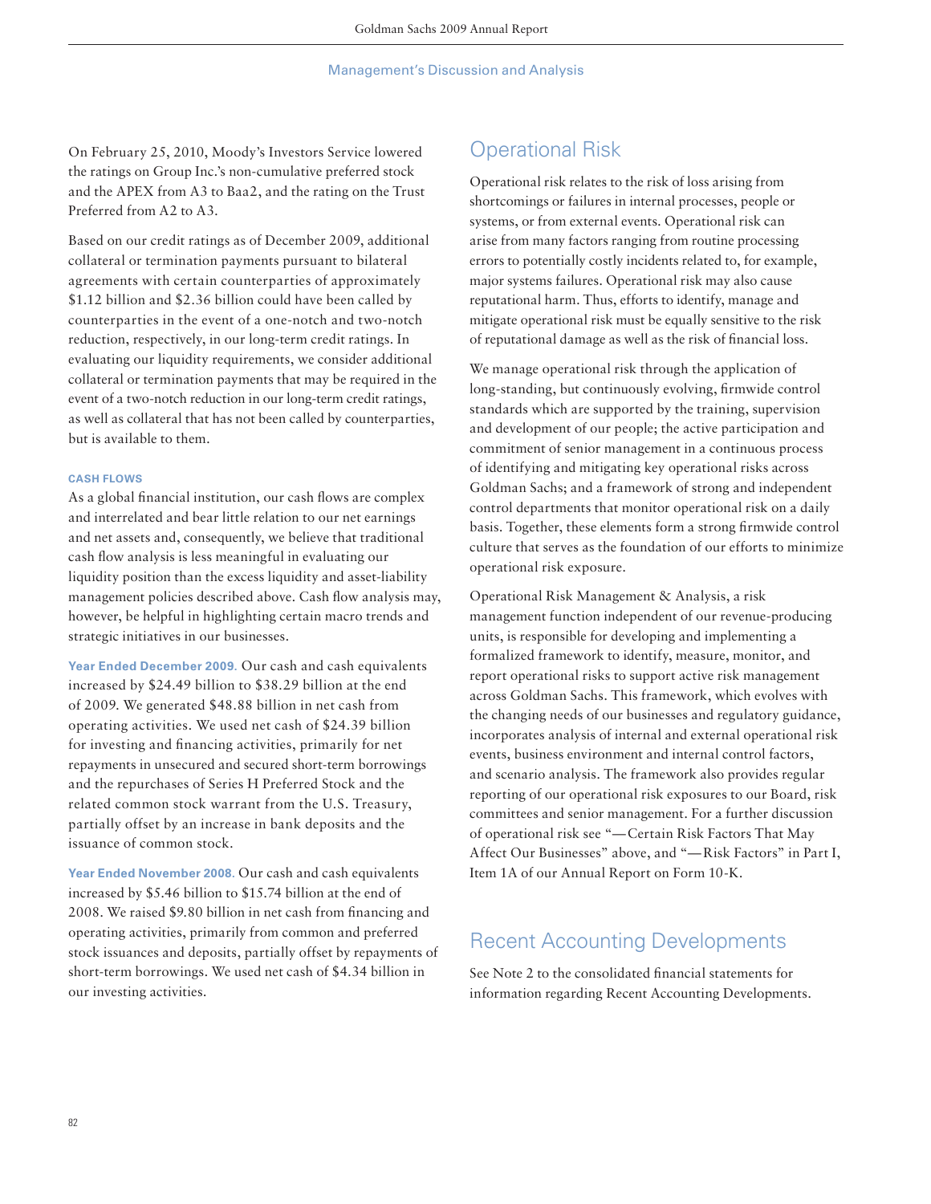On February 25, 2010, Moody's Investors Service lowered the ratings on Group Inc.'s non-cumulative preferred stock and the APEX from A3 to Baa2, and the rating on the Trust Preferred from A2 to A3.

Based on our credit ratings as of December 2009, additional collateral or termination payments pursuant to bilateral agreements with certain counterparties of approximately $1.12 billion and $2.36 billion could have been called by counterparties in the event of a one-notch and two-notch reduction, respectively, in our long-term credit ratings. In evaluating our liquidity requirements, we consider additional collateral or termination payments that may be required in the event of a two-notch reduction in our long-term credit ratings, as well as collateral that has not been called by counterparties, but is available to them.

#### CASH FLOWS

As a global financial institution, our cash flows are complex and interrelated and bear little relation to our net earnings and net assets and, consequently, we believe that traditional cash flow analysis is less meaningful in evaluating our liquidity position than the excess liquidity and asset-liability management policies described above. Cash flow analysis may, however, be helpful in highlighting certain macro trends and strategic initiatives in our businesses.

**Year Ended December 2009.** Our cash and cash equivalents increased by $24.49 billion to $38.29 billion at the end of 2009. We generated $48.88 billion in net cash from operating activities. We used net cash of $24.39 billion for investing and financing activities, primarily for net repayments in unsecured and secured short-term borrowings and the repurchases of Series H Preferred Stock and the related common stock warrant from the U.S. Treasury, partially offset by an increase in bank deposits and the issuance of common stock.

**Year Ended November 2008.** Our cash and cash equivalents increased by $5.46 billion to $15.74 billion at the end of 2008. We raised $9.80 billion in net cash from financing and operating activities, primarily from common and preferred stock issuances and deposits, partially offset by repayments of short-term borrowings. We used net cash of $4.34 billion in our investing activities.

## Operational Risk

Operational risk relates to the risk of loss arising from shortcomings or failures in internal processes, people or systems, or from external events. Operational risk can arise from many factors ranging from routine processing errors to potentially costly incidents related to, for example, major systems failures. Operational risk may also cause reputational harm. Thus, efforts to identify, manage and mitigate operational risk must be equally sensitive to the risk of reputational damage as well as the risk of financial loss.

We manage operational risk through the application of long-standing, but continuously evolving, firmwide control standards which are supported by the training, supervision and development of our people; the active participation and commitment of senior management in a continuous process of identifying and mitigating key operational risks across Goldman Sachs; and a framework of strong and independent control departments that monitor operational risk on a daily basis. Together, these elements form a strong firmwide control culture that serves as the foundation of our efforts to minimize operational risk exposure.

Operational Risk Management & Analysis, a risk management function independent of our revenue-producing units, is responsible for developing and implementing a formalized framework to identify, measure, monitor, and report operational risks to support active risk management across Goldman Sachs. This framework, which evolves with the changing needs of our businesses and regulatory guidance, incorporates analysis of internal and external operational risk events, business environment and internal control factors, and scenario analysis. The framework also provides regular reporting of our operational risk exposures to our Board, risk committees and senior management. For a further discussion of operational risk see "— Certain Risk Factors That May Affect Our Businesses" above, and "— Risk Factors" in Part I, Item 1A of our Annual Report on Form 10-K.

## Recent Accounting Developments

See Note 2 to the consolidated financial statements for information regarding Recent Accounting Developments.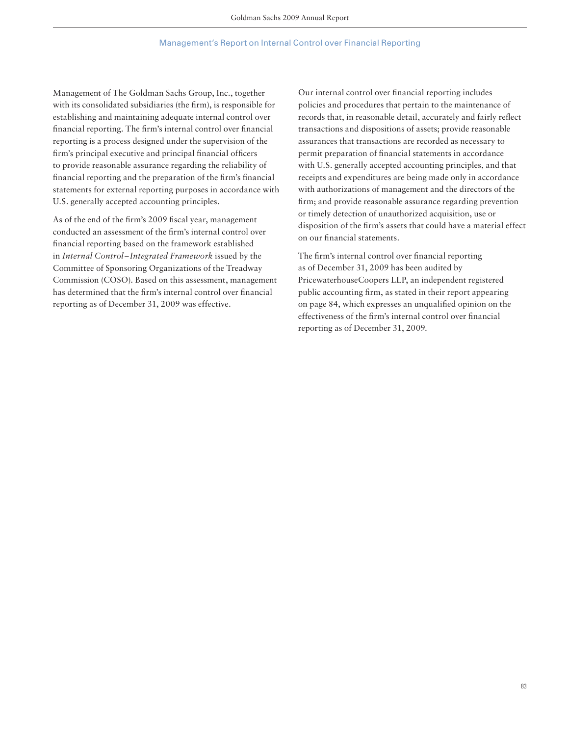## Management's Report on Internal Control over Financial Reporting

Management of The Goldman Sachs Group, Inc., together with its consolidated subsidiaries (the firm), is responsible for establishing and maintaining adequate internal control over financial reporting. The firm's internal control over financial reporting is a process designed under the supervision of the firm's principal executive and principal financial officers to provide reasonable assurance regarding the reliability of financial reporting and the preparation of the firm's financial statements for external reporting purposes in accordance with U.S. generally accepted accounting principles.

As of the end of the firm's 2009 fiscal year, management conducted an assessment of the firm's internal control over financial reporting based on the framework established in *Internal Control–Integrated Framework* issued by the Committee of Sponsoring Organizations of the Treadway Commission (COSO). Based on this assessment, management has determined that the firm's internal control over financial reporting as of December 31, 2009 was effective.

Our internal control over financial reporting includes policies and procedures that pertain to the maintenance of records that, in reasonable detail, accurately and fairly reflect transactions and dispositions of assets; provide reasonable assurances that transactions are recorded as necessary to permit preparation of financial statements in accordance with U.S. generally accepted accounting principles, and that receipts and expenditures are being made only in accordance with authorizations of management and the directors of the firm; and provide reasonable assurance regarding prevention or timely detection of unauthorized acquisition, use or disposition of the firm's assets that could have a material effect on our financial statements.

The firm's internal control over financial reporting as of December 31, 2009 has been audited by PricewaterhouseCoopers LLP, an independent registered public accounting firm, as stated in their report appearing on page 84, which expresses an unqualified opinion on the effectiveness of the firm's internal control over financial reporting as of December 31, 2009.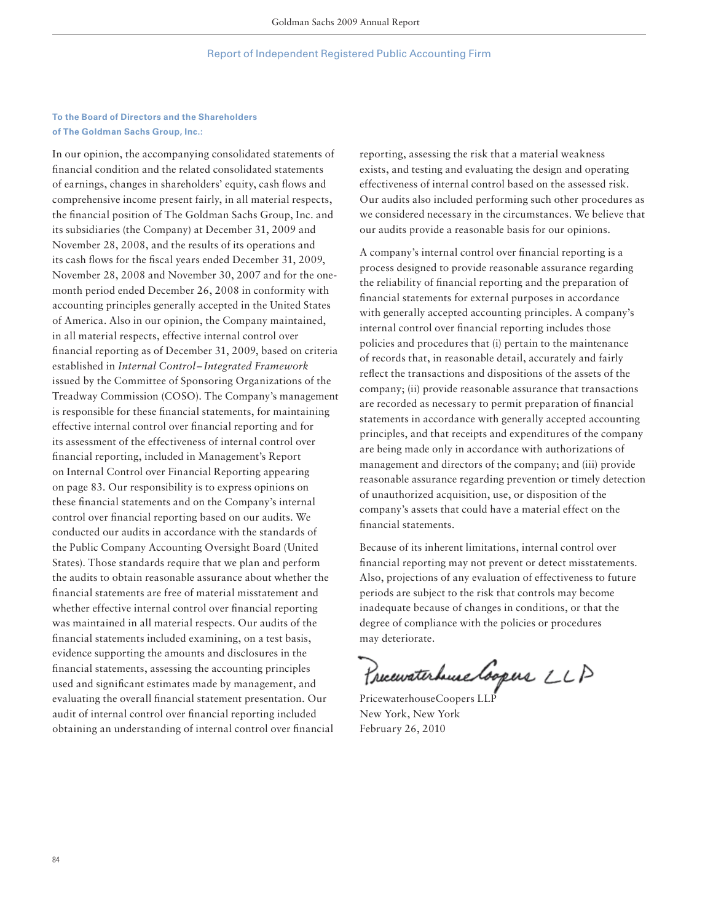## Report of Independent Registered Public Accounting Firm

**To the Board of Directors and the Shareholders of The Goldman Sachs Group, Inc.:**

In our opinion, the accompanying consolidated statements of financial condition and the related consolidated statements of earnings, changes in shareholders' equity, cash flows and comprehensive income present fairly, in all material respects, the financial position of The Goldman Sachs Group, Inc. and its subsidiaries (the Company) at December 31, 2009 and November 28, 2008, and the results of its operations and its cash flows for the fiscal years ended December 31, 2009, November 28, 2008 and November 30, 2007 and for the one-month period ended December 26, 2008 in conformity with accounting principles generally accepted in the United States of America. Also in our opinion, the Company maintained, in all material respects, effective internal control over financial reporting as of December 31, 2009, based on criteria established in *Internal Control – Integrated Framework* issued by the Committee of Sponsoring Organizations of the Treadway Commission (COSO). The Company's management is responsible for these financial statements, for maintaining effective internal control over financial reporting and for its assessment of the effectiveness of internal control over financial reporting, included in Management's Report on Internal Control over Financial Reporting appearing on page 83. Our responsibility is to express opinions on these financial statements and on the Company's internal control over financial reporting based on our audits. We conducted our audits in accordance with the standards of the Public Company Accounting Oversight Board (United States). Those standards require that we plan and perform the audits to obtain reasonable assurance about whether the financial statements are free of material misstatement and whether effective internal control over financial reporting was maintained in all material respects. Our audits of the financial statements included examining, on a test basis, evidence supporting the amounts and disclosures in the financial statements, assessing the accounting principles used and significant estimates made by management, and evaluating the overall financial statement presentation. Our audit of internal control over financial reporting included obtaining an understanding of internal control over financial reporting, assessing the risk that a material weakness exists, and testing and evaluating the design and operating effectiveness of internal control based on the assessed risk. Our audits also included performing such other procedures as we considered necessary in the circumstances. We believe that our audits provide a reasonable basis for our opinions.

A company's internal control over financial reporting is a process designed to provide reasonable assurance regarding the reliability of financial reporting and the preparation of financial statements for external purposes in accordance with generally accepted accounting principles. A company's internal control over financial reporting includes those policies and procedures that (i) pertain to the maintenance of records that, in reasonable detail, accurately and fairly reflect the transactions and dispositions of the assets of the company; (ii) provide reasonable assurance that transactions are recorded as necessary to permit preparation of financial statements in accordance with generally accepted accounting principles, and that receipts and expenditures of the company are being made only in accordance with authorizations of management and directors of the company; and (iii) provide reasonable assurance regarding prevention or timely detection of unauthorized acquisition, use, or disposition of the company's assets that could have a material effect on the financial statements.

Because of its inherent limitations, internal control over financial reporting may not prevent or detect misstatements. Also, projections of any evaluation of effectiveness to future periods are subject to the risk that controls may become inadequate because of changes in conditions, or that the degree of compliance with the policies or procedures may deteriorate.

PricewaterhouseCoopers LLP
New York, New York
February 26, 2010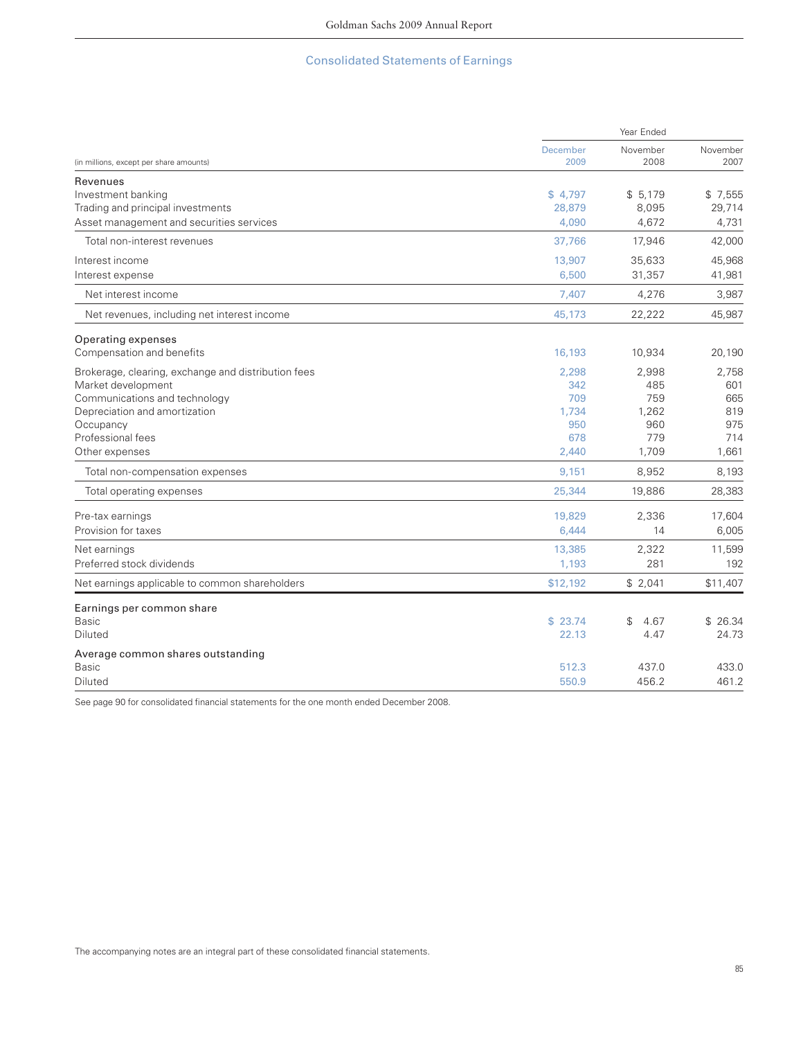# Consolidated Statements of Earnings

| (in millions, except per share amounts) | Year Ended December 2009 | Year Ended November 2008 | Year Ended November 2007 |
|---|---|---|---|
| **Revenues** | | | |
| Investment banking | $ 4,797 | $ 5,179 | $ 7,555 |
| Trading and principal investments | 28,879 | 8,095 | 29,714 |
| Asset management and securities services | 4,090 | 4,672 | 4,731 |
| Total non-interest revenues | 37,766 | 17,946 | 42,000 |
| Interest income | 13,907 | 35,633 | 45,968 |
| Interest expense | 6,500 | 31,357 | 41,981 |
| Net interest income | 7,407 | 4,276 | 3,987 |
| Net revenues, including net interest income | 45,173 | 22,222 | 45,987 |
| **Operating expenses** | | | |
| Compensation and benefits | 16,193 | 10,934 | 20,190 |
| Brokerage, clearing, exchange and distribution fees | 2,298 | 2,998 | 2,758 |
| Market development | 342 | 485 | 601 |
| Communications and technology | 709 | 759 | 665 |
| Depreciation and amortization | 1,734 | 1,262 | 819 |
| Occupancy | 950 | 960 | 975 |
| Professional fees | 678 | 779 | 714 |
| Other expenses | 2,440 | 1,709 | 1,661 |
| Total non-compensation expenses | 9,151 | 8,952 | 8,193 |
| Total operating expenses | 25,344 | 19,886 | 28,383 |
| Pre-tax earnings | 19,829 | 2,336 | 17,604 |
| Provision for taxes | 6,444 | 14 | 6,005 |
| Net earnings | 13,385 | 2,322 | 11,599 |
| Preferred stock dividends | 1,193 | 281 | 192 |
| Net earnings applicable to common shareholders | $12,192 | $ 2,041 | $11,407 |
| **Earnings per common share** | | | |
| Basic | $ 23.74 | $ 4.67 | $ 26.34 |
| Diluted | 22.13 | 4.47 | 24.73 |
| **Average common shares outstanding** | | | |
| Basic | 512.3 | 437.0 | 433.0 |
| Diluted | 550.9 | 456.2 | 461.2 |

See page 90 for consolidated financial statements for the one month ended December 2008.

The accompanying notes are an integral part of these consolidated financial statements.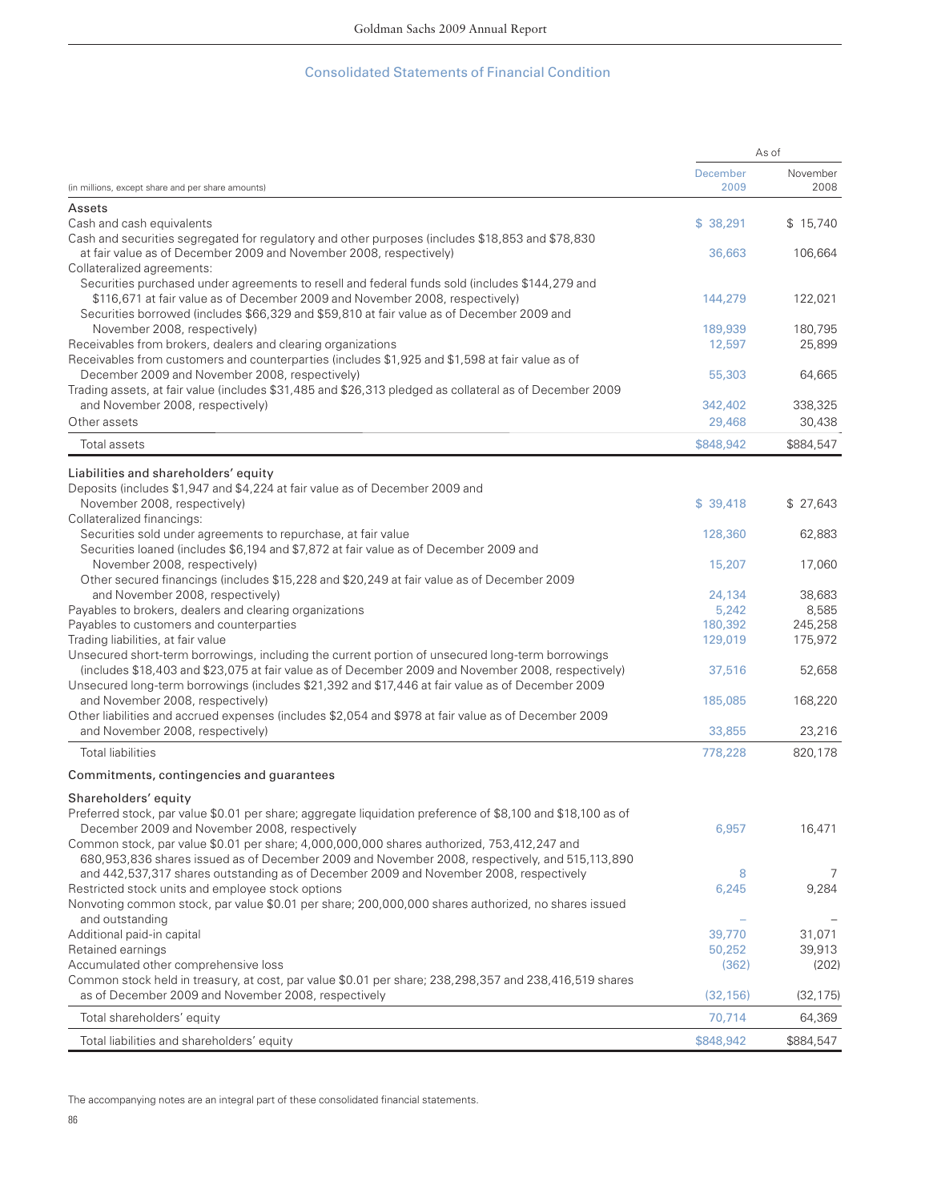## Consolidated Statements of Financial Condition

| (in millions, except share and per share amounts) | As of December 2009 | As of November 2008 |
|---|---|---|
| **Assets** | | |
| Cash and cash equivalents | $ 38,291 | $ 15,740 |
| Cash and securities segregated for regulatory and other purposes (includes $18,853 and $78,830 at fair value as of December 2009 and November 2008, respectively) | 36,663 | 106,664 |
| Collateralized agreements: | | |
| Securities purchased under agreements to resell and federal funds sold (includes $144,279 and $116,671 at fair value as of December 2009 and November 2008, respectively) | 144,279 | 122,021 |
| Securities borrowed (includes $66,329 and $59,810 at fair value as of December 2009 and November 2008, respectively) | 189,939 | 180,795 |
| Receivables from brokers, dealers and clearing organizations | 12,597 | 25,899 |
| Receivables from customers and counterparties (includes $1,925 and $1,598 at fair value as of December 2009 and November 2008, respectively) | 55,303 | 64,665 |
| Trading assets, at fair value (includes $31,485 and $26,313 pledged as collateral as of December 2009 and November 2008, respectively) | 342,402 | 338,325 |
| Other assets | 29,468 | 30,438 |
| Total assets | $848,942 | $884,547 |
| **Liabilities and shareholders' equity** | | |
| Deposits (includes $1,947 and $4,224 at fair value as of December 2009 and November 2008, respectively) | $ 39,418 | $ 27,643 |
| Collateralized financings: | | |
| Securities sold under agreements to repurchase, at fair value | 128,360 | 62,883 |
| Securities loaned (includes $6,194 and $7,872 at fair value as of December 2009 and November 2008, respectively) | 15,207 | 17,060 |
| Other secured financings (includes $15,228 and $20,249 at fair value as of December 2009 and November 2008, respectively) | 24,134 | 38,683 |
| Payables to brokers, dealers and clearing organizations | 5,242 | 8,585 |
| Payables to customers and counterparties | 180,392 | 245,258 |
| Trading liabilities, at fair value | 129,019 | 175,972 |
| Unsecured short-term borrowings, including the current portion of unsecured long-term borrowings (includes $18,403 and $23,075 at fair value as of December 2009 and November 2008, respectively) | 37,516 | 52,658 |
| Unsecured long-term borrowings (includes $21,392 and $17,446 at fair value as of December 2009 and November 2008, respectively) | 185,085 | 168,220 |
| Other liabilities and accrued expenses (includes $2,054 and $978 at fair value as of December 2009 and November 2008, respectively) | 33,855 | 23,216 |
| Total liabilities | 778,228 | 820,178 |
| **Commitments, contingencies and guarantees** | | |
| **Shareholders' equity** | | |
| Preferred stock, par value $0.01 per share; aggregate liquidation preference of $8,100 and $18,100 as of December 2009 and November 2008, respectively | 6,957 | 16,471 |
| Common stock, par value $0.01 per share; 4,000,000,000 shares authorized, 753,412,247 and 680,953,836 shares issued as of December 2009 and November 2008, respectively, and 515,113,890 and 442,537,317 shares outstanding as of December 2009 and November 2008, respectively | 8 | 7 |
| Restricted stock units and employee stock options | 6,245 | 9,284 |
| Nonvoting common stock, par value $0.01 per share; 200,000,000 shares authorized, no shares issued and outstanding | – | – |
| Additional paid-in capital | 39,770 | 31,071 |
| Retained earnings | 50,252 | 39,913 |
| Accumulated other comprehensive loss | (362) | (202) |
| Common stock held in treasury, at cost, par value $0.01 per share; 238,298,357 and 238,416,519 shares as of December 2009 and November 2008, respectively | (32,156) | (32,175) |
| Total shareholders' equity | 70,714 | 64,369 |
| Total liabilities and shareholders' equity | $848,942 | $884,547 |

The accompanying notes are an integral part of these consolidated financial statements.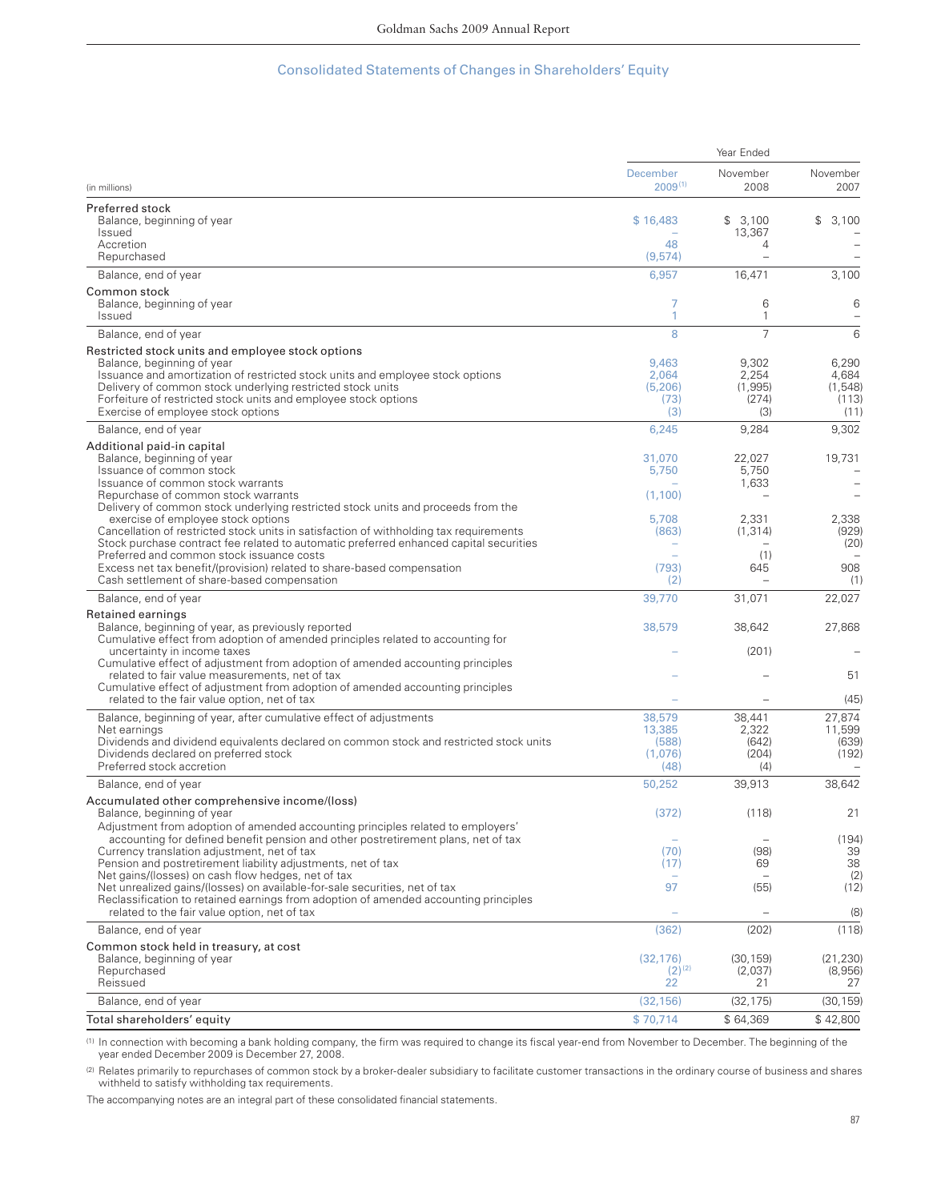## Consolidated Statements of Changes in Shareholders' Equity

| (in millions) | Year Ended December 2009 [1] | Year Ended November 2008 | Year Ended November 2007 |
|---|---|---|---|
| **Preferred stock** | | | |
| Balance, beginning of year | $ 16,483 | $ 3,100 | $ 3,100 |
| Issued | – | 13,367 | – |
| Accretion | 48 | 4 | – |
| Repurchased | (9,574) | – | – |
| Balance, end of year | 6,957 | 16,471 | 3,100 |
| **Common stock** | | | |
| Balance, beginning of year | 7 | 6 | 6 |
| Issued | 1 | 1 | – |
| Balance, end of year | 8 | 7 | 6 |
| **Restricted stock units and employee stock options** | | | |
| Balance, beginning of year | 9,463 | 9,302 | 6,290 |
| Issuance and amortization of restricted stock units and employee stock options | 2,064 | 2,254 | 4,684 |
| Delivery of common stock underlying restricted stock units | (5,206) | (1,995) | (1,548) |
| Forfeiture of restricted stock units and employee stock options | (73) | (274) | (113) |
| Exercise of employee stock options | (3) | (3) | (11) |
| Balance, end of year | 6,245 | 9,284 | 9,302 |
| **Additional paid-in capital** | | | |
| Balance, beginning of year | 31,070 | 22,027 | 19,731 |
| Issuance of common stock | 5,750 | 5,750 | – |
| Issuance of common stock warrants | – | 1,633 | – |
| Repurchase of common stock warrants | (1,100) | – | – |
| Delivery of common stock underlying restricted stock units and proceeds from the exercise of employee stock options | 5,708 | 2,331 | 2,338 |
| Cancellation of restricted stock units in satisfaction of withholding tax requirements | (863) | (1,314) | (929) |
| Stock purchase contract fee related to automatic preferred enhanced capital securities | – | – | (20) |
| Preferred and common stock issuance costs | – | (1) | – |
| Excess net tax benefit/(provision) related to share-based compensation | (793) | 645 | 908 |
| Cash settlement of share-based compensation | (2) | – | (1) |
| Balance, end of year | 39,770 | 31,071 | 22,027 |
| **Retained earnings** | | | |
| Balance, beginning of year, as previously reported | 38,579 | 38,642 | 27,868 |
| Cumulative effect from adoption of amended principles related to accounting for uncertainty in income taxes | – | (201) | – |
| Cumulative effect of adjustment from adoption of amended accounting principles related to fair value measurements, net of tax | – | – | 51 |
| Cumulative effect of adjustment from adoption of amended accounting principles related to the fair value option, net of tax | – | – | (45) |
| Balance, beginning of year, after cumulative effect of adjustments | 38,579 | 38,441 | 27,874 |
| Net earnings | 13,385 | 2,322 | 11,599 |
| Dividends and dividend equivalents declared on common stock and restricted stock units | (588) | (642) | (639) |
| Dividends declared on preferred stock | (1,076) | (204) | (192) |
| Preferred stock accretion | (48) | (4) | – |
| Balance, end of year | 50,252 | 39,913 | 38,642 |
| **Accumulated other comprehensive income/(loss)** | | | |
| Balance, beginning of year | (372) | (118) | 21 |
| Adjustment from adoption of amended accounting principles related to employers' accounting for defined benefit pension and other postretirement plans, net of tax | – | – | (194) |
| Currency translation adjustment, net of tax | (70) | (98) | 39 |
| Pension and postretirement liability adjustments, net of tax | (17) | 69 | 38 |
| Net gains/(losses) on cash flow hedges, net of tax | – | – | (2) |
| Net unrealized gains/(losses) on available-for-sale securities, net of tax | 97 | (55) | (12) |
| Reclassification to retained earnings from adoption of amended accounting principles related to the fair value option, net of tax | – | – | (8) |
| Balance, end of year | (362) | (202) | (118) |
| **Common stock held in treasury, at cost** | | | |
| Balance, beginning of year | (32,176) | (30,159) | (21,230) |
| Repurchased | (2) [2] | (2,037) | (8,956) |
| Reissued | 22 | 21 | 27 |
| Balance, end of year | (32,156) | (32,175) | (30,159) |
| **Total shareholders' equity** | $ 70,714 | $ 64,369 | $ 42,800 |

(1) In connection with becoming a bank holding company, the firm was required to change its fiscal year-end from November to December. The beginning of the year ended December 2009 is December 27, 2008.

(2) Relates primarily to repurchases of common stock by a broker-dealer subsidiary to facilitate customer transactions in the ordinary course of business and shares withheld to satisfy withholding tax requirements.

The accompanying notes are an integral part of these consolidated financial statements.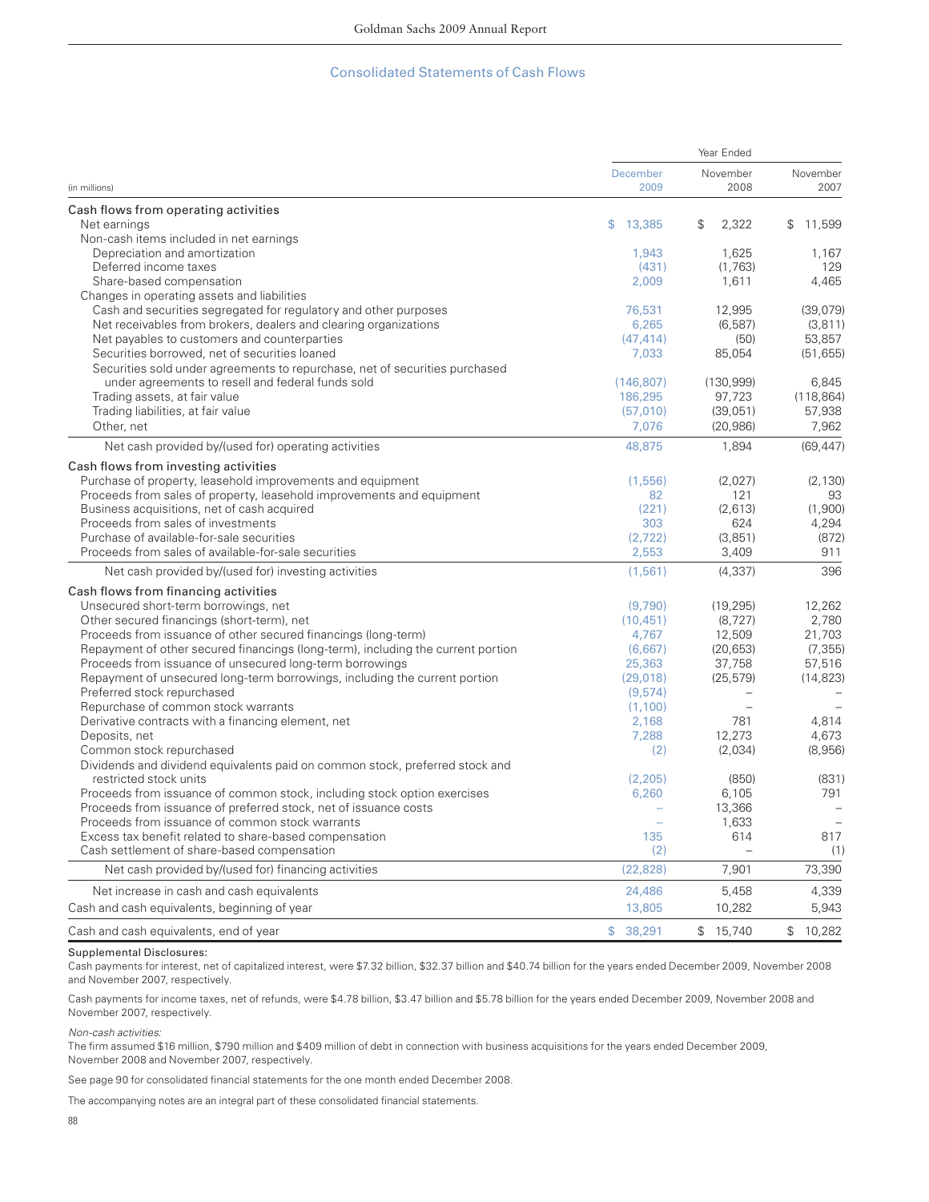## Consolidated Statements of Cash Flows

| (in millions) | Year Ended December 2009 | November 2008 | November 2007 |
|---|---|---|---|
| **Cash flows from operating activities** | | | |
| Net earnings | $ 13,385 | $ 2,322 | $ 11,599 |
| Non-cash items included in net earnings | | | |
| Depreciation and amortization | 1,943 | 1,625 | 1,167 |
| Deferred income taxes | (431) | (1,763) | 129 |
| Share-based compensation | 2,009 | 1,611 | 4,465 |
| Changes in operating assets and liabilities | | | |
| Cash and securities segregated for regulatory and other purposes | 76,531 | 12,995 | (39,079) |
| Net receivables from brokers, dealers and clearing organizations | 6,265 | (6,587) | (3,811) |
| Net payables to customers and counterparties | (47,414) | (50) | 53,857 |
| Securities borrowed, net of securities loaned | 7,033 | 85,054 | (51,655) |
| Securities sold under agreements to repurchase, net of securities purchased under agreements to resell and federal funds sold | (146,807) | (130,999) | 6,845 |
| Trading assets, at fair value | 186,295 | 97,723 | (118,864) |
| Trading liabilities, at fair value | (57,010) | (39,051) | 57,938 |
| Other, net | 7,076 | (20,986) | 7,962 |
| Net cash provided by/(used for) operating activities | 48,875 | 1,894 | (69,447) |
| **Cash flows from investing activities** | | | |
| Purchase of property, leasehold improvements and equipment | (1,556) | (2,027) | (2,130) |
| Proceeds from sales of property, leasehold improvements and equipment | 82 | 121 | 93 |
| Business acquisitions, net of cash acquired | (221) | (2,613) | (1,900) |
| Proceeds from sales of investments | 303 | 624 | 4,294 |
| Purchase of available-for-sale securities | (2,722) | (3,851) | (872) |
| Proceeds from sales of available-for-sale securities | 2,553 | 3,409 | 911 |
| Net cash provided by/(used for) investing activities | (1,561) | (4,337) | 396 |
| **Cash flows from financing activities** | | | |
| Unsecured short-term borrowings, net | (9,790) | (19,295) | 12,262 |
| Other secured financings (short-term), net | (10,451) | (8,727) | 2,780 |
| Proceeds from issuance of other secured financings (long-term) | 4,767 | 12,509 | 21,703 |
| Repayment of other secured financings (long-term), including the current portion | (6,667) | (20,653) | (7,355) |
| Proceeds from issuance of unsecured long-term borrowings | 25,363 | 37,758 | 57,516 |
| Repayment of unsecured long-term borrowings, including the current portion | (29,018) | (25,579) | (14,823) |
| Preferred stock repurchased | (9,574) | – | – |
| Repurchase of common stock warrants | (1,100) | – | – |
| Derivative contracts with a financing element, net | 2,168 | 781 | 4,814 |
| Deposits, net | 7,288 | 12,273 | 4,673 |
| Common stock repurchased | (2) | (2,034) | (8,956) |
| Dividends and dividend equivalents paid on common stock, preferred stock and restricted stock units | (2,205) | (850) | (831) |
| Proceeds from issuance of common stock, including stock option exercises | 6,260 | 6,105 | 791 |
| Proceeds from issuance of preferred stock, net of issuance costs | – | 13,366 | – |
| Proceeds from issuance of common stock warrants | – | 1,633 | – |
| Excess tax benefit related to share-based compensation | 135 | 614 | 817 |
| Cash settlement of share-based compensation | (2) | – | (1) |
| Net cash provided by/(used for) financing activities | (22,828) | 7,901 | 73,390 |
| Net increase in cash and cash equivalents | 24,486 | 5,458 | 4,339 |
| Cash and cash equivalents, beginning of year | 13,805 | 10,282 | 5,943 |
| Cash and cash equivalents, end of year | $ 38,291 | $ 15,740 | $ 10,282 |

**Supplemental Disclosures:**

Cash payments for interest, net of capitalized interest, were $7.32 billion, $32.37 billion and $40.74 billion for the years ended December 2009, November 2008 and November 2007, respectively.

Cash payments for income taxes, net of refunds, were $4.78 billion, $3.47 billion and $5.78 billion for the years ended December 2009, November 2008 and November 2007, respectively.

*Non-cash activities:*

The firm assumed $16 million, $790 million and $409 million of debt in connection with business acquisitions for the years ended December 2009, November 2008 and November 2007, respectively.

See page 90 for consolidated financial statements for the one month ended December 2008.

The accompanying notes are an integral part of these consolidated financial statements.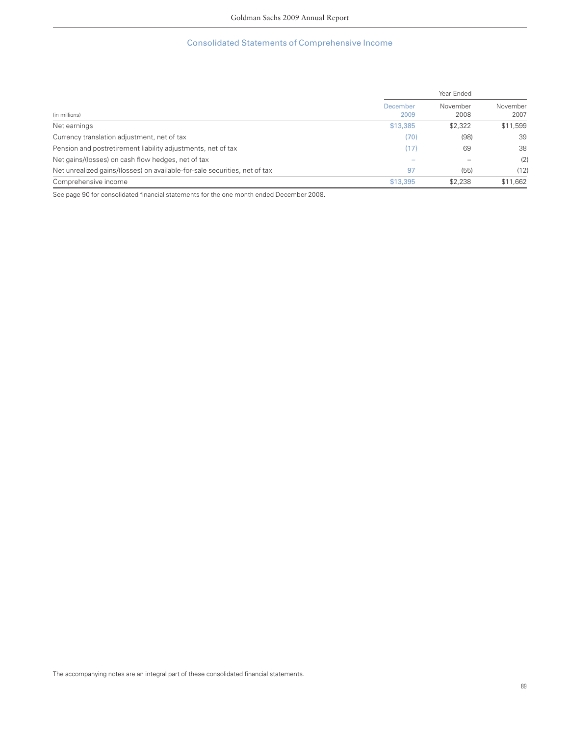## Consolidated Statements of Comprehensive Income

| (in millions) | Year Ended | | |
|---|---|---|---|
| | December 2009 | November 2008 | November 2007 |
| Net earnings | $13,385 | $2,322 | $11,599 |
| Currency translation adjustment, net of tax | (70) | (98) | 39 |
| Pension and postretirement liability adjustments, net of tax | (17) | 69 | 38 |
| Net gains/(losses) on cash flow hedges, net of tax | – | – | (2) |
| Net unrealized gains/(losses) on available-for-sale securities, net of tax | 97 | (55) | (12) |
| Comprehensive income | $13,395 | $2,238 | $11,662 |

See page 90 for consolidated financial statements for the one month ended December 2008.

The accompanying notes are an integral part of these consolidated financial statements.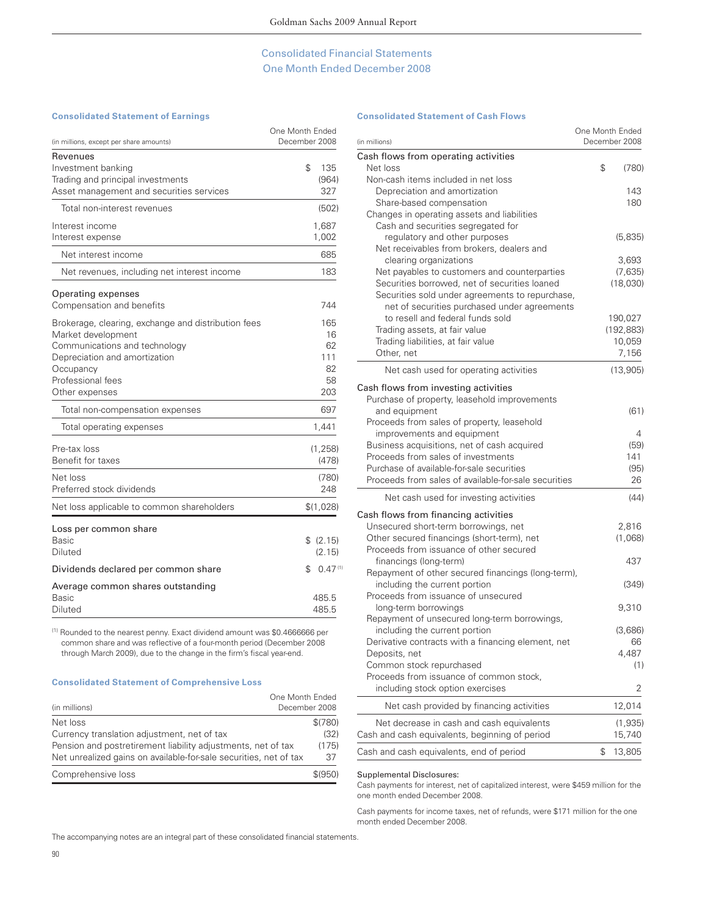## Consolidated Financial Statements
## One Month Ended December 2008

### Consolidated Statement of Earnings

| (in millions, except per share amounts) | One Month Ended December 2008 |
|---|---|
| **Revenues** | |
| Investment banking | $ 135 |
| Trading and principal investments | (964) |
| Asset management and securities services | 327 |
| Total non-interest revenues | (502) |
| Interest income | 1,687 |
| Interest expense | 1,002 |
| Net interest income | 685 |
| Net revenues, including net interest income | 183 |
| **Operating expenses** | |
| Compensation and benefits | 744 |
| Brokerage, clearing, exchange and distribution fees | 165 |
| Market development | 16 |
| Communications and technology | 62 |
| Depreciation and amortization | 111 |
| Occupancy | 82 |
| Professional fees | 58 |
| Other expenses | 203 |
| Total non-compensation expenses | 697 |
| Total operating expenses | 1,441 |
| Pre-tax loss | (1,258) |
| Benefit for taxes | (478) |
| Net loss | (780) |
| Preferred stock dividends | 248 |
| Net loss applicable to common shareholders | $(1,028) |
| **Loss per common share** | |
| Basic | $ (2.15) |
| Diluted | (2.15) |
| Dividends declared per common share | $ 0.47 [1] |
| **Average common shares outstanding** | |
| Basic | 485.5 |
| Diluted | 485.5 |

[1] Rounded to the nearest penny. Exact dividend amount was $0.4666666 per common share and was reflective of a four-month period (December 2008 through March 2009), due to the change in the firm's fiscal year-end.

### Consolidated Statement of Comprehensive Loss

| (in millions) | One Month Ended December 2008 |
|---|---|
| Net loss | $(780) |
| Currency translation adjustment, net of tax | (32) |
| Pension and postretirement liability adjustments, net of tax | (175) |
| Net unrealized gains on available-for-sale securities, net of tax | 37 |
| Comprehensive loss | $(950) |

### Consolidated Statement of Cash Flows

| (in millions) | One Month Ended December 2008 |
|---|---|
| **Cash flows from operating activities** | |
| Net loss | $ (780) |
| Non-cash items included in net loss | |
| Depreciation and amortization | 143 |
| Share-based compensation | 180 |
| Changes in operating assets and liabilities | |
| Cash and securities segregated for regulatory and other purposes | (5,835) |
| Net receivables from brokers, dealers and clearing organizations | 3,693 |
| Net payables to customers and counterparties | (7,635) |
| Securities borrowed, net of securities loaned | (18,030) |
| Securities sold under agreements to repurchase, net of securities purchased under agreements to resell and federal funds sold | 190,027 |
| Trading assets, at fair value | (192,883) |
| Trading liabilities, at fair value | 10,059 |
| Other, net | 7,156 |
| Net cash used for operating activities | (13,905) |
| **Cash flows from investing activities** | |
| Purchase of property, leasehold improvements and equipment | (61) |
| Proceeds from sales of property, leasehold improvements and equipment | 4 |
| Business acquisitions, net of cash acquired | (59) |
| Proceeds from sales of investments | 141 |
| Purchase of available-for-sale securities | (95) |
| Proceeds from sales of available-for-sale securities | 26 |
| Net cash used for investing activities | (44) |
| **Cash flows from financing activities** | |
| Unsecured short-term borrowings, net | 2,816 |
| Other secured financings (short-term), net | (1,068) |
| Proceeds from issuance of other secured financings (long-term) | 437 |
| Repayment of other secured financings (long-term), including the current portion | (349) |
| Proceeds from issuance of unsecured long-term borrowings | 9,310 |
| Repayment of unsecured long-term borrowings, including the current portion | (3,686) |
| Derivative contracts with a financing element, net | 66 |
| Deposits, net | 4,487 |
| Common stock repurchased | (1) |
| Proceeds from issuance of common stock, including stock option exercises | 2 |
| Net cash provided by financing activities | 12,014 |
| Net decrease in cash and cash equivalents | (1,935) |
| Cash and cash equivalents, beginning of period | 15,740 |
| Cash and cash equivalents, end of period | $ 13,805 |

Supplemental Disclosures:

Cash payments for interest, net of capitalized interest, were $459 million for the one month ended December 2008.

Cash payments for income taxes, net of refunds, were $171 million for the one month ended December 2008.

The accompanying notes are an integral part of these consolidated financial statements.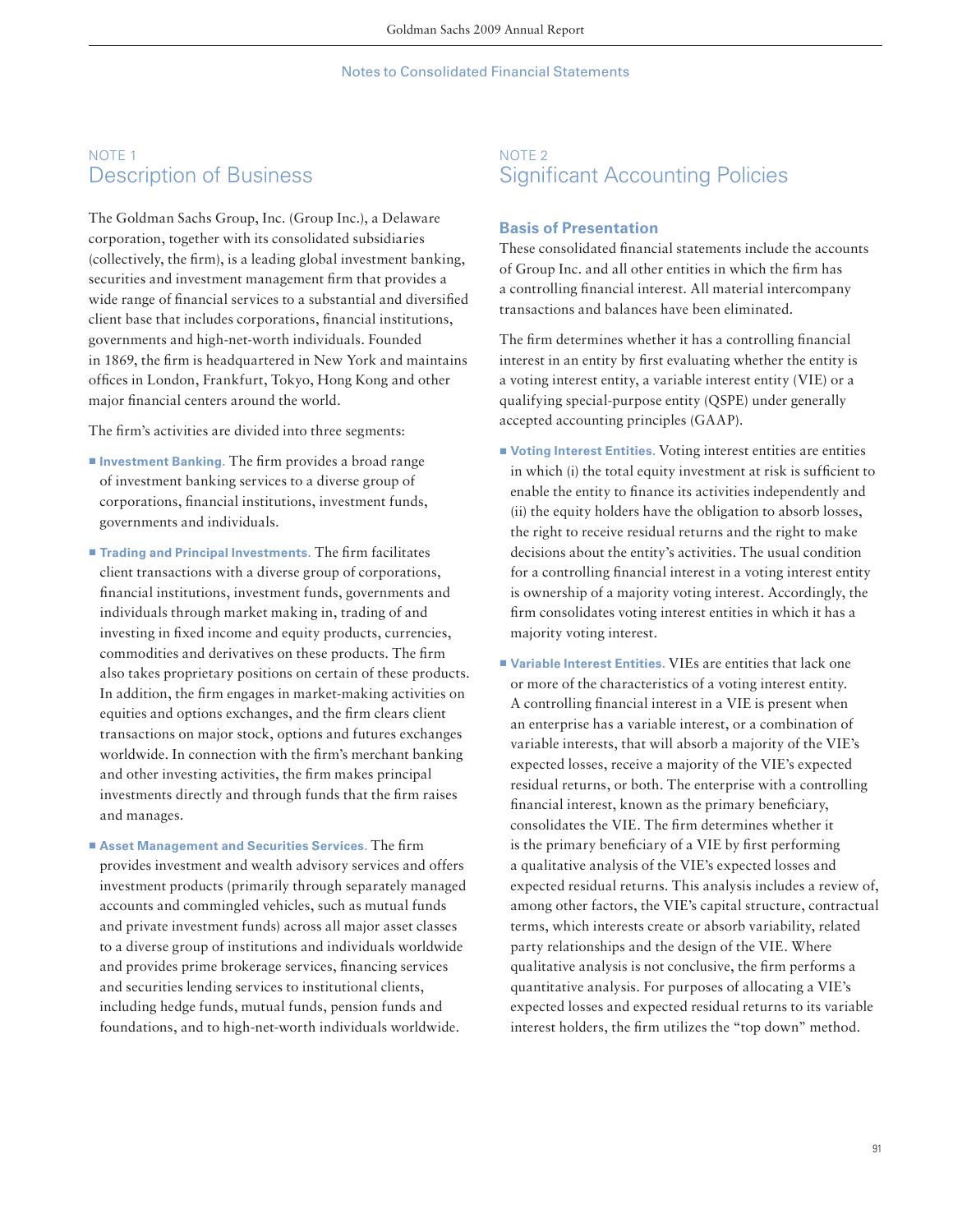## NOTE 1
## Description of Business

The Goldman Sachs Group, Inc. (Group Inc.), a Delaware corporation, together with its consolidated subsidiaries (collectively, the firm), is a leading global investment banking, securities and investment management firm that provides a wide range of financial services to a substantial and diversified client base that includes corporations, financial institutions, governments and high-net-worth individuals. Founded in 1869, the firm is headquartered in New York and maintains offices in London, Frankfurt, Tokyo, Hong Kong and other major financial centers around the world.

The firm's activities are divided into three segments:

- **Investment Banking.** The firm provides a broad range of investment banking services to a diverse group of corporations, financial institutions, investment funds, governments and individuals.
- **Trading and Principal Investments.** The firm facilitates client transactions with a diverse group of corporations, financial institutions, investment funds, governments and individuals through market making in, trading of and investing in fixed income and equity products, currencies, commodities and derivatives on these products. The firm also takes proprietary positions on certain of these products. In addition, the firm engages in market-making activities on equities and options exchanges, and the firm clears client transactions on major stock, options and futures exchanges worldwide. In connection with the firm's merchant banking and other investing activities, the firm makes principal investments directly and through funds that the firm raises and manages.
- **Asset Management and Securities Services.** The firm provides investment and wealth advisory services and offers investment products (primarily through separately managed accounts and commingled vehicles, such as mutual funds and private investment funds) across all major asset classes to a diverse group of institutions and individuals worldwide and provides prime brokerage services, financing services and securities lending services to institutional clients, including hedge funds, mutual funds, pension funds and foundations, and to high-net-worth individuals worldwide.

## NOTE 2
## Significant Accounting Policies

### Basis of Presentation

These consolidated financial statements include the accounts of Group Inc. and all other entities in which the firm has a controlling financial interest. All material intercompany transactions and balances have been eliminated.

The firm determines whether it has a controlling financial interest in an entity by first evaluating whether the entity is a voting interest entity, a variable interest entity (VIE) or a qualifying special-purpose entity (QSPE) under generally accepted accounting principles (GAAP).

- **Voting Interest Entities.** Voting interest entities are entities in which (i) the total equity investment at risk is sufficient to enable the entity to finance its activities independently and (ii) the equity holders have the obligation to absorb losses, the right to receive residual returns and the right to make decisions about the entity's activities. The usual condition for a controlling financial interest in a voting interest entity is ownership of a majority voting interest. Accordingly, the firm consolidates voting interest entities in which it has a majority voting interest.
- **Variable Interest Entities.** VIEs are entities that lack one or more of the characteristics of a voting interest entity. A controlling financial interest in a VIE is present when an enterprise has a variable interest, or a combination of variable interests, that will absorb a majority of the VIE's expected losses, receive a majority of the VIE's expected residual returns, or both. The enterprise with a controlling financial interest, known as the primary beneficiary, consolidates the VIE. The firm determines whether it is the primary beneficiary of a VIE by first performing a qualitative analysis of the VIE's expected losses and expected residual returns. This analysis includes a review of, among other factors, the VIE's capital structure, contractual terms, which interests create or absorb variability, related party relationships and the design of the VIE. Where qualitative analysis is not conclusive, the firm performs a quantitative analysis. For purposes of allocating a VIE's expected losses and expected residual returns to its variable interest holders, the firm utilizes the "top down" method.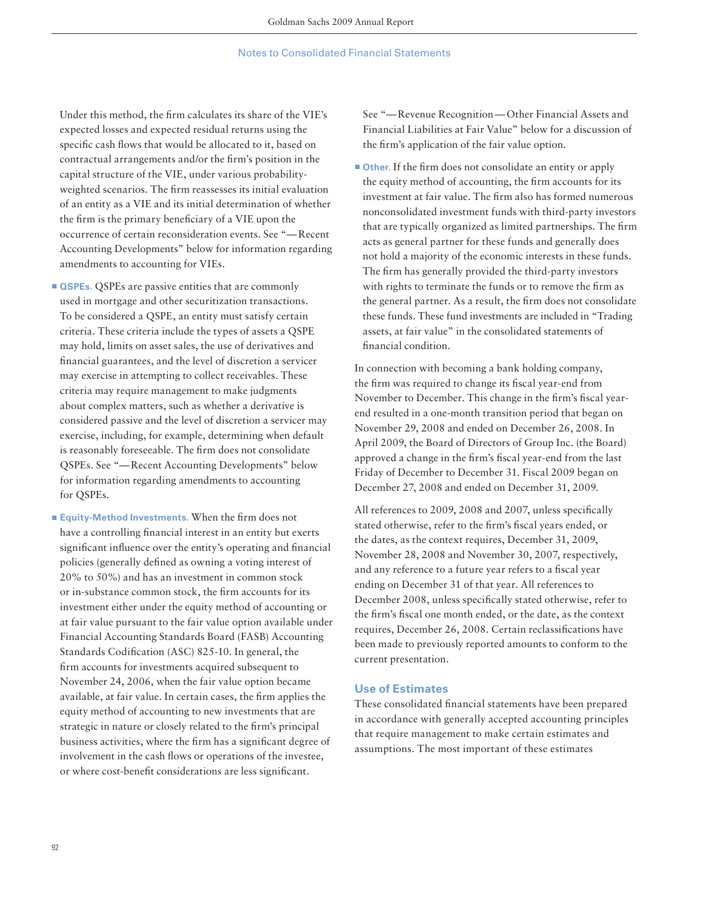Under this method, the firm calculates its share of the VIE's expected losses and expected residual returns using the specific cash flows that would be allocated to it, based on contractual arrangements and/or the firm's position in the capital structure of the VIE, under various probability-weighted scenarios. The firm reassesses its initial evaluation of an entity as a VIE and its initial determination of whether the firm is the primary beneficiary of a VIE upon the occurrence of certain reconsideration events. See "— Recent Accounting Developments" below for information regarding amendments to accounting for VIEs.

- **QSPEs.** QSPEs are passive entities that are commonly used in mortgage and other securitization transactions. To be considered a QSPE, an entity must satisfy certain criteria. These criteria include the types of assets a QSPE may hold, limits on asset sales, the use of derivatives and financial guarantees, and the level of discretion a servicer may exercise in attempting to collect receivables. These criteria may require management to make judgments about complex matters, such as whether a derivative is considered passive and the level of discretion a servicer may exercise, including, for example, determining when default is reasonably foreseeable. The firm does not consolidate QSPEs. See "— Recent Accounting Developments" below for information regarding amendments to accounting for QSPEs.

- **Equity-Method Investments.** When the firm does not have a controlling financial interest in an entity but exerts significant influence over the entity's operating and financial policies (generally defined as owning a voting interest of 20% to 50%) and has an investment in common stock or in-substance common stock, the firm accounts for its investment either under the equity method of accounting or at fair value pursuant to the fair value option available under Financial Accounting Standards Board (FASB) Accounting Standards Codification (ASC) 825-10. In general, the firm accounts for investments acquired subsequent to November 24, 2006, when the fair value option became available, at fair value. In certain cases, the firm applies the equity method of accounting to new investments that are strategic in nature or closely related to the firm's principal business activities, where the firm has a significant degree of involvement in the cash flows or operations of the investee, or where cost-benefit considerations are less significant. See "— Revenue Recognition — Other Financial Assets and Financial Liabilities at Fair Value" below for a discussion of the firm's application of the fair value option.

- **Other.** If the firm does not consolidate an entity or apply the equity method of accounting, the firm accounts for its investment at fair value. The firm also has formed numerous nonconsolidated investment funds with third-party investors that are typically organized as limited partnerships. The firm acts as general partner for these funds and generally does not hold a majority of the economic interests in these funds. The firm has generally provided the third-party investors with rights to terminate the funds or to remove the firm as the general partner. As a result, the firm does not consolidate these funds. These fund investments are included in "Trading assets, at fair value" in the consolidated statements of financial condition.

In connection with becoming a bank holding company, the firm was required to change its fiscal year-end from November to December. This change in the firm's fiscal year-end resulted in a one-month transition period that began on November 29, 2008 and ended on December 26, 2008. In April 2009, the Board of Directors of Group Inc. (the Board) approved a change in the firm's fiscal year-end from the last Friday of December to December 31. Fiscal 2009 began on December 27, 2008 and ended on December 31, 2009.

All references to 2009, 2008 and 2007, unless specifically stated otherwise, refer to the firm's fiscal years ended, or the dates, as the context requires, December 31, 2009, November 28, 2008 and November 30, 2007, respectively, and any reference to a future year refers to a fiscal year ending on December 31 of that year. All references to December 2008, unless specifically stated otherwise, refer to the firm's fiscal one month ended, or the date, as the context requires, December 26, 2008. Certain reclassifications have been made to previously reported amounts to conform to the current presentation.

## Use of Estimates

These consolidated financial statements have been prepared in accordance with generally accepted accounting principles that require management to make certain estimates and assumptions. The most important of these estimates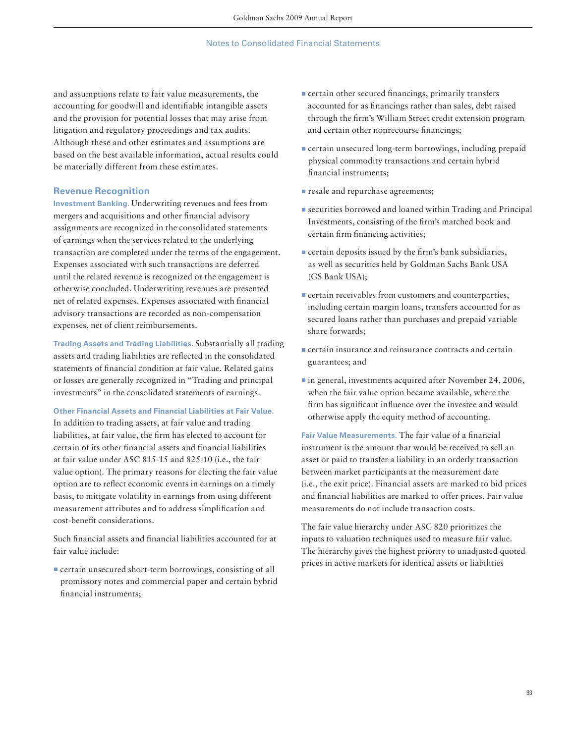and assumptions relate to fair value measurements, the accounting for goodwill and identifiable intangible assets and the provision for potential losses that may arise from litigation and regulatory proceedings and tax audits. Although these and other estimates and assumptions are based on the best available information, actual results could be materially different from these estimates.

### Revenue Recognition

**Investment Banking.** Underwriting revenues and fees from mergers and acquisitions and other financial advisory assignments are recognized in the consolidated statements of earnings when the services related to the underlying transaction are completed under the terms of the engagement. Expenses associated with such transactions are deferred until the related revenue is recognized or the engagement is otherwise concluded. Underwriting revenues are presented net of related expenses. Expenses associated with financial advisory transactions are recorded as non-compensation expenses, net of client reimbursements.

**Trading Assets and Trading Liabilities.** Substantially all trading assets and trading liabilities are reflected in the consolidated statements of financial condition at fair value. Related gains or losses are generally recognized in "Trading and principal investments" in the consolidated statements of earnings.

**Other Financial Assets and Financial Liabilities at Fair Value.** In addition to trading assets, at fair value and trading liabilities, at fair value, the firm has elected to account for certain of its other financial assets and financial liabilities at fair value under ASC 815-15 and 825-10 (i.e., the fair value option). The primary reasons for electing the fair value option are to reflect economic events in earnings on a timely basis, to mitigate volatility in earnings from using different measurement attributes and to address simplification and cost-benefit considerations.

Such financial assets and financial liabilities accounted for at fair value include:

- certain unsecured short-term borrowings, consisting of all promissory notes and commercial paper and certain hybrid financial instruments;
- certain other secured financings, primarily transfers accounted for as financings rather than sales, debt raised through the firm's William Street credit extension program and certain other nonrecourse financings;
- certain unsecured long-term borrowings, including prepaid physical commodity transactions and certain hybrid financial instruments;
- resale and repurchase agreements;
- securities borrowed and loaned within Trading and Principal Investments, consisting of the firm's matched book and certain firm financing activities;
- certain deposits issued by the firm's bank subsidiaries, as well as securities held by Goldman Sachs Bank USA (GS Bank USA);
- certain receivables from customers and counterparties, including certain margin loans, transfers accounted for as secured loans rather than purchases and prepaid variable share forwards;
- certain insurance and reinsurance contracts and certain guarantees; and
- in general, investments acquired after November 24, 2006, when the fair value option became available, where the firm has significant influence over the investee and would otherwise apply the equity method of accounting.

**Fair Value Measurements.** The fair value of a financial instrument is the amount that would be received to sell an asset or paid to transfer a liability in an orderly transaction between market participants at the measurement date (i.e., the exit price). Financial assets are marked to bid prices and financial liabilities are marked to offer prices. Fair value measurements do not include transaction costs.

The fair value hierarchy under ASC 820 prioritizes the inputs to valuation techniques used to measure fair value. The hierarchy gives the highest priority to unadjusted quoted prices in active markets for identical assets or liabilities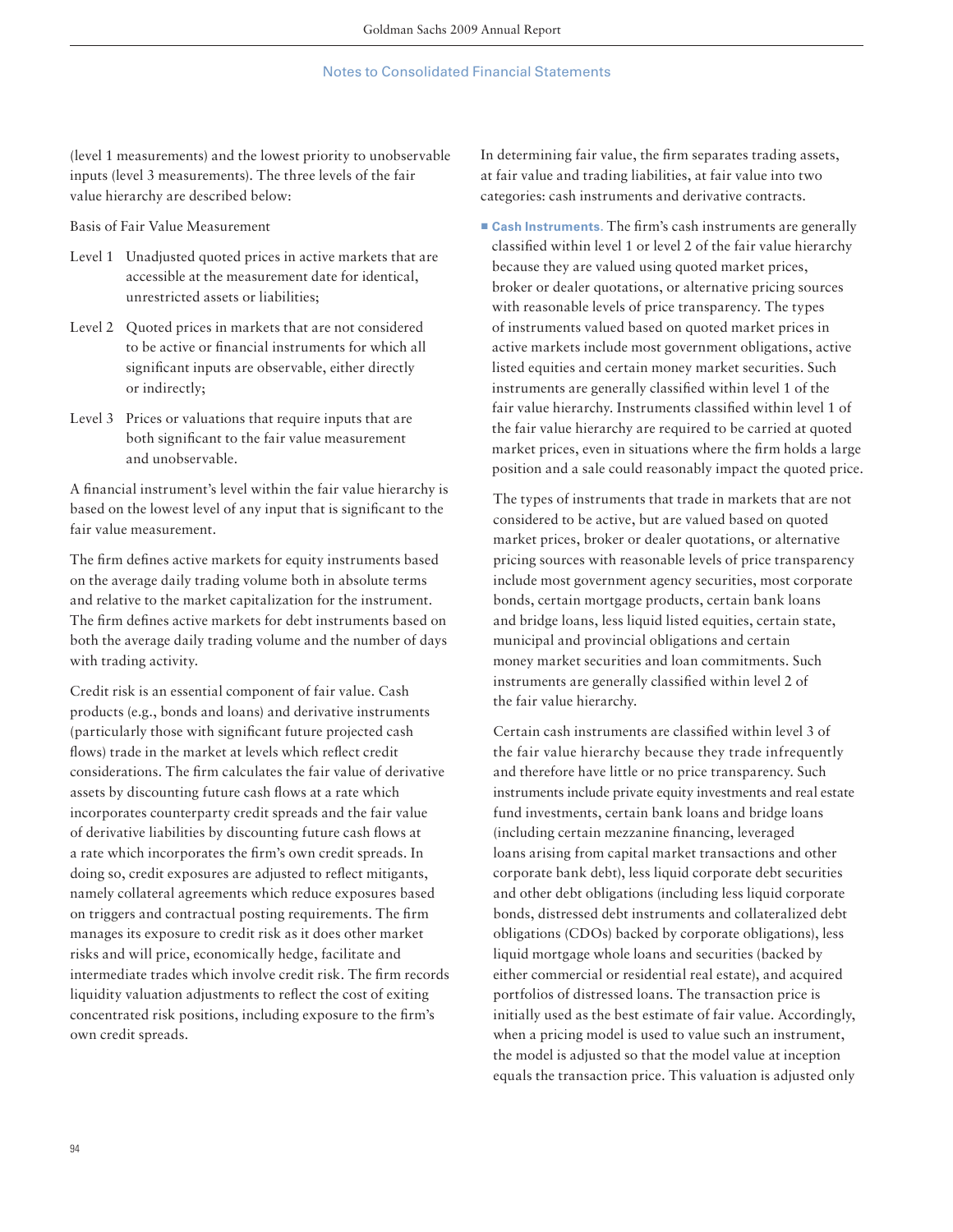(level 1 measurements) and the lowest priority to unobservable inputs (level 3 measurements). The three levels of the fair value hierarchy are described below:

Basis of Fair Value Measurement

Level 1 Unadjusted quoted prices in active markets that are accessible at the measurement date for identical, unrestricted assets or liabilities;

Level 2 Quoted prices in markets that are not considered to be active or financial instruments for which all significant inputs are observable, either directly or indirectly;

Level 3 Prices or valuations that require inputs that are both significant to the fair value measurement and unobservable.

A financial instrument's level within the fair value hierarchy is based on the lowest level of any input that is significant to the fair value measurement.

The firm defines active markets for equity instruments based on the average daily trading volume both in absolute terms and relative to the market capitalization for the instrument. The firm defines active markets for debt instruments based on both the average daily trading volume and the number of days with trading activity.

Credit risk is an essential component of fair value. Cash products (e.g., bonds and loans) and derivative instruments (particularly those with significant future projected cash flows) trade in the market at levels which reflect credit considerations. The firm calculates the fair value of derivative assets by discounting future cash flows at a rate which incorporates counterparty credit spreads and the fair value of derivative liabilities by discounting future cash flows at a rate which incorporates the firm's own credit spreads. In doing so, credit exposures are adjusted to reflect mitigants, namely collateral agreements which reduce exposures based on triggers and contractual posting requirements. The firm manages its exposure to credit risk as it does other market risks and will price, economically hedge, facilitate and intermediate trades which involve credit risk. The firm records liquidity valuation adjustments to reflect the cost of exiting concentrated risk positions, including exposure to the firm's own credit spreads.

In determining fair value, the firm separates trading assets, at fair value and trading liabilities, at fair value into two categories: cash instruments and derivative contracts.

- **Cash Instruments.** The firm's cash instruments are generally classified within level 1 or level 2 of the fair value hierarchy because they are valued using quoted market prices, broker or dealer quotations, or alternative pricing sources with reasonable levels of price transparency. The types of instruments valued based on quoted market prices in active markets include most government obligations, active listed equities and certain money market securities. Such instruments are generally classified within level 1 of the fair value hierarchy. Instruments classified within level 1 of the fair value hierarchy are required to be carried at quoted market prices, even in situations where the firm holds a large position and a sale could reasonably impact the quoted price.

  The types of instruments that trade in markets that are not considered to be active, but are valued based on quoted market prices, broker or dealer quotations, or alternative pricing sources with reasonable levels of price transparency include most government agency securities, most corporate bonds, certain mortgage products, certain bank loans and bridge loans, less liquid listed equities, certain state, municipal and provincial obligations and certain money market securities and loan commitments. Such instruments are generally classified within level 2 of the fair value hierarchy.

  Certain cash instruments are classified within level 3 of the fair value hierarchy because they trade infrequently and therefore have little or no price transparency. Such instruments include private equity investments and real estate fund investments, certain bank loans and bridge loans (including certain mezzanine financing, leveraged loans arising from capital market transactions and other corporate bank debt), less liquid corporate debt securities and other debt obligations (including less liquid corporate bonds, distressed debt instruments and collateralized debt obligations (CDOs) backed by corporate obligations), less liquid mortgage whole loans and securities (backed by either commercial or residential real estate), and acquired portfolios of distressed loans. The transaction price is initially used as the best estimate of fair value. Accordingly, when a pricing model is used to value such an instrument, the model is adjusted so that the model value at inception equals the transaction price. This valuation is adjusted only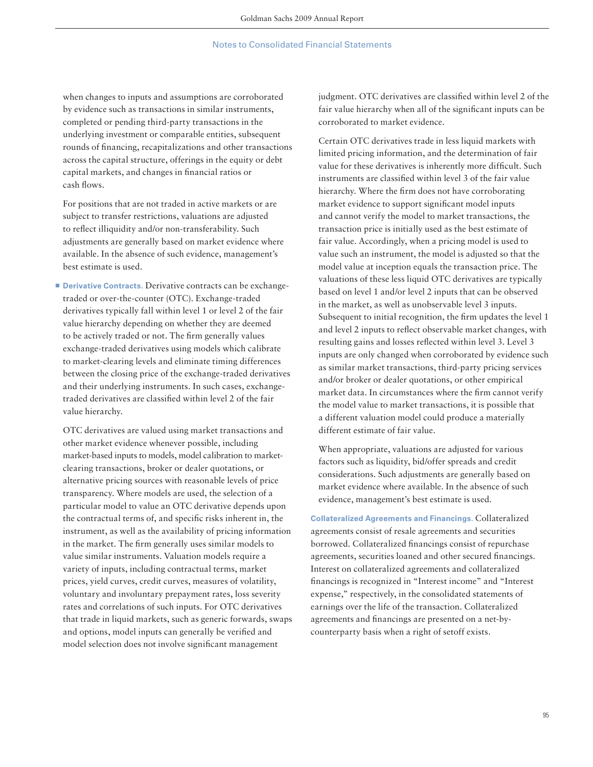when changes to inputs and assumptions are corroborated by evidence such as transactions in similar instruments, completed or pending third-party transactions in the underlying investment or comparable entities, subsequent rounds of financing, recapitalizations and other transactions across the capital structure, offerings in the equity or debt capital markets, and changes in financial ratios or cash flows.

For positions that are not traded in active markets or are subject to transfer restrictions, valuations are adjusted to reflect illiquidity and/or non-transferability. Such adjustments are generally based on market evidence where available. In the absence of such evidence, management's best estimate is used.

- **Derivative Contracts.** Derivative contracts can be exchange-traded or over-the-counter (OTC). Exchange-traded derivatives typically fall within level 1 or level 2 of the fair value hierarchy depending on whether they are deemed to be actively traded or not. The firm generally values exchange-traded derivatives using models which calibrate to market-clearing levels and eliminate timing differences between the closing price of the exchange-traded derivatives and their underlying instruments. In such cases, exchange-traded derivatives are classified within level 2 of the fair value hierarchy.

OTC derivatives are valued using market transactions and other market evidence whenever possible, including market-based inputs to models, model calibration to market-clearing transactions, broker or dealer quotations, or alternative pricing sources with reasonable levels of price transparency. Where models are used, the selection of a particular model to value an OTC derivative depends upon the contractual terms of, and specific risks inherent in, the instrument, as well as the availability of pricing information in the market. The firm generally uses similar models to value similar instruments. Valuation models require a variety of inputs, including contractual terms, market prices, yield curves, credit curves, measures of volatility, voluntary and involuntary prepayment rates, loss severity rates and correlations of such inputs. For OTC derivatives that trade in liquid markets, such as generic forwards, swaps and options, model inputs can generally be verified and model selection does not involve significant management judgment. OTC derivatives are classified within level 2 of the fair value hierarchy when all of the significant inputs can be corroborated to market evidence.

Certain OTC derivatives trade in less liquid markets with limited pricing information, and the determination of fair value for these derivatives is inherently more difficult. Such instruments are classified within level 3 of the fair value hierarchy. Where the firm does not have corroborating market evidence to support significant model inputs and cannot verify the model to market transactions, the transaction price is initially used as the best estimate of fair value. Accordingly, when a pricing model is used to value such an instrument, the model is adjusted so that the model value at inception equals the transaction price. The valuations of these less liquid OTC derivatives are typically based on level 1 and/or level 2 inputs that can be observed in the market, as well as unobservable level 3 inputs. Subsequent to initial recognition, the firm updates the level 1 and level 2 inputs to reflect observable market changes, with resulting gains and losses reflected within level 3. Level 3 inputs are only changed when corroborated by evidence such as similar market transactions, third-party pricing services and/or broker or dealer quotations, or other empirical market data. In circumstances where the firm cannot verify the model value to market transactions, it is possible that a different valuation model could produce a materially different estimate of fair value.

When appropriate, valuations are adjusted for various factors such as liquidity, bid/offer spreads and credit considerations. Such adjustments are generally based on market evidence where available. In the absence of such evidence, management's best estimate is used.

**Collateralized Agreements and Financings.** Collateralized agreements consist of resale agreements and securities borrowed. Collateralized financings consist of repurchase agreements, securities loaned and other secured financings. Interest on collateralized agreements and collateralized financings is recognized in "Interest income" and "Interest expense," respectively, in the consolidated statements of earnings over the life of the transaction. Collateralized agreements and financings are presented on a net-by-counterparty basis when a right of setoff exists.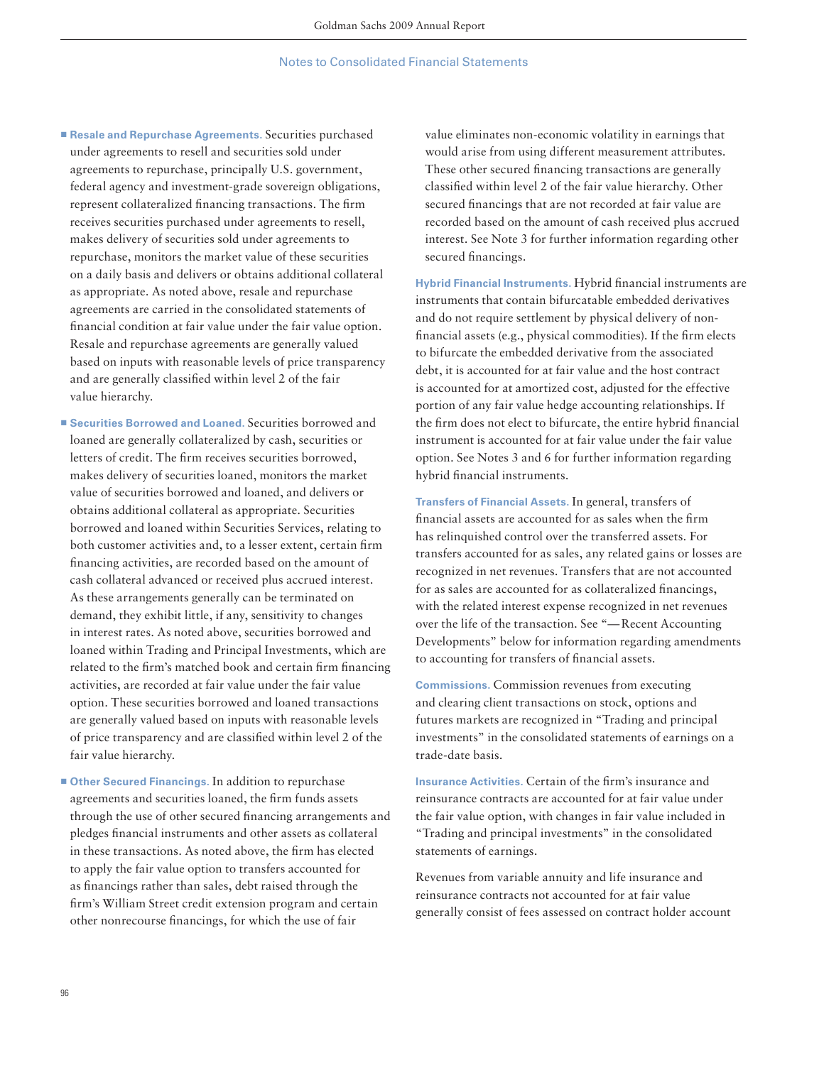- **Resale and Repurchase Agreements.** Securities purchased under agreements to resell and securities sold under agreements to repurchase, principally U.S. government, federal agency and investment-grade sovereign obligations, represent collateralized financing transactions. The firm receives securities purchased under agreements to resell, makes delivery of securities sold under agreements to repurchase, monitors the market value of these securities on a daily basis and delivers or obtains additional collateral as appropriate. As noted above, resale and repurchase agreements are carried in the consolidated statements of financial condition at fair value under the fair value option. Resale and repurchase agreements are generally valued based on inputs with reasonable levels of price transparency and are generally classified within level 2 of the fair value hierarchy.

- **Securities Borrowed and Loaned.** Securities borrowed and loaned are generally collateralized by cash, securities or letters of credit. The firm receives securities borrowed, makes delivery of securities loaned, monitors the market value of securities borrowed and loaned, and delivers or obtains additional collateral as appropriate. Securities borrowed and loaned within Securities Services, relating to both customer activities and, to a lesser extent, certain firm financing activities, are recorded based on the amount of cash collateral advanced or received plus accrued interest. As these arrangements generally can be terminated on demand, they exhibit little, if any, sensitivity to changes in interest rates. As noted above, securities borrowed and loaned within Trading and Principal Investments, which are related to the firm's matched book and certain firm financing activities, are recorded at fair value under the fair value option. These securities borrowed and loaned transactions are generally valued based on inputs with reasonable levels of price transparency and are classified within level 2 of the fair value hierarchy.

- **Other Secured Financings.** In addition to repurchase agreements and securities loaned, the firm funds assets through the use of other secured financing arrangements and pledges financial instruments and other assets as collateral in these transactions. As noted above, the firm has elected to apply the fair value option to transfers accounted for as financings rather than sales, debt raised through the firm's William Street credit extension program and certain other nonrecourse financings, for which the use of fair value eliminates non-economic volatility in earnings that would arise from using different measurement attributes. These other secured financing transactions are generally classified within level 2 of the fair value hierarchy. Other secured financings that are not recorded at fair value are recorded based on the amount of cash received plus accrued interest. See Note 3 for further information regarding other secured financings.

**Hybrid Financial Instruments.** Hybrid financial instruments are instruments that contain bifurcatable embedded derivatives and do not require settlement by physical delivery of non-financial assets (e.g., physical commodities). If the firm elects to bifurcate the embedded derivative from the associated debt, it is accounted for at fair value and the host contract is accounted for at amortized cost, adjusted for the effective portion of any fair value hedge accounting relationships. If the firm does not elect to bifurcate, the entire hybrid financial instrument is accounted for at fair value under the fair value option. See Notes 3 and 6 for further information regarding hybrid financial instruments.

**Transfers of Financial Assets.** In general, transfers of financial assets are accounted for as sales when the firm has relinquished control over the transferred assets. For transfers accounted for as sales, any related gains or losses are recognized in net revenues. Transfers that are not accounted for as sales are accounted for as collateralized financings, with the related interest expense recognized in net revenues over the life of the transaction. See "— Recent Accounting Developments" below for information regarding amendments to accounting for transfers of financial assets.

**Commissions.** Commission revenues from executing and clearing client transactions on stock, options and futures markets are recognized in "Trading and principal investments" in the consolidated statements of earnings on a trade-date basis.

**Insurance Activities.** Certain of the firm's insurance and reinsurance contracts are accounted for at fair value under the fair value option, with changes in fair value included in "Trading and principal investments" in the consolidated statements of earnings.

Revenues from variable annuity and life insurance and reinsurance contracts not accounted for at fair value generally consist of fees assessed on contract holder account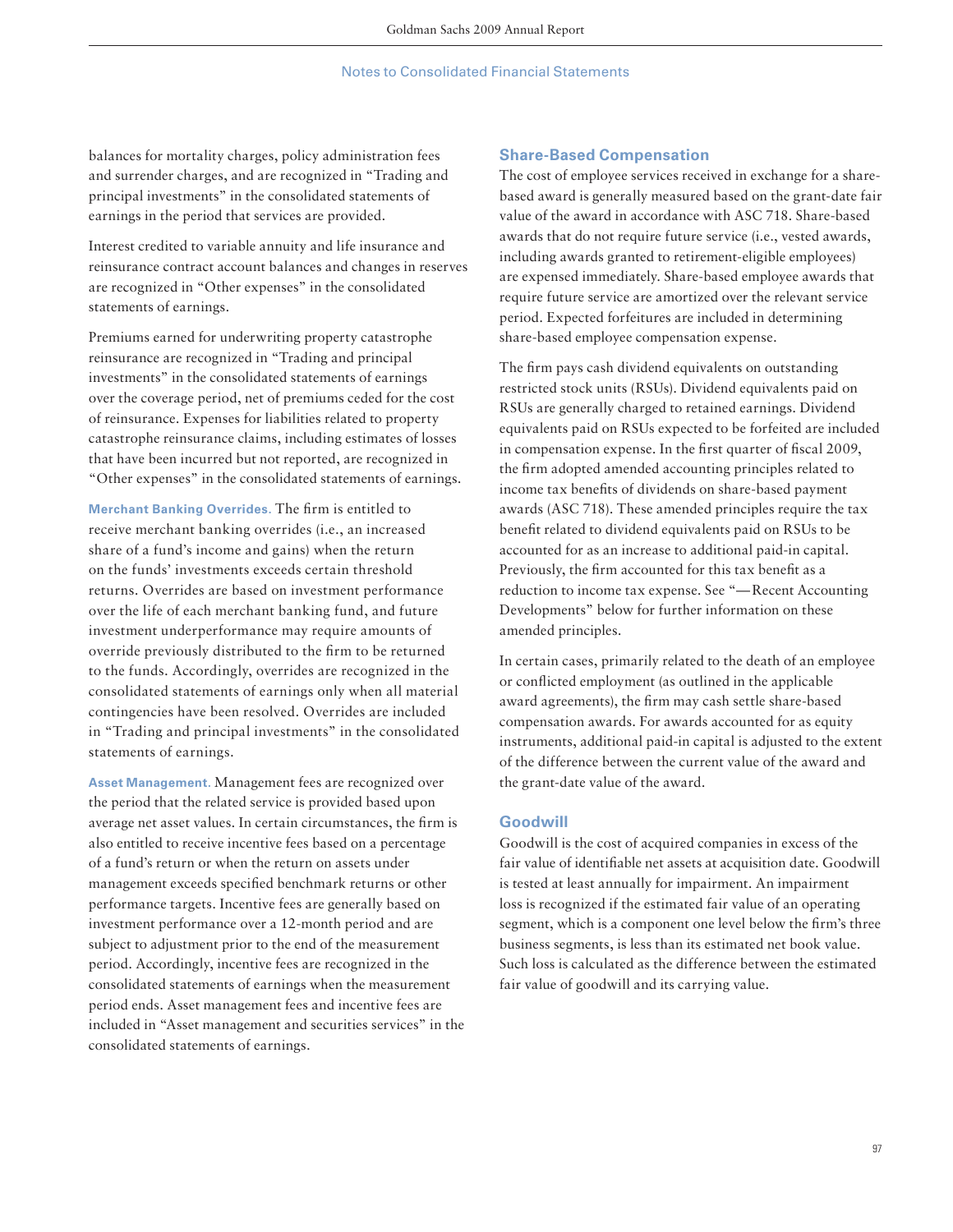balances for mortality charges, policy administration fees and surrender charges, and are recognized in "Trading and principal investments" in the consolidated statements of earnings in the period that services are provided.

Interest credited to variable annuity and life insurance and reinsurance contract account balances and changes in reserves are recognized in "Other expenses" in the consolidated statements of earnings.

Premiums earned for underwriting property catastrophe reinsurance are recognized in "Trading and principal investments" in the consolidated statements of earnings over the coverage period, net of premiums ceded for the cost of reinsurance. Expenses for liabilities related to property catastrophe reinsurance claims, including estimates of losses that have been incurred but not reported, are recognized in "Other expenses" in the consolidated statements of earnings.

**Merchant Banking Overrides.** The firm is entitled to receive merchant banking overrides (i.e., an increased share of a fund's income and gains) when the return on the funds' investments exceeds certain threshold returns. Overrides are based on investment performance over the life of each merchant banking fund, and future investment underperformance may require amounts of override previously distributed to the firm to be returned to the funds. Accordingly, overrides are recognized in the consolidated statements of earnings only when all material contingencies have been resolved. Overrides are included in "Trading and principal investments" in the consolidated statements of earnings.

**Asset Management.** Management fees are recognized over the period that the related service is provided based upon average net asset values. In certain circumstances, the firm is also entitled to receive incentive fees based on a percentage of a fund's return or when the return on assets under management exceeds specified benchmark returns or other performance targets. Incentive fees are generally based on investment performance over a 12-month period and are subject to adjustment prior to the end of the measurement period. Accordingly, incentive fees are recognized in the consolidated statements of earnings when the measurement period ends. Asset management fees and incentive fees are included in "Asset management and securities services" in the consolidated statements of earnings.

## Share-Based Compensation

The cost of employee services received in exchange for a share-based award is generally measured based on the grant-date fair value of the award in accordance with ASC 718. Share-based awards that do not require future service (i.e., vested awards, including awards granted to retirement-eligible employees) are expensed immediately. Share-based employee awards that require future service are amortized over the relevant service period. Expected forfeitures are included in determining share-based employee compensation expense.

The firm pays cash dividend equivalents on outstanding restricted stock units (RSUs). Dividend equivalents paid on RSUs are generally charged to retained earnings. Dividend equivalents paid on RSUs expected to be forfeited are included in compensation expense. In the first quarter of fiscal 2009, the firm adopted amended accounting principles related to income tax benefits of dividends on share-based payment awards (ASC 718). These amended principles require the tax benefit related to dividend equivalents paid on RSUs to be accounted for as an increase to additional paid-in capital. Previously, the firm accounted for this tax benefit as a reduction to income tax expense. See "— Recent Accounting Developments" below for further information on these amended principles.

In certain cases, primarily related to the death of an employee or conflicted employment (as outlined in the applicable award agreements), the firm may cash settle share-based compensation awards. For awards accounted for as equity instruments, additional paid-in capital is adjusted to the extent of the difference between the current value of the award and the grant-date value of the award.

## Goodwill

Goodwill is the cost of acquired companies in excess of the fair value of identifiable net assets at acquisition date. Goodwill is tested at least annually for impairment. An impairment loss is recognized if the estimated fair value of an operating segment, which is a component one level below the firm's three business segments, is less than its estimated net book value. Such loss is calculated as the difference between the estimated fair value of goodwill and its carrying value.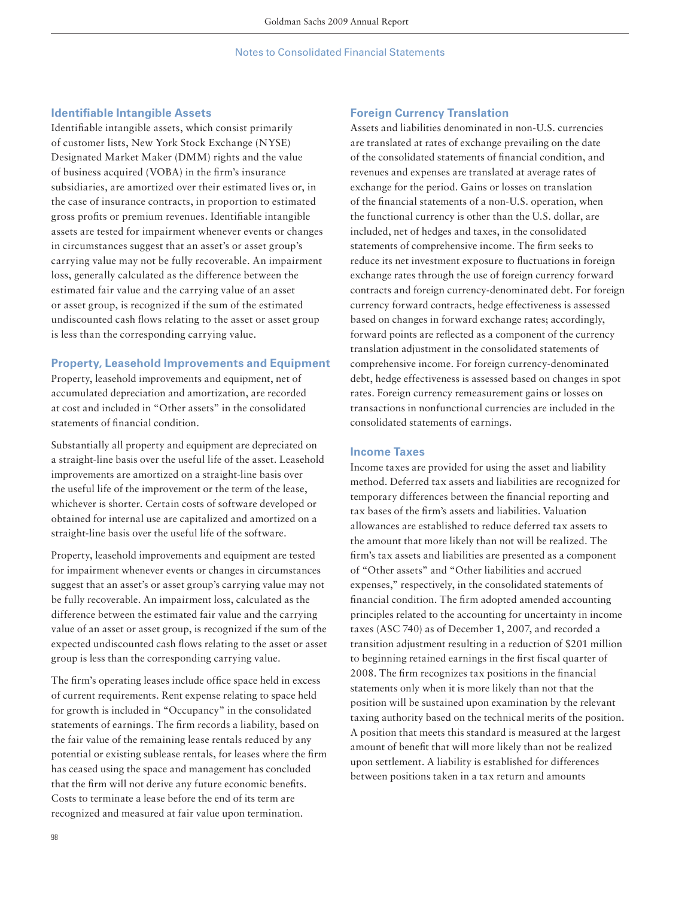### Identifiable Intangible Assets

Identifiable intangible assets, which consist primarily of customer lists, New York Stock Exchange (NYSE) Designated Market Maker (DMM) rights and the value of business acquired (VOBA) in the firm's insurance subsidiaries, are amortized over their estimated lives or, in the case of insurance contracts, in proportion to estimated gross profits or premium revenues. Identifiable intangible assets are tested for impairment whenever events or changes in circumstances suggest that an asset's or asset group's carrying value may not be fully recoverable. An impairment loss, generally calculated as the difference between the estimated fair value and the carrying value of an asset or asset group, is recognized if the sum of the estimated undiscounted cash flows relating to the asset or asset group is less than the corresponding carrying value.

### Property, Leasehold Improvements and Equipment

Property, leasehold improvements and equipment, net of accumulated depreciation and amortization, are recorded at cost and included in "Other assets" in the consolidated statements of financial condition.

Substantially all property and equipment are depreciated on a straight-line basis over the useful life of the asset. Leasehold improvements are amortized on a straight-line basis over the useful life of the improvement or the term of the lease, whichever is shorter. Certain costs of software developed or obtained for internal use are capitalized and amortized on a straight-line basis over the useful life of the software.

Property, leasehold improvements and equipment are tested for impairment whenever events or changes in circumstances suggest that an asset's or asset group's carrying value may not be fully recoverable. An impairment loss, calculated as the difference between the estimated fair value and the carrying value of an asset or asset group, is recognized if the sum of the expected undiscounted cash flows relating to the asset or asset group is less than the corresponding carrying value.

The firm's operating leases include office space held in excess of current requirements. Rent expense relating to space held for growth is included in "Occupancy" in the consolidated statements of earnings. The firm records a liability, based on the fair value of the remaining lease rentals reduced by any potential or existing sublease rentals, for leases where the firm has ceased using the space and management has concluded that the firm will not derive any future economic benefits. Costs to terminate a lease before the end of its term are recognized and measured at fair value upon termination.

### Foreign Currency Translation

Assets and liabilities denominated in non-U.S. currencies are translated at rates of exchange prevailing on the date of the consolidated statements of financial condition, and revenues and expenses are translated at average rates of exchange for the period. Gains or losses on translation of the financial statements of a non-U.S. operation, when the functional currency is other than the U.S. dollar, are included, net of hedges and taxes, in the consolidated statements of comprehensive income. The firm seeks to reduce its net investment exposure to fluctuations in foreign exchange rates through the use of foreign currency forward contracts and foreign currency-denominated debt. For foreign currency forward contracts, hedge effectiveness is assessed based on changes in forward exchange rates; accordingly, forward points are reflected as a component of the currency translation adjustment in the consolidated statements of comprehensive income. For foreign currency-denominated debt, hedge effectiveness is assessed based on changes in spot rates. Foreign currency remeasurement gains or losses on transactions in nonfunctional currencies are included in the consolidated statements of earnings.

### Income Taxes

Income taxes are provided for using the asset and liability method. Deferred tax assets and liabilities are recognized for temporary differences between the financial reporting and tax bases of the firm's assets and liabilities. Valuation allowances are established to reduce deferred tax assets to the amount that more likely than not will be realized. The firm's tax assets and liabilities are presented as a component of "Other assets" and "Other liabilities and accrued expenses," respectively, in the consolidated statements of financial condition. The firm adopted amended accounting principles related to the accounting for uncertainty in income taxes (ASC 740) as of December 1, 2007, and recorded a transition adjustment resulting in a reduction of $201 million to beginning retained earnings in the first fiscal quarter of 2008. The firm recognizes tax positions in the financial statements only when it is more likely than not that the position will be sustained upon examination by the relevant taxing authority based on the technical merits of the position. A position that meets this standard is measured at the largest amount of benefit that will more likely than not be realized upon settlement. A liability is established for differences between positions taken in a tax return and amounts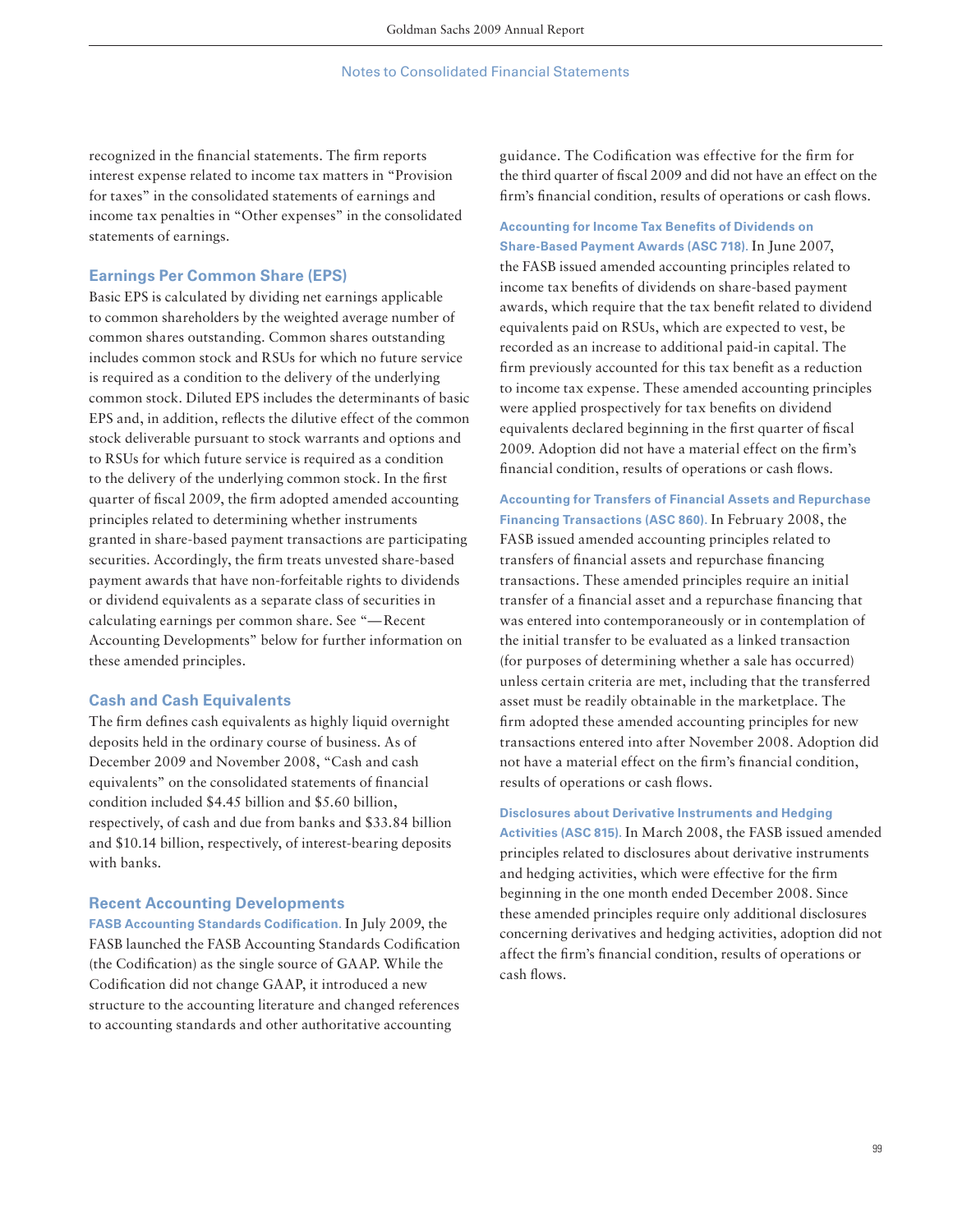recognized in the financial statements. The firm reports interest expense related to income tax matters in "Provision for taxes" in the consolidated statements of earnings and income tax penalties in "Other expenses" in the consolidated statements of earnings.

## Earnings Per Common Share (EPS)

Basic EPS is calculated by dividing net earnings applicable to common shareholders by the weighted average number of common shares outstanding. Common shares outstanding includes common stock and RSUs for which no future service is required as a condition to the delivery of the underlying common stock. Diluted EPS includes the determinants of basic EPS and, in addition, reflects the dilutive effect of the common stock deliverable pursuant to stock warrants and options and to RSUs for which future service is required as a condition to the delivery of the underlying common stock. In the first quarter of fiscal 2009, the firm adopted amended accounting principles related to determining whether instruments granted in share-based payment transactions are participating securities. Accordingly, the firm treats unvested share-based payment awards that have non-forfeitable rights to dividends or dividend equivalents as a separate class of securities in calculating earnings per common share. See "— Recent Accounting Developments" below for further information on these amended principles.

## Cash and Cash Equivalents

The firm defines cash equivalents as highly liquid overnight deposits held in the ordinary course of business. As of December 2009 and November 2008, "Cash and cash equivalents" on the consolidated statements of financial condition included $4.45 billion and $5.60 billion, respectively, of cash and due from banks and $33.84 billion and $10.14 billion, respectively, of interest-bearing deposits with banks.

## Recent Accounting Developments

**FASB Accounting Standards Codification.** In July 2009, the FASB launched the FASB Accounting Standards Codification (the Codification) as the single source of GAAP. While the Codification did not change GAAP, it introduced a new structure to the accounting literature and changed references to accounting standards and other authoritative accounting guidance. The Codification was effective for the firm for the third quarter of fiscal 2009 and did not have an effect on the firm's financial condition, results of operations or cash flows.

**Accounting for Income Tax Benefits of Dividends on Share-Based Payment Awards (ASC 718).** In June 2007, the FASB issued amended accounting principles related to income tax benefits of dividends on share-based payment awards, which require that the tax benefit related to dividend equivalents paid on RSUs, which are expected to vest, be recorded as an increase to additional paid-in capital. The firm previously accounted for this tax benefit as a reduction to income tax expense. These amended accounting principles were applied prospectively for tax benefits on dividend equivalents declared beginning in the first quarter of fiscal 2009. Adoption did not have a material effect on the firm's financial condition, results of operations or cash flows.

**Accounting for Transfers of Financial Assets and Repurchase Financing Transactions (ASC 860).** In February 2008, the FASB issued amended accounting principles related to transfers of financial assets and repurchase financing transactions. These amended principles require an initial transfer of a financial asset and a repurchase financing that was entered into contemporaneously or in contemplation of the initial transfer to be evaluated as a linked transaction (for purposes of determining whether a sale has occurred) unless certain criteria are met, including that the transferred asset must be readily obtainable in the marketplace. The firm adopted these amended accounting principles for new transactions entered into after November 2008. Adoption did not have a material effect on the firm's financial condition, results of operations or cash flows.

**Disclosures about Derivative Instruments and Hedging Activities (ASC 815).** In March 2008, the FASB issued amended principles related to disclosures about derivative instruments and hedging activities, which were effective for the firm beginning in the one month ended December 2008. Since these amended principles require only additional disclosures concerning derivatives and hedging activities, adoption did not affect the firm's financial condition, results of operations or cash flows.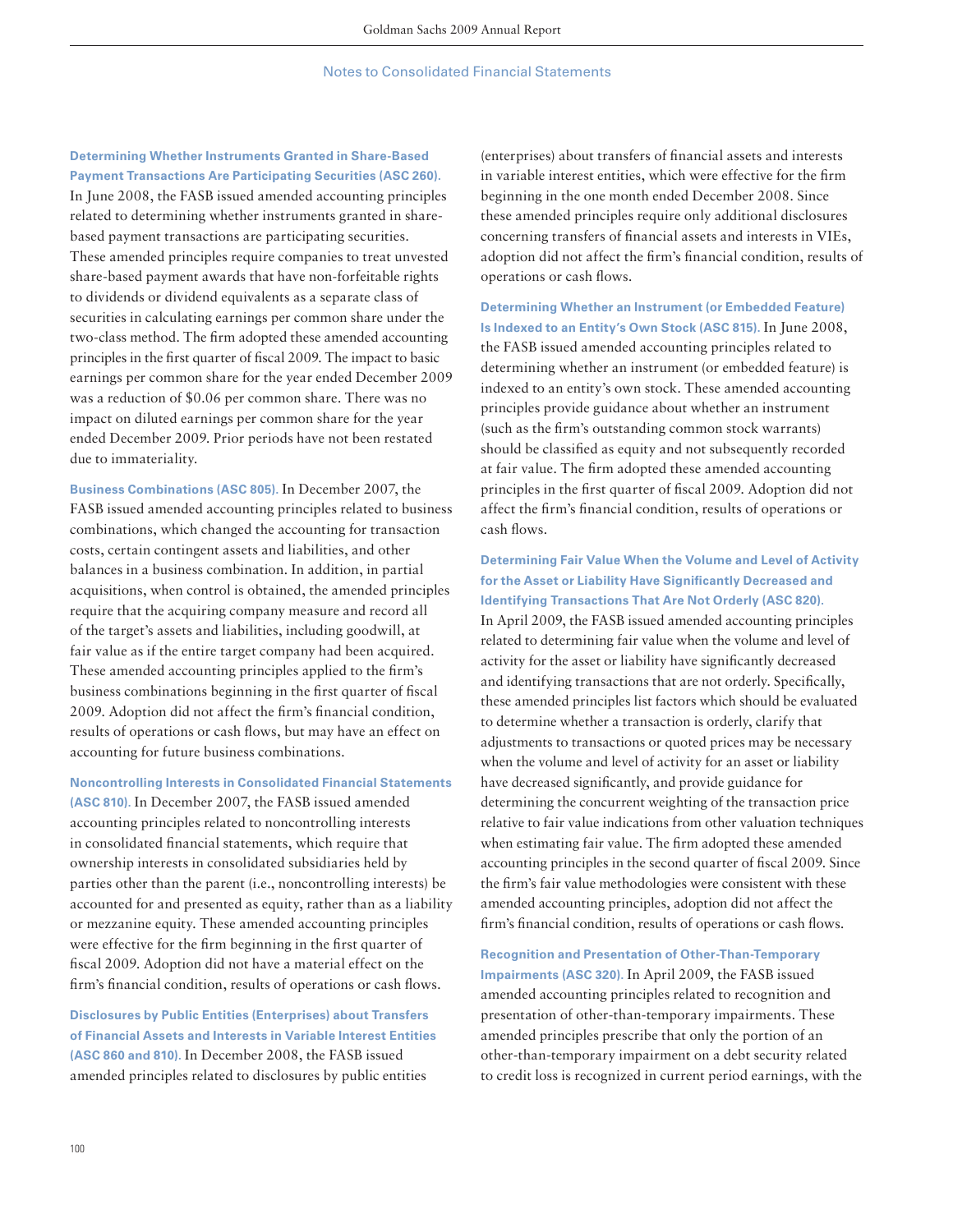**Determining Whether Instruments Granted in Share-Based Payment Transactions Are Participating Securities (ASC 260).** In June 2008, the FASB issued amended accounting principles related to determining whether instruments granted in share-based payment transactions are participating securities. These amended principles require companies to treat unvested share-based payment awards that have non-forfeitable rights to dividends or dividend equivalents as a separate class of securities in calculating earnings per common share under the two-class method. The firm adopted these amended accounting principles in the first quarter of fiscal 2009. The impact to basic earnings per common share for the year ended December 2009 was a reduction of $0.06 per common share. There was no impact on diluted earnings per common share for the year ended December 2009. Prior periods have not been restated due to immateriality.

**Business Combinations (ASC 805).** In December 2007, the FASB issued amended accounting principles related to business combinations, which changed the accounting for transaction costs, certain contingent assets and liabilities, and other balances in a business combination. In addition, in partial acquisitions, when control is obtained, the amended principles require that the acquiring company measure and record all of the target's assets and liabilities, including goodwill, at fair value as if the entire target company had been acquired. These amended accounting principles applied to the firm's business combinations beginning in the first quarter of fiscal 2009. Adoption did not affect the firm's financial condition, results of operations or cash flows, but may have an effect on accounting for future business combinations.

**Noncontrolling Interests in Consolidated Financial Statements (ASC 810).** In December 2007, the FASB issued amended accounting principles related to noncontrolling interests in consolidated financial statements, which require that ownership interests in consolidated subsidiaries held by parties other than the parent (i.e., noncontrolling interests) be accounted for and presented as equity, rather than as a liability or mezzanine equity. These amended accounting principles were effective for the firm beginning in the first quarter of fiscal 2009. Adoption did not have a material effect on the firm's financial condition, results of operations or cash flows.

**Disclosures by Public Entities (Enterprises) about Transfers of Financial Assets and Interests in Variable Interest Entities (ASC 860 and 810).** In December 2008, the FASB issued amended principles related to disclosures by public entities (enterprises) about transfers of financial assets and interests in variable interest entities, which were effective for the firm beginning in the one month ended December 2008. Since these amended principles require only additional disclosures concerning transfers of financial assets and interests in VIEs, adoption did not affect the firm's financial condition, results of operations or cash flows.

**Determining Whether an Instrument (or Embedded Feature) Is Indexed to an Entity's Own Stock (ASC 815).** In June 2008, the FASB issued amended accounting principles related to determining whether an instrument (or embedded feature) is indexed to an entity's own stock. These amended accounting principles provide guidance about whether an instrument (such as the firm's outstanding common stock warrants) should be classified as equity and not subsequently recorded at fair value. The firm adopted these amended accounting principles in the first quarter of fiscal 2009. Adoption did not affect the firm's financial condition, results of operations or cash flows.

**Determining Fair Value When the Volume and Level of Activity for the Asset or Liability Have Significantly Decreased and Identifying Transactions That Are Not Orderly (ASC 820).** In April 2009, the FASB issued amended accounting principles related to determining fair value when the volume and level of activity for the asset or liability have significantly decreased and identifying transactions that are not orderly. Specifically, these amended principles list factors which should be evaluated to determine whether a transaction is orderly, clarify that adjustments to transactions or quoted prices may be necessary when the volume and level of activity for an asset or liability have decreased significantly, and provide guidance for determining the concurrent weighting of the transaction price relative to fair value indications from other valuation techniques when estimating fair value. The firm adopted these amended accounting principles in the second quarter of fiscal 2009. Since the firm's fair value methodologies were consistent with these amended accounting principles, adoption did not affect the firm's financial condition, results of operations or cash flows.

**Recognition and Presentation of Other-Than-Temporary Impairments (ASC 320).** In April 2009, the FASB issued amended accounting principles related to recognition and presentation of other-than-temporary impairments. These amended principles prescribe that only the portion of an other-than-temporary impairment on a debt security related to credit loss is recognized in current period earnings, with the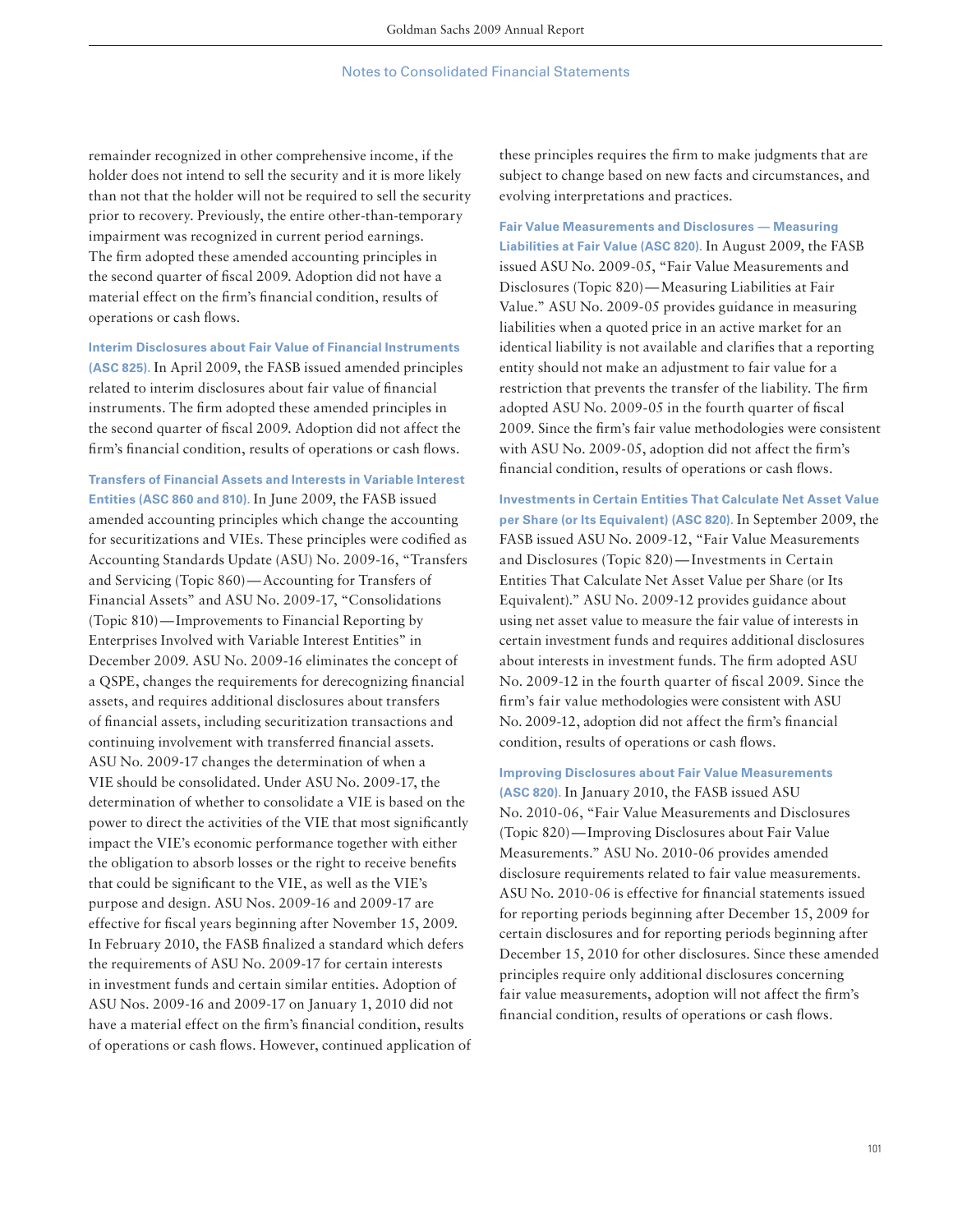remainder recognized in other comprehensive income, if the holder does not intend to sell the security and it is more likely than not that the holder will not be required to sell the security prior to recovery. Previously, the entire other-than-temporary impairment was recognized in current period earnings. The firm adopted these amended accounting principles in the second quarter of fiscal 2009. Adoption did not have a material effect on the firm's financial condition, results of operations or cash flows.

**Interim Disclosures about Fair Value of Financial Instruments (ASC 825).** In April 2009, the FASB issued amended principles related to interim disclosures about fair value of financial instruments. The firm adopted these amended principles in the second quarter of fiscal 2009. Adoption did not affect the firm's financial condition, results of operations or cash flows.

**Transfers of Financial Assets and Interests in Variable Interest Entities (ASC 860 and 810).** In June 2009, the FASB issued amended accounting principles which change the accounting for securitizations and VIEs. These principles were codified as Accounting Standards Update (ASU) No. 2009-16, "Transfers and Servicing (Topic 860) — Accounting for Transfers of Financial Assets" and ASU No. 2009-17, "Consolidations (Topic 810) — Improvements to Financial Reporting by Enterprises Involved with Variable Interest Entities" in December 2009. ASU No. 2009-16 eliminates the concept of a QSPE, changes the requirements for derecognizing financial assets, and requires additional disclosures about transfers of financial assets, including securitization transactions and continuing involvement with transferred financial assets. ASU No. 2009-17 changes the determination of when a VIE should be consolidated. Under ASU No. 2009-17, the determination of whether to consolidate a VIE is based on the power to direct the activities of the VIE that most significantly impact the VIE's economic performance together with either the obligation to absorb losses or the right to receive benefits that could be significant to the VIE, as well as the VIE's purpose and design. ASU Nos. 2009-16 and 2009-17 are effective for fiscal years beginning after November 15, 2009. In February 2010, the FASB finalized a standard which defers the requirements of ASU No. 2009-17 for certain interests in investment funds and certain similar entities. Adoption of ASU Nos. 2009-16 and 2009-17 on January 1, 2010 did not have a material effect on the firm's financial condition, results of operations or cash flows. However, continued application of these principles requires the firm to make judgments that are subject to change based on new facts and circumstances, and evolving interpretations and practices.

**Fair Value Measurements and Disclosures — Measuring Liabilities at Fair Value (ASC 820).** In August 2009, the FASB issued ASU No. 2009-05, "Fair Value Measurements and Disclosures (Topic 820) — Measuring Liabilities at Fair Value." ASU No. 2009-05 provides guidance in measuring liabilities when a quoted price in an active market for an identical liability is not available and clarifies that a reporting entity should not make an adjustment to fair value for a restriction that prevents the transfer of the liability. The firm adopted ASU No. 2009-05 in the fourth quarter of fiscal 2009. Since the firm's fair value methodologies were consistent with ASU No. 2009-05, adoption did not affect the firm's financial condition, results of operations or cash flows.

**Investments in Certain Entities That Calculate Net Asset Value per Share (or Its Equivalent) (ASC 820).** In September 2009, the FASB issued ASU No. 2009-12, "Fair Value Measurements and Disclosures (Topic 820) — Investments in Certain Entities That Calculate Net Asset Value per Share (or Its Equivalent)." ASU No. 2009-12 provides guidance about using net asset value to measure the fair value of interests in certain investment funds and requires additional disclosures about interests in investment funds. The firm adopted ASU No. 2009-12 in the fourth quarter of fiscal 2009. Since the firm's fair value methodologies were consistent with ASU No. 2009-12, adoption did not affect the firm's financial condition, results of operations or cash flows.

**Improving Disclosures about Fair Value Measurements (ASC 820).** In January 2010, the FASB issued ASU No. 2010-06, "Fair Value Measurements and Disclosures (Topic 820) — Improving Disclosures about Fair Value Measurements." ASU No. 2010-06 provides amended disclosure requirements related to fair value measurements. ASU No. 2010-06 is effective for financial statements issued for reporting periods beginning after December 15, 2009 for certain disclosures and for reporting periods beginning after December 15, 2010 for other disclosures. Since these amended principles require only additional disclosures concerning fair value measurements, adoption will not affect the firm's financial condition, results of operations or cash flows.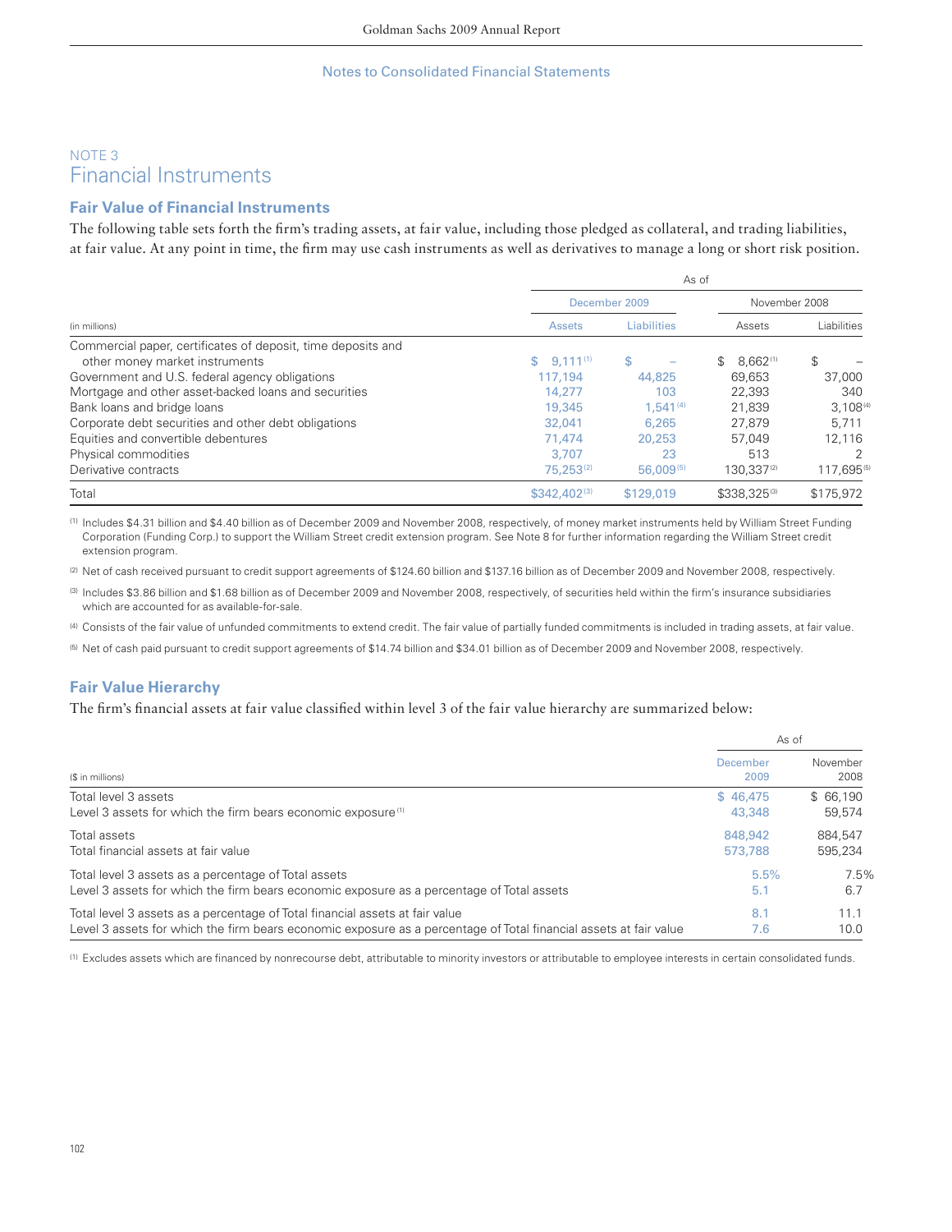## NOTE 3

# Financial Instruments

### Fair Value of Financial Instruments

The following table sets forth the firm's trading assets, at fair value, including those pledged as collateral, and trading liabilities, at fair value. At any point in time, the firm may use cash instruments as well as derivatives to manage a long or short risk position.

| (in millions) | As of December 2009 Assets | December 2009 Liabilities | November 2008 Assets | November 2008 Liabilities |
|---|---|---|---|---|
| Commercial paper, certificates of deposit, time deposits and other money market instruments | $ 9,111 [1] | $ – | $ 8,662 [1] | $ – |
| Government and U.S. federal agency obligations | 117,194 | 44,825 | 69,653 | 37,000 |
| Mortgage and other asset-backed loans and securities | 14,277 | 103 | 22,393 | 340 |
| Bank loans and bridge loans | 19,345 | 1,541 [4] | 21,839 | 3,108 [4] |
| Corporate debt securities and other debt obligations | 32,041 | 6,265 | 27,879 | 5,711 |
| Equities and convertible debentures | 71,474 | 20,253 | 57,049 | 12,116 |
| Physical commodities | 3,707 | 23 | 513 | 2 |
| Derivative contracts | 75,253 [2] | 56,009 [5] | 130,337 [2] | 117,695 [5] |
| Total | $342,402 [3] | $129,019 | $338,325 [3] | $175,972 |

[1] Includes $4.31 billion and $4.40 billion as of December 2009 and November 2008, respectively, of money market instruments held by William Street Funding Corporation (Funding Corp.) to support the William Street credit extension program. See Note 8 for further information regarding the William Street credit extension program.

[2] Net of cash received pursuant to credit support agreements of $124.60 billion and $137.16 billion as of December 2009 and November 2008, respectively.

[3] Includes $3.86 billion and $1.68 billion as of December 2009 and November 2008, respectively, of securities held within the firm's insurance subsidiaries which are accounted for as available-for-sale.

[4] Consists of the fair value of unfunded commitments to extend credit. The fair value of partially funded commitments is included in trading assets, at fair value.

[5] Net of cash paid pursuant to credit support agreements of $14.74 billion and $34.01 billion as of December 2009 and November 2008, respectively.

### Fair Value Hierarchy

The firm's financial assets at fair value classified within level 3 of the fair value hierarchy are summarized below:

| ($ in millions) | As of December 2009 | November 2008 |
|---|---|---|
| Total level 3 assets | $ 46,475 | $ 66,190 |
| Level 3 assets for which the firm bears economic exposure [1] | 43,348 | 59,574 |
| Total assets | 848,942 | 884,547 |
| Total financial assets at fair value | 573,788 | 595,234 |
| Total level 3 assets as a percentage of Total assets | 5.5% | 7.5% |
| Level 3 assets for which the firm bears economic exposure as a percentage of Total assets | 5.1 | 6.7 |
| Total level 3 assets as a percentage of Total financial assets at fair value | 8.1 | 11.1 |
| Level 3 assets for which the firm bears economic exposure as a percentage of Total financial assets at fair value | 7.6 | 10.0 |

[1] Excludes assets which are financed by nonrecourse debt, attributable to minority investors or attributable to employee interests in certain consolidated funds.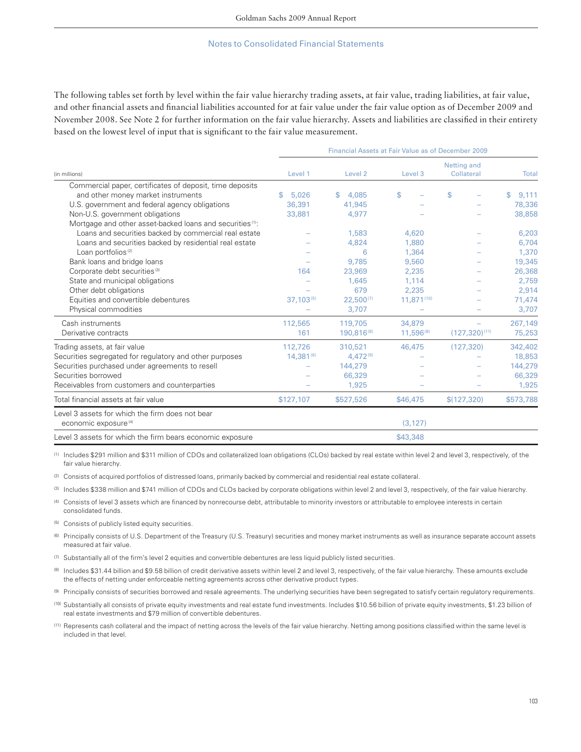## Notes to Consolidated Financial Statements

The following tables set forth by level within the fair value hierarchy trading assets, at fair value, trading liabilities, at fair value, and other financial assets and financial liabilities accounted for at fair value under the fair value option as of December 2009 and November 2008. See Note 2 for further information on the fair value hierarchy. Assets and liabilities are classified in their entirety based on the lowest level of input that is significant to the fair value measurement.

| (in millions) | Financial Assets at Fair Value as of December 2009 | | | | |
|---|---|---|---|---|---|
| | Level 1 | Level 2 | Level 3 | Netting and Collateral | Total |
| Commercial paper, certificates of deposit, time deposits and other money market instruments | $ 5,026 | $ 4,085 | $ – | $ – | $ 9,111 |
| U.S. government and federal agency obligations | 36,391 | 41,945 | – | – | 78,336 |
| Non-U.S. government obligations | 33,881 | 4,977 | – | – | 38,858 |
| Mortgage and other asset-backed loans and securities [1]: | | | | | |
| Loans and securities backed by commercial real estate | – | 1,583 | 4,620 | – | 6,203 |
| Loans and securities backed by residential real estate | – | 4,824 | 1,880 | – | 6,704 |
| Loan portfolios [2] | – | 6 | 1,364 | – | 1,370 |
| Bank loans and bridge loans | – | 9,785 | 9,560 | – | 19,345 |
| Corporate debt securities [3] | 164 | 23,969 | 2,235 | – | 26,368 |
| State and municipal obligations | – | 1,645 | 1,114 | – | 2,759 |
| Other debt obligations | – | 679 | 2,235 | – | 2,914 |
| Equities and convertible debentures | 37,103 [5] | 22,500 [7] | 11,871 [10] | – | 71,474 |
| Physical commodities | – | 3,707 | – | – | 3,707 |
| Cash instruments | 112,565 | 119,705 | 34,879 | – | 267,149 |
| Derivative contracts | 161 | 190,816 [8] | 11,596 [8] | (127,320) [11] | 75,253 |
| Trading assets, at fair value | 112,726 | 310,521 | 46,475 | (127,320) | 342,402 |
| Securities segregated for regulatory and other purposes | 14,381 [6] | 4,472 [9] | – | – | 18,853 |
| Securities purchased under agreements to resell | – | 144,279 | – | – | 144,279 |
| Securities borrowed | – | 66,329 | – | – | 66,329 |
| Receivables from customers and counterparties | – | 1,925 | – | – | 1,925 |
| Total financial assets at fair value | $127,107 | $527,526 | $46,475 | $(127,320) | $573,788 |
| Level 3 assets for which the firm does not bear economic exposure [4] | | | (3,127) | | |
| Level 3 assets for which the firm bears economic exposure | | | $43,348 | | |

(1) Includes $291 million and $311 million of CDOs and collateralized loan obligations (CLOs) backed by real estate within level 2 and level 3, respectively, of the fair value hierarchy.

(2) Consists of acquired portfolios of distressed loans, primarily backed by commercial and residential real estate collateral.

(3) Includes $338 million and $741 million of CDOs and CLOs backed by corporate obligations within level 2 and level 3, respectively, of the fair value hierarchy.

(4) Consists of level 3 assets which are financed by nonrecourse debt, attributable to minority investors or attributable to employee interests in certain consolidated funds.

(5) Consists of publicly listed equity securities.

(6) Principally consists of U.S. Department of the Treasury (U.S. Treasury) securities and money market instruments as well as insurance separate account assets measured at fair value.

(7) Substantially all of the firm's level 2 equities and convertible debentures are less liquid publicly listed securities.

(8) Includes $31.44 billion and $9.58 billion of credit derivative assets within level 2 and level 3, respectively, of the fair value hierarchy. These amounts exclude the effects of netting under enforceable netting agreements across other derivative product types.

(9) Principally consists of securities borrowed and resale agreements. The underlying securities have been segregated to satisfy certain regulatory requirements.

(10) Substantially all consists of private equity investments and real estate fund investments. Includes $10.56 billion of private equity investments, $1.23 billion of real estate investments and $79 million of convertible debentures.

(11) Represents cash collateral and the impact of netting across the levels of the fair value hierarchy. Netting among positions classified within the same level is included in that level.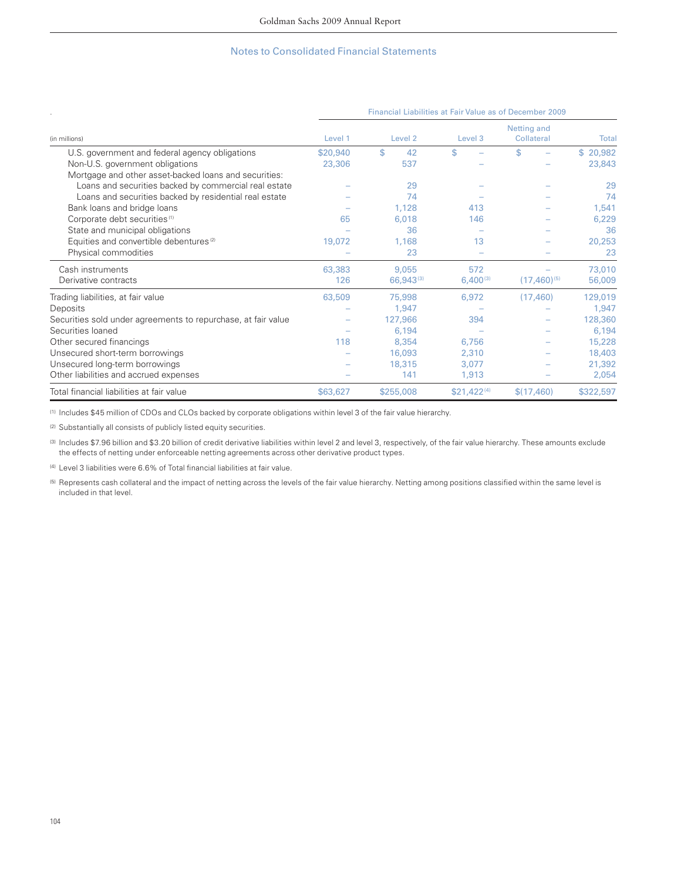## Notes to Consolidated Financial Statements

| (in millions) | Level 1 | Level 2 | Level 3 | Netting and Collateral | Total |
|---|---|---|---|---|---|
| | Financial Liabilities at Fair Value as of December 2009 | | | | |
| U.S. government and federal agency obligations | $20,940 | $ 42 | $ – | $ – | $ 20,982 |
| Non-U.S. government obligations | 23,306 | 537 | – | – | 23,843 |
| Mortgage and other asset-backed loans and securities: | | | | | |
| Loans and securities backed by commercial real estate | – | 29 | – | – | 29 |
| Loans and securities backed by residential real estate | – | 74 | – | – | 74 |
| Bank loans and bridge loans | – | 1,128 | 413 | – | 1,541 |
| Corporate debt securities [1] | 65 | 6,018 | 146 | – | 6,229 |
| State and municipal obligations | – | 36 | – | – | 36 |
| Equities and convertible debentures [2] | 19,072 | 1,168 | 13 | – | 20,253 |
| Physical commodities | – | 23 | – | – | 23 |
| Cash instruments | 63,383 | 9,055 | 572 | – | 73,010 |
| Derivative contracts | 126 | 66,943 [3] | 6,400 [3] | (17,460) [5] | 56,009 |
| Trading liabilities, at fair value | 63,509 | 75,998 | 6,972 | (17,460) | 129,019 |
| Deposits | – | 1,947 | – | – | 1,947 |
| Securities sold under agreements to repurchase, at fair value | – | 127,966 | 394 | – | 128,360 |
| Securities loaned | – | 6,194 | – | – | 6,194 |
| Other secured financings | 118 | 8,354 | 6,756 | – | 15,228 |
| Unsecured short-term borrowings | – | 16,093 | 2,310 | – | 18,403 |
| Unsecured long-term borrowings | – | 18,315 | 3,077 | – | 21,392 |
| Other liabilities and accrued expenses | – | 141 | 1,913 | – | 2,054 |
| Total financial liabilities at fair value | $63,627 | $255,008 | $21,422 [4] | $(17,460) | $322,597 |

(1) Includes $45 million of CDOs and CLOs backed by corporate obligations within level 3 of the fair value hierarchy.

(2) Substantially all consists of publicly listed equity securities.

(3) Includes $7.96 billion and $3.20 billion of credit derivative liabilities within level 2 and level 3, respectively, of the fair value hierarchy. These amounts exclude the effects of netting under enforceable netting agreements across other derivative product types.

(4) Level 3 liabilities were 6.6% of Total financial liabilities at fair value.

(5) Represents cash collateral and the impact of netting across the levels of the fair value hierarchy. Netting among positions classified within the same level is included in that level.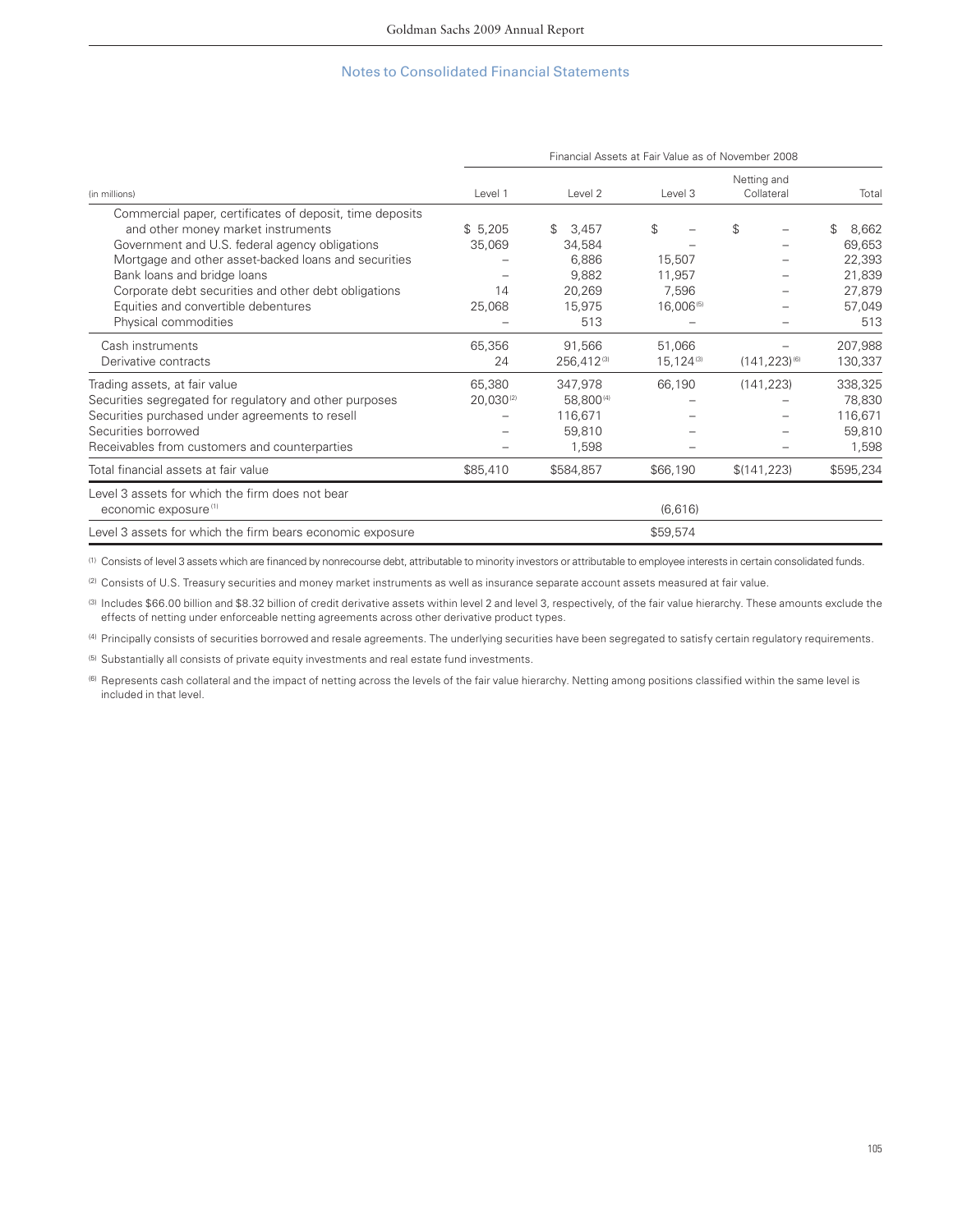## Notes to Consolidated Financial Statements

| (in millions) | Financial Assets at Fair Value as of November 2008 | | | | |
|---|---|---|---|---|---|
| | Level 1 | Level 2 | Level 3 | Netting and Collateral | Total |
| Commercial paper, certificates of deposit, time deposits and other money market instruments | $ 5,205 | $ 3,457 | $ – | $ – | $ 8,662 |
| Government and U.S. federal agency obligations | 35,069 | 34,584 | – | – | 69,653 |
| Mortgage and other asset-backed loans and securities | – | 6,886 | 15,507 | – | 22,393 |
| Bank loans and bridge loans | – | 9,882 | 11,957 | – | 21,839 |
| Corporate debt securities and other debt obligations | 14 | 20,269 | 7,596 | – | 27,879 |
| Equities and convertible debentures | 25,068 | 15,975 | 16,006 [5] | – | 57,049 |
| Physical commodities | – | 513 | – | – | 513 |
| Cash instruments | 65,356 | 91,566 | 51,066 | – | 207,988 |
| Derivative contracts | 24 | 256,412 [3] | 15,124 [3] | (141,223) [6] | 130,337 |
| Trading assets, at fair value | 65,380 | 347,978 | 66,190 | (141,223) | 338,325 |
| Securities segregated for regulatory and other purposes | 20,030 [2] | 58,800 [4] | – | – | 78,830 |
| Securities purchased under agreements to resell | – | 116,671 | – | – | 116,671 |
| Securities borrowed | – | 59,810 | – | – | 59,810 |
| Receivables from customers and counterparties | – | 1,598 | – | – | 1,598 |
| Total financial assets at fair value | $85,410 | $584,857 | $66,190 | $(141,223) | $595,234 |
| Level 3 assets for which the firm does not bear economic exposure [1] | | | (6,616) | | |
| Level 3 assets for which the firm bears economic exposure | | | $59,574 | | |

(1) Consists of level 3 assets which are financed by nonrecourse debt, attributable to minority investors or attributable to employee interests in certain consolidated funds.

(2) Consists of U.S. Treasury securities and money market instruments as well as insurance separate account assets measured at fair value.

(3) Includes $66.00 billion and $8.32 billion of credit derivative assets within level 2 and level 3, respectively, of the fair value hierarchy. These amounts exclude the effects of netting under enforceable netting agreements across other derivative product types.

(4) Principally consists of securities borrowed and resale agreements. The underlying securities have been segregated to satisfy certain regulatory requirements.

(5) Substantially all consists of private equity investments and real estate fund investments.

(6) Represents cash collateral and the impact of netting across the levels of the fair value hierarchy. Netting among positions classified within the same level is included in that level.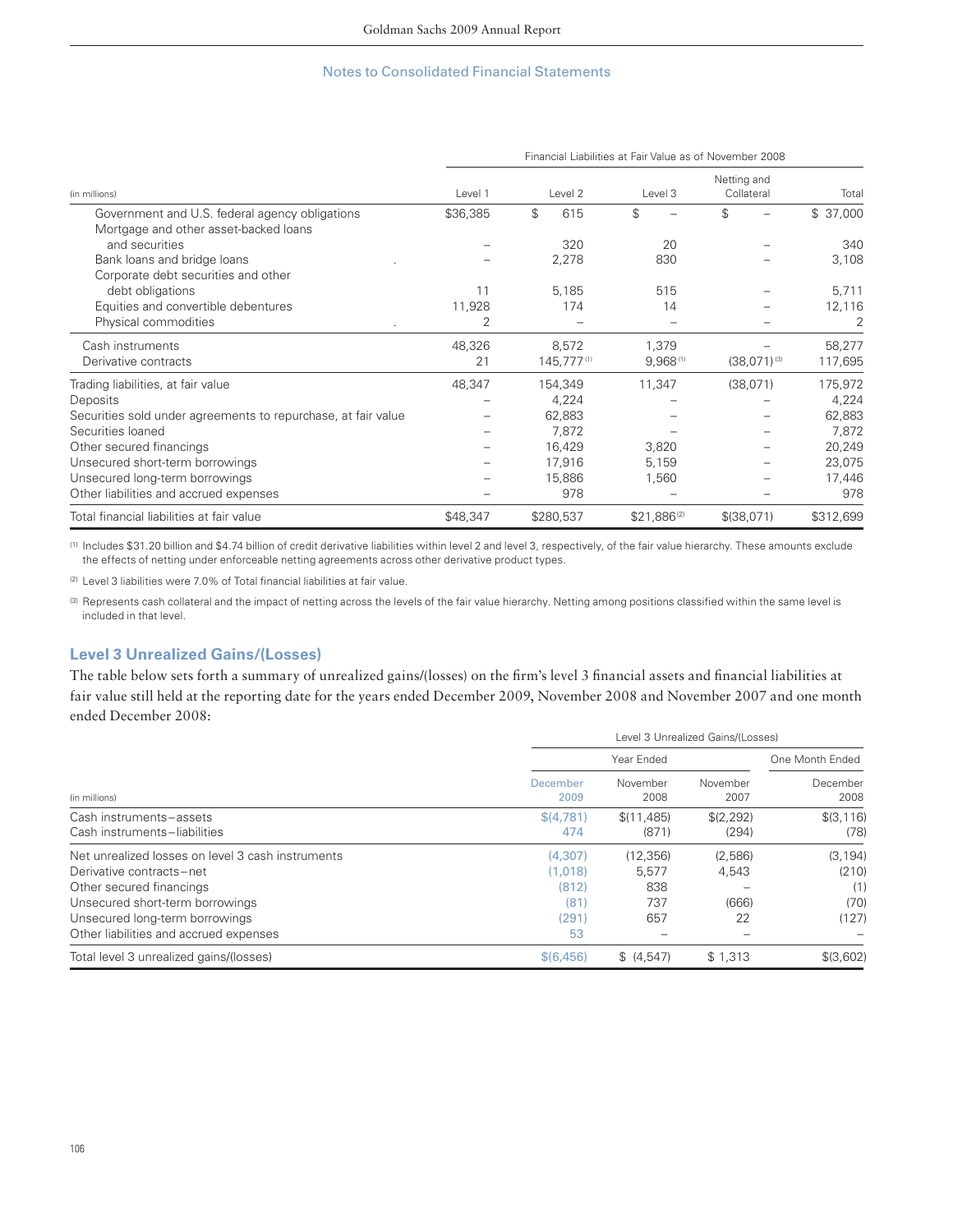Notes to Consolidated Financial Statements

| (in millions) | Level 1 | Level 2 | Level 3 | Netting and Collateral | Total |
|---|---|---|---|---|---|
| | Financial Liabilities at Fair Value as of November 2008 | | | | |
| Government and U.S. federal agency obligations | $36,385 | $ 615 | $ – | $ – | $ 37,000 |
| Mortgage and other asset-backed loans and securities | – | 320 | 20 | – | 340 |
| Bank loans and bridge loans | – | 2,278 | 830 | – | 3,108 |
| Corporate debt securities and other debt obligations | 11 | 5,185 | 515 | – | 5,711 |
| Equities and convertible debentures | 11,928 | 174 | 14 | – | 12,116 |
| Physical commodities | 2 | – | – | – | 2 |
| Cash instruments | 48,326 | 8,572 | 1,379 | – | 58,277 |
| Derivative contracts | 21 | 145,777 [1] | 9,968 [1] | (38,071) [3] | 117,695 |
| Trading liabilities, at fair value | 48,347 | 154,349 | 11,347 | (38,071) | 175,972 |
| Deposits | – | 4,224 | – | – | 4,224 |
| Securities sold under agreements to repurchase, at fair value | – | 62,883 | – | – | 62,883 |
| Securities loaned | – | 7,872 | – | – | 7,872 |
| Other secured financings | – | 16,429 | 3,820 | – | 20,249 |
| Unsecured short-term borrowings | – | 17,916 | 5,159 | – | 23,075 |
| Unsecured long-term borrowings | – | 15,886 | 1,560 | – | 17,446 |
| Other liabilities and accrued expenses | – | 978 | – | – | 978 |
| Total financial liabilities at fair value | $48,347 | $280,537 | $21,886 [2] | $(38,071) | $312,699 |

(1) Includes $31.20 billion and $4.74 billion of credit derivative liabilities within level 2 and level 3, respectively, of the fair value hierarchy. These amounts exclude the effects of netting under enforceable netting agreements across other derivative product types.

(2) Level 3 liabilities were 7.0% of Total financial liabilities at fair value.

(3) Represents cash collateral and the impact of netting across the levels of the fair value hierarchy. Netting among positions classified within the same level is included in that level.

### Level 3 Unrealized Gains/(Losses)

The table below sets forth a summary of unrealized gains/(losses) on the firm's level 3 financial assets and financial liabilities at fair value still held at the reporting date for the years ended December 2009, November 2008 and November 2007 and one month ended December 2008:

| (in millions) | Level 3 Unrealized Gains/(Losses) | | | |
|---|---|---|---|---|
| | Year Ended | | | One Month Ended |
| | December 2009 | November 2008 | November 2007 | December 2008 |
| Cash instruments – assets | $(4,781) | $(11,485) | $(2,292) | $(3,116) |
| Cash instruments – liabilities | 474 | (871) | (294) | (78) |
| Net unrealized losses on level 3 cash instruments | (4,307) | (12,356) | (2,586) | (3,194) |
| Derivative contracts – net | (1,018) | 5,577 | 4,543 | (210) |
| Other secured financings | (812) | 838 | – | (1) |
| Unsecured short-term borrowings | (81) | 737 | (666) | (70) |
| Unsecured long-term borrowings | (291) | 657 | 22 | (127) |
| Other liabilities and accrued expenses | 53 | – | – | – |
| Total level 3 unrealized gains/(losses) | $(6,456) | $ (4,547) | $ 1,313 | $(3,602) |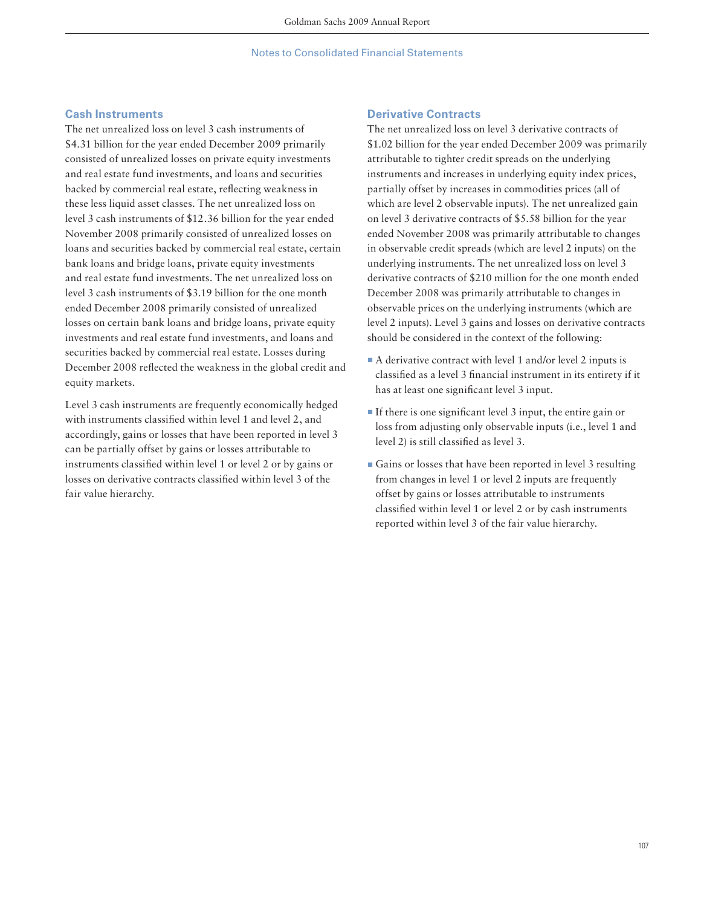### Cash Instruments

The net unrealized loss on level 3 cash instruments of $4.31 billion for the year ended December 2009 primarily consisted of unrealized losses on private equity investments and real estate fund investments, and loans and securities backed by commercial real estate, reflecting weakness in these less liquid asset classes. The net unrealized loss on level 3 cash instruments of $12.36 billion for the year ended November 2008 primarily consisted of unrealized losses on loans and securities backed by commercial real estate, certain bank loans and bridge loans, private equity investments and real estate fund investments. The net unrealized loss on level 3 cash instruments of $3.19 billion for the one month ended December 2008 primarily consisted of unrealized losses on certain bank loans and bridge loans, private equity investments and real estate fund investments, and loans and securities backed by commercial real estate. Losses during December 2008 reflected the weakness in the global credit and equity markets.

Level 3 cash instruments are frequently economically hedged with instruments classified within level 1 and level 2, and accordingly, gains or losses that have been reported in level 3 can be partially offset by gains or losses attributable to instruments classified within level 1 or level 2 or by gains or losses on derivative contracts classified within level 3 of the fair value hierarchy.

### Derivative Contracts

The net unrealized loss on level 3 derivative contracts of $1.02 billion for the year ended December 2009 was primarily attributable to tighter credit spreads on the underlying instruments and increases in underlying equity index prices, partially offset by increases in commodities prices (all of which are level 2 observable inputs). The net unrealized gain on level 3 derivative contracts of $5.58 billion for the year ended November 2008 was primarily attributable to changes in observable credit spreads (which are level 2 inputs) on the underlying instruments. The net unrealized loss on level 3 derivative contracts of $210 million for the one month ended December 2008 was primarily attributable to changes in observable prices on the underlying instruments (which are level 2 inputs). Level 3 gains and losses on derivative contracts should be considered in the context of the following:

- A derivative contract with level 1 and/or level 2 inputs is classified as a level 3 financial instrument in its entirety if it has at least one significant level 3 input.
- If there is one significant level 3 input, the entire gain or loss from adjusting only observable inputs (i.e., level 1 and level 2) is still classified as level 3.
- Gains or losses that have been reported in level 3 resulting from changes in level 1 or level 2 inputs are frequently offset by gains or losses attributable to instruments classified within level 1 or level 2 or by cash instruments reported within level 3 of the fair value hierarchy.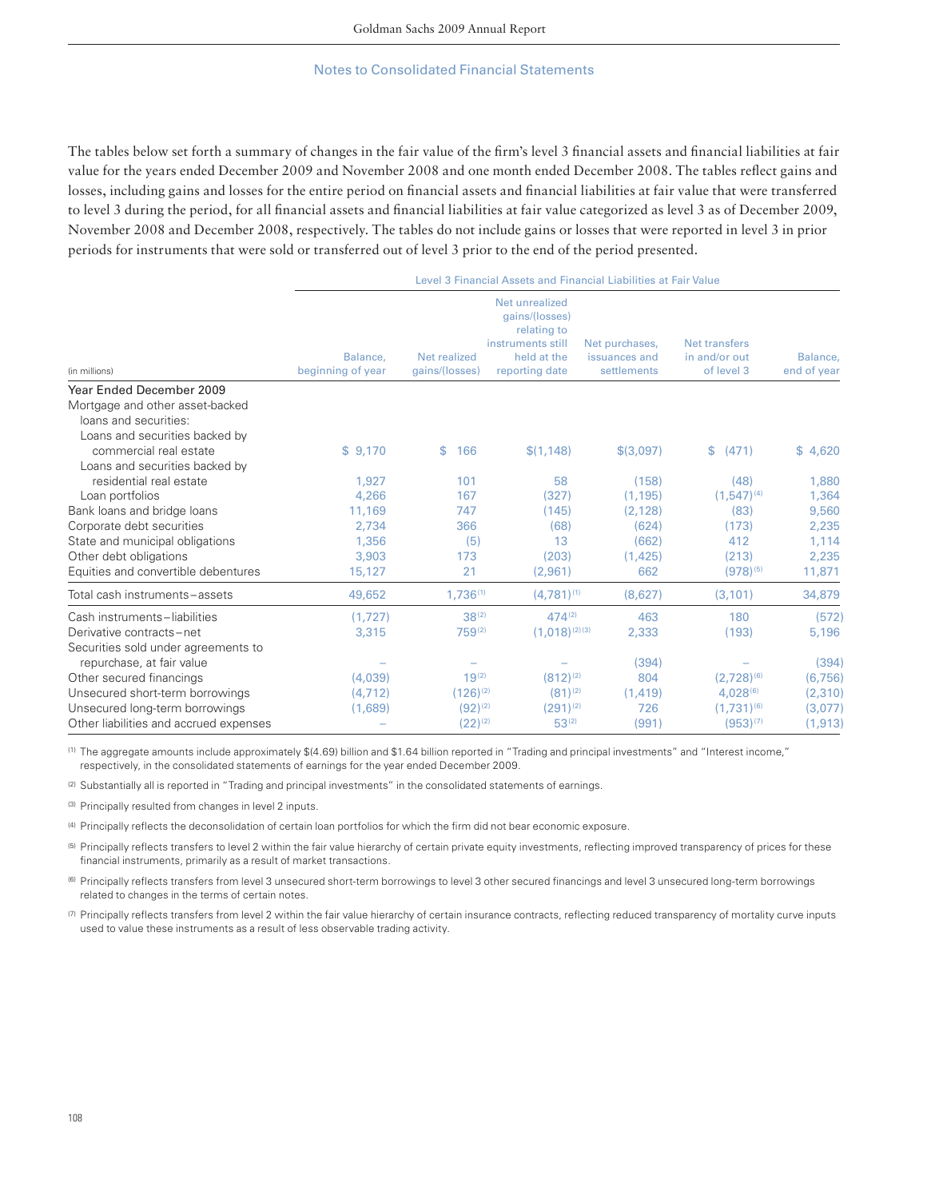## Notes to Consolidated Financial Statements

The tables below set forth a summary of changes in the fair value of the firm's level 3 financial assets and financial liabilities at fair value for the years ended December 2009 and November 2008 and one month ended December 2008. The tables reflect gains and losses, including gains and losses for the entire period on financial assets and financial liabilities at fair value that were transferred to level 3 during the period, for all financial assets and financial liabilities at fair value categorized as level 3 as of December 2009, November 2008 and December 2008, respectively. The tables do not include gains or losses that were reported in level 3 in prior periods for instruments that were sold or transferred out of level 3 prior to the end of the period presented.

| | Level 3 Financial Assets and Financial Liabilities at Fair Value | | | | | |
|---|---|---|---|---|---|---|
| (in millions) | Balance, beginning of year | Net realized gains/(losses) | Net unrealized gains/(losses) relating to instruments still held at the reporting date | Net purchases, issuances and settlements | Net transfers in and/or out of level 3 | Balance, end of year |
| **Year Ended December 2009** | | | | | | |
| Mortgage and other asset-backed loans and securities: | | | | | | |
| Loans and securities backed by commercial real estate | $ 9,170 | $ 166 | $(1,148) | $(3,097) | $ (471) | $ 4,620 |
| Loans and securities backed by residential real estate | 1,927 | 101 | 58 | (158) | (48) | 1,880 |
| Loan portfolios | 4,266 | 167 | (327) | (1,195) | (1,547) [4] | 1,364 |
| Bank loans and bridge loans | 11,169 | 747 | (145) | (2,128) | (83) | 9,560 |
| Corporate debt securities | 2,734 | 366 | (68) | (624) | (173) | 2,235 |
| State and municipal obligations | 1,356 | (5) | 13 | (662) | 412 | 1,114 |
| Other debt obligations | 3,903 | 173 | (203) | (1,425) | (213) | 2,235 |
| Equities and convertible debentures | 15,127 | 21 | (2,961) | 662 | (978) [5] | 11,871 |
| Total cash instruments – assets | 49,652 | 1,736 [1] | (4,781) [1] | (8,627) | (3,101) | 34,879 |
| Cash instruments – liabilities | (1,727) | 38 [2] | 474 [2] | 463 | 180 | (572) |
| Derivative contracts – net | 3,315 | 759 [2] | (1,018) [2][3] | 2,333 | (193) | 5,196 |
| Securities sold under agreements to repurchase, at fair value | – | – | – | (394) | – | (394) |
| Other secured financings | (4,039) | 19 [2] | (812) [2] | 804 | (2,728) [6] | (6,756) |
| Unsecured short-term borrowings | (4,712) | (126) [2] | (81) [2] | (1,419) | 4,028 [6] | (2,310) |
| Unsecured long-term borrowings | (1,689) | (92) [2] | (291) [2] | 726 | (1,731) [6] | (3,077) |
| Other liabilities and accrued expenses | – | (22) [2] | 53 [2] | (991) | (953) [7] | (1,913) |

(1) The aggregate amounts include approximately $(4.69) billion and $1.64 billion reported in "Trading and principal investments" and "Interest income," respectively, in the consolidated statements of earnings for the year ended December 2009.

(2) Substantially all is reported in "Trading and principal investments" in the consolidated statements of earnings.

(3) Principally resulted from changes in level 2 inputs.

(4) Principally reflects the deconsolidation of certain loan portfolios for which the firm did not bear economic exposure.

(5) Principally reflects transfers to level 2 within the fair value hierarchy of certain private equity investments, reflecting improved transparency of prices for these financial instruments, primarily as a result of market transactions.

(6) Principally reflects transfers from level 3 unsecured short-term borrowings to level 3 other secured financings and level 3 unsecured long-term borrowings related to changes in the terms of certain notes.

(7) Principally reflects transfers from level 2 within the fair value hierarchy of certain insurance contracts, reflecting reduced transparency of mortality curve inputs used to value these instruments as a result of less observable trading activity.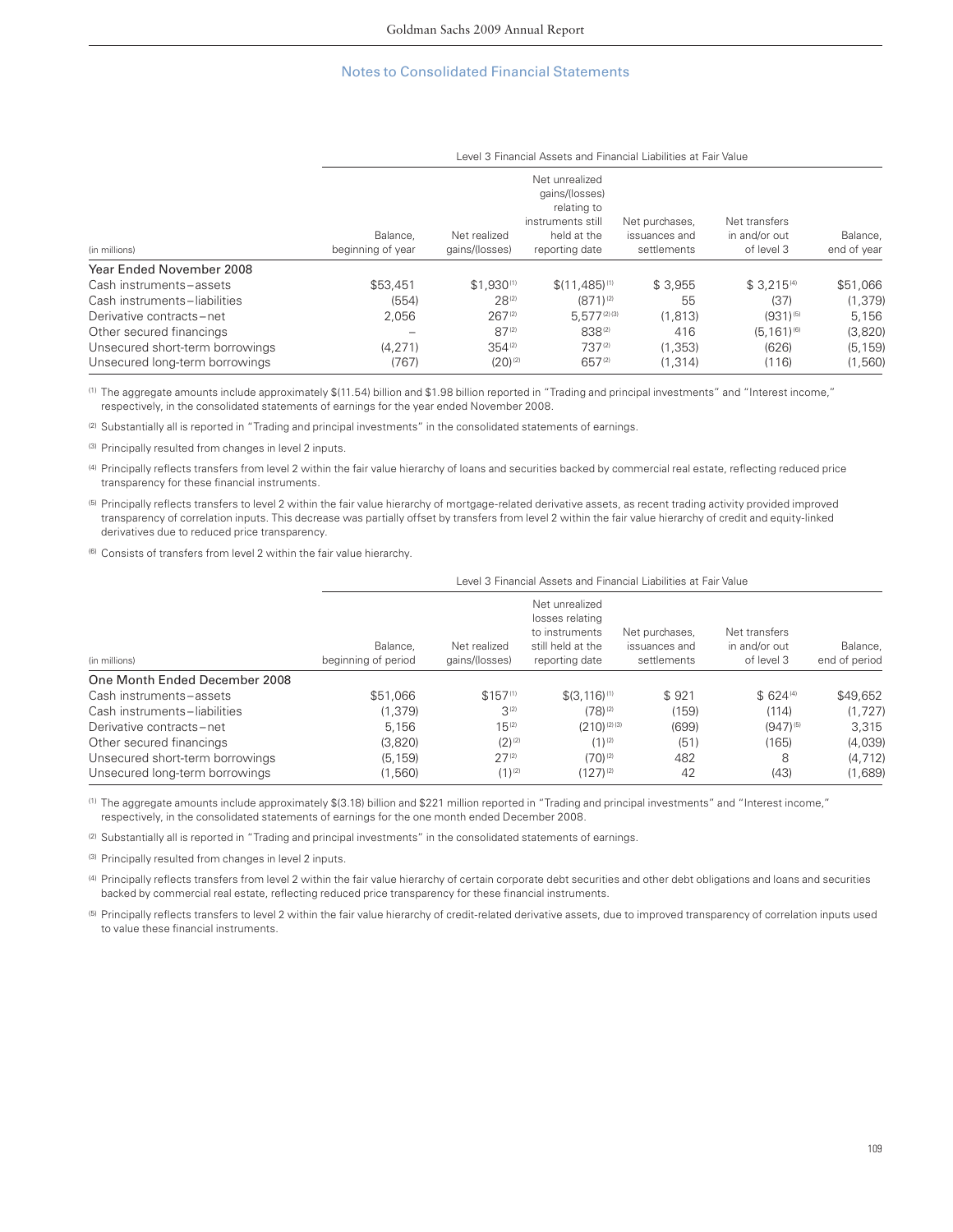## Notes to Consolidated Financial Statements

| (in millions) | Level 3 Financial Assets and Financial Liabilities at Fair Value | | | | | |
|---|---|---|---|---|---|---|
| | Balance, beginning of year | Net realized gains/(losses) | Net unrealized gains/(losses) relating to instruments still held at the reporting date | Net purchases, issuances and settlements | Net transfers in and/or out of level 3 | Balance, end of year |
| **Year Ended November 2008** | | | | | | |
| Cash instruments – assets | $53,451 | $1,930 [1] | $(11,485) [1] | $ 3,955 | $ 3,215 [4] | $51,066 |
| Cash instruments – liabilities | (554) | 28 [2] | (871) [2] | 55 | (37) | (1,379) |
| Derivative contracts – net | 2,056 | 267 [2] | 5,577 [2] [3] | (1,813) | (931) [5] | 5,156 |
| Other secured financings | – | 87 [2] | 838 [2] | 416 | (5,161) [6] | (3,820) |
| Unsecured short-term borrowings | (4,271) | 354 [2] | 737 [2] | (1,353) | (626) | (5,159) |
| Unsecured long-term borrowings | (767) | (20) [2] | 657 [2] | (1,314) | (116) | (1,560) |

[1] The aggregate amounts include approximately $(11.54) billion and $1.98 billion reported in "Trading and principal investments" and "Interest income," respectively, in the consolidated statements of earnings for the year ended November 2008.

[2] Substantially all is reported in "Trading and principal investments" in the consolidated statements of earnings.

[3] Principally resulted from changes in level 2 inputs.

[4] Principally reflects transfers from level 2 within the fair value hierarchy of loans and securities backed by commercial real estate, reflecting reduced price transparency for these financial instruments.

[5] Principally reflects transfers to level 2 within the fair value hierarchy of mortgage-related derivative assets, as recent trading activity provided improved transparency of correlation inputs. This decrease was partially offset by transfers from level 2 within the fair value hierarchy of credit and equity-linked derivatives due to reduced price transparency.

[6] Consists of transfers from level 2 within the fair value hierarchy.

| (in millions) | Level 3 Financial Assets and Financial Liabilities at Fair Value | | | | | |
|---|---|---|---|---|---|---|
| | Balance, beginning of period | Net realized gains/(losses) | Net unrealized losses relating to instruments still held at the reporting date | Net purchases, issuances and settlements | Net transfers in and/or out of level 3 | Balance, end of period |
| **One Month Ended December 2008** | | | | | | |
| Cash instruments – assets | $51,066 | $157 [1] | $(3,116) [1] | $ 921 | $ 624 [4] | $49,652 |
| Cash instruments – liabilities | (1,379) | 3 [2] | (78) [2] | (159) | (114) | (1,727) |
| Derivative contracts – net | 5,156 | 15 [2] | (210) [2] [3] | (699) | (947) [5] | 3,315 |
| Other secured financings | (3,820) | (2) [2] | (1) [2] | (51) | (165) | (4,039) |
| Unsecured short-term borrowings | (5,159) | 27 [2] | (70) [2] | 482 | 8 | (4,712) |
| Unsecured long-term borrowings | (1,560) | (1) [2] | (127) [2] | 42 | (43) | (1,689) |

[1] The aggregate amounts include approximately $(3.18) billion and $221 million reported in "Trading and principal investments" and "Interest income," respectively, in the consolidated statements of earnings for the one month ended December 2008.

[2] Substantially all is reported in "Trading and principal investments" in the consolidated statements of earnings.

[3] Principally resulted from changes in level 2 inputs.

[4] Principally reflects transfers from level 2 within the fair value hierarchy of certain corporate debt securities and other debt obligations and loans and securities backed by commercial real estate, reflecting reduced price transparency for these financial instruments.

[5] Principally reflects transfers to level 2 within the fair value hierarchy of credit-related derivative assets, due to improved transparency of correlation inputs used to value these financial instruments.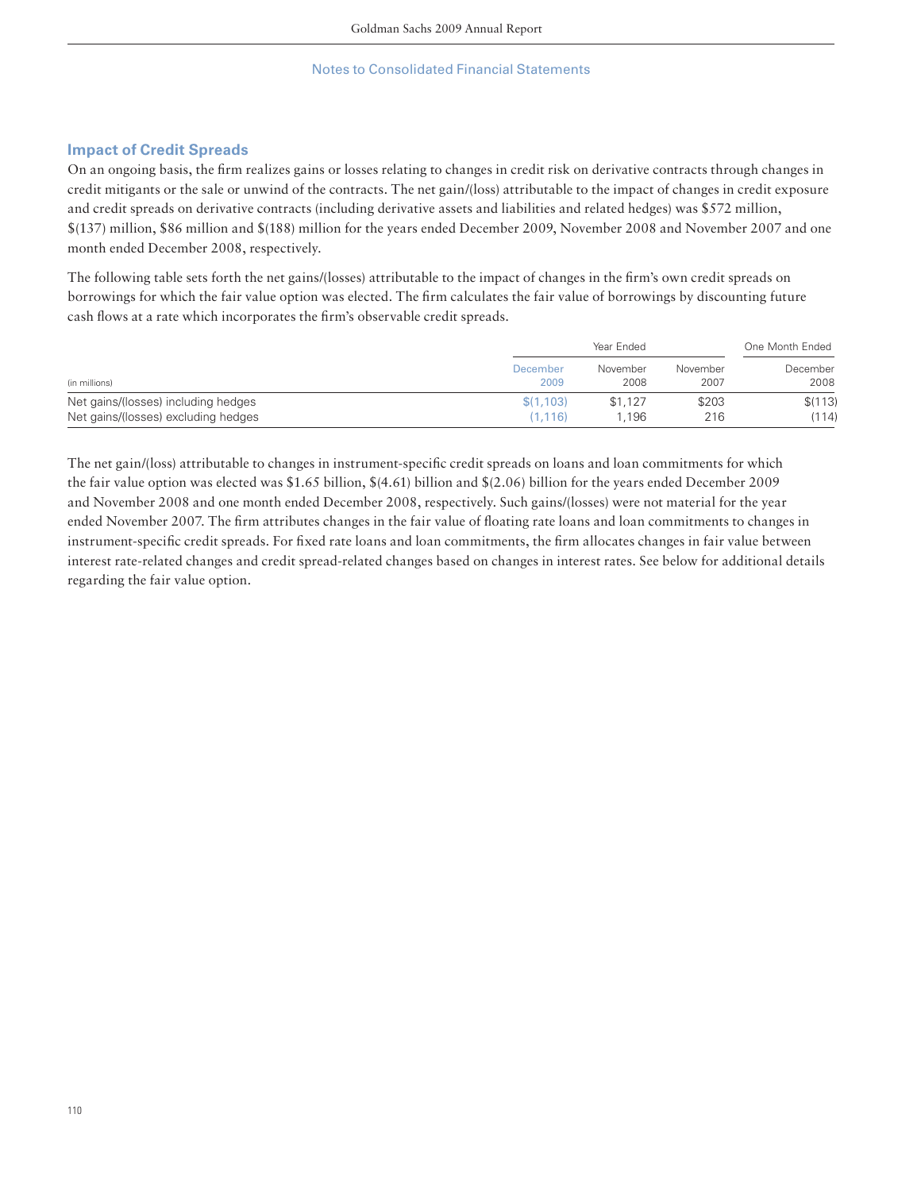## Impact of Credit Spreads

On an ongoing basis, the firm realizes gains or losses relating to changes in credit risk on derivative contracts through changes in credit mitigants or the sale or unwind of the contracts. The net gain/(loss) attributable to the impact of changes in credit exposure and credit spreads on derivative contracts (including derivative assets and liabilities and related hedges) was $572 million, $(137) million, $86 million and $(188) million for the years ended December 2009, November 2008 and November 2007 and one month ended December 2008, respectively.

The following table sets forth the net gains/(losses) attributable to the impact of changes in the firm's own credit spreads on borrowings for which the fair value option was elected. The firm calculates the fair value of borrowings by discounting future cash flows at a rate which incorporates the firm's observable credit spreads.

| | Year Ended | | | One Month Ended |
|---|---|---|---|---|
| (in millions) | December 2009 | November 2008 | November 2007 | December 2008 |
| Net gains/(losses) including hedges | $(1,103) | $1,127 | $203 | $(113) |
| Net gains/(losses) excluding hedges | (1,116) | 1,196 | 216 | (114) |

The net gain/(loss) attributable to changes in instrument-specific credit spreads on loans and loan commitments for which the fair value option was elected was $1.65 billion, $(4.61) billion and $(2.06) billion for the years ended December 2009 and November 2008 and one month ended December 2008, respectively. Such gains/(losses) were not material for the year ended November 2007. The firm attributes changes in the fair value of floating rate loans and loan commitments to changes in instrument-specific credit spreads. For fixed rate loans and loan commitments, the firm allocates changes in fair value between interest rate-related changes and credit spread-related changes based on changes in interest rates. See below for additional details regarding the fair value option.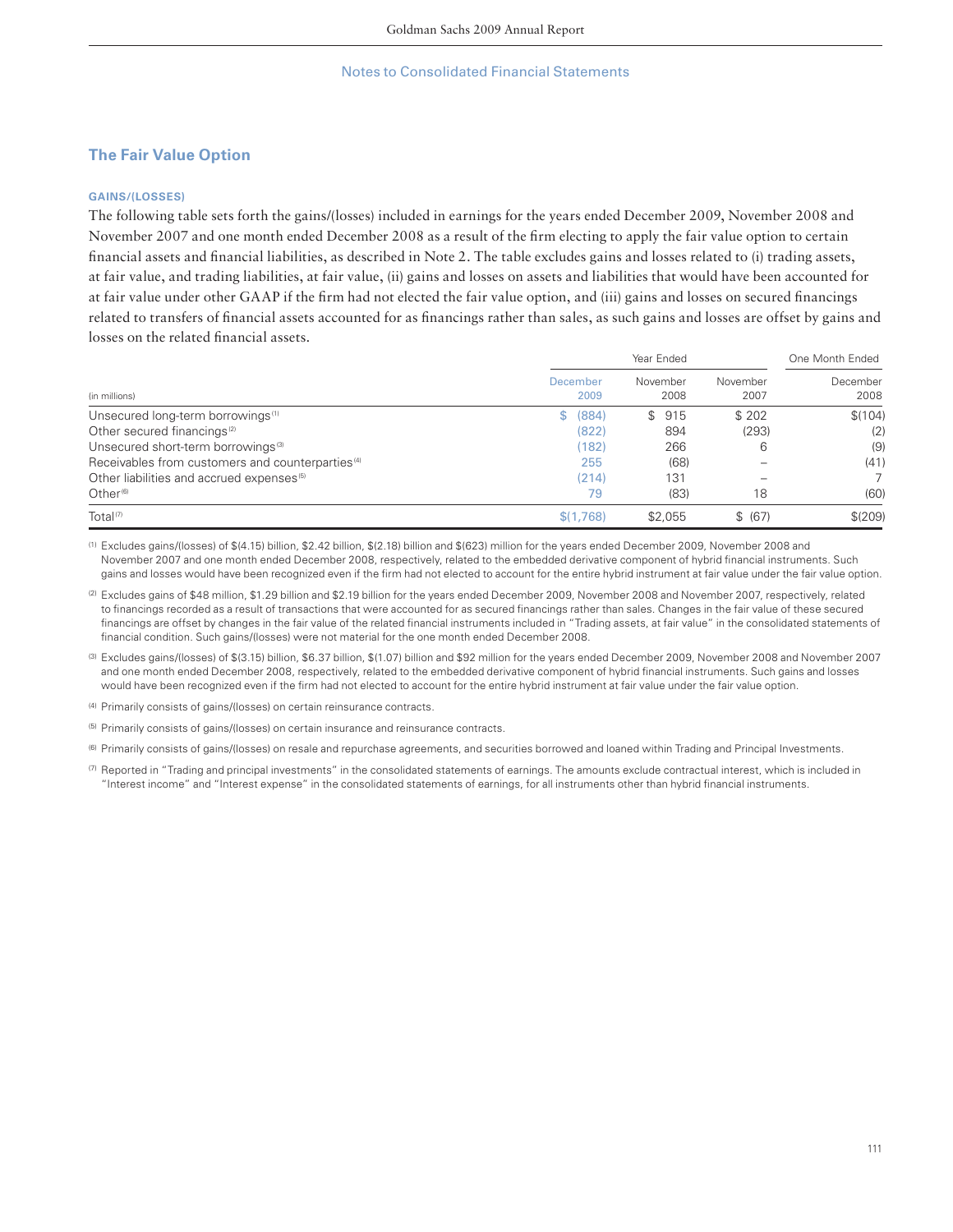Notes to Consolidated Financial Statements

## The Fair Value Option

### GAINS/(LOSSES)

The following table sets forth the gains/(losses) included in earnings for the years ended December 2009, November 2008 and November 2007 and one month ended December 2008 as a result of the firm electing to apply the fair value option to certain financial assets and financial liabilities, as described in Note 2. The table excludes gains and losses related to (i) trading assets, at fair value, and trading liabilities, at fair value, (ii) gains and losses on assets and liabilities that would have been accounted for at fair value under other GAAP if the firm had not elected the fair value option, and (iii) gains and losses on secured financings related to transfers of financial assets accounted for as financings rather than sales, as such gains and losses are offset by gains and losses on the related financial assets.

| (in millions) | Year Ended | | | One Month Ended |
|---|---|---|---|---|
| | December 2009 | November 2008 | November 2007 | December 2008 |
| Unsecured long-term borrowings [1] | $ (884) | $ 915 | $ 202 | $(104) |
| Other secured financings [2] | (822) | 894 | (293) | (2) |
| Unsecured short-term borrowings [3] | (182) | 266 | 6 | (9) |
| Receivables from customers and counterparties [4] | 255 | (68) | – | (41) |
| Other liabilities and accrued expenses [5] | (214) | 131 | – | 7 |
| Other [6] | 79 | (83) | 18 | (60) |
| Total [7] | $(1,768) | $2,055 | $ (67) | $(209) |

(1) Excludes gains/(losses) of $(4.15) billion, $2.42 billion, $(2.18) billion and $(623) million for the years ended December 2009, November 2008 and November 2007 and one month ended December 2008, respectively, related to the embedded derivative component of hybrid financial instruments. Such gains and losses would have been recognized even if the firm had not elected to account for the entire hybrid instrument at fair value under the fair value option.

(2) Excludes gains of $48 million, $1.29 billion and $2.19 billion for the years ended December 2009, November 2008 and November 2007, respectively, related to financings recorded as a result of transactions that were accounted for as secured financings rather than sales. Changes in the fair value of these secured financings are offset by changes in the fair value of the related financial instruments included in "Trading assets, at fair value" in the consolidated statements of financial condition. Such gains/(losses) were not material for the one month ended December 2008.

(3) Excludes gains/(losses) of $(3.15) billion, $6.37 billion, $(1.07) billion and $92 million for the years ended December 2009, November 2008 and November 2007 and one month ended December 2008, respectively, related to the embedded derivative component of hybrid financial instruments. Such gains and losses would have been recognized even if the firm had not elected to account for the entire hybrid instrument at fair value under the fair value option.

(4) Primarily consists of gains/(losses) on certain reinsurance contracts.

(5) Primarily consists of gains/(losses) on certain insurance and reinsurance contracts.

(6) Primarily consists of gains/(losses) on resale and repurchase agreements, and securities borrowed and loaned within Trading and Principal Investments.

(7) Reported in "Trading and principal investments" in the consolidated statements of earnings. The amounts exclude contractual interest, which is included in "Interest income" and "Interest expense" in the consolidated statements of earnings, for all instruments other than hybrid financial instruments.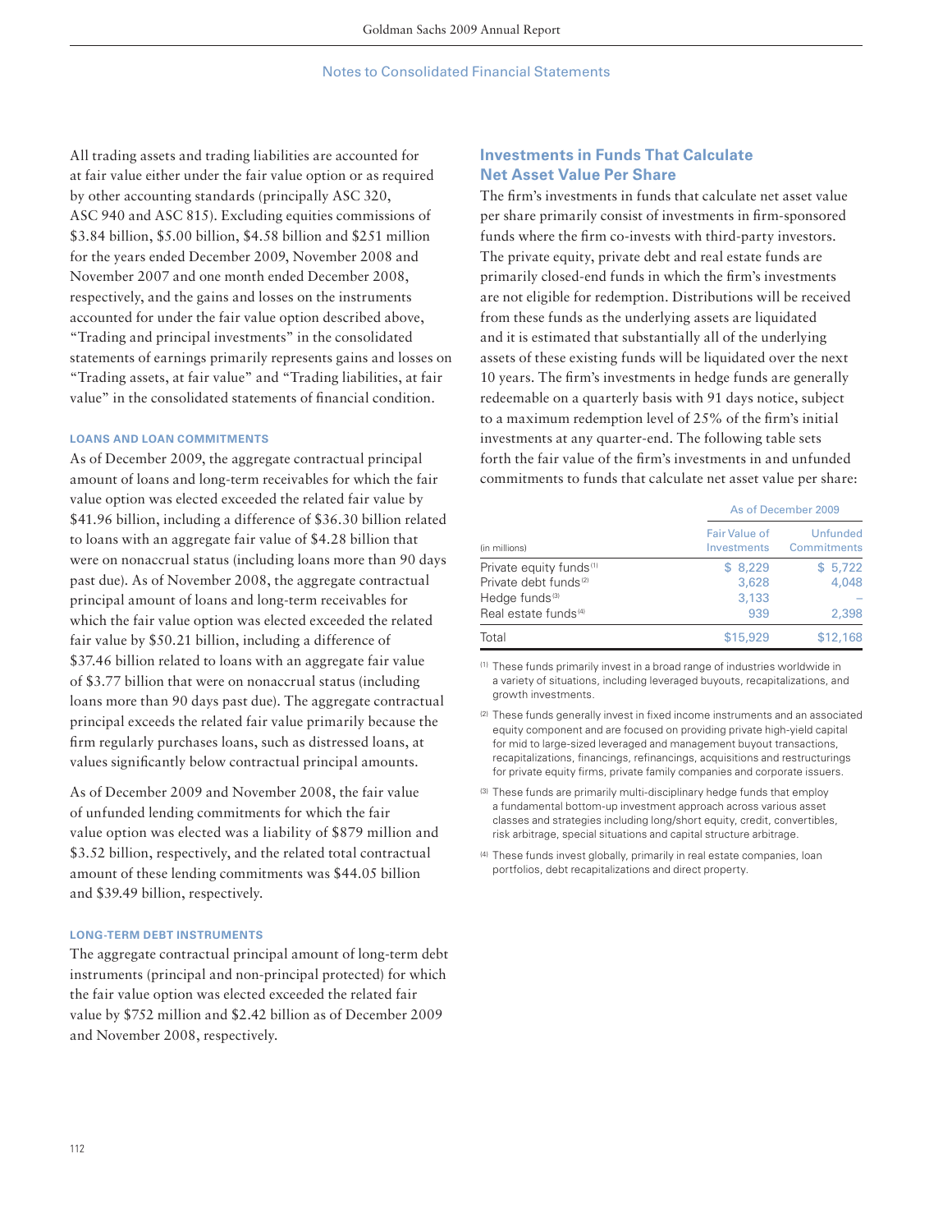All trading assets and trading liabilities are accounted for at fair value either under the fair value option or as required by other accounting standards (principally ASC 320, ASC 940 and ASC 815). Excluding equities commissions of \$3.84 billion, \$5.00 billion, \$4.58 billion and \$251 million for the years ended December 2009, November 2008 and November 2007 and one month ended December 2008, respectively, and the gains and losses on the instruments accounted for under the fair value option described above, "Trading and principal investments" in the consolidated statements of earnings primarily represents gains and losses on "Trading assets, at fair value" and "Trading liabilities, at fair value" in the consolidated statements of financial condition.

#### LOANS AND LOAN COMMITMENTS

As of December 2009, the aggregate contractual principal amount of loans and long-term receivables for which the fair value option was elected exceeded the related fair value by \$41.96 billion, including a difference of \$36.30 billion related to loans with an aggregate fair value of \$4.28 billion that were on nonaccrual status (including loans more than 90 days past due). As of November 2008, the aggregate contractual principal amount of loans and long-term receivables for which the fair value option was elected exceeded the related fair value by \$50.21 billion, including a difference of \$37.46 billion related to loans with an aggregate fair value of \$3.77 billion that were on nonaccrual status (including loans more than 90 days past due). The aggregate contractual principal exceeds the related fair value primarily because the firm regularly purchases loans, such as distressed loans, at values significantly below contractual principal amounts.

As of December 2009 and November 2008, the fair value of unfunded lending commitments for which the fair value option was elected was a liability of \$879 million and \$3.52 billion, respectively, and the related total contractual amount of these lending commitments was \$44.05 billion and \$39.49 billion, respectively.

#### LONG-TERM DEBT INSTRUMENTS

The aggregate contractual principal amount of long-term debt instruments (principal and non-principal protected) for which the fair value option was elected exceeded the related fair value by \$752 million and \$2.42 billion as of December 2009 and November 2008, respectively.

### Investments in Funds That Calculate Net Asset Value Per Share

The firm's investments in funds that calculate net asset value per share primarily consist of investments in firm-sponsored funds where the firm co-invests with third-party investors. The private equity, private debt and real estate funds are primarily closed-end funds in which the firm's investments are not eligible for redemption. Distributions will be received from these funds as the underlying assets are liquidated and it is estimated that substantially all of the underlying assets of these existing funds will be liquidated over the next 10 years. The firm's investments in hedge funds are generally redeemable on a quarterly basis with 91 days notice, subject to a maximum redemption level of 25% of the firm's initial investments at any quarter-end. The following table sets forth the fair value of the firm's investments in and unfunded commitments to funds that calculate net asset value per share:

| | As of December 2009 | |
|---|---|---|
| (in millions) | Fair Value of Investments | Unfunded Commitments |
| Private equity funds [1] | \$ 8,229 | \$ 5,722 |
| Private debt funds [2] | 3,628 | 4,048 |
| Hedge funds [3] | 3,133 | – |
| Real estate funds [4] | 939 | 2,398 |
| Total | \$15,929 | \$12,168 |

(1) These funds primarily invest in a broad range of industries worldwide in a variety of situations, including leveraged buyouts, recapitalizations, and growth investments.

(2) These funds generally invest in fixed income instruments and an associated equity component and are focused on providing private high-yield capital for mid to large-sized leveraged and management buyout transactions, recapitalizations, financings, refinancings, acquisitions and restructurings for private equity firms, private family companies and corporate issuers.

(3) These funds are primarily multi-disciplinary hedge funds that employ a fundamental bottom-up investment approach across various asset classes and strategies including long/short equity, credit, convertibles, risk arbitrage, special situations and capital structure arbitrage.

(4) These funds invest globally, primarily in real estate companies, loan portfolios, debt recapitalizations and direct property.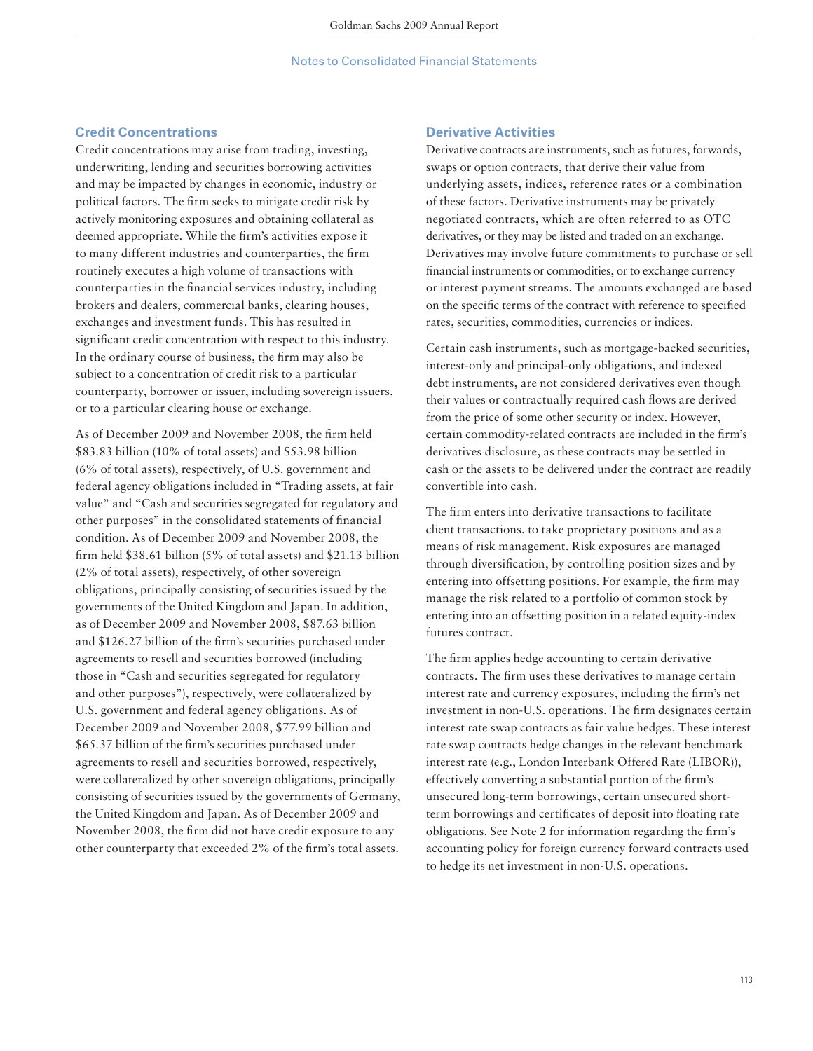### Credit Concentrations

Credit concentrations may arise from trading, investing, underwriting, lending and securities borrowing activities and may be impacted by changes in economic, industry or political factors. The firm seeks to mitigate credit risk by actively monitoring exposures and obtaining collateral as deemed appropriate. While the firm's activities expose it to many different industries and counterparties, the firm routinely executes a high volume of transactions with counterparties in the financial services industry, including brokers and dealers, commercial banks, clearing houses, exchanges and investment funds. This has resulted in significant credit concentration with respect to this industry. In the ordinary course of business, the firm may also be subject to a concentration of credit risk to a particular counterparty, borrower or issuer, including sovereign issuers, or to a particular clearing house or exchange.

As of December 2009 and November 2008, the firm held $83.83 billion (10% of total assets) and $53.98 billion (6% of total assets), respectively, of U.S. government and federal agency obligations included in "Trading assets, at fair value" and "Cash and securities segregated for regulatory and other purposes" in the consolidated statements of financial condition. As of December 2009 and November 2008, the firm held $38.61 billion (5% of total assets) and $21.13 billion (2% of total assets), respectively, of other sovereign obligations, principally consisting of securities issued by the governments of the United Kingdom and Japan. In addition, as of December 2009 and November 2008, $87.63 billion and $126.27 billion of the firm's securities purchased under agreements to resell and securities borrowed (including those in "Cash and securities segregated for regulatory and other purposes"), respectively, were collateralized by U.S. government and federal agency obligations. As of December 2009 and November 2008, $77.99 billion and $65.37 billion of the firm's securities purchased under agreements to resell and securities borrowed, respectively, were collateralized by other sovereign obligations, principally consisting of securities issued by the governments of Germany, the United Kingdom and Japan. As of December 2009 and November 2008, the firm did not have credit exposure to any other counterparty that exceeded 2% of the firm's total assets.

### Derivative Activities

Derivative contracts are instruments, such as futures, forwards, swaps or option contracts, that derive their value from underlying assets, indices, reference rates or a combination of these factors. Derivative instruments may be privately negotiated contracts, which are often referred to as OTC derivatives, or they may be listed and traded on an exchange. Derivatives may involve future commitments to purchase or sell financial instruments or commodities, or to exchange currency or interest payment streams. The amounts exchanged are based on the specific terms of the contract with reference to specified rates, securities, commodities, currencies or indices.

Certain cash instruments, such as mortgage-backed securities, interest-only and principal-only obligations, and indexed debt instruments, are not considered derivatives even though their values or contractually required cash flows are derived from the price of some other security or index. However, certain commodity-related contracts are included in the firm's derivatives disclosure, as these contracts may be settled in cash or the assets to be delivered under the contract are readily convertible into cash.

The firm enters into derivative transactions to facilitate client transactions, to take proprietary positions and as a means of risk management. Risk exposures are managed through diversification, by controlling position sizes and by entering into offsetting positions. For example, the firm may manage the risk related to a portfolio of common stock by entering into an offsetting position in a related equity-index futures contract.

The firm applies hedge accounting to certain derivative contracts. The firm uses these derivatives to manage certain interest rate and currency exposures, including the firm's net investment in non-U.S. operations. The firm designates certain interest rate swap contracts as fair value hedges. These interest rate swap contracts hedge changes in the relevant benchmark interest rate (e.g., London Interbank Offered Rate (LIBOR)), effectively converting a substantial portion of the firm's unsecured long-term borrowings, certain unsecured short-term borrowings and certificates of deposit into floating rate obligations. See Note 2 for information regarding the firm's accounting policy for foreign currency forward contracts used to hedge its net investment in non-U.S. operations.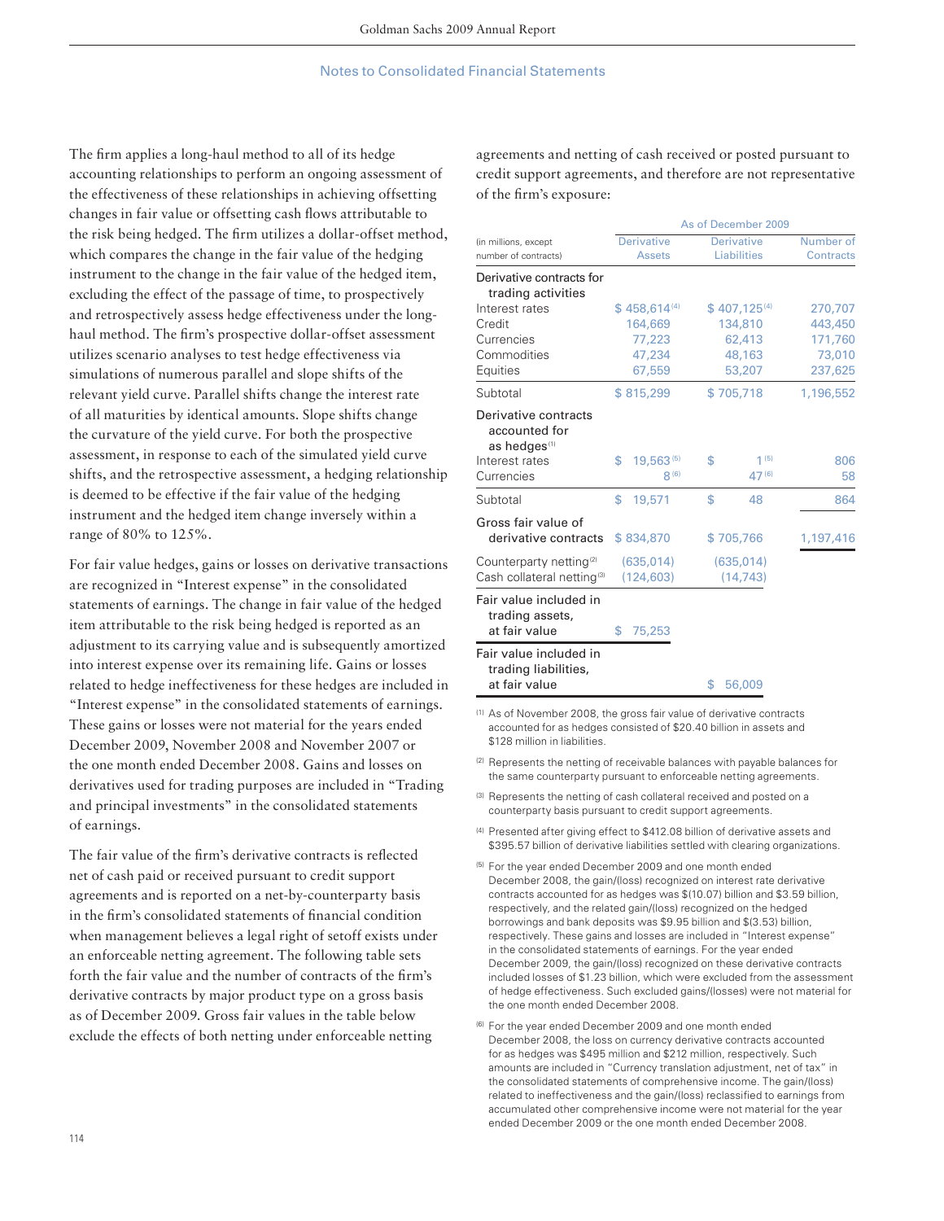The firm applies a long-haul method to all of its hedge accounting relationships to perform an ongoing assessment of the effectiveness of these relationships in achieving offsetting changes in fair value or offsetting cash flows attributable to the risk being hedged. The firm utilizes a dollar-offset method, which compares the change in the fair value of the hedging instrument to the change in the fair value of the hedged item, excluding the effect of the passage of time, to prospectively and retrospectively assess hedge effectiveness under the long-haul method. The firm's prospective dollar-offset assessment utilizes scenario analyses to test hedge effectiveness via simulations of numerous parallel and slope shifts of the relevant yield curve. Parallel shifts change the interest rate of all maturities by identical amounts. Slope shifts change the curvature of the yield curve. For both the prospective assessment, in response to each of the simulated yield curve shifts, and the retrospective assessment, a hedging relationship is deemed to be effective if the fair value of the hedging instrument and the hedged item change inversely within a range of 80% to 125%.

For fair value hedges, gains or losses on derivative transactions are recognized in "Interest expense" in the consolidated statements of earnings. The change in fair value of the hedged item attributable to the risk being hedged is reported as an adjustment to its carrying value and is subsequently amortized into interest expense over its remaining life. Gains or losses related to hedge ineffectiveness for these hedges are included in "Interest expense" in the consolidated statements of earnings. These gains or losses were not material for the years ended December 2009, November 2008 and November 2007 or the one month ended December 2008. Gains and losses on derivatives used for trading purposes are included in "Trading and principal investments" in the consolidated statements of earnings.

The fair value of the firm's derivative contracts is reflected net of cash paid or received pursuant to credit support agreements and is reported on a net-by-counterparty basis in the firm's consolidated statements of financial condition when management believes a legal right of setoff exists under an enforceable netting agreement. The following table sets forth the fair value and the number of contracts of the firm's derivative contracts by major product type on a gross basis as of December 2009. Gross fair values in the table below exclude the effects of both netting under enforceable netting agreements and netting of cash received or posted pursuant to credit support agreements, and therefore are not representative of the firm's exposure:

| (in millions, except number of contracts) | As of December 2009 | | |
|---|---|---|---|
| | Derivative Assets | Derivative Liabilities | Number of Contracts |
| **Derivative contracts for trading activities** | | | |
| Interest rates | $ 458,614 [4] | $ 407,125 [4] | 270,707 |
| Credit | 164,669 | 134,810 | 443,450 |
| Currencies | 77,223 | 62,413 | 171,760 |
| Commodities | 47,234 | 48,163 | 73,010 |
| Equities | 67,559 | 53,207 | 237,625 |
| Subtotal | $ 815,299 | $ 705,718 | 1,196,552 |
| **Derivative contracts accounted for as hedges** [1] | | | |
| Interest rates | $ 19,563 [5] | $ 1 [5] | 806 |
| Currencies | 8 [6] | 47 [6] | 58 |
| Subtotal | $ 19,571 | $ 48 | 864 |
| **Gross fair value of derivative contracts** | $ 834,870 | $ 705,766 | 1,197,416 |
| Counterparty netting [2] | (635,014) | (635,014) | |
| Cash collateral netting [3] | (124,603) | (14,743) | |
| **Fair value included in trading assets, at fair value** | $ 75,253 | | |
| **Fair value included in trading liabilities, at fair value** | | $ 56,009 | |

(1) As of November 2008, the gross fair value of derivative contracts accounted for as hedges consisted of $20.40 billion in assets and $128 million in liabilities.

(2) Represents the netting of receivable balances with payable balances for the same counterparty pursuant to enforceable netting agreements.

(3) Represents the netting of cash collateral received and posted on a counterparty basis pursuant to credit support agreements.

(4) Presented after giving effect to $412.08 billion of derivative assets and $395.57 billion of derivative liabilities settled with clearing organizations.

(5) For the year ended December 2009 and one month ended December 2008, the gain/(loss) recognized on interest rate derivative contracts accounted for as hedges was $(10.07) billion and $3.59 billion, respectively, and the related gain/(loss) recognized on the hedged borrowings and bank deposits was $9.95 billion and $(3.53) billion, respectively. These gains and losses are included in "Interest expense" in the consolidated statements of earnings. For the year ended December 2009, the gain/(loss) recognized on these derivative contracts included losses of $1.23 billion, which were excluded from the assessment of hedge effectiveness. Such excluded gains/(losses) were not material for the one month ended December 2008.

(6) For the year ended December 2009 and one month ended December 2008, the loss on currency derivative contracts accounted for as hedges was $495 million and $212 million, respectively. Such amounts are included in "Currency translation adjustment, net of tax" in the consolidated statements of comprehensive income. The gain/(loss) related to ineffectiveness and the gain/(loss) reclassified to earnings from accumulated other comprehensive income were not material for the year ended December 2009 or the one month ended December 2008.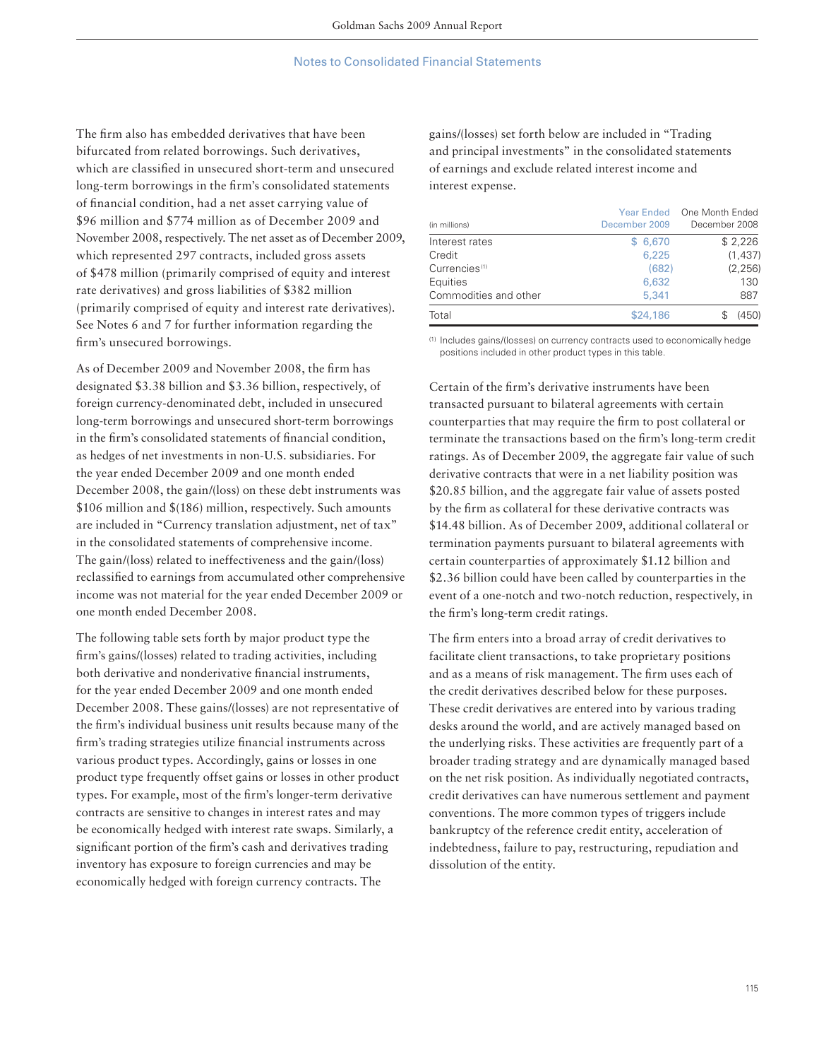## Notes to Consolidated Financial Statements

The firm also has embedded derivatives that have been bifurcated from related borrowings. Such derivatives, which are classified in unsecured short-term and unsecured long-term borrowings in the firm's consolidated statements of financial condition, had a net asset carrying value of \$96 million and \$774 million as of December 2009 and November 2008, respectively. The net asset as of December 2009, which represented 297 contracts, included gross assets of \$478 million (primarily comprised of equity and interest rate derivatives) and gross liabilities of \$382 million (primarily comprised of equity and interest rate derivatives). See Notes 6 and 7 for further information regarding the firm's unsecured borrowings.

As of December 2009 and November 2008, the firm has designated \$3.38 billion and \$3.36 billion, respectively, of foreign currency-denominated debt, included in unsecured long-term borrowings and unsecured short-term borrowings in the firm's consolidated statements of financial condition, as hedges of net investments in non-U.S. subsidiaries. For the year ended December 2009 and one month ended December 2008, the gain/(loss) on these debt instruments was \$106 million and \$(186) million, respectively. Such amounts are included in "Currency translation adjustment, net of tax" in the consolidated statements of comprehensive income. The gain/(loss) related to ineffectiveness and the gain/(loss) reclassified to earnings from accumulated other comprehensive income was not material for the year ended December 2009 or one month ended December 2008.

The following table sets forth by major product type the firm's gains/(losses) related to trading activities, including both derivative and nonderivative financial instruments, for the year ended December 2009 and one month ended December 2008. These gains/(losses) are not representative of the firm's individual business unit results because many of the firm's trading strategies utilize financial instruments across various product types. Accordingly, gains or losses in one product type frequently offset gains or losses in other product types. For example, most of the firm's longer-term derivative contracts are sensitive to changes in interest rates and may be economically hedged with interest rate swaps. Similarly, a significant portion of the firm's cash and derivatives trading inventory has exposure to foreign currencies and may be economically hedged with foreign currency contracts. The gains/(losses) set forth below are included in "Trading and principal investments" in the consolidated statements of earnings and exclude related interest income and interest expense.

| (in millions) | Year Ended December 2009 | One Month Ended December 2008 |
|---|---|---|
| Interest rates | \$ 6,670 | \$ 2,226 |
| Credit | 6,225 | (1,437) |
| Currencies [1] | (682) | (2,256) |
| Equities | 6,632 | 130 |
| Commodities and other | 5,341 | 887 |
| Total | \$24,186 | \$ (450) |

[1] Includes gains/(losses) on currency contracts used to economically hedge positions included in other product types in this table.

Certain of the firm's derivative instruments have been transacted pursuant to bilateral agreements with certain counterparties that may require the firm to post collateral or terminate the transactions based on the firm's long-term credit ratings. As of December 2009, the aggregate fair value of such derivative contracts that were in a net liability position was \$20.85 billion, and the aggregate fair value of assets posted by the firm as collateral for these derivative contracts was \$14.48 billion. As of December 2009, additional collateral or termination payments pursuant to bilateral agreements with certain counterparties of approximately \$1.12 billion and \$2.36 billion could have been called by counterparties in the event of a one-notch and two-notch reduction, respectively, in the firm's long-term credit ratings.

The firm enters into a broad array of credit derivatives to facilitate client transactions, to take proprietary positions and as a means of risk management. The firm uses each of the credit derivatives described below for these purposes. These credit derivatives are entered into by various trading desks around the world, and are actively managed based on the underlying risks. These activities are frequently part of a broader trading strategy and are dynamically managed based on the net risk position. As individually negotiated contracts, credit derivatives can have numerous settlement and payment conventions. The more common types of triggers include bankruptcy of the reference credit entity, acceleration of indebtedness, failure to pay, restructuring, repudiation and dissolution of the entity.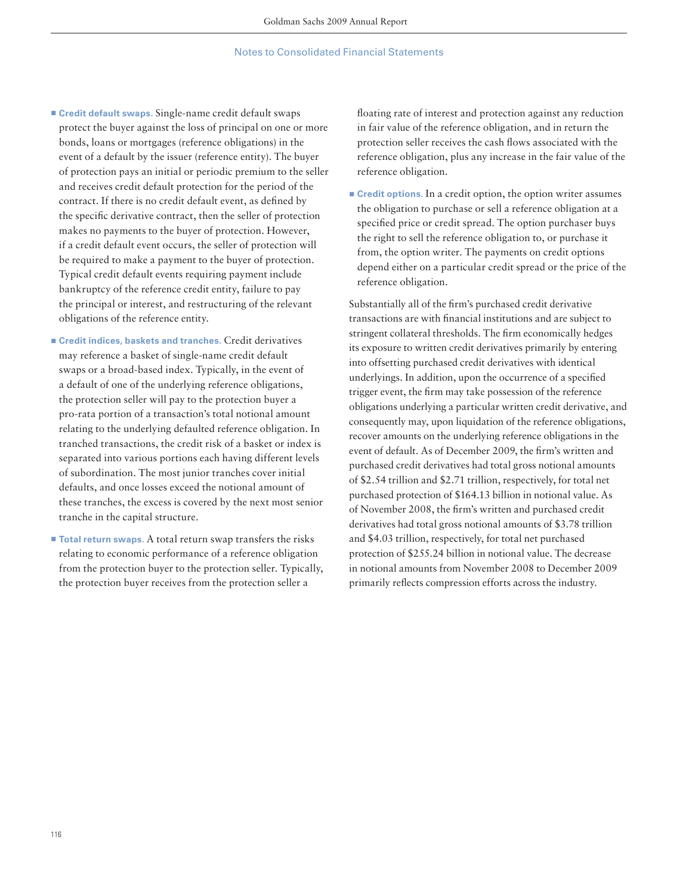- **Credit default swaps.** Single-name credit default swaps protect the buyer against the loss of principal on one or more bonds, loans or mortgages (reference obligations) in the event of a default by the issuer (reference entity). The buyer of protection pays an initial or periodic premium to the seller and receives credit default protection for the period of the contract. If there is no credit default event, as defined by the specific derivative contract, then the seller of protection makes no payments to the buyer of protection. However, if a credit default event occurs, the seller of protection will be required to make a payment to the buyer of protection. Typical credit default events requiring payment include bankruptcy of the reference credit entity, failure to pay the principal or interest, and restructuring of the relevant obligations of the reference entity.

- **Credit indices, baskets and tranches.** Credit derivatives may reference a basket of single-name credit default swaps or a broad-based index. Typically, in the event of a default of one of the underlying reference obligations, the protection seller will pay to the protection buyer a pro-rata portion of a transaction's total notional amount relating to the underlying defaulted reference obligation. In tranched transactions, the credit risk of a basket or index is separated into various portions each having different levels of subordination. The most junior tranches cover initial defaults, and once losses exceed the notional amount of these tranches, the excess is covered by the next most senior tranche in the capital structure.

- **Total return swaps.** A total return swap transfers the risks relating to economic performance of a reference obligation from the protection buyer to the protection seller. Typically, the protection buyer receives from the protection seller a floating rate of interest and protection against any reduction in fair value of the reference obligation, and in return the protection seller receives the cash flows associated with the reference obligation, plus any increase in the fair value of the reference obligation.

- **Credit options.** In a credit option, the option writer assumes the obligation to purchase or sell a reference obligation at a specified price or credit spread. The option purchaser buys the right to sell the reference obligation to, or purchase it from, the option writer. The payments on credit options depend either on a particular credit spread or the price of the reference obligation.

Substantially all of the firm's purchased credit derivative transactions are with financial institutions and are subject to stringent collateral thresholds. The firm economically hedges its exposure to written credit derivatives primarily by entering into offsetting purchased credit derivatives with identical underlyings. In addition, upon the occurrence of a specified trigger event, the firm may take possession of the reference obligations underlying a particular written credit derivative, and consequently may, upon liquidation of the reference obligations, recover amounts on the underlying reference obligations in the event of default. As of December 2009, the firm's written and purchased credit derivatives had total gross notional amounts of $2.54 trillion and $2.71 trillion, respectively, for total net purchased protection of $164.13 billion in notional value. As of November 2008, the firm's written and purchased credit derivatives had total gross notional amounts of $3.78 trillion and $4.03 trillion, respectively, for total net purchased protection of $255.24 billion in notional value. The decrease in notional amounts from November 2008 to December 2009 primarily reflects compression efforts across the industry.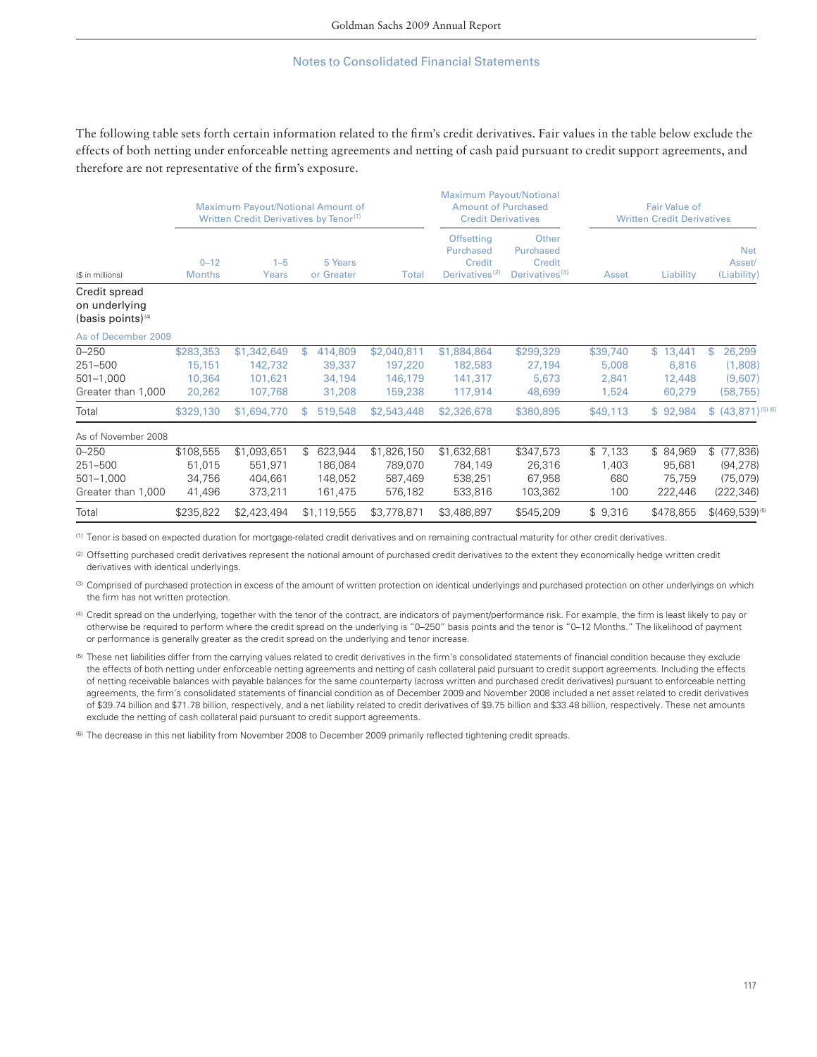## Notes to Consolidated Financial Statements

The following table sets forth certain information related to the firm's credit derivatives. Fair values in the table below exclude the effects of both netting under enforceable netting agreements and netting of cash paid pursuant to credit support agreements, and therefore are not representative of the firm's exposure.

| | Maximum Payout/Notional Amount of Written Credit Derivatives by Tenor[1] | | | | Maximum Payout/Notional Amount of Purchased Credit Derivatives | | Fair Value of Written Credit Derivatives | | |
|---|---|---|---|---|---|---|---|---|---|
| ($ in millions) | 0–12 Months | 1–5 Years | 5 Years or Greater | Total | Offsetting Purchased Credit Derivatives[2] | Other Purchased Credit Derivatives[3] | Asset | Liability | Net Asset/ (Liability) |
| **Credit spread on underlying (basis points)**[4] | | | | | | | | | |
| **As of December 2009** | | | | | | | | | |
| 0–250 | $283,353 | $1,342,649 | $ 414,809 | $2,040,811 | $1,884,864 | $299,329 | $39,740 | $ 13,441 | $ 26,299 |
| 251–500 | 15,151 | 142,732 | 39,337 | 197,220 | 182,583 | 27,194 | 5,008 | 6,816 | (1,808) |
| 501–1,000 | 10,364 | 101,621 | 34,194 | 146,179 | 141,317 | 5,673 | 2,841 | 12,448 | (9,607) |
| Greater than 1,000 | 20,262 | 107,768 | 31,208 | 159,238 | 117,914 | 48,699 | 1,524 | 60,279 | (58,755) |
| Total | $329,130 | $1,694,770 | $ 519,548 | $2,543,448 | $2,326,678 | $380,895 | $49,113 | $ 92,984 | $ (43,871)[5][6] |
| **As of November 2008** | | | | | | | | | |
| 0–250 | $108,555 | $1,093,651 | $ 623,944 | $1,826,150 | $1,632,681 | $347,573 | $ 7,133 | $ 84,969 | $ (77,836) |
| 251–500 | 51,015 | 551,971 | 186,084 | 789,070 | 784,149 | 26,316 | 1,403 | 95,681 | (94,278) |
| 501–1,000 | 34,756 | 404,661 | 148,052 | 587,469 | 538,251 | 67,958 | 680 | 75,759 | (75,079) |
| Greater than 1,000 | 41,496 | 373,211 | 161,475 | 576,182 | 533,816 | 103,362 | 100 | 222,446 | (222,346) |
| Total | $235,822 | $2,423,494 | $1,119,555 | $3,778,871 | $3,488,897 | $545,209 | $ 9,316 | $478,855 | $(469,539)[5] |

[1] Tenor is based on expected duration for mortgage-related credit derivatives and on remaining contractual maturity for other credit derivatives.

[2] Offsetting purchased credit derivatives represent the notional amount of purchased credit derivatives to the extent they economically hedge written credit derivatives with identical underlyings.

[3] Comprised of purchased protection in excess of the amount of written protection on identical underlyings and purchased protection on other underlyings on which the firm has not written protection.

[4] Credit spread on the underlying, together with the tenor of the contract, are indicators of payment/performance risk. For example, the firm is least likely to pay or otherwise be required to perform where the credit spread on the underlying is "0–250" basis points and the tenor is "0–12 Months." The likelihood of payment or performance is generally greater as the credit spread on the underlying and tenor increase.

[5] These net liabilities differ from the carrying values related to credit derivatives in the firm's consolidated statements of financial condition because they exclude the effects of both netting under enforceable netting agreements and netting of cash collateral paid pursuant to credit support agreements. Including the effects of netting receivable balances with payable balances for the same counterparty (across written and purchased credit derivatives) pursuant to enforceable netting agreements, the firm's consolidated statements of financial condition as of December 2009 and November 2008 included a net asset related to credit derivatives of $39.74 billion and $71.78 billion, respectively, and a net liability related to credit derivatives of $9.75 billion and $33.48 billion, respectively. These net amounts exclude the netting of cash collateral paid pursuant to credit support agreements.

[6] The decrease in this net liability from November 2008 to December 2009 primarily reflected tightening credit spreads.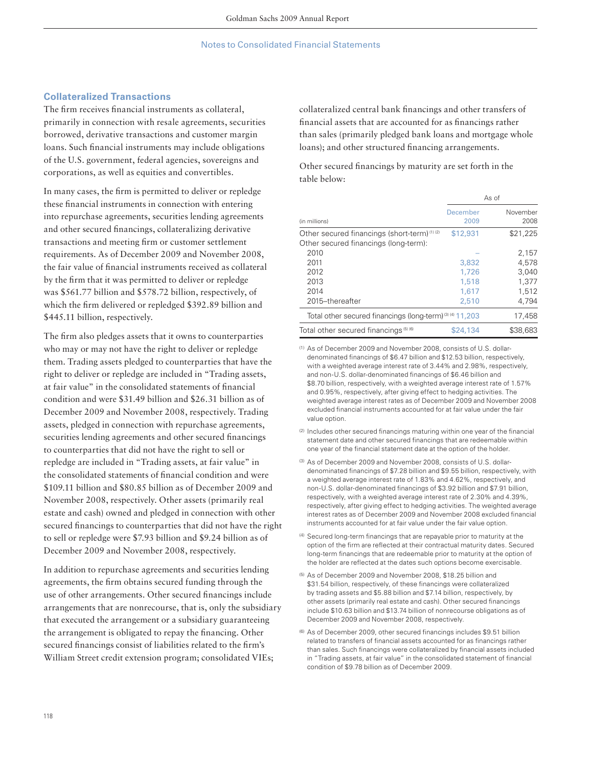## Collateralized Transactions

The firm receives financial instruments as collateral, primarily in connection with resale agreements, securities borrowed, derivative transactions and customer margin loans. Such financial instruments may include obligations of the U.S. government, federal agencies, sovereigns and corporations, as well as equities and convertibles.

In many cases, the firm is permitted to deliver or repledge these financial instruments in connection with entering into repurchase agreements, securities lending agreements and other secured financings, collateralizing derivative transactions and meeting firm or customer settlement requirements. As of December 2009 and November 2008, the fair value of financial instruments received as collateral by the firm that it was permitted to deliver or repledge was $561.77 billion and $578.72 billion, respectively, of which the firm delivered or repledged $392.89 billion and $445.11 billion, respectively.

The firm also pledges assets that it owns to counterparties who may or may not have the right to deliver or repledge them. Trading assets pledged to counterparties that have the right to deliver or repledge are included in "Trading assets, at fair value" in the consolidated statements of financial condition and were $31.49 billion and $26.31 billion as of December 2009 and November 2008, respectively. Trading assets, pledged in connection with repurchase agreements, securities lending agreements and other secured financings to counterparties that did not have the right to sell or repledge are included in "Trading assets, at fair value" in the consolidated statements of financial condition and were $109.11 billion and $80.85 billion as of December 2009 and November 2008, respectively. Other assets (primarily real estate and cash) owned and pledged in connection with other secured financings to counterparties that did not have the right to sell or repledge were $7.93 billion and $9.24 billion as of December 2009 and November 2008, respectively.

In addition to repurchase agreements and securities lending agreements, the firm obtains secured funding through the use of other arrangements. Other secured financings include arrangements that are nonrecourse, that is, only the subsidiary that executed the arrangement or a subsidiary guaranteeing the arrangement is obligated to repay the financing. Other secured financings consist of liabilities related to the firm's William Street credit extension program; consolidated VIEs; collateralized central bank financings and other transfers of financial assets that are accounted for as financings rather than sales (primarily pledged bank loans and mortgage whole loans); and other structured financing arrangements.

Other secured financings by maturity are set forth in the table below:

| (in millions) | As of December 2009 | As of November 2008 |
|---|---|---|
| Other secured financings (short-term) [1] [2] | $12,931 | $21,225 |
| Other secured financings (long-term): | | |
| 2010 | – | 2,157 |
| 2011 | 3,832 | 4,578 |
| 2012 | 1,726 | 3,040 |
| 2013 | 1,518 | 1,377 |
| 2014 | 1,617 | 1,512 |
| 2015–thereafter | 2,510 | 4,794 |
| Total other secured financings (long-term) [3] [4] | 11,203 | 17,458 |
| Total other secured financings [5] [6] | $24,134 | $38,683 |

(1) As of December 2009 and November 2008, consists of U.S. dollar-denominated financings of $6.47 billion and $12.53 billion, respectively, with a weighted average interest rate of 3.44% and 2.98%, respectively, and non-U.S. dollar-denominated financings of $6.46 billion and $8.70 billion, respectively, with a weighted average interest rate of 1.57% and 0.95%, respectively, after giving effect to hedging activities. The weighted average interest rates as of December 2009 and November 2008 excluded financial instruments accounted for at fair value under the fair value option.

(2) Includes other secured financings maturing within one year of the financial statement date and other secured financings that are redeemable within one year of the financial statement date at the option of the holder.

(3) As of December 2009 and November 2008, consists of U.S. dollar-denominated financings of $7.28 billion and $9.55 billion, respectively, with a weighted average interest rate of 1.83% and 4.62%, respectively, and non-U.S. dollar-denominated financings of $3.92 billion and $7.91 billion, respectively, with a weighted average interest rate of 2.30% and 4.39%, respectively, after giving effect to hedging activities. The weighted average interest rates as of December 2009 and November 2008 excluded financial instruments accounted for at fair value under the fair value option.

(4) Secured long-term financings that are repayable prior to maturity at the option of the firm are reflected at their contractual maturity dates. Secured long-term financings that are redeemable prior to maturity at the option of the holder are reflected at the dates such options become exercisable.

(5) As of December 2009 and November 2008, $18.25 billion and $31.54 billion, respectively, of these financings were collateralized by trading assets and $5.88 billion and $7.14 billion, respectively, by other assets (primarily real estate and cash). Other secured financings include $10.63 billion and $13.74 billion of nonrecourse obligations as of December 2009 and November 2008, respectively.

(6) As of December 2009, other secured financings includes $9.51 billion related to transfers of financial assets accounted for as financings rather than sales. Such financings were collateralized by financial assets included in "Trading assets, at fair value" in the consolidated statement of financial condition of $9.78 billion as of December 2009.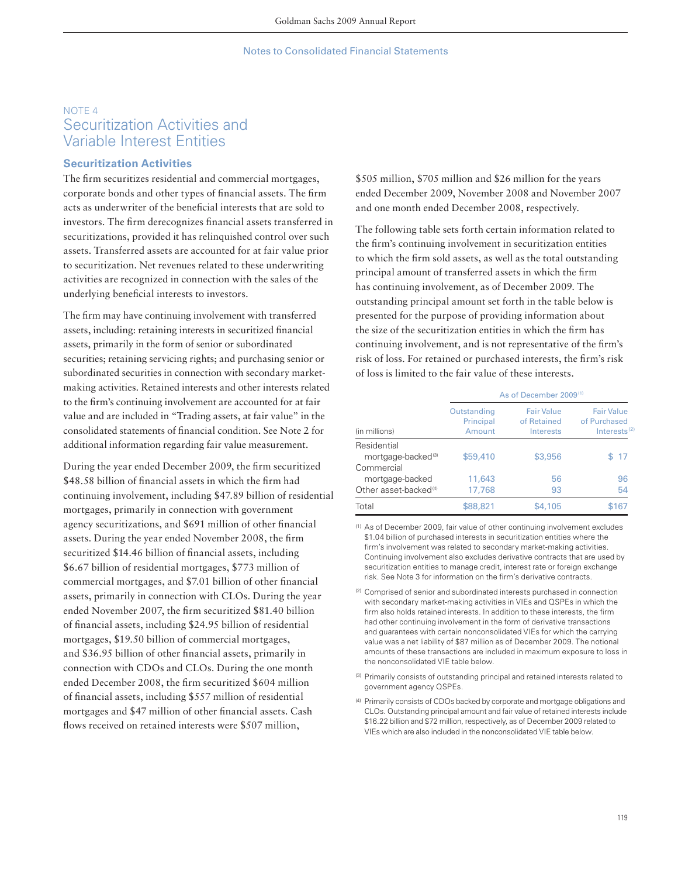Notes to Consolidated Financial Statements

NOTE 4

# Securitization Activities and Variable Interest Entities

## Securitization Activities

The firm securitizes residential and commercial mortgages, corporate bonds and other types of financial assets. The firm acts as underwriter of the beneficial interests that are sold to investors. The firm derecognizes financial assets transferred in securitizations, provided it has relinquished control over such assets. Transferred assets are accounted for at fair value prior to securitization. Net revenues related to these underwriting activities are recognized in connection with the sales of the underlying beneficial interests to investors.

The firm may have continuing involvement with transferred assets, including: retaining interests in securitized financial assets, primarily in the form of senior or subordinated securities; retaining servicing rights; and purchasing senior or subordinated securities in connection with secondary market-making activities. Retained interests and other interests related to the firm's continuing involvement are accounted for at fair value and are included in "Trading assets, at fair value" in the consolidated statements of financial condition. See Note 2 for additional information regarding fair value measurement.

During the year ended December 2009, the firm securitized $48.58 billion of financial assets in which the firm had continuing involvement, including $47.89 billion of residential mortgages, primarily in connection with government agency securitizations, and $691 million of other financial assets. During the year ended November 2008, the firm securitized $14.46 billion of financial assets, including $6.67 billion of residential mortgages, $773 million of commercial mortgages, and $7.01 billion of other financial assets, primarily in connection with CLOs. During the year ended November 2007, the firm securitized $81.40 billion of financial assets, including $24.95 billion of residential mortgages, $19.50 billion of commercial mortgages, and $36.95 billion of other financial assets, primarily in connection with CDOs and CLOs. During the one month ended December 2008, the firm securitized $604 million of financial assets, including $557 million of residential mortgages and $47 million of other financial assets. Cash flows received on retained interests were $507 million, $505 million, $705 million and $26 million for the years ended December 2009, November 2008 and November 2007 and one month ended December 2008, respectively.

The following table sets forth certain information related to the firm's continuing involvement in securitization entities to which the firm sold assets, as well as the total outstanding principal amount of transferred assets in which the firm has continuing involvement, as of December 2009. The outstanding principal amount set forth in the table below is presented for the purpose of providing information about the size of the securitization entities in which the firm has continuing involvement, and is not representative of the firm's risk of loss. For retained or purchased interests, the firm's risk of loss is limited to the fair value of these interests.

| | As of December 2009 [1] | | |
|---|---|---|---|
| (in millions) | Outstanding Principal Amount | Fair Value of Retained Interests | Fair Value of Purchased Interests [2] |
| Residential mortgage-backed [3] | $59,410 | $3,956 | $ 17 |
| Commercial mortgage-backed | 11,643 | 56 | 96 |
| Other asset-backed [4] | 17,768 | 93 | 54 |
| Total | $88,821 | $4,105 | $167 |

(1) As of December 2009, fair value of other continuing involvement excludes $1.04 billion of purchased interests in securitization entities where the firm's involvement was related to secondary market-making activities. Continuing involvement also excludes derivative contracts that are used by securitization entities to manage credit, interest rate or foreign exchange risk. See Note 3 for information on the firm's derivative contracts.

(2) Comprised of senior and subordinated interests purchased in connection with secondary market-making activities in VIEs and QSPEs in which the firm also holds retained interests. In addition to these interests, the firm had other continuing involvement in the form of derivative transactions and guarantees with certain nonconsolidated VIEs for which the carrying value was a net liability of $87 million as of December 2009. The notional amounts of these transactions are included in maximum exposure to loss in the nonconsolidated VIE table below.

(3) Primarily consists of outstanding principal and retained interests related to government agency QSPEs.

(4) Primarily consists of CDOs backed by corporate and mortgage obligations and CLOs. Outstanding principal amount and fair value of retained interests include $16.22 billion and $72 million, respectively, as of December 2009 related to VIEs which are also included in the nonconsolidated VIE table below.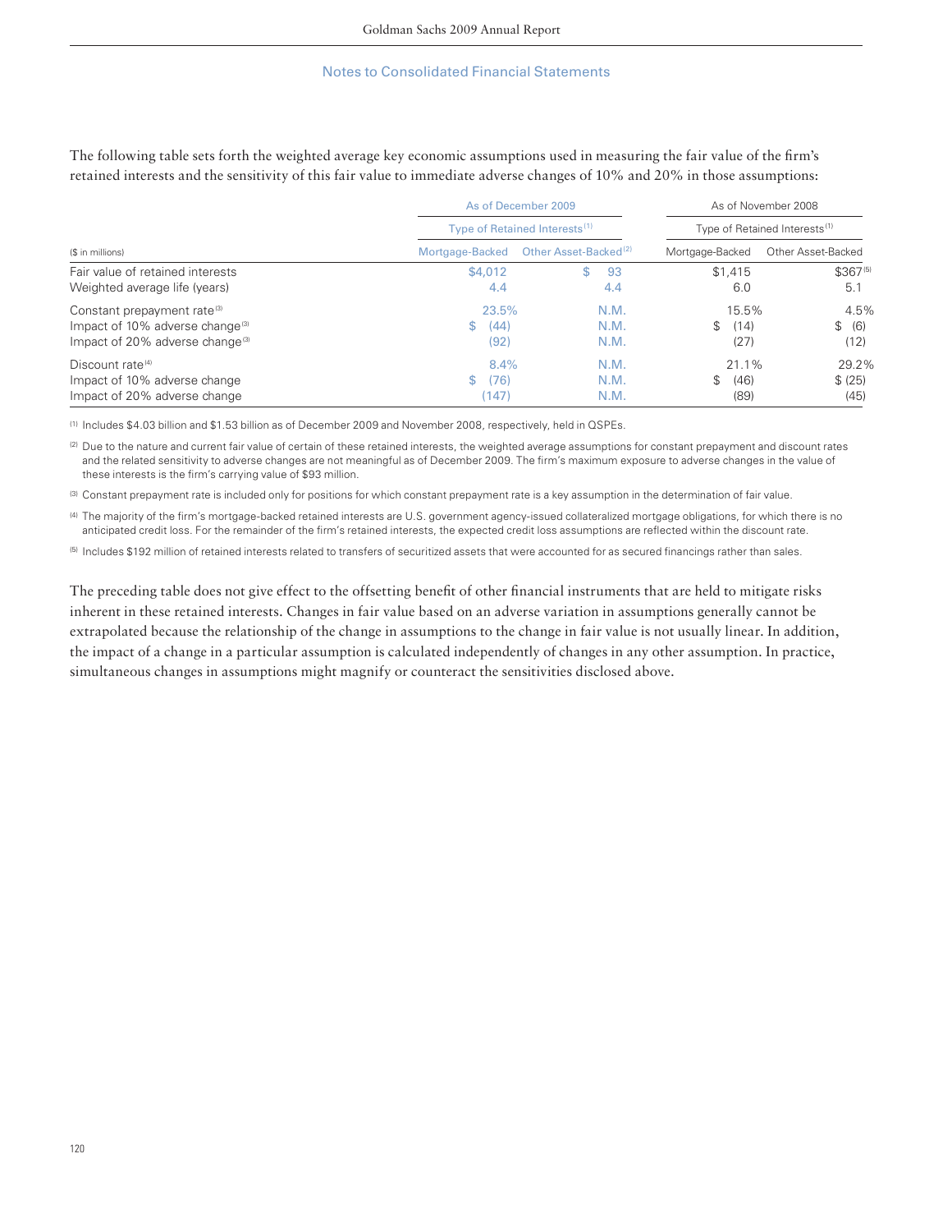The following table sets forth the weighted average key economic assumptions used in measuring the fair value of the firm's retained interests and the sensitivity of this fair value to immediate adverse changes of 10% and 20% in those assumptions:

| | As of December 2009 | | As of November 2008 | |
|---|---|---|---|---|
| | Type of Retained Interests[1] | | Type of Retained Interests[1] | |
| ($ in millions) | Mortgage-Backed | Other Asset-Backed[2] | Mortgage-Backed | Other Asset-Backed |
| Fair value of retained interests | $4,012 | $ 93 | $1,415 | $367[5] |
| Weighted average life (years) | 4.4 | 4.4 | 6.0 | 5.1 |
| Constant prepayment rate[3] | 23.5% | N.M. | 15.5% | 4.5% |
| Impact of 10% adverse change[3] | $ (44) | N.M. | $ (14) | $ (6) |
| Impact of 20% adverse change[3] | (92) | N.M. | (27) | (12) |
| Discount rate[4] | 8.4% | N.M. | 21.1% | 29.2% |
| Impact of 10% adverse change | $ (76) | N.M. | $ (46) | $ (25) |
| Impact of 20% adverse change | (147) | N.M. | (89) | (45) |

(1) Includes $4.03 billion and $1.53 billion as of December 2009 and November 2008, respectively, held in QSPEs.

(2) Due to the nature and current fair value of certain of these retained interests, the weighted average assumptions for constant prepayment and discount rates and the related sensitivity to adverse changes are not meaningful as of December 2009. The firm's maximum exposure to adverse changes in the value of these interests is the firm's carrying value of $93 million.

(3) Constant prepayment rate is included only for positions for which constant prepayment rate is a key assumption in the determination of fair value.

(4) The majority of the firm's mortgage-backed retained interests are U.S. government agency-issued collateralized mortgage obligations, for which there is no anticipated credit loss. For the remainder of the firm's retained interests, the expected credit loss assumptions are reflected within the discount rate.

(5) Includes $192 million of retained interests related to transfers of securitized assets that were accounted for as secured financings rather than sales.

The preceding table does not give effect to the offsetting benefit of other financial instruments that are held to mitigate risks inherent in these retained interests. Changes in fair value based on an adverse variation in assumptions generally cannot be extrapolated because the relationship of the change in assumptions to the change in fair value is not usually linear. In addition, the impact of a change in a particular assumption is calculated independently of changes in any other assumption. In practice, simultaneous changes in assumptions might magnify or counteract the sensitivities disclosed above.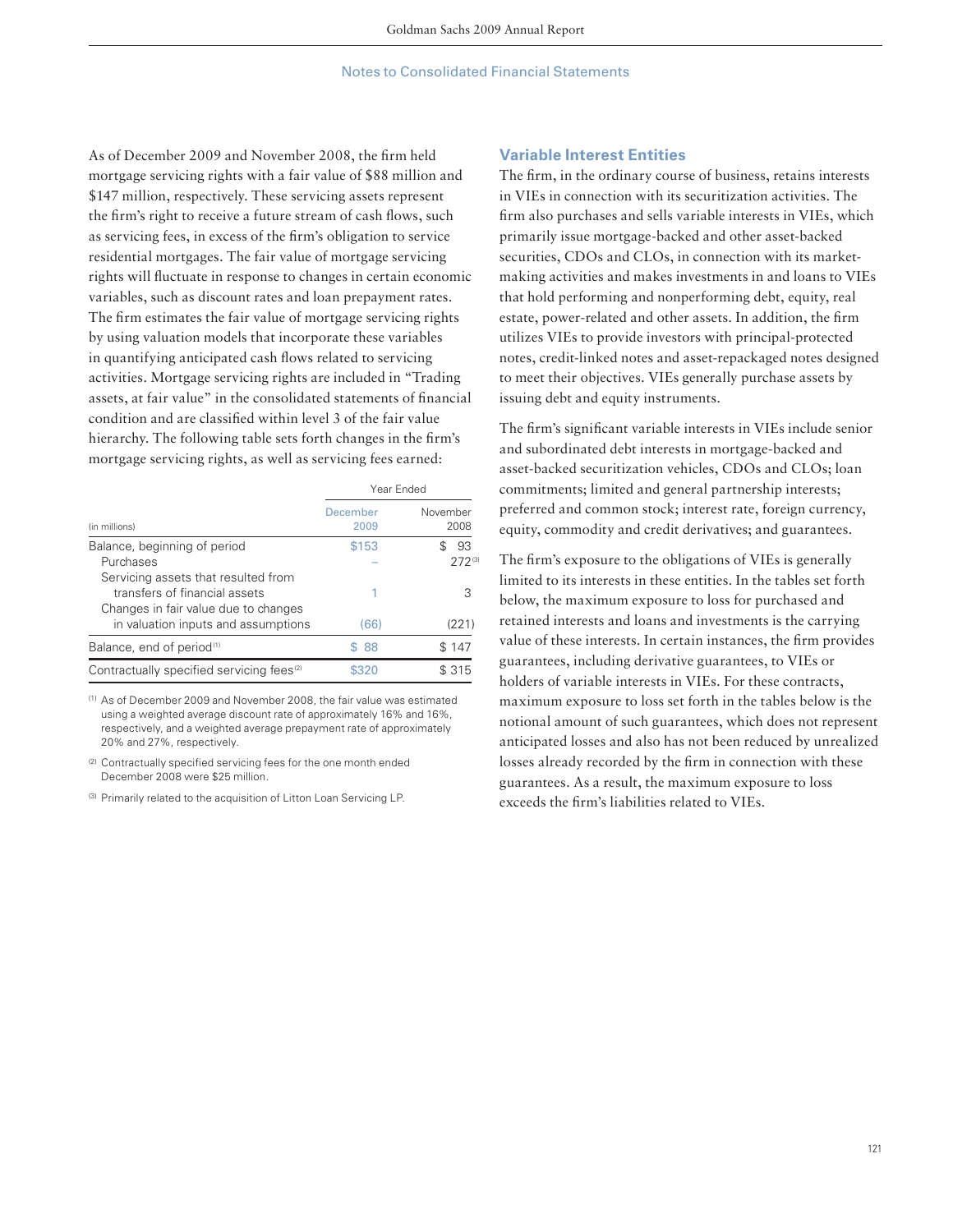As of December 2009 and November 2008, the firm held mortgage servicing rights with a fair value of $88 million and $147 million, respectively. These servicing assets represent the firm's right to receive a future stream of cash flows, such as servicing fees, in excess of the firm's obligation to service residential mortgages. The fair value of mortgage servicing rights will fluctuate in response to changes in certain economic variables, such as discount rates and loan prepayment rates. The firm estimates the fair value of mortgage servicing rights by using valuation models that incorporate these variables in quantifying anticipated cash flows related to servicing activities. Mortgage servicing rights are included in "Trading assets, at fair value" in the consolidated statements of financial condition and are classified within level 3 of the fair value hierarchy. The following table sets forth changes in the firm's mortgage servicing rights, as well as servicing fees earned:

| (in millions) | Year Ended December 2009 | Year Ended November 2008 |
|---|---|---|
| Balance, beginning of period | $153 | $ 93 |
| Purchases | – | 272 [3] |
| Servicing assets that resulted from transfers of financial assets | 1 | 3 |
| Changes in fair value due to changes in valuation inputs and assumptions | (66) | (221) |
| Balance, end of period [1] | $ 88 | $ 147 |
| Contractually specified servicing fees [2] | $320 | $ 315 |

(1) As of December 2009 and November 2008, the fair value was estimated using a weighted average discount rate of approximately 16% and 16%, respectively, and a weighted average prepayment rate of approximately 20% and 27%, respectively.

(2) Contractually specified servicing fees for the one month ended December 2008 were $25 million.

(3) Primarily related to the acquisition of Litton Loan Servicing LP.

## Variable Interest Entities

The firm, in the ordinary course of business, retains interests in VIEs in connection with its securitization activities. The firm also purchases and sells variable interests in VIEs, which primarily issue mortgage-backed and other asset-backed securities, CDOs and CLOs, in connection with its market-making activities and makes investments in and loans to VIEs that hold performing and nonperforming debt, equity, real estate, power-related and other assets. In addition, the firm utilizes VIEs to provide investors with principal-protected notes, credit-linked notes and asset-repackaged notes designed to meet their objectives. VIEs generally purchase assets by issuing debt and equity instruments.

The firm's significant variable interests in VIEs include senior and subordinated debt interests in mortgage-backed and asset-backed securitization vehicles, CDOs and CLOs; loan commitments; limited and general partnership interests; preferred and common stock; interest rate, foreign currency, equity, commodity and credit derivatives; and guarantees.

The firm's exposure to the obligations of VIEs is generally limited to its interests in these entities. In the tables set forth below, the maximum exposure to loss for purchased and retained interests and loans and investments is the carrying value of these interests. In certain instances, the firm provides guarantees, including derivative guarantees, to VIEs or holders of variable interests in VIEs. For these contracts, maximum exposure to loss set forth in the tables below is the notional amount of such guarantees, which does not represent anticipated losses and also has not been reduced by unrealized losses already recorded by the firm in connection with these guarantees. As a result, the maximum exposure to loss exceeds the firm's liabilities related to VIEs.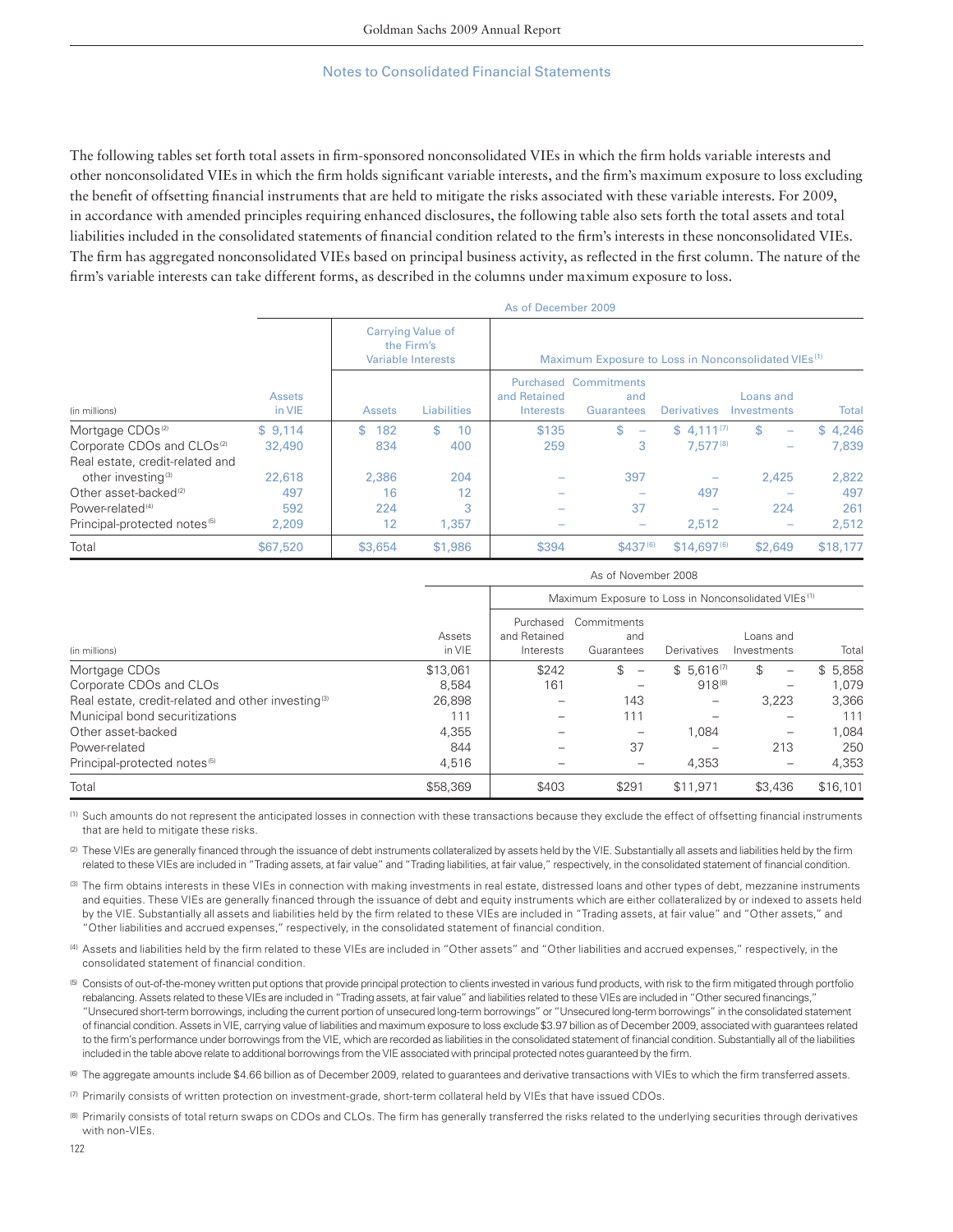The following tables set forth total assets in firm-sponsored nonconsolidated VIEs in which the firm holds variable interests and other nonconsolidated VIEs in which the firm holds significant variable interests, and the firm's maximum exposure to loss excluding the benefit of offsetting financial instruments that are held to mitigate the risks associated with these variable interests. For 2009, in accordance with amended principles requiring enhanced disclosures, the following table also sets forth the total assets and total liabilities included in the consolidated statements of financial condition related to the firm's interests in these nonconsolidated VIEs. The firm has aggregated nonconsolidated VIEs based on principal business activity, as reflected in the first column. The nature of the firm's variable interests can take different forms, as described in the columns under maximum exposure to loss.

| | As of December 2009 | | | | | | | |
|---|---|---|---|---|---|---|---|---|
| | | Carrying Value of the Firm's Variable Interests | | Maximum Exposure to Loss in Nonconsolidated VIEs [1] | | | | |
| (in millions) | Assets in VIE | Assets | Liabilities | Purchased and Retained Interests | Commitments and Guarantees | Derivatives | Loans and Investments | Total |
| Mortgage CDOs [2] | $ 9,114 | $ 182 | $ 10 | $135 | $ – | $ 4,111 [7] | $ – | $ 4,246 |
| Corporate CDOs and CLOs [2] | 32,490 | 834 | 400 | 259 | 3 | 7,577 [8] | – | 7,839 |
| Real estate, credit-related and other investing [3] | 22,618 | 2,386 | 204 | – | 397 | – | 2,425 | 2,822 |
| Other asset-backed [2] | 497 | 16 | 12 | – | – | 497 | – | 497 |
| Power-related [4] | 592 | 224 | 3 | – | 37 | – | 224 | 261 |
| Principal-protected notes [5] | 2,209 | 12 | 1,357 | – | – | 2,512 | – | 2,512 |
| Total | $67,520 | $3,654 | $1,986 | $394 | $437 [6] | $14,697 [6] | $2,649 | $18,177 |

| | As of November 2008 | | | | | |
|---|---|---|---|---|---|---|
| | | Maximum Exposure to Loss in Nonconsolidated VIEs [1] | | | | |
| (in millions) | Assets in VIE | Purchased and Retained Interests | Commitments and Guarantees | Derivatives | Loans and Investments | Total |
| Mortgage CDOs | $13,061 | $242 | $ – | $ 5,616 [7] | $ – | $ 5,858 |
| Corporate CDOs and CLOs | 8,584 | 161 | – | 918 [8] | – | 1,079 |
| Real estate, credit-related and other investing [3] | 26,898 | – | 143 | – | 3,223 | 3,366 |
| Municipal bond securitizations | 111 | – | 111 | – | – | 111 |
| Other asset-backed | 4,355 | – | – | 1,084 | – | 1,084 |
| Power-related | 844 | – | 37 | – | 213 | 250 |
| Principal-protected notes [5] | 4,516 | – | – | 4,353 | – | 4,353 |
| Total | $58,369 | $403 | $291 | $11,971 | $3,436 | $16,101 |

(1) Such amounts do not represent the anticipated losses in connection with these transactions because they exclude the effect of offsetting financial instruments that are held to mitigate these risks.

(2) These VIEs are generally financed through the issuance of debt instruments collateralized by assets held by the VIE. Substantially all assets and liabilities held by the firm related to these VIEs are included in "Trading assets, at fair value" and "Trading liabilities, at fair value," respectively, in the consolidated statement of financial condition.

(3) The firm obtains interests in these VIEs in connection with making investments in real estate, distressed loans and other types of debt, mezzanine instruments and equities. These VIEs are generally financed through the issuance of debt and equity instruments which are either collateralized by or indexed to assets held by the VIE. Substantially all assets and liabilities held by the firm related to these VIEs are included in "Trading assets, at fair value" and "Other assets," and "Other liabilities and accrued expenses," respectively, in the consolidated statement of financial condition.

(4) Assets and liabilities held by the firm related to these VIEs are included in "Other assets" and "Other liabilities and accrued expenses," respectively, in the consolidated statement of financial condition.

(5) Consists of out-of-the-money written put options that provide principal protection to clients invested in various fund products, with risk to the firm mitigated through portfolio rebalancing. Assets related to these VIEs are included in "Trading assets, at fair value" and liabilities related to these VIEs are included in "Other secured financings," "Unsecured short-term borrowings, including the current portion of unsecured long-term borrowings" or "Unsecured long-term borrowings" in the consolidated statement of financial condition. Assets in VIE, carrying value of liabilities and maximum exposure to loss exclude $3.97 billion as of December 2009, associated with guarantees related to the firm's performance under borrowings from the VIE, which are recorded as liabilities in the consolidated statement of financial condition. Substantially all of the liabilities included in the table above relate to additional borrowings from the VIE associated with principal protected notes guaranteed by the firm.

(6) The aggregate amounts include $4.66 billion as of December 2009, related to guarantees and derivative transactions with VIEs to which the firm transferred assets.

(7) Primarily consists of written protection on investment-grade, short-term collateral held by VIEs that have issued CDOs.

(8) Primarily consists of total return swaps on CDOs and CLOs. The firm has generally transferred the risks related to the underlying securities through derivatives with non-VIEs.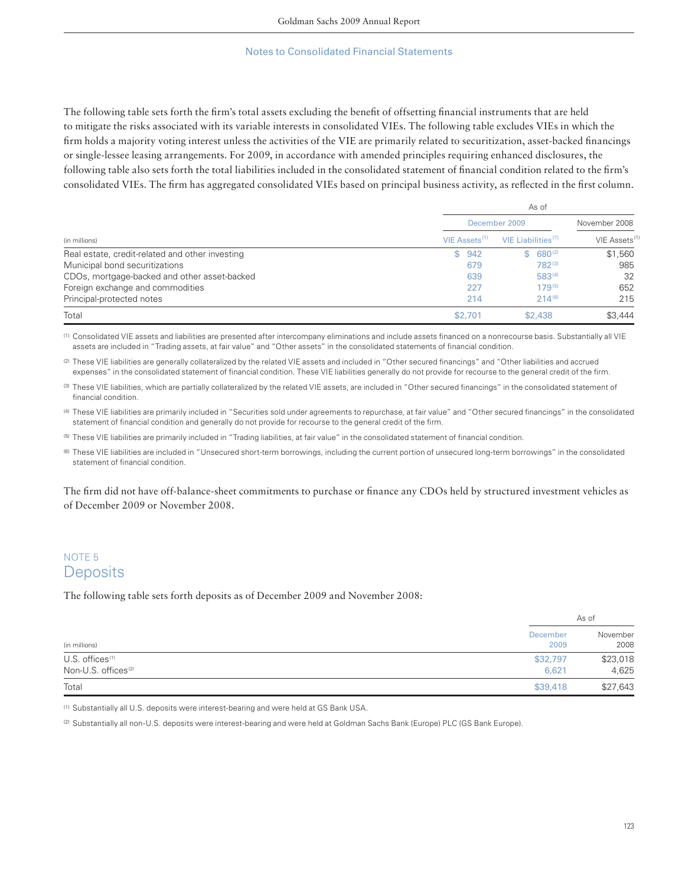The following table sets forth the firm's total assets excluding the benefit of offsetting financial instruments that are held to mitigate the risks associated with its variable interests in consolidated VIEs. The following table excludes VIEs in which the firm holds a majority voting interest unless the activities of the VIE are primarily related to securitization, asset-backed financings or single-lessee leasing arrangements. For 2009, in accordance with amended principles requiring enhanced disclosures, the following table also sets forth the total liabilities included in the consolidated statement of financial condition related to the firm's consolidated VIEs. The firm has aggregated consolidated VIEs based on principal business activity, as reflected in the first column.

| | As of | | |
|---|---|---|---|
| | December 2009 | | November 2008 |
| (in millions) | VIE Assets[1] | VIE Liabilities[1] | VIE Assets[1] |
| Real estate, credit-related and other investing | $ 942 | $ 680[2] | $1,560 |
| Municipal bond securitizations | 679 | 782[3] | 985 |
| CDOs, mortgage-backed and other asset-backed | 639 | 583[4] | 32 |
| Foreign exchange and commodities | 227 | 179[5] | 652 |
| Principal-protected notes | 214 | 214[6] | 215 |
| Total | $2,701 | $2,438 | $3,444 |

(1) Consolidated VIE assets and liabilities are presented after intercompany eliminations and include assets financed on a nonrecourse basis. Substantially all VIE assets are included in "Trading assets, at fair value" and "Other assets" in the consolidated statements of financial condition.

(2) These VIE liabilities are generally collateralized by the related VIE assets and included in "Other secured financings" and "Other liabilities and accrued expenses" in the consolidated statement of financial condition. These VIE liabilities generally do not provide for recourse to the general credit of the firm.

(3) These VIE liabilities, which are partially collateralized by the related VIE assets, are included in "Other secured financings" in the consolidated statement of financial condition.

(4) These VIE liabilities are primarily included in "Securities sold under agreements to repurchase, at fair value" and "Other secured financings" in the consolidated statement of financial condition and generally do not provide for recourse to the general credit of the firm.

(5) These VIE liabilities are primarily included in "Trading liabilities, at fair value" in the consolidated statement of financial condition.

(6) These VIE liabilities are included in "Unsecured short-term borrowings, including the current portion of unsecured long-term borrowings" in the consolidated statement of financial condition.

The firm did not have off-balance-sheet commitments to purchase or finance any CDOs held by structured investment vehicles as of December 2009 or November 2008.

## NOTE 5
# Deposits

The following table sets forth deposits as of December 2009 and November 2008:

| | As of | |
|---|---|---|
| (in millions) | December 2009 | November 2008 |
| U.S. offices[1] | $32,797 | $23,018 |
| Non-U.S. offices[2] | 6,621 | 4,625 |
| Total | $39,418 | $27,643 |

(1) Substantially all U.S. deposits were interest-bearing and were held at GS Bank USA.

(2) Substantially all non-U.S. deposits were interest-bearing and were held at Goldman Sachs Bank (Europe) PLC (GS Bank Europe).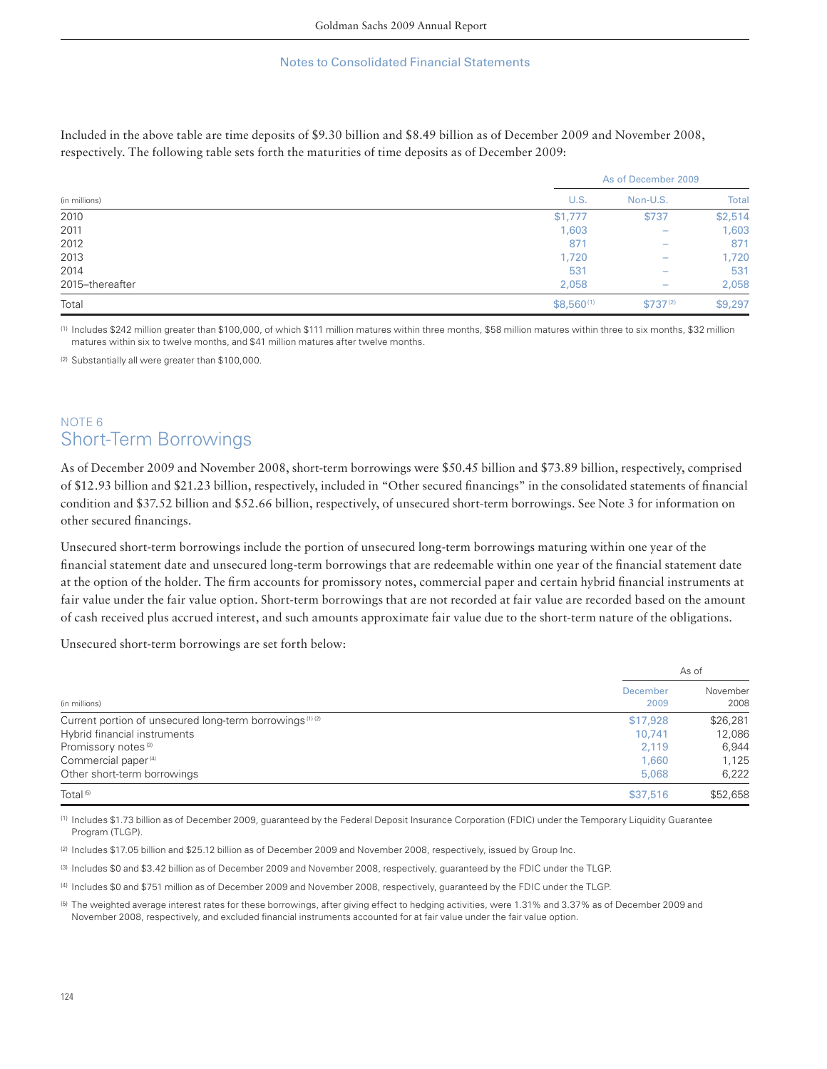Included in the above table are time deposits of $9.30 billion and $8.49 billion as of December 2009 and November 2008, respectively. The following table sets forth the maturities of time deposits as of December 2009:

| (in millions) | As of December 2009 | | |
|---|---|---|---|
| | U.S. | Non-U.S. | Total |
| 2010 | $1,777 | $737 | $2,514 |
| 2011 | 1,603 | – | 1,603 |
| 2012 | 871 | – | 871 |
| 2013 | 1,720 | – | 1,720 |
| 2014 | 531 | – | 531 |
| 2015–thereafter | 2,058 | – | 2,058 |
| Total | $8,560 [1] | $737 [2] | $9,297 |

(1) Includes $242 million greater than $100,000, of which $111 million matures within three months, $58 million matures within three to six months, $32 million matures within six to twelve months, and $41 million matures after twelve months.

(2) Substantially all were greater than $100,000.

## NOTE 6
## Short-Term Borrowings

As of December 2009 and November 2008, short-term borrowings were $50.45 billion and $73.89 billion, respectively, comprised of $12.93 billion and $21.23 billion, respectively, included in "Other secured financings" in the consolidated statements of financial condition and $37.52 billion and $52.66 billion, respectively, of unsecured short-term borrowings. See Note 3 for information on other secured financings.

Unsecured short-term borrowings include the portion of unsecured long-term borrowings maturing within one year of the financial statement date and unsecured long-term borrowings that are redeemable within one year of the financial statement date at the option of the holder. The firm accounts for promissory notes, commercial paper and certain hybrid financial instruments at fair value under the fair value option. Short-term borrowings that are not recorded at fair value are recorded based on the amount of cash received plus accrued interest, and such amounts approximate fair value due to the short-term nature of the obligations.

Unsecured short-term borrowings are set forth below:

| (in millions) | As of | |
|---|---|---|
| | December 2009 | November 2008 |
| Current portion of unsecured long-term borrowings [1] [2] | $17,928 | $26,281 |
| Hybrid financial instruments | 10,741 | 12,086 |
| Promissory notes [3] | 2,119 | 6,944 |
| Commercial paper [4] | 1,660 | 1,125 |
| Other short-term borrowings | 5,068 | 6,222 |
| Total [5] | $37,516 | $52,658 |

(1) Includes $1.73 billion as of December 2009, guaranteed by the Federal Deposit Insurance Corporation (FDIC) under the Temporary Liquidity Guarantee Program (TLGP).

(2) Includes $17.05 billion and $25.12 billion as of December 2009 and November 2008, respectively, issued by Group Inc.

(3) Includes $0 and $3.42 billion as of December 2009 and November 2008, respectively, guaranteed by the FDIC under the TLGP.

(4) Includes $0 and $751 million as of December 2009 and November 2008, respectively, guaranteed by the FDIC under the TLGP.

(5) The weighted average interest rates for these borrowings, after giving effect to hedging activities, were 1.31% and 3.37% as of December 2009 and November 2008, respectively, and excluded financial instruments accounted for at fair value under the fair value option.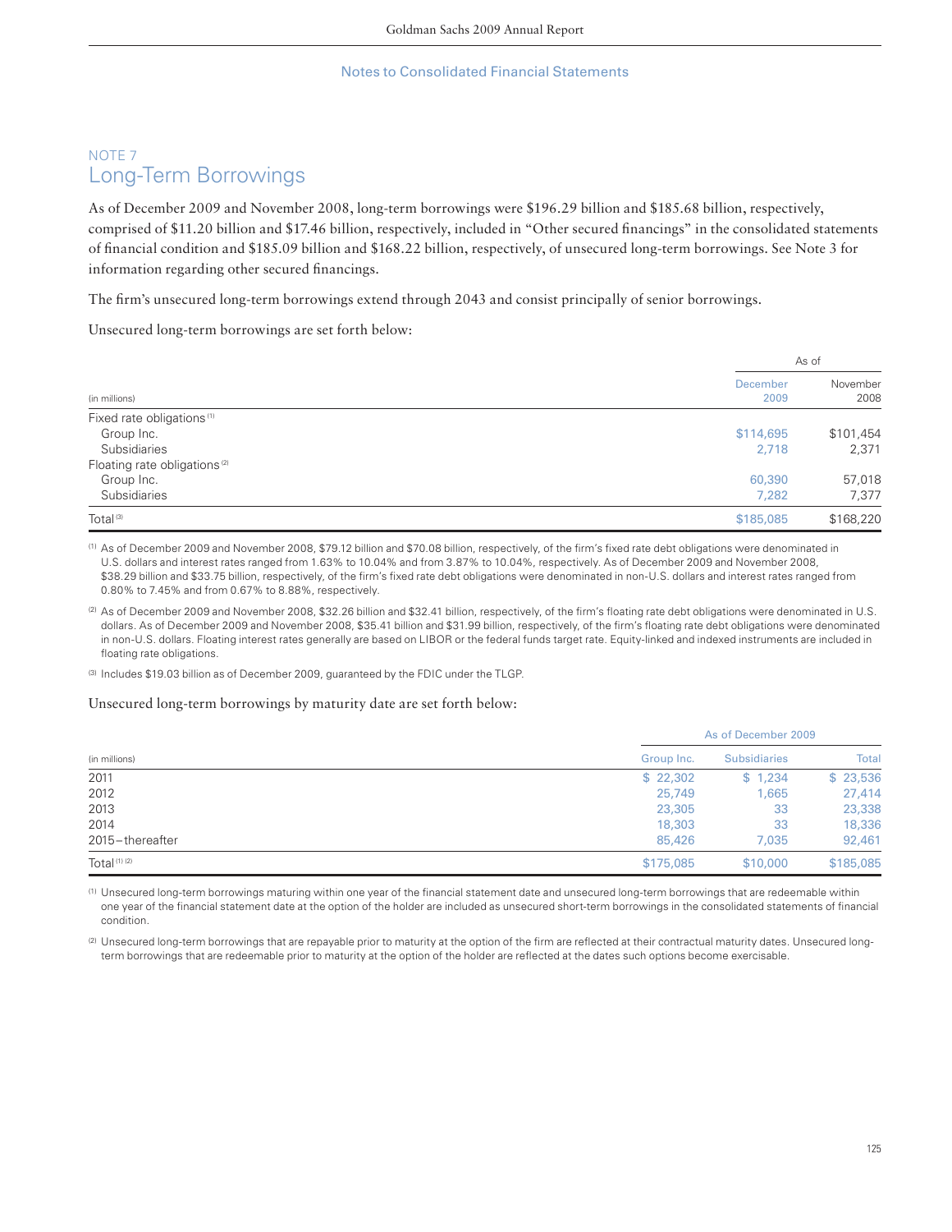## NOTE 7

# Long-Term Borrowings

As of December 2009 and November 2008, long-term borrowings were $196.29 billion and $185.68 billion, respectively, comprised of $11.20 billion and $17.46 billion, respectively, included in "Other secured financings" in the consolidated statements of financial condition and $185.09 billion and $168.22 billion, respectively, of unsecured long-term borrowings. See Note 3 for information regarding other secured financings.

The firm's unsecured long-term borrowings extend through 2043 and consist principally of senior borrowings.

Unsecured long-term borrowings are set forth below:

| | As of | |
|---|---|---|
| (in millions) | December 2009 | November 2008 |
| Fixed rate obligations [1] | | |
| Group Inc. | $114,695 | $101,454 |
| Subsidiaries | 2,718 | 2,371 |
| Floating rate obligations [2] | | |
| Group Inc. | 60,390 | 57,018 |
| Subsidiaries | 7,282 | 7,377 |
| Total [3] | $185,085 | $168,220 |

(1) As of December 2009 and November 2008, $79.12 billion and $70.08 billion, respectively, of the firm's fixed rate debt obligations were denominated in U.S. dollars and interest rates ranged from 1.63% to 10.04% and from 3.87% to 10.04%, respectively. As of December 2009 and November 2008, $38.29 billion and $33.75 billion, respectively, of the firm's fixed rate debt obligations were denominated in non-U.S. dollars and interest rates ranged from 0.80% to 7.45% and from 0.67% to 8.88%, respectively.

(2) As of December 2009 and November 2008, $32.26 billion and $32.41 billion, respectively, of the firm's floating rate debt obligations were denominated in U.S. dollars. As of December 2009 and November 2008, $35.41 billion and $31.99 billion, respectively, of the firm's floating rate debt obligations were denominated in non-U.S. dollars. Floating interest rates generally are based on LIBOR or the federal funds target rate. Equity-linked and indexed instruments are included in floating rate obligations.

(3) Includes $19.03 billion as of December 2009, guaranteed by the FDIC under the TLGP.

Unsecured long-term borrowings by maturity date are set forth below:

| | As of December 2009 | | |
|---|---|---|---|
| (in millions) | Group Inc. | Subsidiaries | Total |
| 2011 | $ 22,302 | $ 1,234 | $ 23,536 |
| 2012 | 25,749 | 1,665 | 27,414 |
| 2013 | 23,305 | 33 | 23,338 |
| 2014 | 18,303 | 33 | 18,336 |
| 2015–thereafter | 85,426 | 7,035 | 92,461 |
| Total [1] [2] | $175,085 | $10,000 | $185,085 |

(1) Unsecured long-term borrowings maturing within one year of the financial statement date and unsecured long-term borrowings that are redeemable within one year of the financial statement date at the option of the holder are included as unsecured short-term borrowings in the consolidated statements of financial condition.

(2) Unsecured long-term borrowings that are repayable prior to maturity at the option of the firm are reflected at their contractual maturity dates. Unsecured long-term borrowings that are redeemable prior to maturity at the option of the holder are reflected at the dates such options become exercisable.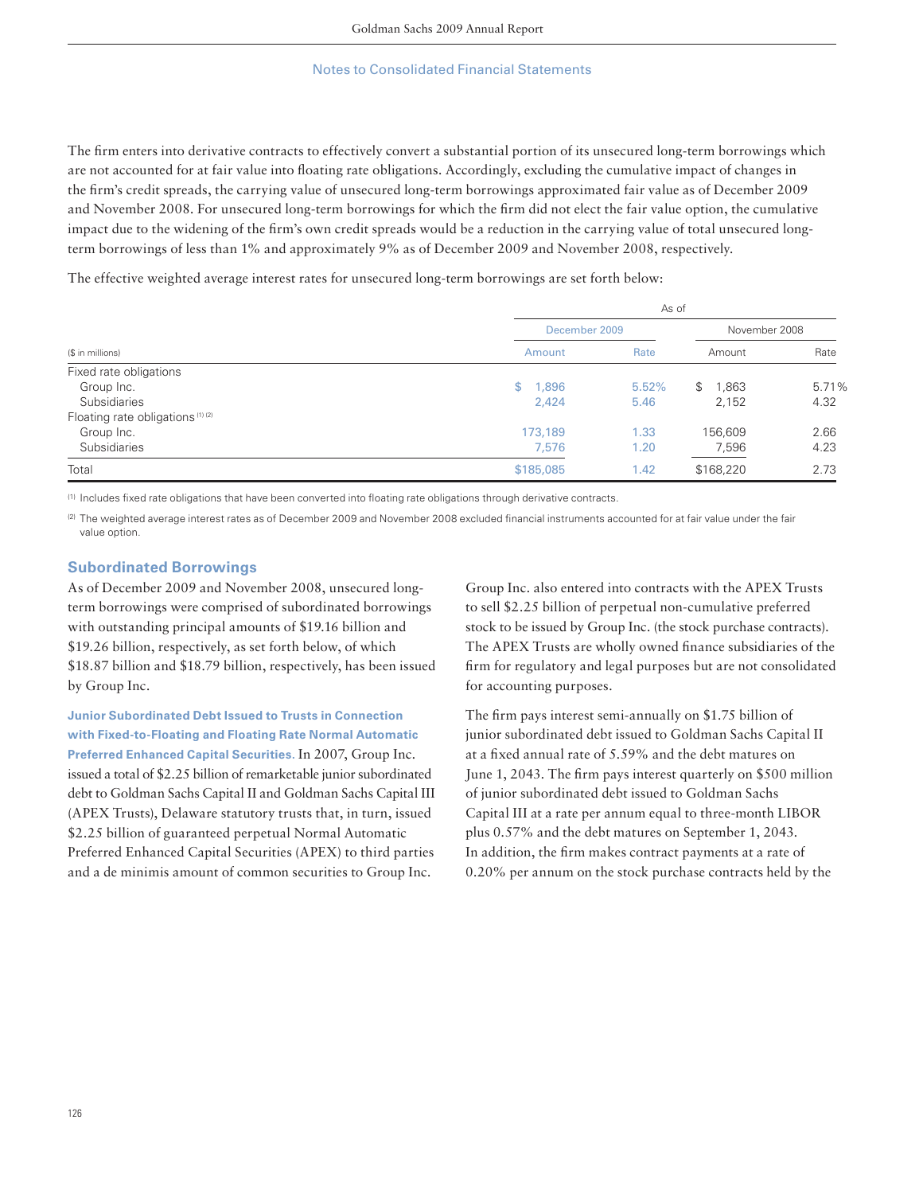The firm enters into derivative contracts to effectively convert a substantial portion of its unsecured long-term borrowings which are not accounted for at fair value into floating rate obligations. Accordingly, excluding the cumulative impact of changes in the firm's credit spreads, the carrying value of unsecured long-term borrowings approximated fair value as of December 2009 and November 2008. For unsecured long-term borrowings for which the firm did not elect the fair value option, the cumulative impact due to the widening of the firm's own credit spreads would be a reduction in the carrying value of total unsecured long-term borrowings of less than 1% and approximately 9% as of December 2009 and November 2008, respectively.

The effective weighted average interest rates for unsecured long-term borrowings are set forth below:

| ($ in millions) | As of | | | |
|---|---|---|---|---|
| | December 2009 | | November 2008 | |
| | Amount | Rate | Amount | Rate |
| Fixed rate obligations | | | | |
| Group Inc. | $ 1,896 | 5.52% | $ 1,863 | 5.71% |
| Subsidiaries | 2,424 | 5.46 | 2,152 | 4.32 |
| Floating rate obligations [1] [2] | | | | |
| Group Inc. | 173,189 | 1.33 | 156,609 | 2.66 |
| Subsidiaries | 7,576 | 1.20 | 7,596 | 4.23 |
| Total | $185,085 | 1.42 | $168,220 | 2.73 |

[1] Includes fixed rate obligations that have been converted into floating rate obligations through derivative contracts.

[2] The weighted average interest rates as of December 2009 and November 2008 excluded financial instruments accounted for at fair value under the fair value option.

## Subordinated Borrowings

As of December 2009 and November 2008, unsecured long-term borrowings were comprised of subordinated borrowings with outstanding principal amounts of $19.16 billion and $19.26 billion, respectively, as set forth below, of which $18.87 billion and $18.79 billion, respectively, has been issued by Group Inc.

**Junior Subordinated Debt Issued to Trusts in Connection with Fixed-to-Floating and Floating Rate Normal Automatic Preferred Enhanced Capital Securities.** In 2007, Group Inc. issued a total of $2.25 billion of remarketable junior subordinated debt to Goldman Sachs Capital II and Goldman Sachs Capital III (APEX Trusts), Delaware statutory trusts that, in turn, issued $2.25 billion of guaranteed perpetual Normal Automatic Preferred Enhanced Capital Securities (APEX) to third parties and a de minimis amount of common securities to Group Inc. Group Inc. also entered into contracts with the APEX Trusts to sell $2.25 billion of perpetual non-cumulative preferred stock to be issued by Group Inc. (the stock purchase contracts). The APEX Trusts are wholly owned finance subsidiaries of the firm for regulatory and legal purposes but are not consolidated for accounting purposes.

The firm pays interest semi-annually on $1.75 billion of junior subordinated debt issued to Goldman Sachs Capital II at a fixed annual rate of 5.59% and the debt matures on June 1, 2043. The firm pays interest quarterly on $500 million of junior subordinated debt issued to Goldman Sachs Capital III at a rate per annum equal to three-month LIBOR plus 0.57% and the debt matures on September 1, 2043. In addition, the firm makes contract payments at a rate of 0.20% per annum on the stock purchase contracts held by the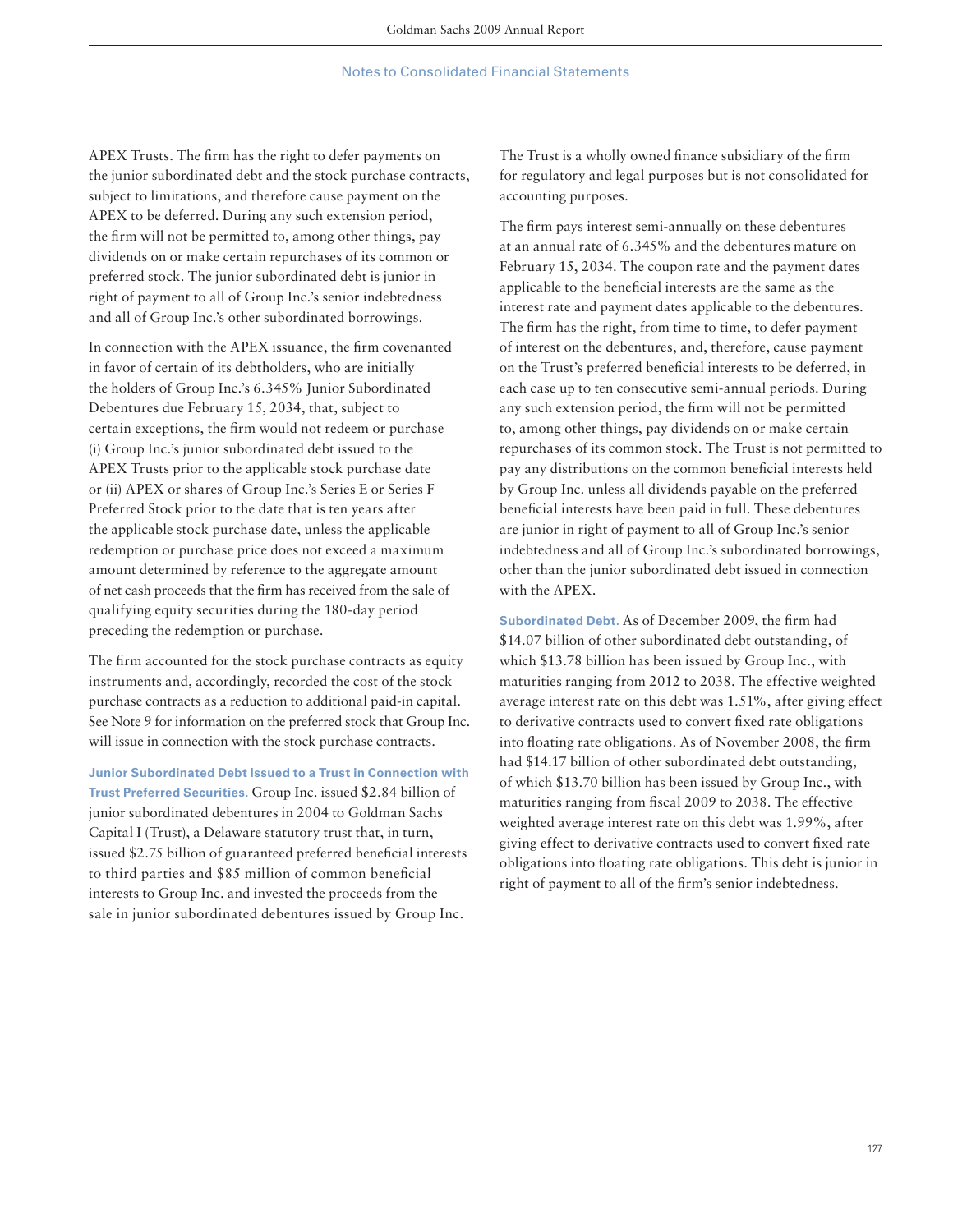APEX Trusts. The firm has the right to defer payments on the junior subordinated debt and the stock purchase contracts, subject to limitations, and therefore cause payment on the APEX to be deferred. During any such extension period, the firm will not be permitted to, among other things, pay dividends on or make certain repurchases of its common or preferred stock. The junior subordinated debt is junior in right of payment to all of Group Inc.'s senior indebtedness and all of Group Inc.'s other subordinated borrowings.

In connection with the APEX issuance, the firm covenanted in favor of certain of its debtholders, who are initially the holders of Group Inc.'s 6.345% Junior Subordinated Debentures due February 15, 2034, that, subject to certain exceptions, the firm would not redeem or purchase (i) Group Inc.'s junior subordinated debt issued to the APEX Trusts prior to the applicable stock purchase date or (ii) APEX or shares of Group Inc.'s Series E or Series F Preferred Stock prior to the date that is ten years after the applicable stock purchase date, unless the applicable redemption or purchase price does not exceed a maximum amount determined by reference to the aggregate amount of net cash proceeds that the firm has received from the sale of qualifying equity securities during the 180-day period preceding the redemption or purchase.

The firm accounted for the stock purchase contracts as equity instruments and, accordingly, recorded the cost of the stock purchase contracts as a reduction to additional paid-in capital. See Note 9 for information on the preferred stock that Group Inc. will issue in connection with the stock purchase contracts.

**Junior Subordinated Debt Issued to a Trust in Connection with Trust Preferred Securities.** Group Inc. issued $2.84 billion of junior subordinated debentures in 2004 to Goldman Sachs Capital I (Trust), a Delaware statutory trust that, in turn, issued $2.75 billion of guaranteed preferred beneficial interests to third parties and $85 million of common beneficial interests to Group Inc. and invested the proceeds from the sale in junior subordinated debentures issued by Group Inc. The Trust is a wholly owned finance subsidiary of the firm for regulatory and legal purposes but is not consolidated for accounting purposes.

The firm pays interest semi-annually on these debentures at an annual rate of 6.345% and the debentures mature on February 15, 2034. The coupon rate and the payment dates applicable to the beneficial interests are the same as the interest rate and payment dates applicable to the debentures. The firm has the right, from time to time, to defer payment of interest on the debentures, and, therefore, cause payment on the Trust's preferred beneficial interests to be deferred, in each case up to ten consecutive semi-annual periods. During any such extension period, the firm will not be permitted to, among other things, pay dividends on or make certain repurchases of its common stock. The Trust is not permitted to pay any distributions on the common beneficial interests held by Group Inc. unless all dividends payable on the preferred beneficial interests have been paid in full. These debentures are junior in right of payment to all of Group Inc.'s senior indebtedness and all of Group Inc.'s subordinated borrowings, other than the junior subordinated debt issued in connection with the APEX.

**Subordinated Debt.** As of December 2009, the firm had $14.07 billion of other subordinated debt outstanding, of which $13.78 billion has been issued by Group Inc., with maturities ranging from 2012 to 2038. The effective weighted average interest rate on this debt was 1.51%, after giving effect to derivative contracts used to convert fixed rate obligations into floating rate obligations. As of November 2008, the firm had $14.17 billion of other subordinated debt outstanding, of which $13.70 billion has been issued by Group Inc., with maturities ranging from fiscal 2009 to 2038. The effective weighted average interest rate on this debt was 1.99%, after giving effect to derivative contracts used to convert fixed rate obligations into floating rate obligations. This debt is junior in right of payment to all of the firm's senior indebtedness.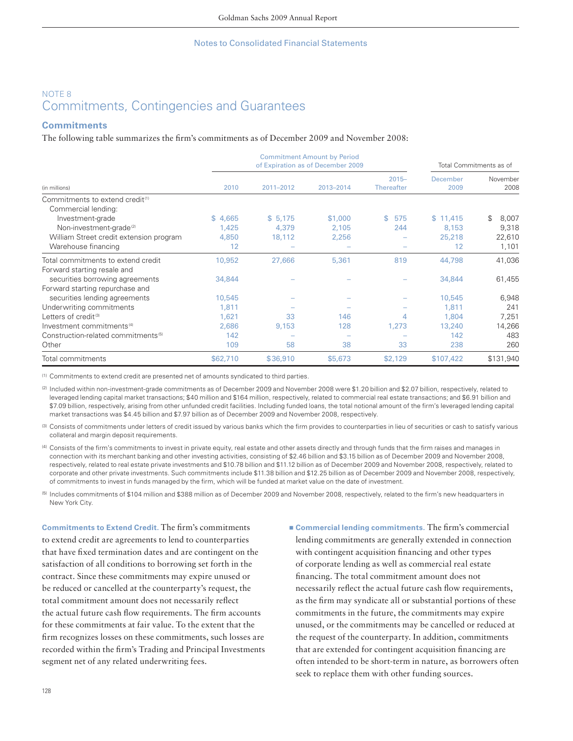## NOTE 8
# Commitments, Contingencies and Guarantees

### Commitments

The following table summarizes the firm's commitments as of December 2009 and November 2008:

| (in millions) | Commitment Amount by Period of Expiration as of December 2009 | | | | Total Commitments as of | |
|---|---|---|---|---|---|---|
| | 2010 | 2011–2012 | 2013–2014 | 2015–Thereafter | December 2009 | November 2008 |
| Commitments to extend credit[1] | | | | | | |
| Commercial lending: | | | | | | |
| Investment-grade | $ 4,665 | $ 5,175 | $1,000 | $ 575 | $ 11,415 | $ 8,007 |
| Non-investment-grade[2] | 1,425 | 4,379 | 2,105 | 244 | 8,153 | 9,318 |
| William Street credit extension program | 4,850 | 18,112 | 2,256 | – | 25,218 | 22,610 |
| Warehouse financing | 12 | – | – | – | 12 | 1,101 |
| Total commitments to extend credit | 10,952 | 27,666 | 5,361 | 819 | 44,798 | 41,036 |
| Forward starting resale and securities borrowing agreements | 34,844 | – | – | – | 34,844 | 61,455 |
| Forward starting repurchase and securities lending agreements | 10,545 | – | – | – | 10,545 | 6,948 |
| Underwriting commitments | 1,811 | – | – | – | 1,811 | 241 |
| Letters of credit[3] | 1,621 | 33 | 146 | 4 | 1,804 | 7,251 |
| Investment commitments[4] | 2,686 | 9,153 | 128 | 1,273 | 13,240 | 14,266 |
| Construction-related commitments[5] | 142 | – | – | – | 142 | 483 |
| Other | 109 | 58 | 38 | 33 | 238 | 260 |
| Total commitments | $62,710 | $36,910 | $5,673 | $2,129 | $107,422 | $131,940 |

(1) Commitments to extend credit are presented net of amounts syndicated to third parties.

(2) Included within non-investment-grade commitments as of December 2009 and November 2008 were $1.20 billion and $2.07 billion, respectively, related to leveraged lending capital market transactions; $40 million and $164 million, respectively, related to commercial real estate transactions; and $6.91 billion and $7.09 billion, respectively, arising from other unfunded credit facilities. Including funded loans, the total notional amount of the firm's leveraged lending capital market transactions was $4.45 billion and $7.97 billion as of December 2009 and November 2008, respectively.

(3) Consists of commitments under letters of credit issued by various banks which the firm provides to counterparties in lieu of securities or cash to satisfy various collateral and margin deposit requirements.

(4) Consists of the firm's commitments to invest in private equity, real estate and other assets directly and through funds that the firm raises and manages in connection with its merchant banking and other investing activities, consisting of $2.46 billion and $3.15 billion as of December 2009 and November 2008, respectively, related to real estate private investments and $10.78 billion and $11.12 billion as of December 2009 and November 2008, respectively, related to corporate and other private investments. Such commitments include $11.38 billion and $12.25 billion as of December 2009 and November 2008, respectively, of commitments to invest in funds managed by the firm, which will be funded at market value on the date of investment.

(5) Includes commitments of $104 million and $388 million as of December 2009 and November 2008, respectively, related to the firm's new headquarters in New York City.

**Commitments to Extend Credit.** The firm's commitments to extend credit are agreements to lend to counterparties that have fixed termination dates and are contingent on the satisfaction of all conditions to borrowing set forth in the contract. Since these commitments may expire unused or be reduced or cancelled at the counterparty's request, the total commitment amount does not necessarily reflect the actual future cash flow requirements. The firm accounts for these commitments at fair value. To the extent that the firm recognizes losses on these commitments, such losses are recorded within the firm's Trading and Principal Investments segment net of any related underwriting fees.

- **Commercial lending commitments.** The firm's commercial lending commitments are generally extended in connection with contingent acquisition financing and other types of corporate lending as well as commercial real estate financing. The total commitment amount does not necessarily reflect the actual future cash flow requirements, as the firm may syndicate all or substantial portions of these commitments in the future, the commitments may expire unused, or the commitments may be cancelled or reduced at the request of the counterparty. In addition, commitments that are extended for contingent acquisition financing are often intended to be short-term in nature, as borrowers often seek to replace them with other funding sources.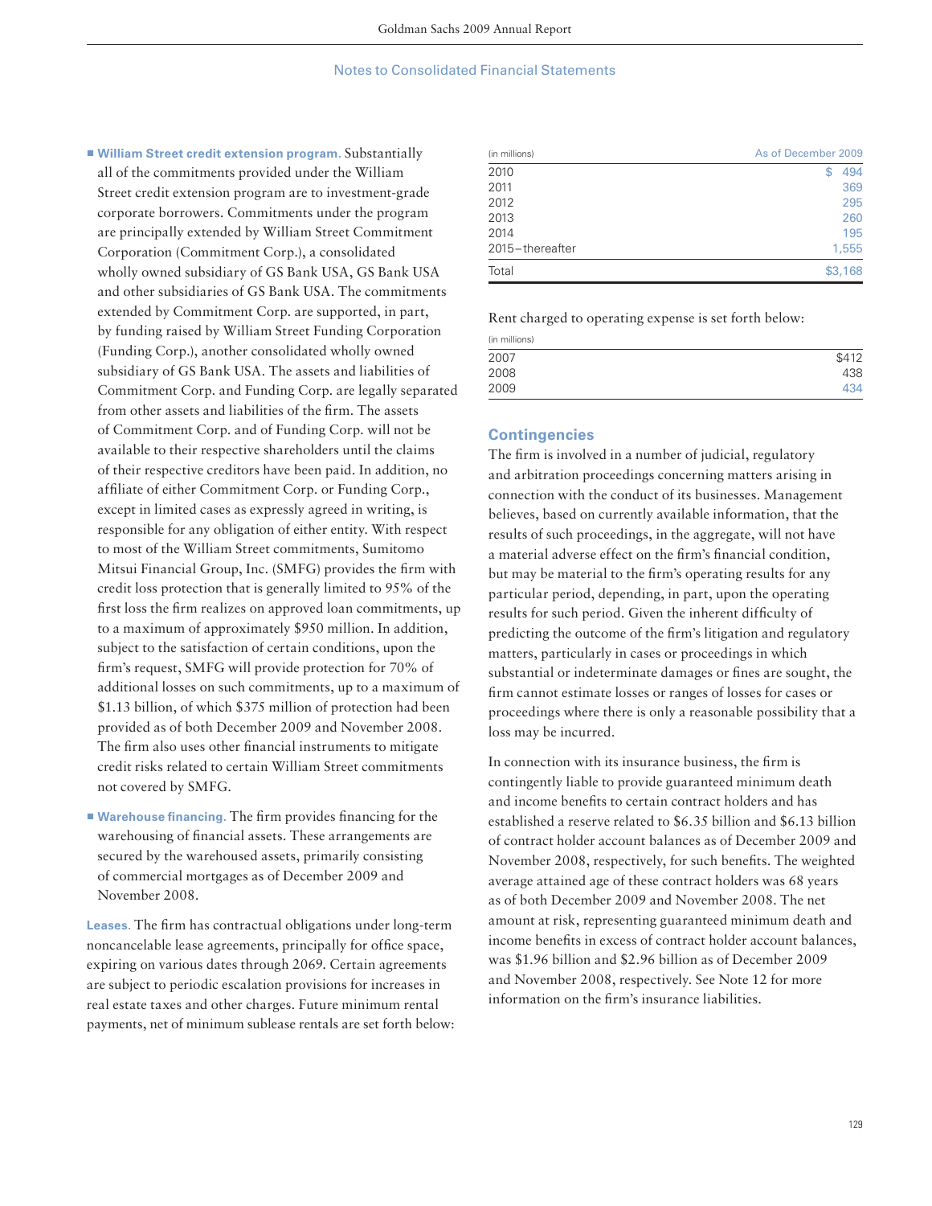- **William Street credit extension program.** Substantially all of the commitments provided under the William Street credit extension program are to investment-grade corporate borrowers. Commitments under the program are principally extended by William Street Commitment Corporation (Commitment Corp.), a consolidated wholly owned subsidiary of GS Bank USA, GS Bank USA and other subsidiaries of GS Bank USA. The commitments extended by Commitment Corp. are supported, in part, by funding raised by William Street Funding Corporation (Funding Corp.), another consolidated wholly owned subsidiary of GS Bank USA. The assets and liabilities of Commitment Corp. and Funding Corp. are legally separated from other assets and liabilities of the firm. The assets of Commitment Corp. and of Funding Corp. will not be available to their respective shareholders until the claims of their respective creditors have been paid. In addition, no affiliate of either Commitment Corp. or Funding Corp., except in limited cases as expressly agreed in writing, is responsible for any obligation of either entity. With respect to most of the William Street commitments, Sumitomo Mitsui Financial Group, Inc. (SMFG) provides the firm with credit loss protection that is generally limited to 95% of the first loss the firm realizes on approved loan commitments, up to a maximum of approximately $950 million. In addition, subject to the satisfaction of certain conditions, upon the firm's request, SMFG will provide protection for 70% of additional losses on such commitments, up to a maximum of $1.13 billion, of which $375 million of protection had been provided as of both December 2009 and November 2008. The firm also uses other financial instruments to mitigate credit risks related to certain William Street commitments not covered by SMFG.
- **Warehouse financing.** The firm provides financing for the warehousing of financial assets. These arrangements are secured by the warehoused assets, primarily consisting of commercial mortgages as of December 2009 and November 2008.

**Leases.** The firm has contractual obligations under long-term noncancelable lease agreements, principally for office space, expiring on various dates through 2069. Certain agreements are subject to periodic escalation provisions for increases in real estate taxes and other charges. Future minimum rental payments, net of minimum sublease rentals are set forth below:

| (in millions) | As of December 2009 |
|---|---|
| 2010 | $ 494 |
| 2011 | 369 |
| 2012 | 295 |
| 2013 | 260 |
| 2014 | 195 |
| 2015–thereafter | 1,555 |
| Total | $3,168 |

Rent charged to operating expense is set forth below:

| (in millions) | |
|---|---|
| 2007 | $412 |
| 2008 | 438 |
| 2009 | 434 |

## Contingencies

The firm is involved in a number of judicial, regulatory and arbitration proceedings concerning matters arising in connection with the conduct of its businesses. Management believes, based on currently available information, that the results of such proceedings, in the aggregate, will not have a material adverse effect on the firm's financial condition, but may be material to the firm's operating results for any particular period, depending, in part, upon the operating results for such period. Given the inherent difficulty of predicting the outcome of the firm's litigation and regulatory matters, particularly in cases or proceedings in which substantial or indeterminate damages or fines are sought, the firm cannot estimate losses or ranges of losses for cases or proceedings where there is only a reasonable possibility that a loss may be incurred.

In connection with its insurance business, the firm is contingently liable to provide guaranteed minimum death and income benefits to certain contract holders and has established a reserve related to $6.35 billion and $6.13 billion of contract holder account balances as of December 2009 and November 2008, respectively, for such benefits. The weighted average attained age of these contract holders was 68 years as of both December 2009 and November 2008. The net amount at risk, representing guaranteed minimum death and income benefits in excess of contract holder account balances, was $1.96 billion and $2.96 billion as of December 2009 and November 2008, respectively. See Note 12 for more information on the firm's insurance liabilities.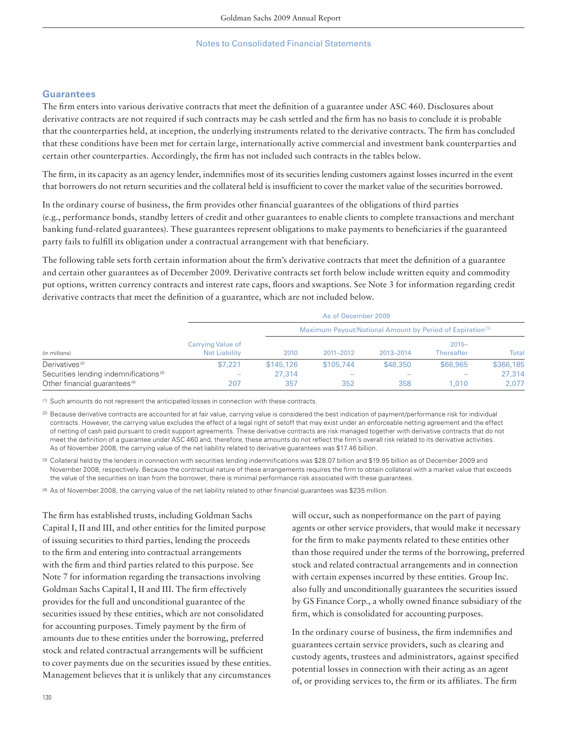## Guarantees

The firm enters into various derivative contracts that meet the definition of a guarantee under ASC 460. Disclosures about derivative contracts are not required if such contracts may be cash settled and the firm has no basis to conclude it is probable that the counterparties held, at inception, the underlying instruments related to the derivative contracts. The firm has concluded that these conditions have been met for certain large, internationally active commercial and investment bank counterparties and certain other counterparties. Accordingly, the firm has not included such contracts in the tables below.

The firm, in its capacity as an agency lender, indemnifies most of its securities lending customers against losses incurred in the event that borrowers do not return securities and the collateral held is insufficient to cover the market value of the securities borrowed.

In the ordinary course of business, the firm provides other financial guarantees of the obligations of third parties (e.g., performance bonds, standby letters of credit and other guarantees to enable clients to complete transactions and merchant banking fund-related guarantees). These guarantees represent obligations to make payments to beneficiaries if the guaranteed party fails to fulfill its obligation under a contractual arrangement with that beneficiary.

The following table sets forth certain information about the firm's derivative contracts that meet the definition of a guarantee and certain other guarantees as of December 2009. Derivative contracts set forth below include written equity and commodity put options, written currency contracts and interest rate caps, floors and swaptions. See Note 3 for information regarding credit derivative contracts that meet the definition of a guarantee, which are not included below.

| | As of December 2009 | | | | | |
|---|---|---|---|---|---|---|
| | | Maximum Payout/Notional Amount by Period of Expiration [1] | | | | |
| (in millions) | Carrying Value of Net Liability | 2010 | 2011–2012 | 2013–2014 | 2015–Thereafter | Total |
| Derivatives [2] | $7,221 | $145,126 | $105,744 | $48,350 | $66,965 | $366,185 |
| Securities lending indemnifications [3] | – | 27,314 | – | – | – | 27,314 |
| Other financial guarantees [4] | 207 | 357 | 352 | 358 | 1,010 | 2,077 |

[1] Such amounts do not represent the anticipated losses in connection with these contracts.

[2] Because derivative contracts are accounted for at fair value, carrying value is considered the best indication of payment/performance risk for individual contracts. However, the carrying value excludes the effect of a legal right of setoff that may exist under an enforceable netting agreement and the effect of netting of cash paid pursuant to credit support agreements. These derivative contracts are risk managed together with derivative contracts that do not meet the definition of a guarantee under ASC 460 and, therefore, these amounts do not reflect the firm's overall risk related to its derivative activities. As of November 2008, the carrying value of the net liability related to derivative guarantees was $17.46 billion.

[3] Collateral held by the lenders in connection with securities lending indemnifications was $28.07 billion and $19.95 billion as of December 2009 and November 2008, respectively. Because the contractual nature of these arrangements requires the firm to obtain collateral with a market value that exceeds the value of the securities on loan from the borrower, there is minimal performance risk associated with these guarantees.

[4] As of November 2008, the carrying value of the net liability related to other financial guarantees was $235 million.

The firm has established trusts, including Goldman Sachs Capital I, II and III, and other entities for the limited purpose of issuing securities to third parties, lending the proceeds to the firm and entering into contractual arrangements with the firm and third parties related to this purpose. See Note 7 for information regarding the transactions involving Goldman Sachs Capital I, II and III. The firm effectively provides for the full and unconditional guarantee of the securities issued by these entities, which are not consolidated for accounting purposes. Timely payment by the firm of amounts due to these entities under the borrowing, preferred stock and related contractual arrangements will be sufficient to cover payments due on the securities issued by these entities. Management believes that it is unlikely that any circumstances will occur, such as nonperformance on the part of paying agents or other service providers, that would make it necessary for the firm to make payments related to these entities other than those required under the terms of the borrowing, preferred stock and related contractual arrangements and in connection with certain expenses incurred by these entities. Group Inc. also fully and unconditionally guarantees the securities issued by GS Finance Corp., a wholly owned finance subsidiary of the firm, which is consolidated for accounting purposes.

In the ordinary course of business, the firm indemnifies and guarantees certain service providers, such as clearing and custody agents, trustees and administrators, against specified potential losses in connection with their acting as an agent of, or providing services to, the firm or its affiliates. The firm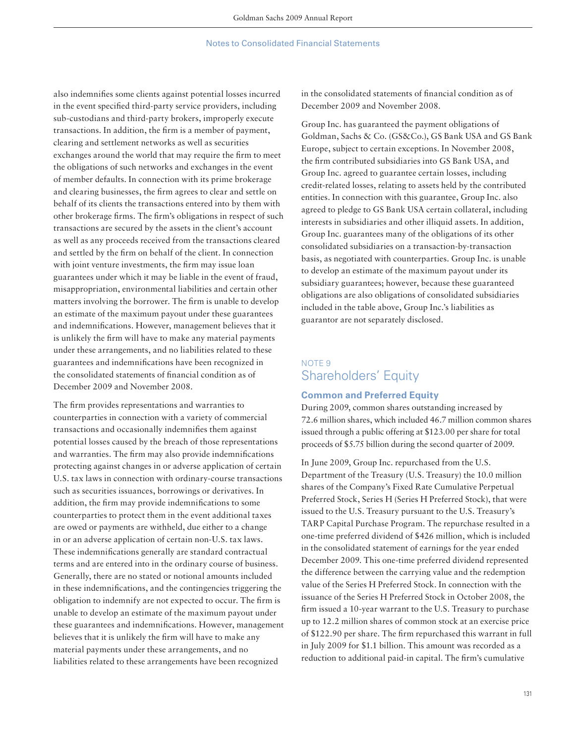also indemnifies some clients against potential losses incurred in the event specified third-party service providers, including sub-custodians and third-party brokers, improperly execute transactions. In addition, the firm is a member of payment, clearing and settlement networks as well as securities exchanges around the world that may require the firm to meet the obligations of such networks and exchanges in the event of member defaults. In connection with its prime brokerage and clearing businesses, the firm agrees to clear and settle on behalf of its clients the transactions entered into by them with other brokerage firms. The firm's obligations in respect of such transactions are secured by the assets in the client's account as well as any proceeds received from the transactions cleared and settled by the firm on behalf of the client. In connection with joint venture investments, the firm may issue loan guarantees under which it may be liable in the event of fraud, misappropriation, environmental liabilities and certain other matters involving the borrower. The firm is unable to develop an estimate of the maximum payout under these guarantees and indemnifications. However, management believes that it is unlikely the firm will have to make any material payments under these arrangements, and no liabilities related to these guarantees and indemnifications have been recognized in the consolidated statements of financial condition as of December 2009 and November 2008.

The firm provides representations and warranties to counterparties in connection with a variety of commercial transactions and occasionally indemnifies them against potential losses caused by the breach of those representations and warranties. The firm may also provide indemnifications protecting against changes in or adverse application of certain U.S. tax laws in connection with ordinary-course transactions such as securities issuances, borrowings or derivatives. In addition, the firm may provide indemnifications to some counterparties to protect them in the event additional taxes are owed or payments are withheld, due either to a change in or an adverse application of certain non-U.S. tax laws. These indemnifications generally are standard contractual terms and are entered into in the ordinary course of business. Generally, there are no stated or notional amounts included in these indemnifications, and the contingencies triggering the obligation to indemnify are not expected to occur. The firm is unable to develop an estimate of the maximum payout under these guarantees and indemnifications. However, management believes that it is unlikely the firm will have to make any material payments under these arrangements, and no liabilities related to these arrangements have been recognized in the consolidated statements of financial condition as of December 2009 and November 2008.

Group Inc. has guaranteed the payment obligations of Goldman, Sachs & Co. (GS&Co.), GS Bank USA and GS Bank Europe, subject to certain exceptions. In November 2008, the firm contributed subsidiaries into GS Bank USA, and Group Inc. agreed to guarantee certain losses, including credit-related losses, relating to assets held by the contributed entities. In connection with this guarantee, Group Inc. also agreed to pledge to GS Bank USA certain collateral, including interests in subsidiaries and other illiquid assets. In addition, Group Inc. guarantees many of the obligations of its other consolidated subsidiaries on a transaction-by-transaction basis, as negotiated with counterparties. Group Inc. is unable to develop an estimate of the maximum payout under its subsidiary guarantees; however, because these guaranteed obligations are also obligations of consolidated subsidiaries included in the table above, Group Inc.'s liabilities as guarantor are not separately disclosed.

## NOTE 9
## Shareholders' Equity

### Common and Preferred Equity

During 2009, common shares outstanding increased by 72.6 million shares, which included 46.7 million common shares issued through a public offering at $123.00 per share for total proceeds of $5.75 billion during the second quarter of 2009.

In June 2009, Group Inc. repurchased from the U.S. Department of the Treasury (U.S. Treasury) the 10.0 million shares of the Company's Fixed Rate Cumulative Perpetual Preferred Stock, Series H (Series H Preferred Stock), that were issued to the U.S. Treasury pursuant to the U.S. Treasury's TARP Capital Purchase Program. The repurchase resulted in a one-time preferred dividend of $426 million, which is included in the consolidated statement of earnings for the year ended December 2009. This one-time preferred dividend represented the difference between the carrying value and the redemption value of the Series H Preferred Stock. In connection with the issuance of the Series H Preferred Stock in October 2008, the firm issued a 10-year warrant to the U.S. Treasury to purchase up to 12.2 million shares of common stock at an exercise price of $122.90 per share. The firm repurchased this warrant in full in July 2009 for $1.1 billion. This amount was recorded as a reduction to additional paid-in capital. The firm's cumulative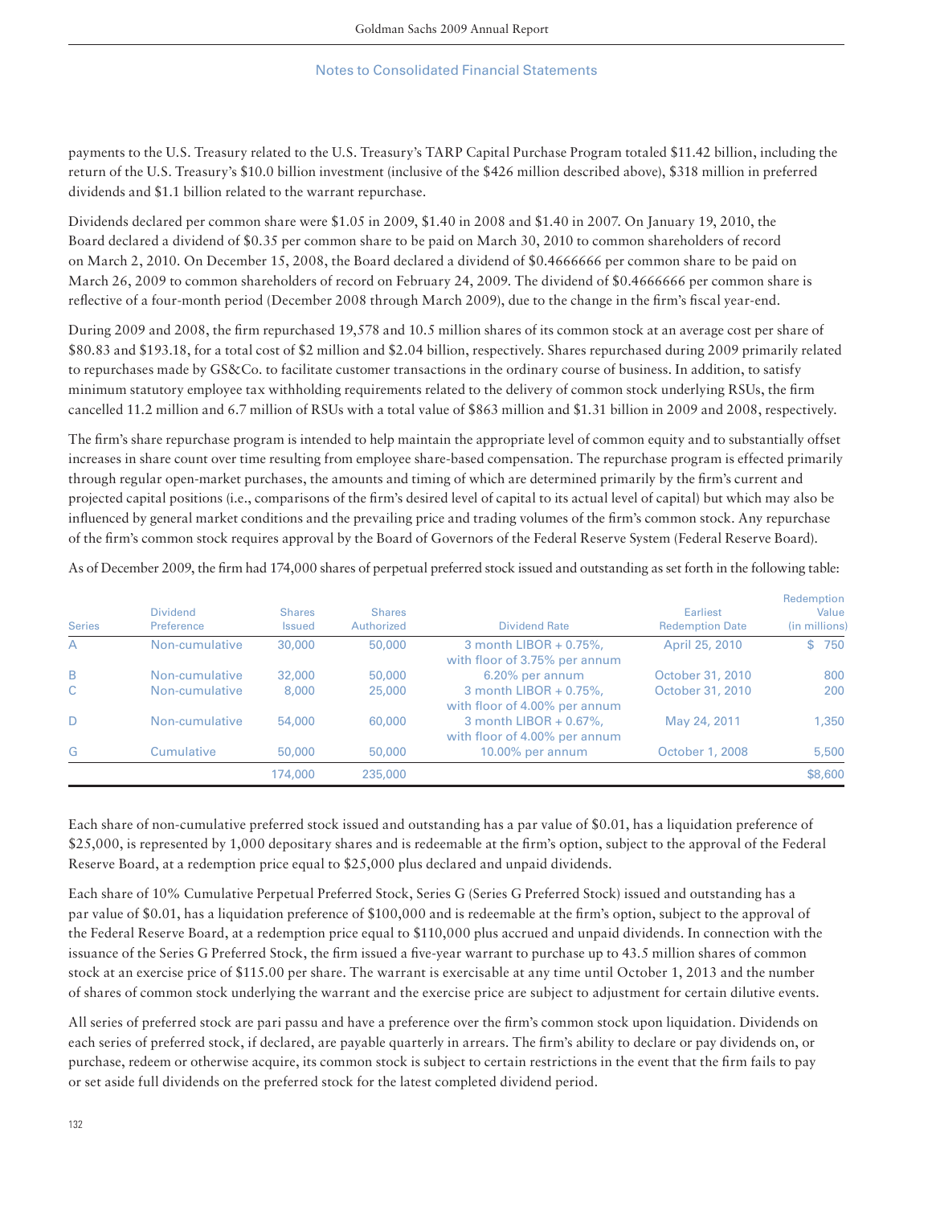payments to the U.S. Treasury related to the U.S. Treasury's TARP Capital Purchase Program totaled $11.42 billion, including the return of the U.S. Treasury's $10.0 billion investment (inclusive of the $426 million described above), $318 million in preferred dividends and $1.1 billion related to the warrant repurchase.

Dividends declared per common share were $1.05 in 2009, $1.40 in 2008 and $1.40 in 2007. On January 19, 2010, the Board declared a dividend of $0.35 per common share to be paid on March 30, 2010 to common shareholders of record on March 2, 2010. On December 15, 2008, the Board declared a dividend of $0.4666666 per common share to be paid on March 26, 2009 to common shareholders of record on February 24, 2009. The dividend of $0.4666666 per common share is reflective of a four-month period (December 2008 through March 2009), due to the change in the firm's fiscal year-end.

During 2009 and 2008, the firm repurchased 19,578 and 10.5 million shares of its common stock at an average cost per share of $80.83 and $193.18, for a total cost of $2 million and $2.04 billion, respectively. Shares repurchased during 2009 primarily related to repurchases made by GS&Co. to facilitate customer transactions in the ordinary course of business. In addition, to satisfy minimum statutory employee tax withholding requirements related to the delivery of common stock underlying RSUs, the firm cancelled 11.2 million and 6.7 million of RSUs with a total value of $863 million and $1.31 billion in 2009 and 2008, respectively.

The firm's share repurchase program is intended to help maintain the appropriate level of common equity and to substantially offset increases in share count over time resulting from employee share-based compensation. The repurchase program is effected primarily through regular open-market purchases, the amounts and timing of which are determined primarily by the firm's current and projected capital positions (i.e., comparisons of the firm's desired level of capital to its actual level of capital) but which may also be influenced by general market conditions and the prevailing price and trading volumes of the firm's common stock. Any repurchase of the firm's common stock requires approval by the Board of Governors of the Federal Reserve System (Federal Reserve Board).

As of December 2009, the firm had 174,000 shares of perpetual preferred stock issued and outstanding as set forth in the following table:

| Series | Dividend Preference | Shares Issued | Shares Authorized | Dividend Rate | Earliest Redemption Date | Redemption Value (in millions) |
|---|---|---|---|---|---|---|
| A | Non-cumulative | 30,000 | 50,000 | 3 month LIBOR + 0.75%, with floor of 3.75% per annum | April 25, 2010 | $ 750 |
| B | Non-cumulative | 32,000 | 50,000 | 6.20% per annum | October 31, 2010 | 800 |
| C | Non-cumulative | 8,000 | 25,000 | 3 month LIBOR + 0.75%, with floor of 4.00% per annum | October 31, 2010 | 200 |
| D | Non-cumulative | 54,000 | 60,000 | 3 month LIBOR + 0.67%, with floor of 4.00% per annum | May 24, 2011 | 1,350 |
| G | Cumulative | 50,000 | 50,000 | 10.00% per annum | October 1, 2008 | 5,500 |
| | | 174,000 | 235,000 | | | $8,600 |

Each share of non-cumulative preferred stock issued and outstanding has a par value of $0.01, has a liquidation preference of $25,000, is represented by 1,000 depositary shares and is redeemable at the firm's option, subject to the approval of the Federal Reserve Board, at a redemption price equal to $25,000 plus declared and unpaid dividends.

Each share of 10% Cumulative Perpetual Preferred Stock, Series G (Series G Preferred Stock) issued and outstanding has a par value of $0.01, has a liquidation preference of $100,000 and is redeemable at the firm's option, subject to the approval of the Federal Reserve Board, at a redemption price equal to $110,000 plus accrued and unpaid dividends. In connection with the issuance of the Series G Preferred Stock, the firm issued a five-year warrant to purchase up to 43.5 million shares of common stock at an exercise price of $115.00 per share. The warrant is exercisable at any time until October 1, 2013 and the number of shares of common stock underlying the warrant and the exercise price are subject to adjustment for certain dilutive events.

All series of preferred stock are pari passu and have a preference over the firm's common stock upon liquidation. Dividends on each series of preferred stock, if declared, are payable quarterly in arrears. The firm's ability to declare or pay dividends on, or purchase, redeem or otherwise acquire, its common stock is subject to certain restrictions in the event that the firm fails to pay or set aside full dividends on the preferred stock for the latest completed dividend period.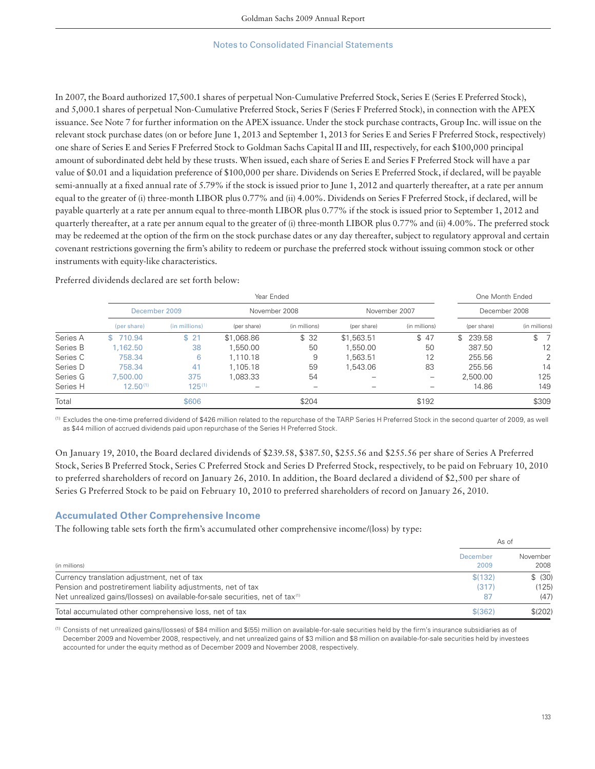In 2007, the Board authorized 17,500.1 shares of perpetual Non-Cumulative Preferred Stock, Series E (Series E Preferred Stock), and 5,000.1 shares of perpetual Non-Cumulative Preferred Stock, Series F (Series F Preferred Stock), in connection with the APEX issuance. See Note 7 for further information on the APEX issuance. Under the stock purchase contracts, Group Inc. will issue on the relevant stock purchase dates (on or before June 1, 2013 and September 1, 2013 for Series E and Series F Preferred Stock, respectively) one share of Series E and Series F Preferred Stock to Goldman Sachs Capital II and III, respectively, for each $100,000 principal amount of subordinated debt held by these trusts. When issued, each share of Series E and Series F Preferred Stock will have a par value of $0.01 and a liquidation preference of $100,000 per share. Dividends on Series E Preferred Stock, if declared, will be payable semi-annually at a fixed annual rate of 5.79% if the stock is issued prior to June 1, 2012 and quarterly thereafter, at a rate per annum equal to the greater of (i) three-month LIBOR plus 0.77% and (ii) 4.00%. Dividends on Series F Preferred Stock, if declared, will be payable quarterly at a rate per annum equal to three-month LIBOR plus 0.77% if the stock is issued prior to September 1, 2012 and quarterly thereafter, at a rate per annum equal to the greater of (i) three-month LIBOR plus 0.77% and (ii) 4.00%. The preferred stock may be redeemed at the option of the firm on the stock purchase dates or any day thereafter, subject to regulatory approval and certain covenant restrictions governing the firm's ability to redeem or purchase the preferred stock without issuing common stock or other instruments with equity-like characteristics.

Preferred dividends declared are set forth below:

| | Year Ended | | | | | | One Month Ended | |
|---|---|---|---|---|---|---|---|---|
| | December 2009 | | November 2008 | | November 2007 | | December 2008 | |
| | (per share) | (in millions) | (per share) | (in millions) | (per share) | (in millions) | (per share) | (in millions) |
| Series A | $ 710.94 | $ 21 | $1,068.86 | $ 32 | $1,563.51 | $ 47 | $ 239.58 | $ 7 |
| Series B | 1,162.50 | 38 | 1,550.00 | 50 | 1,550.00 | 50 | 387.50 | 12 |
| Series C | 758.34 | 6 | 1,110.18 | 9 | 1,563.51 | 12 | 255.56 | 2 |
| Series D | 758.34 | 41 | 1,105.18 | 59 | 1,543.06 | 83 | 255.56 | 14 |
| Series G | 7,500.00 | 375 | 1,083.33 | 54 | – | – | 2,500.00 | 125 |
| Series H | 12.50 [1] | 125 [1] | – | – | – | – | 14.86 | 149 |
| Total | | $606 | | $204 | | $192 | | $309 |

[1] Excludes the one-time preferred dividend of $426 million related to the repurchase of the TARP Series H Preferred Stock in the second quarter of 2009, as well as $44 million of accrued dividends paid upon repurchase of the Series H Preferred Stock.

On January 19, 2010, the Board declared dividends of $239.58, $387.50, $255.56 and $255.56 per share of Series A Preferred Stock, Series B Preferred Stock, Series C Preferred Stock and Series D Preferred Stock, respectively, to be paid on February 10, 2010 to preferred shareholders of record on January 26, 2010. In addition, the Board declared a dividend of $2,500 per share of Series G Preferred Stock to be paid on February 10, 2010 to preferred shareholders of record on January 26, 2010.

## Accumulated Other Comprehensive Income

The following table sets forth the firm's accumulated other comprehensive income/(loss) by type:

| (in millions) | As of December 2009 | As of November 2008 |
|---|---|---|
| Currency translation adjustment, net of tax | $(132) | $ (30) |
| Pension and postretirement liability adjustments, net of tax | (317) | (125) |
| Net unrealized gains/(losses) on available-for-sale securities, net of tax [1] | 87 | (47) |
| Total accumulated other comprehensive loss, net of tax | $(362) | $(202) |

[1] Consists of net unrealized gains/(losses) of $84 million and $(55) million on available-for-sale securities held by the firm's insurance subsidiaries as of December 2009 and November 2008, respectively, and net unrealized gains of $3 million and $8 million on available-for-sale securities held by investees accounted for under the equity method as of December 2009 and November 2008, respectively.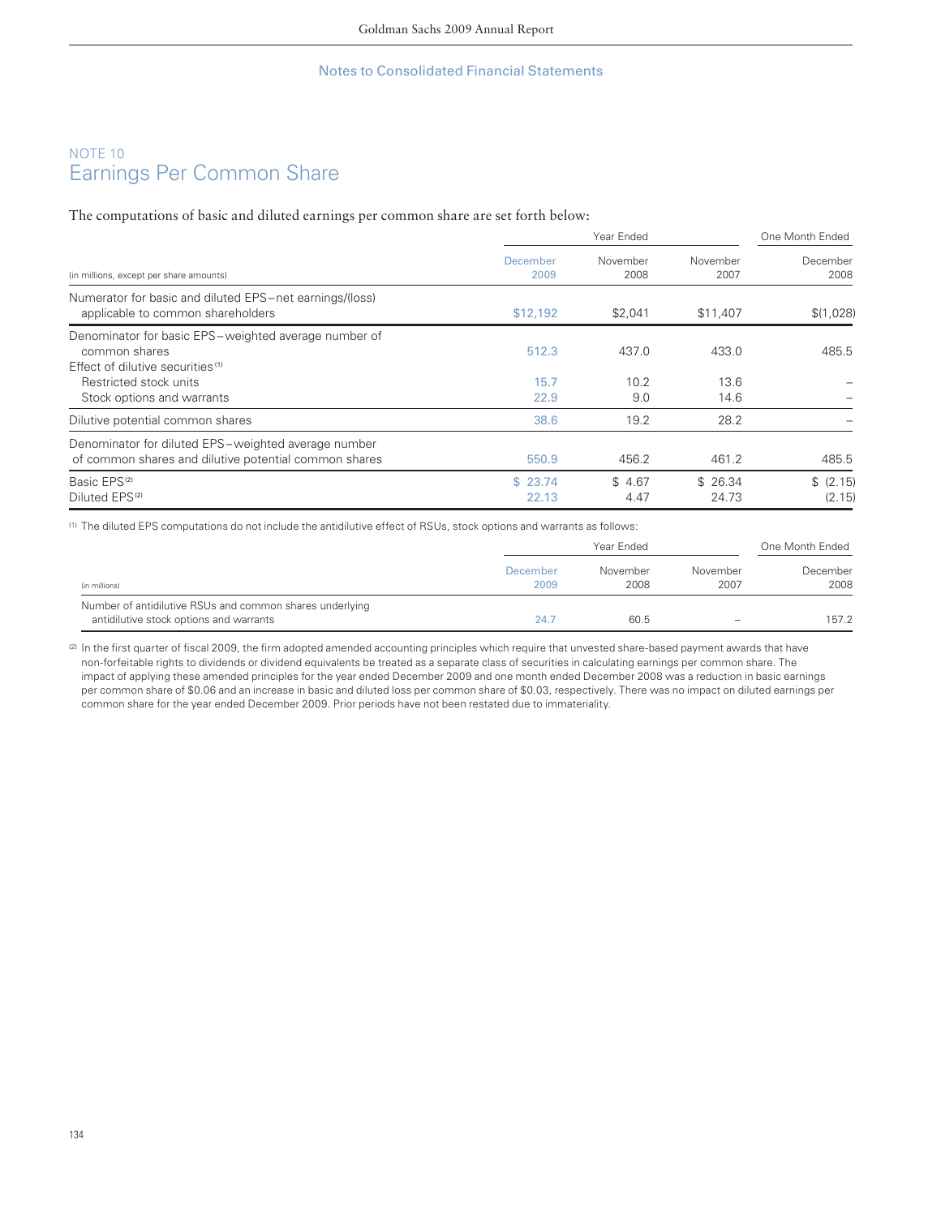## NOTE 10
# Earnings Per Common Share

The computations of basic and diluted earnings per common share are set forth below:

| (in millions, except per share amounts) | Year Ended December 2009 | Year Ended November 2008 | Year Ended November 2007 | One Month Ended December 2008 |
|---|---|---|---|---|
| Numerator for basic and diluted EPS—net earnings/(loss) applicable to common shareholders | $12,192 | $2,041 | $11,407 | $(1,028) |
| Denominator for basic EPS—weighted average number of common shares | 512.3 | 437.0 | 433.0 | 485.5 |
| Effect of dilutive securities [1] | | | | |
| Restricted stock units | 15.7 | 10.2 | 13.6 | – |
| Stock options and warrants | 22.9 | 9.0 | 14.6 | – |
| Dilutive potential common shares | 38.6 | 19.2 | 28.2 | – |
| Denominator for diluted EPS—weighted average number of common shares and dilutive potential common shares | 550.9 | 456.2 | 461.2 | 485.5 |
| Basic EPS [2] | $ 23.74 | $ 4.67 | $ 26.34 | $ (2.15) |
| Diluted EPS [2] | 22.13 | 4.47 | 24.73 | (2.15) |

(1) The diluted EPS computations do not include the antidilutive effect of RSUs, stock options and warrants as follows:

| (in millions) | Year Ended December 2009 | Year Ended November 2008 | Year Ended November 2007 | One Month Ended December 2008 |
|---|---|---|---|---|
| Number of antidilutive RSUs and common shares underlying antidilutive stock options and warrants | 24.7 | 60.5 | – | 157.2 |

(2) In the first quarter of fiscal 2009, the firm adopted amended accounting principles which require that unvested share-based payment awards that have non-forfeitable rights to dividends or dividend equivalents be treated as a separate class of securities in calculating earnings per common share. The impact of applying these amended principles for the year ended December 2009 and one month ended December 2008 was a reduction in basic earnings per common share of $0.06 and an increase in basic and diluted loss per common share of $0.03, respectively. There was no impact on diluted earnings per common share for the year ended December 2009. Prior periods have not been restated due to immateriality.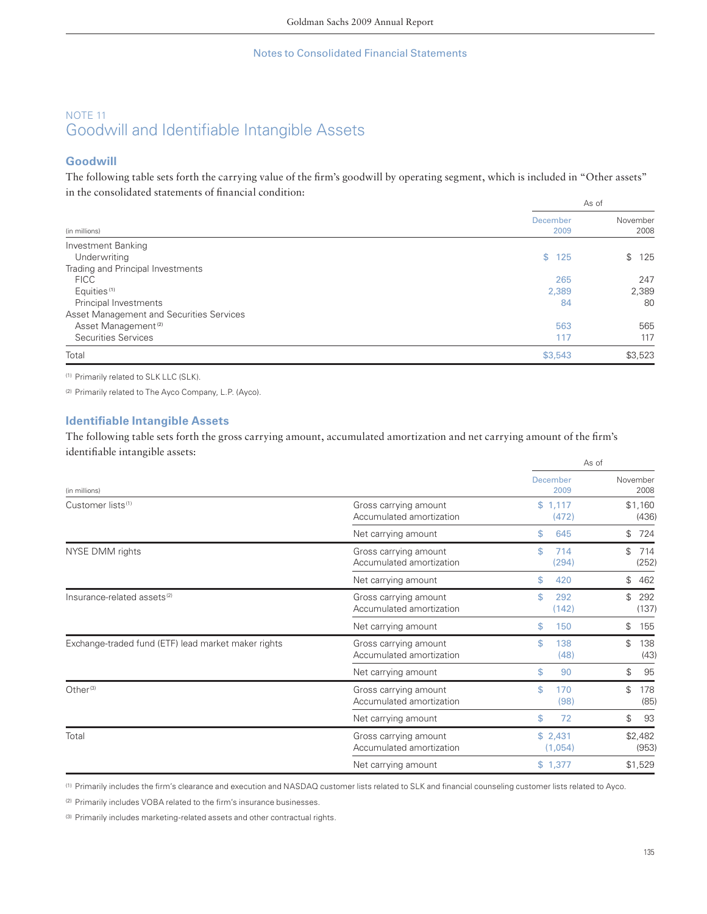Notes to Consolidated Financial Statements

## NOTE 11
# Goodwill and Identifiable Intangible Assets

### Goodwill

The following table sets forth the carrying value of the firm's goodwill by operating segment, which is included in "Other assets" in the consolidated statements of financial condition:

| (in millions) | As of December 2009 | As of November 2008 |
|---|---|---|
| Investment Banking | | |
| Underwriting | $ 125 | $ 125 |
| Trading and Principal Investments | | |
| FICC | 265 | 247 |
| Equities [1] | 2,389 | 2,389 |
| Principal Investments | 84 | 80 |
| Asset Management and Securities Services | | |
| Asset Management [2] | 563 | 565 |
| Securities Services | 117 | 117 |
| Total | $3,543 | $3,523 |

[1] Primarily related to SLK LLC (SLK).

[2] Primarily related to The Ayco Company, L.P. (Ayco).

### Identifiable Intangible Assets

The following table sets forth the gross carrying amount, accumulated amortization and net carrying amount of the firm's identifiable intangible assets:

| (in millions) | | As of December 2009 | As of November 2008 |
|---|---|---|---|
| Customer lists [1] | Gross carrying amount | $ 1,117 | $1,160 |
| | Accumulated amortization | (472) | (436) |
| | Net carrying amount | $ 645 | $ 724 |
| NYSE DMM rights | Gross carrying amount | $ 714 | $ 714 |
| | Accumulated amortization | (294) | (252) |
| | Net carrying amount | $ 420 | $ 462 |
| Insurance-related assets [2] | Gross carrying amount | $ 292 | $ 292 |
| | Accumulated amortization | (142) | (137) |
| | Net carrying amount | $ 150 | $ 155 |
| Exchange-traded fund (ETF) lead market maker rights | Gross carrying amount | $ 138 | $ 138 |
| | Accumulated amortization | (48) | (43) |
| | Net carrying amount | $ 90 | $ 95 |
| Other [3] | Gross carrying amount | $ 170 | $ 178 |
| | Accumulated amortization | (98) | (85) |
| | Net carrying amount | $ 72 | $ 93 |
| Total | Gross carrying amount | $ 2,431 | $2,482 |
| | Accumulated amortization | (1,054) | (953) |
| | Net carrying amount | $ 1,377 | $1,529 |

[1] Primarily includes the firm's clearance and execution and NASDAQ customer lists related to SLK and financial counseling customer lists related to Ayco.

[2] Primarily includes VOBA related to the firm's insurance businesses.

[3] Primarily includes marketing-related assets and other contractual rights.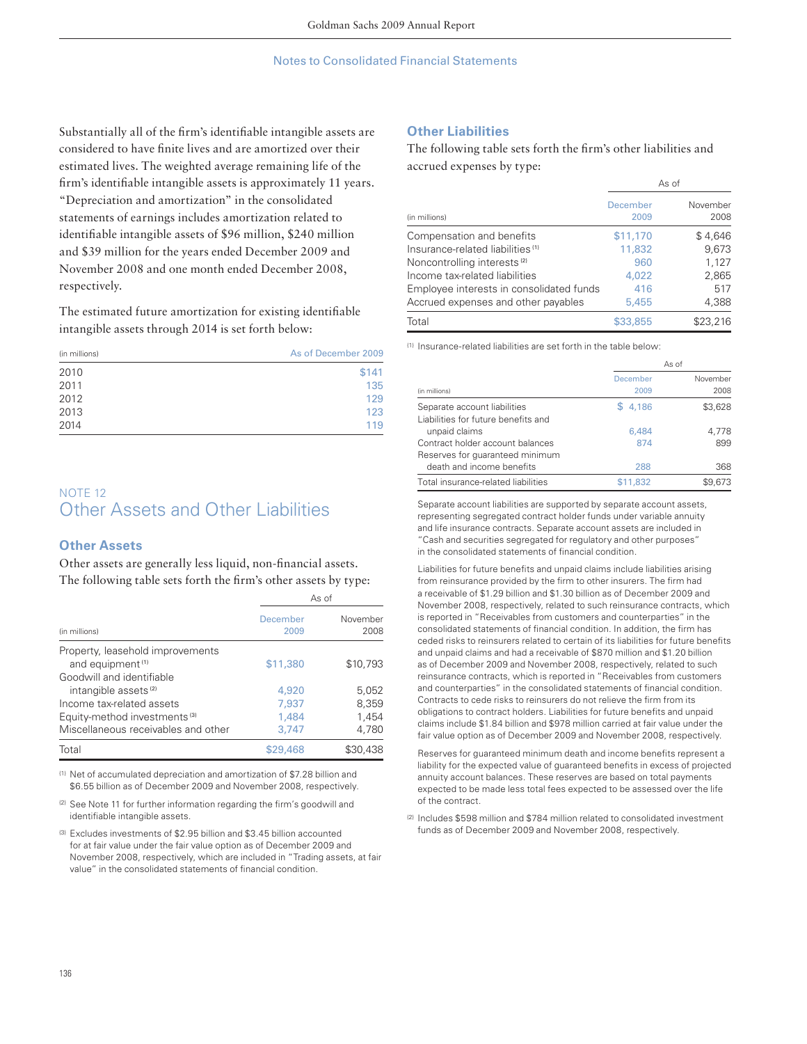Substantially all of the firm's identifiable intangible assets are considered to have finite lives and are amortized over their estimated lives. The weighted average remaining life of the firm's identifiable intangible assets is approximately 11 years. "Depreciation and amortization" in the consolidated statements of earnings includes amortization related to identifiable intangible assets of $96 million, $240 million and $39 million for the years ended December 2009 and November 2008 and one month ended December 2008, respectively.

The estimated future amortization for existing identifiable intangible assets through 2014 is set forth below:

| (in millions) | As of December 2009 |
|---|---|
| 2010 | $141 |
| 2011 | 135 |
| 2012 | 129 |
| 2013 | 123 |
| 2014 | 119 |

## NOTE 12
# Other Assets and Other Liabilities

### Other Assets

Other assets are generally less liquid, non-financial assets. The following table sets forth the firm's other assets by type:

| (in millions) | As of December 2009 | As of November 2008 |
|---|---|---|
| Property, leasehold improvements and equipment [1] | $11,380 | $10,793 |
| Goodwill and identifiable intangible assets [2] | 4,920 | 5,052 |
| Income tax-related assets | 7,937 | 8,359 |
| Equity-method investments [3] | 1,484 | 1,454 |
| Miscellaneous receivables and other | 3,747 | 4,780 |
| Total | $29,468 | $30,438 |

[1] Net of accumulated depreciation and amortization of $7.28 billion and $6.55 billion as of December 2009 and November 2008, respectively.

[2] See Note 11 for further information regarding the firm's goodwill and identifiable intangible assets.

[3] Excludes investments of $2.95 billion and $3.45 billion accounted for at fair value under the fair value option as of December 2009 and November 2008, respectively, which are included in "Trading assets, at fair value" in the consolidated statements of financial condition.

### Other Liabilities

The following table sets forth the firm's other liabilities and accrued expenses by type:

| (in millions) | As of December 2009 | As of November 2008 |
|---|---|---|
| Compensation and benefits | $11,170 | $ 4,646 |
| Insurance-related liabilities [1] | 11,832 | 9,673 |
| Noncontrolling interests [2] | 960 | 1,127 |
| Income tax-related liabilities | 4,022 | 2,865 |
| Employee interests in consolidated funds | 416 | 517 |
| Accrued expenses and other payables | 5,455 | 4,388 |
| Total | $33,855 | $23,216 |

[1] Insurance-related liabilities are set forth in the table below:

| (in millions) | As of December 2009 | As of November 2008 |
|---|---|---|
| Separate account liabilities | $ 4,186 | $3,628 |
| Liabilities for future benefits and unpaid claims | 6,484 | 4,778 |
| Contract holder account balances | 874 | 899 |
| Reserves for guaranteed minimum death and income benefits | 288 | 368 |
| Total insurance-related liabilities | $11,832 | $9,673 |

Separate account liabilities are supported by separate account assets, representing segregated contract holder funds under variable annuity and life insurance contracts. Separate account assets are included in "Cash and securities segregated for regulatory and other purposes" in the consolidated statements of financial condition.

Liabilities for future benefits and unpaid claims include liabilities arising from reinsurance provided by the firm to other insurers. The firm had a receivable of $1.29 billion and $1.30 billion as of December 2009 and November 2008, respectively, related to such reinsurance contracts, which is reported in "Receivables from customers and counterparties" in the consolidated statements of financial condition. In addition, the firm has ceded risks to reinsurers related to certain of its liabilities for future benefits and unpaid claims and had a receivable of $870 million and $1.20 billion as of December 2009 and November 2008, respectively, related to such reinsurance contracts, which is reported in "Receivables from customers and counterparties" in the consolidated statements of financial condition. Contracts to cede risks to reinsurers do not relieve the firm from its obligations to contract holders. Liabilities for future benefits and unpaid claims include $1.84 billion and $978 million carried at fair value under the fair value option as of December 2009 and November 2008, respectively.

Reserves for guaranteed minimum death and income benefits represent a liability for the expected value of guaranteed benefits in excess of projected annuity account balances. These reserves are based on total payments expected to be made less total fees expected to be assessed over the life of the contract.

[2] Includes $598 million and $784 million related to consolidated investment funds as of December 2009 and November 2008, respectively.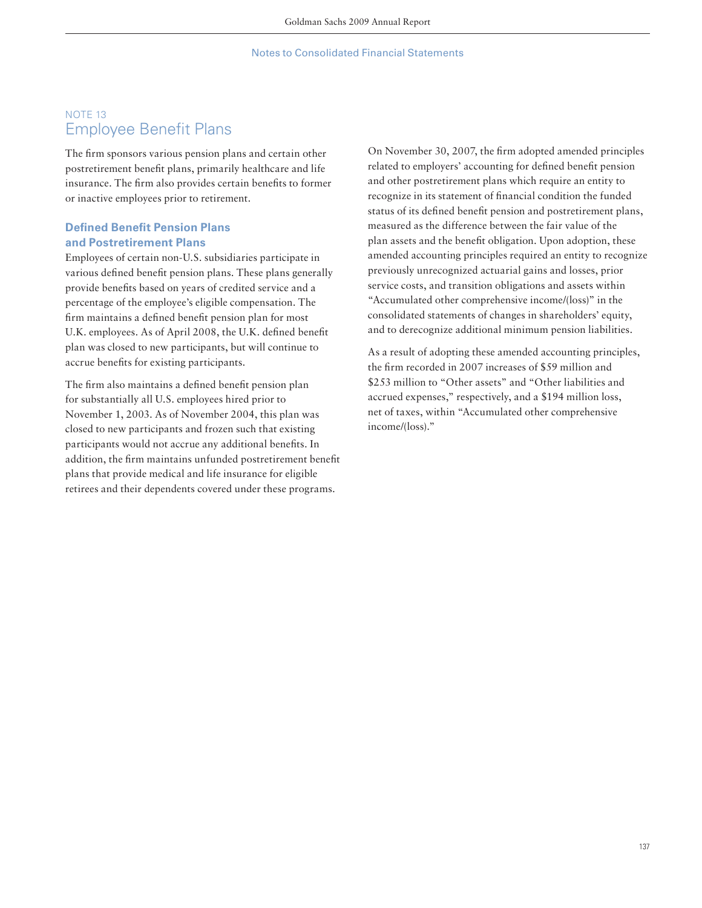## NOTE 13
# Employee Benefit Plans

The firm sponsors various pension plans and certain other postretirement benefit plans, primarily healthcare and life insurance. The firm also provides certain benefits to former or inactive employees prior to retirement.

### Defined Benefit Pension Plans and Postretirement Plans

Employees of certain non-U.S. subsidiaries participate in various defined benefit pension plans. These plans generally provide benefits based on years of credited service and a percentage of the employee's eligible compensation. The firm maintains a defined benefit pension plan for most U.K. employees. As of April 2008, the U.K. defined benefit plan was closed to new participants, but will continue to accrue benefits for existing participants.

The firm also maintains a defined benefit pension plan for substantially all U.S. employees hired prior to November 1, 2003. As of November 2004, this plan was closed to new participants and frozen such that existing participants would not accrue any additional benefits. In addition, the firm maintains unfunded postretirement benefit plans that provide medical and life insurance for eligible retirees and their dependents covered under these programs.

On November 30, 2007, the firm adopted amended principles related to employers' accounting for defined benefit pension and other postretirement plans which require an entity to recognize in its statement of financial condition the funded status of its defined benefit pension and postretirement plans, measured as the difference between the fair value of the plan assets and the benefit obligation. Upon adoption, these amended accounting principles required an entity to recognize previously unrecognized actuarial gains and losses, prior service costs, and transition obligations and assets within "Accumulated other comprehensive income/(loss)" in the consolidated statements of changes in shareholders' equity, and to derecognize additional minimum pension liabilities.

As a result of adopting these amended accounting principles, the firm recorded in 2007 increases of $59 million and $253 million to "Other assets" and "Other liabilities and accrued expenses," respectively, and a $194 million loss, net of taxes, within "Accumulated other comprehensive income/(loss)."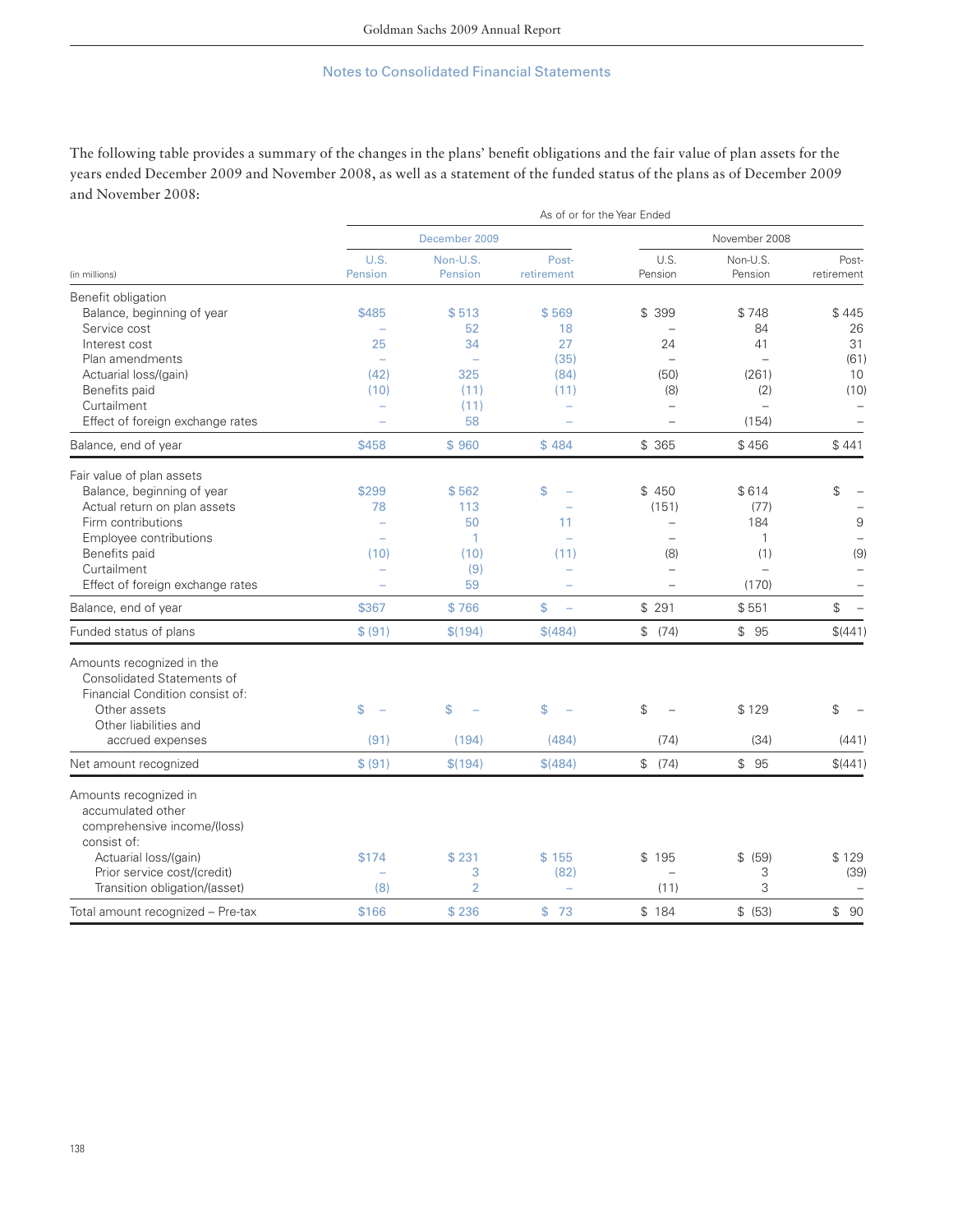The following table provides a summary of the changes in the plans' benefit obligations and the fair value of plan assets for the years ended December 2009 and November 2008, as well as a statement of the funded status of the plans as of December 2009 and November 2008:

| | As of or for the Year Ended | | | | | |
|---|---|---|---|---|---|---|
| | December 2009 | | | November 2008 | | |
| (in millions) | U.S. Pension | Non-U.S. Pension | Post-retirement | U.S. Pension | Non-U.S. Pension | Post-retirement |
| **Benefit obligation** | | | | | | |
| Balance, beginning of year | $485 | $ 513 | $ 569 | $ 399 | $ 748 | $ 445 |
| Service cost | – | 52 | 18 | – | 84 | 26 |
| Interest cost | 25 | 34 | 27 | 24 | 41 | 31 |
| Plan amendments | – | – | (35) | – | – | (61) |
| Actuarial loss/(gain) | (42) | 325 | (84) | (50) | (261) | 10 |
| Benefits paid | (10) | (11) | (11) | (8) | (2) | (10) |
| Curtailment | – | (11) | – | – | – | – |
| Effect of foreign exchange rates | – | 58 | – | – | (154) | – |
| Balance, end of year | $458 | $ 960 | $ 484 | $ 365 | $ 456 | $ 441 |
| **Fair value of plan assets** | | | | | | |
| Balance, beginning of year | $299 | $ 562 | $ – | $ 450 | $ 614 | $ – |
| Actual return on plan assets | 78 | 113 | – | (151) | (77) | – |
| Firm contributions | – | 50 | 11 | – | 184 | 9 |
| Employee contributions | – | 1 | – | – | 1 | – |
| Benefits paid | (10) | (10) | (11) | (8) | (1) | (9) |
| Curtailment | – | (9) | – | – | – | – |
| Effect of foreign exchange rates | – | 59 | – | – | (170) | – |
| Balance, end of year | $367 | $ 766 | $ – | $ 291 | $ 551 | $ – |
| Funded status of plans | $ (91) | $(194) | $(484) | $ (74) | $ 95 | $(441) |
| **Amounts recognized in the Consolidated Statements of Financial Condition consist of:** | | | | | | |
| Other assets | $ – | $ – | $ – | $ – | $ 129 | $ – |
| Other liabilities and accrued expenses | (91) | (194) | (484) | (74) | (34) | (441) |
| Net amount recognized | $ (91) | $(194) | $(484) | $ (74) | $ 95 | $(441) |
| **Amounts recognized in accumulated other comprehensive income/(loss) consist of:** | | | | | | |
| Actuarial loss/(gain) | $174 | $ 231 | $ 155 | $ 195 | $ (59) | $ 129 |
| Prior service cost/(credit) | – | 3 | (82) | – | 3 | (39) |
| Transition obligation/(asset) | (8) | 2 | – | (11) | 3 | – |
| Total amount recognized – Pre-tax | $166 | $ 236 | $ 73 | $ 184 | $ (53) | $ 90 |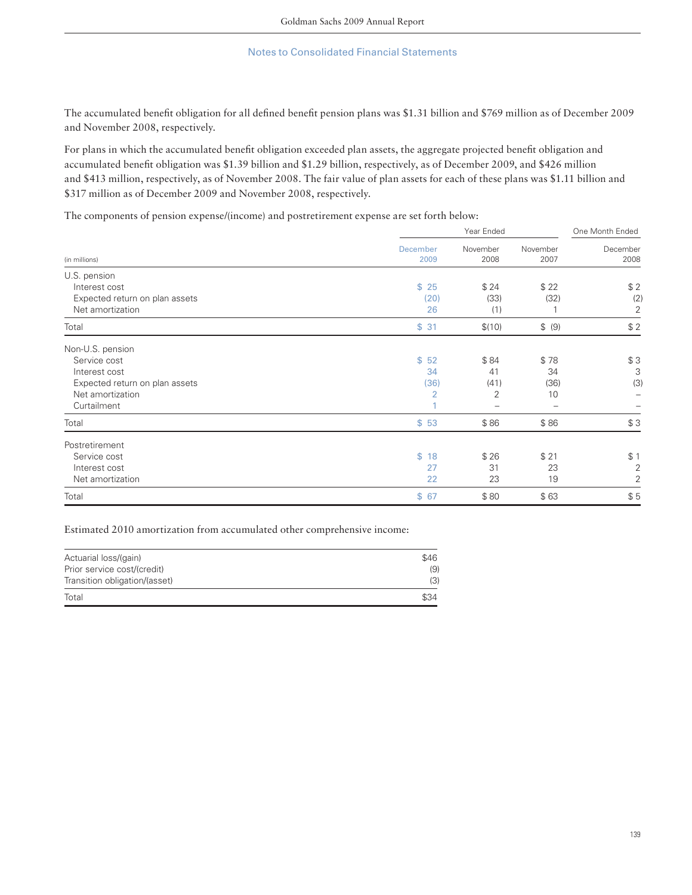The accumulated benefit obligation for all defined benefit pension plans was $1.31 billion and $769 million as of December 2009 and November 2008, respectively.

For plans in which the accumulated benefit obligation exceeded plan assets, the aggregate projected benefit obligation and accumulated benefit obligation was $1.39 billion and $1.29 billion, respectively, as of December 2009, and $426 million and $413 million, respectively, as of November 2008. The fair value of plan assets for each of these plans was $1.11 billion and $317 million as of December 2009 and November 2008, respectively.

The components of pension expense/(income) and postretirement expense are set forth below:

| | Year Ended | | | One Month Ended |
|---|---|---|---|---|
| (in millions) | December 2009 | November 2008 | November 2007 | December 2008 |
| **U.S. pension** | | | | |
| Interest cost | $ 25 | $ 24 | $ 22 | $ 2 |
| Expected return on plan assets | (20) | (33) | (32) | (2) |
| Net amortization | 26 | (1) | 1 | 2 |
| Total | $ 31 | $(10) | $ (9) | $ 2 |
| **Non-U.S. pension** | | | | |
| Service cost | $ 52 | $ 84 | $ 78 | $ 3 |
| Interest cost | 34 | 41 | 34 | 3 |
| Expected return on plan assets | (36) | (41) | (36) | (3) |
| Net amortization | 2 | 2 | 10 | – |
| Curtailment | 1 | – | – | – |
| Total | $ 53 | $ 86 | $ 86 | $ 3 |
| **Postretirement** | | | | |
| Service cost | $ 18 | $ 26 | $ 21 | $ 1 |
| Interest cost | 27 | 31 | 23 | 2 |
| Net amortization | 22 | 23 | 19 | 2 |
| Total | $ 67 | $ 80 | $ 63 | $ 5 |

Estimated 2010 amortization from accumulated other comprehensive income:

| | |
|---|---|
| Actuarial loss/(gain) | $46 |
| Prior service cost/(credit) | (9) |
| Transition obligation/(asset) | (3) |
| Total | $34 |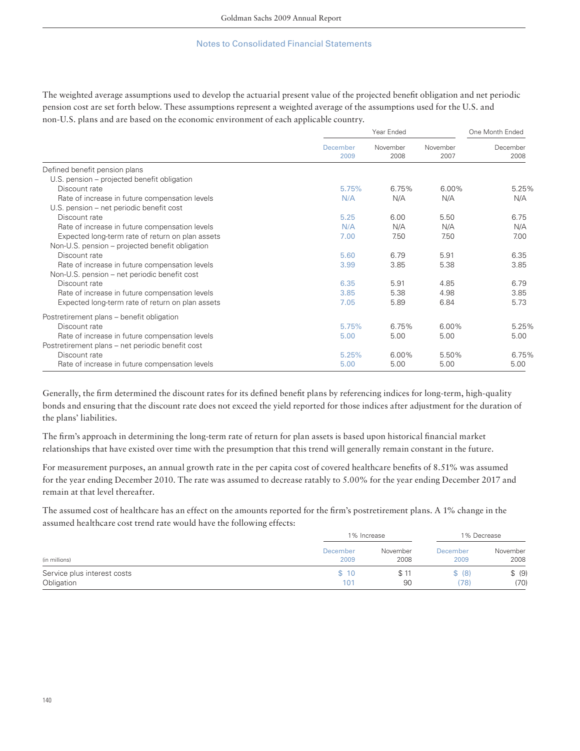The weighted average assumptions used to develop the actuarial present value of the projected benefit obligation and net periodic pension cost are set forth below. These assumptions represent a weighted average of the assumptions used for the U.S. and non-U.S. plans and are based on the economic environment of each applicable country.

| | Year Ended | | | One Month Ended |
|---|---|---|---|---|
| | December 2009 | November 2008 | November 2007 | December 2008 |
| Defined benefit pension plans | | | | |
| U.S. pension – projected benefit obligation | | | | |
| Discount rate | 5.75% | 6.75% | 6.00% | 5.25% |
| Rate of increase in future compensation levels | N/A | N/A | N/A | N/A |
| U.S. pension – net periodic benefit cost | | | | |
| Discount rate | 5.25 | 6.00 | 5.50 | 6.75 |
| Rate of increase in future compensation levels | N/A | N/A | N/A | N/A |
| Expected long-term rate of return on plan assets | 7.00 | 7.50 | 7.50 | 7.00 |
| Non-U.S. pension – projected benefit obligation | | | | |
| Discount rate | 5.60 | 6.79 | 5.91 | 6.35 |
| Rate of increase in future compensation levels | 3.99 | 3.85 | 5.38 | 3.85 |
| Non-U.S. pension – net periodic benefit cost | | | | |
| Discount rate | 6.35 | 5.91 | 4.85 | 6.79 |
| Rate of increase in future compensation levels | 3.85 | 5.38 | 4.98 | 3.85 |
| Expected long-term rate of return on plan assets | 7.05 | 5.89 | 6.84 | 5.73 |
| Postretirement plans – benefit obligation | | | | |
| Discount rate | 5.75% | 6.75% | 6.00% | 5.25% |
| Rate of increase in future compensation levels | 5.00 | 5.00 | 5.00 | 5.00 |
| Postretirement plans – net periodic benefit cost | | | | |
| Discount rate | 5.25% | 6.00% | 5.50% | 6.75% |
| Rate of increase in future compensation levels | 5.00 | 5.00 | 5.00 | 5.00 |

Generally, the firm determined the discount rates for its defined benefit plans by referencing indices for long-term, high-quality bonds and ensuring that the discount rate does not exceed the yield reported for those indices after adjustment for the duration of the plans' liabilities.

The firm's approach in determining the long-term rate of return for plan assets is based upon historical financial market relationships that have existed over time with the presumption that this trend will generally remain constant in the future.

For measurement purposes, an annual growth rate in the per capita cost of covered healthcare benefits of 8.51% was assumed for the year ending December 2010. The rate was assumed to decrease ratably to 5.00% for the year ending December 2017 and remain at that level thereafter.

The assumed cost of healthcare has an effect on the amounts reported for the firm's postretirement plans. A 1% change in the assumed healthcare cost trend rate would have the following effects:

| | 1% Increase | | 1% Decrease | |
|---|---|---|---|---|
| (in millions) | December 2009 | November 2008 | December 2009 | November 2008 |
| Service plus interest costs | $ 10 | $ 11 | $ (8) | $ (9) |
| Obligation | 101 | 90 | (78) | (70) |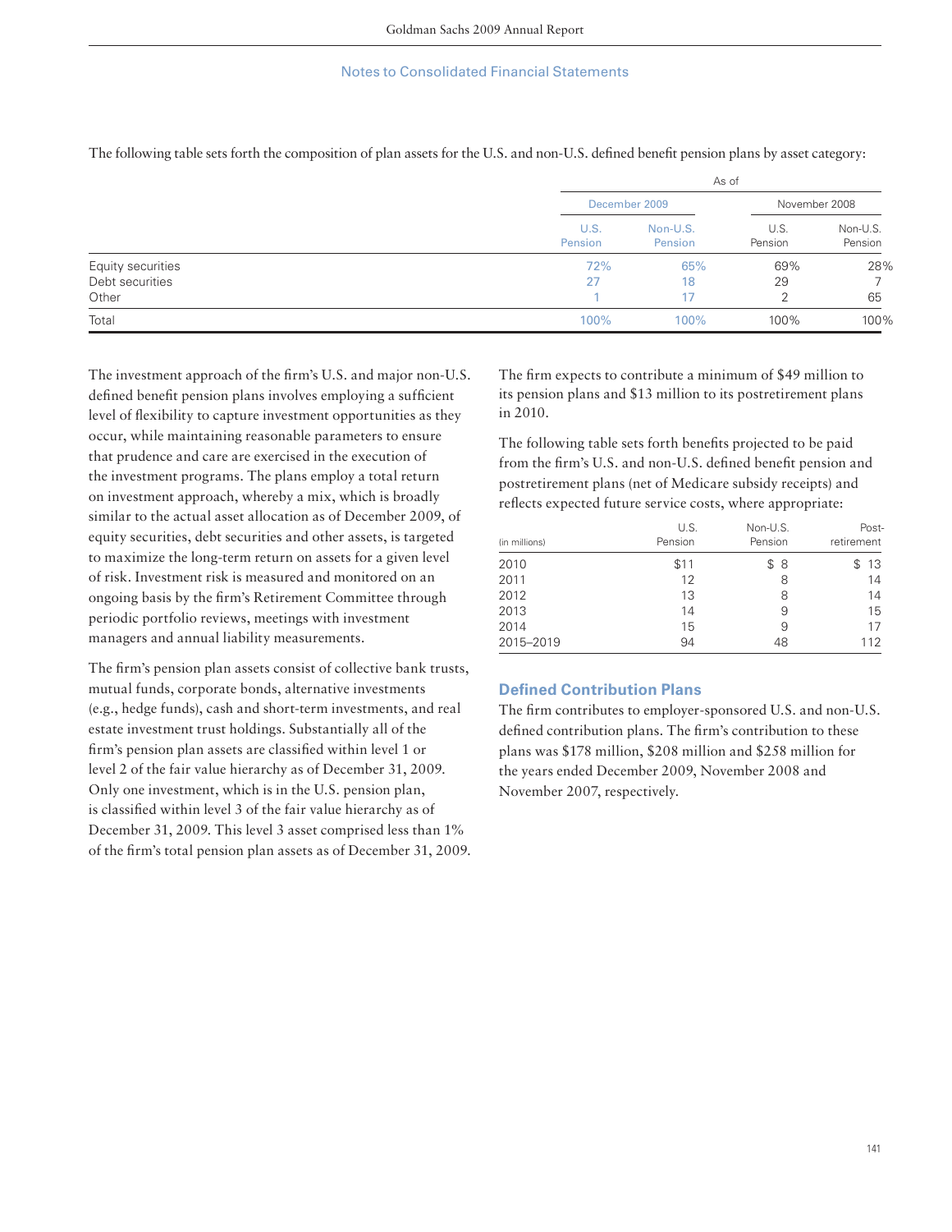The following table sets forth the composition of plan assets for the U.S. and non-U.S. defined benefit pension plans by asset category:

| | As of | | | |
|---|---|---|---|---|
| | December 2009 | | November 2008 | |
| | U.S. Pension | Non-U.S. Pension | U.S. Pension | Non-U.S. Pension |
| Equity securities | 72% | 65% | 69% | 28% |
| Debt securities | 27 | 18 | 29 | 7 |
| Other | 1 | 17 | 2 | 65 |
| Total | 100% | 100% | 100% | 100% |

The investment approach of the firm's U.S. and major non-U.S. defined benefit pension plans involves employing a sufficient level of flexibility to capture investment opportunities as they occur, while maintaining reasonable parameters to ensure that prudence and care are exercised in the execution of the investment programs. The plans employ a total return on investment approach, whereby a mix, which is broadly similar to the actual asset allocation as of December 2009, of equity securities, debt securities and other assets, is targeted to maximize the long-term return on assets for a given level of risk. Investment risk is measured and monitored on an ongoing basis by the firm's Retirement Committee through periodic portfolio reviews, meetings with investment managers and annual liability measurements.

The firm's pension plan assets consist of collective bank trusts, mutual funds, corporate bonds, alternative investments (e.g., hedge funds), cash and short-term investments, and real estate investment trust holdings. Substantially all of the firm's pension plan assets are classified within level 1 or level 2 of the fair value hierarchy as of December 31, 2009. Only one investment, which is in the U.S. pension plan, is classified within level 3 of the fair value hierarchy as of December 31, 2009. This level 3 asset comprised less than 1% of the firm's total pension plan assets as of December 31, 2009.

The firm expects to contribute a minimum of $49 million to its pension plans and $13 million to its postretirement plans in 2010.

The following table sets forth benefits projected to be paid from the firm's U.S. and non-U.S. defined benefit pension and postretirement plans (net of Medicare subsidy receipts) and reflects expected future service costs, where appropriate:

| (in millions) | U.S. Pension | Non-U.S. Pension | Post-retirement |
|---|---|---|---|
| 2010 | $11 | $ 8 | $ 13 |
| 2011 | 12 | 8 | 14 |
| 2012 | 13 | 8 | 14 |
| 2013 | 14 | 9 | 15 |
| 2014 | 15 | 9 | 17 |
| 2015–2019 | 94 | 48 | 112 |

## Defined Contribution Plans

The firm contributes to employer-sponsored U.S. and non-U.S. defined contribution plans. The firm's contribution to these plans was $178 million, $208 million and $258 million for the years ended December 2009, November 2008 and November 2007, respectively.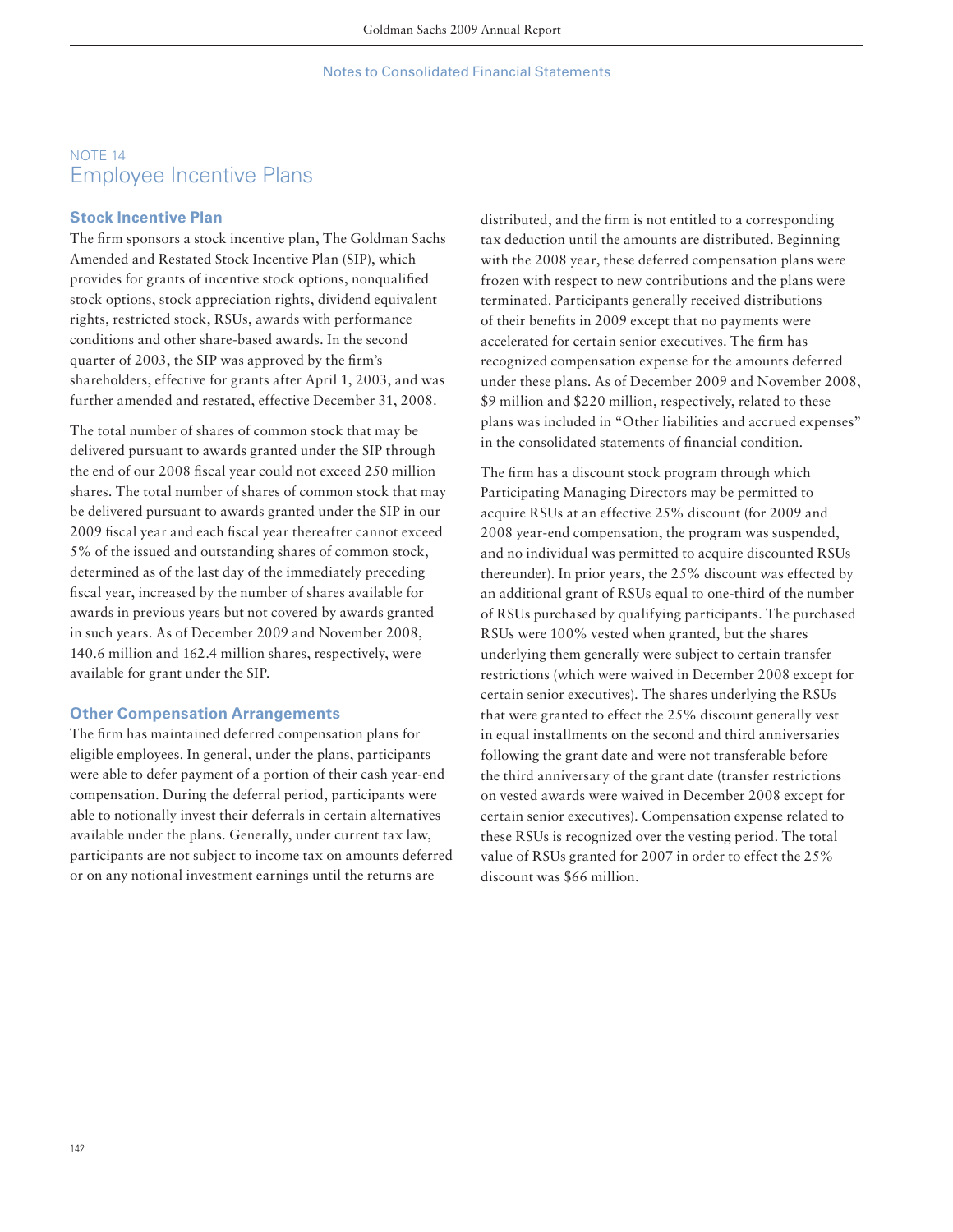## NOTE 14
# Employee Incentive Plans

### Stock Incentive Plan

The firm sponsors a stock incentive plan, The Goldman Sachs Amended and Restated Stock Incentive Plan (SIP), which provides for grants of incentive stock options, nonqualified stock options, stock appreciation rights, dividend equivalent rights, restricted stock, RSUs, awards with performance conditions and other share-based awards. In the second quarter of 2003, the SIP was approved by the firm's shareholders, effective for grants after April 1, 2003, and was further amended and restated, effective December 31, 2008.

The total number of shares of common stock that may be delivered pursuant to awards granted under the SIP through the end of our 2008 fiscal year could not exceed 250 million shares. The total number of shares of common stock that may be delivered pursuant to awards granted under the SIP in our 2009 fiscal year and each fiscal year thereafter cannot exceed 5% of the issued and outstanding shares of common stock, determined as of the last day of the immediately preceding fiscal year, increased by the number of shares available for awards in previous years but not covered by awards granted in such years. As of December 2009 and November 2008, 140.6 million and 162.4 million shares, respectively, were available for grant under the SIP.

### Other Compensation Arrangements

The firm has maintained deferred compensation plans for eligible employees. In general, under the plans, participants were able to defer payment of a portion of their cash year-end compensation. During the deferral period, participants were able to notionally invest their deferrals in certain alternatives available under the plans. Generally, under current tax law, participants are not subject to income tax on amounts deferred or on any notional investment earnings until the returns are distributed, and the firm is not entitled to a corresponding tax deduction until the amounts are distributed. Beginning with the 2008 year, these deferred compensation plans were frozen with respect to new contributions and the plans were terminated. Participants generally received distributions of their benefits in 2009 except that no payments were accelerated for certain senior executives. The firm has recognized compensation expense for the amounts deferred under these plans. As of December 2009 and November 2008, $9 million and $220 million, respectively, related to these plans was included in "Other liabilities and accrued expenses" in the consolidated statements of financial condition.

The firm has a discount stock program through which Participating Managing Directors may be permitted to acquire RSUs at an effective 25% discount (for 2009 and 2008 year-end compensation, the program was suspended, and no individual was permitted to acquire discounted RSUs thereunder). In prior years, the 25% discount was effected by an additional grant of RSUs equal to one-third of the number of RSUs purchased by qualifying participants. The purchased RSUs were 100% vested when granted, but the shares underlying them generally were subject to certain transfer restrictions (which were waived in December 2008 except for certain senior executives). The shares underlying the RSUs that were granted to effect the 25% discount generally vest in equal installments on the second and third anniversaries following the grant date and were not transferable before the third anniversary of the grant date (transfer restrictions on vested awards were waived in December 2008 except for certain senior executives). Compensation expense related to these RSUs is recognized over the vesting period. The total value of RSUs granted for 2007 in order to effect the 25% discount was $66 million.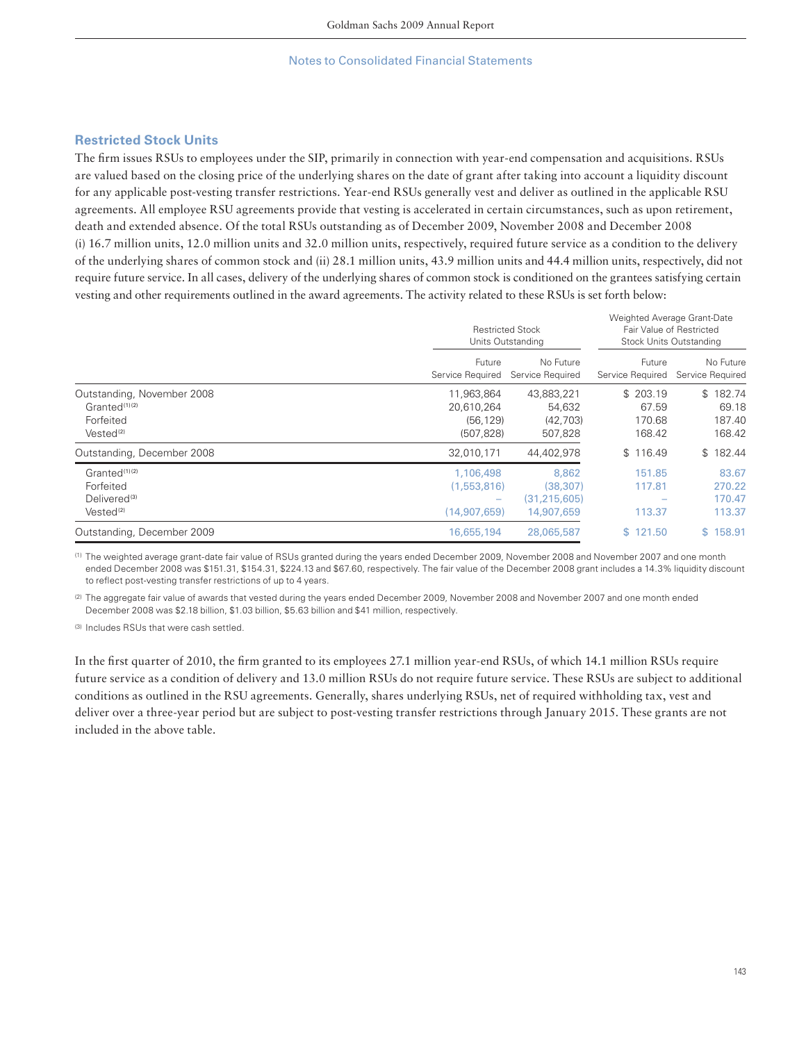## Restricted Stock Units

The firm issues RSUs to employees under the SIP, primarily in connection with year-end compensation and acquisitions. RSUs are valued based on the closing price of the underlying shares on the date of grant after taking into account a liquidity discount for any applicable post-vesting transfer restrictions. Year-end RSUs generally vest and deliver as outlined in the applicable RSU agreements. All employee RSU agreements provide that vesting is accelerated in certain circumstances, such as upon retirement, death and extended absence. Of the total RSUs outstanding as of December 2009, November 2008 and December 2008 (i) 16.7 million units, 12.0 million units and 32.0 million units, respectively, required future service as a condition to the delivery of the underlying shares of common stock and (ii) 28.1 million units, 43.9 million units and 44.4 million units, respectively, did not require future service. In all cases, delivery of the underlying shares of common stock is conditioned on the grantees satisfying certain vesting and other requirements outlined in the award agreements. The activity related to these RSUs is set forth below:

| | Restricted Stock Units Outstanding | | Weighted Average Grant-Date Fair Value of Restricted Stock Units Outstanding | |
|---|---|---|---|---|
| | Future Service Required | No Future Service Required | Future Service Required | No Future Service Required |
| Outstanding, November 2008 | 11,963,864 | 43,883,221 | $ 203.19 | $ 182.74 |
| Granted [1][2] | 20,610,264 | 54,632 | 67.59 | 69.18 |
| Forfeited | (56,129) | (42,703) | 170.68 | 187.40 |
| Vested [2] | (507,828) | 507,828 | 168.42 | 168.42 |
| Outstanding, December 2008 | 32,010,171 | 44,402,978 | $ 116.49 | $ 182.44 |
| Granted [1][2] | 1,106,498 | 8,862 | 151.85 | 83.67 |
| Forfeited | (1,553,816) | (38,307) | 117.81 | 270.22 |
| Delivered [3] | – | (31,215,605) | – | 170.47 |
| Vested [2] | (14,907,659) | 14,907,659 | 113.37 | 113.37 |
| Outstanding, December 2009 | 16,655,194 | 28,065,587 | $ 121.50 | $ 158.91 |

(1) The weighted average grant-date fair value of RSUs granted during the years ended December 2009, November 2008 and November 2007 and one month ended December 2008 was $151.31, $154.31, $224.13 and $67.60, respectively. The fair value of the December 2008 grant includes a 14.3% liquidity discount to reflect post-vesting transfer restrictions of up to 4 years.

(2) The aggregate fair value of awards that vested during the years ended December 2009, November 2008 and November 2007 and one month ended December 2008 was $2.18 billion, $1.03 billion, $5.63 billion and $41 million, respectively.

(3) Includes RSUs that were cash settled.

In the first quarter of 2010, the firm granted to its employees 27.1 million year-end RSUs, of which 14.1 million RSUs require future service as a condition of delivery and 13.0 million RSUs do not require future service. These RSUs are subject to additional conditions as outlined in the RSU agreements. Generally, shares underlying RSUs, net of required withholding tax, vest and deliver over a three-year period but are subject to post-vesting transfer restrictions through January 2015. These grants are not included in the above table.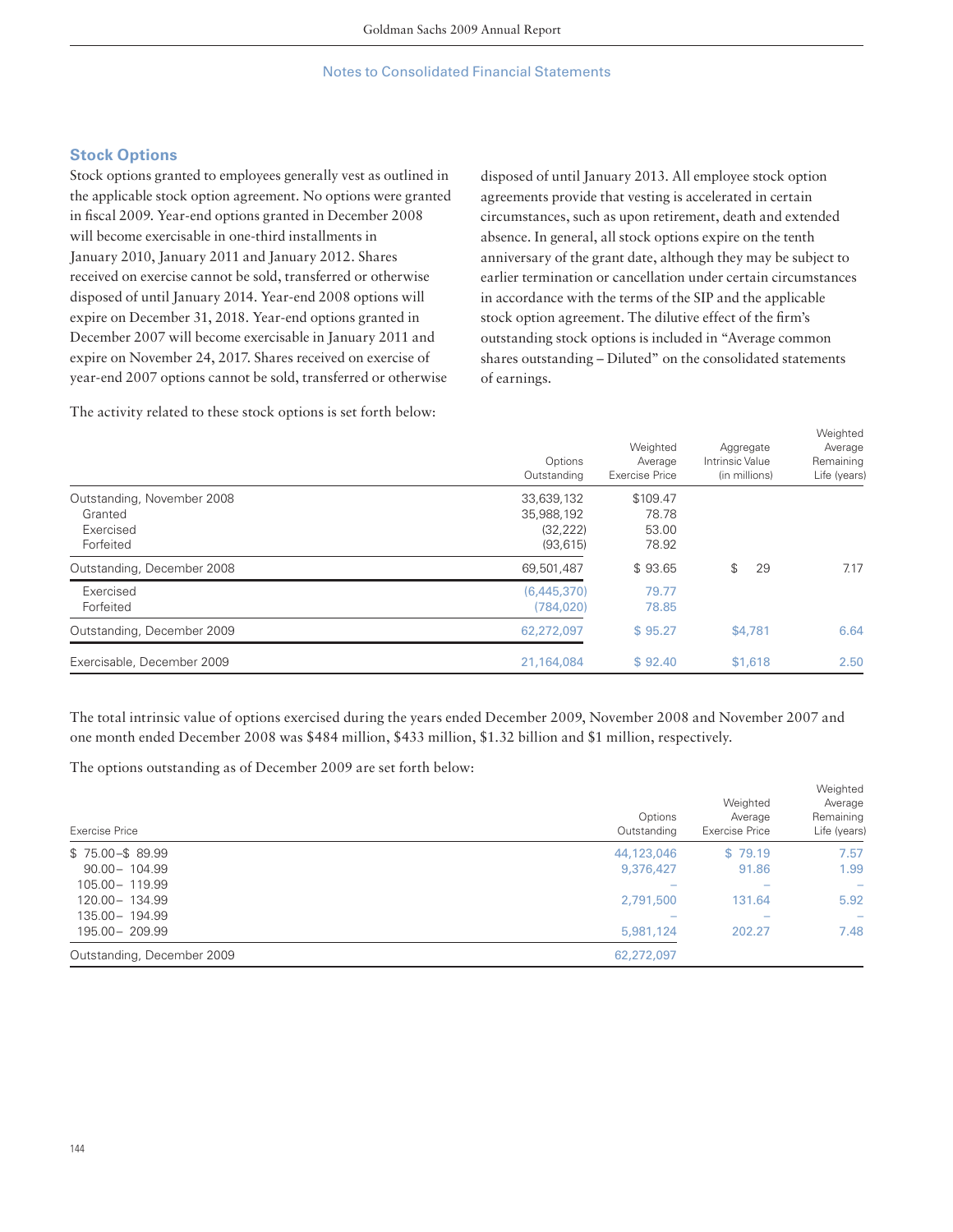## Stock Options

Stock options granted to employees generally vest as outlined in the applicable stock option agreement. No options were granted in fiscal 2009. Year-end options granted in December 2008 will become exercisable in one-third installments in January 2010, January 2011 and January 2012. Shares received on exercise cannot be sold, transferred or otherwise disposed of until January 2014. Year-end 2008 options will expire on December 31, 2018. Year-end options granted in December 2007 will become exercisable in January 2011 and expire on November 24, 2017. Shares received on exercise of year-end 2007 options cannot be sold, transferred or otherwise disposed of until January 2013. All employee stock option agreements provide that vesting is accelerated in certain circumstances, such as upon retirement, death and extended absence. In general, all stock options expire on the tenth anniversary of the grant date, although they may be subject to earlier termination or cancellation under certain circumstances in accordance with the terms of the SIP and the applicable stock option agreement. The dilutive effect of the firm's outstanding stock options is included in "Average common shares outstanding – Diluted" on the consolidated statements of earnings.

The activity related to these stock options is set forth below:

| | Options Outstanding | Weighted Average Exercise Price | Aggregate Intrinsic Value (in millions) | Weighted Average Remaining Life (years) |
|---|---|---|---|---|
| Outstanding, November 2008 | 33,639,132 | $109.47 | | |
| Granted | 35,988,192 | 78.78 | | |
| Exercised | (32,222) | 53.00 | | |
| Forfeited | (93,615) | 78.92 | | |
| Outstanding, December 2008 | 69,501,487 | $ 93.65 | $ 29 | 7.17 |
| Exercised | (6,445,370) | 79.77 | | |
| Forfeited | (784,020) | 78.85 | | |
| Outstanding, December 2009 | 62,272,097 | $ 95.27 | $4,781 | 6.64 |
| Exercisable, December 2009 | 21,164,084 | $ 92.40 | $1,618 | 2.50 |

The total intrinsic value of options exercised during the years ended December 2009, November 2008 and November 2007 and one month ended December 2008 was $484 million, $433 million, $1.32 billion and $1 million, respectively.

The options outstanding as of December 2009 are set forth below:

| Exercise Price | Options Outstanding | Weighted Average Exercise Price | Weighted Average Remaining Life (years) |
|---|---|---|---|
| $ 75.00–$ 89.99 | 44,123,046 | $ 79.19 | 7.57 |
| 90.00– 104.99 | 9,376,427 | 91.86 | 1.99 |
| 105.00– 119.99 | – | – | – |
| 120.00– 134.99 | 2,791,500 | 131.64 | 5.92 |
| 135.00– 194.99 | – | – | – |
| 195.00– 209.99 | 5,981,124 | 202.27 | 7.48 |
| Outstanding, December 2009 | 62,272,097 | | |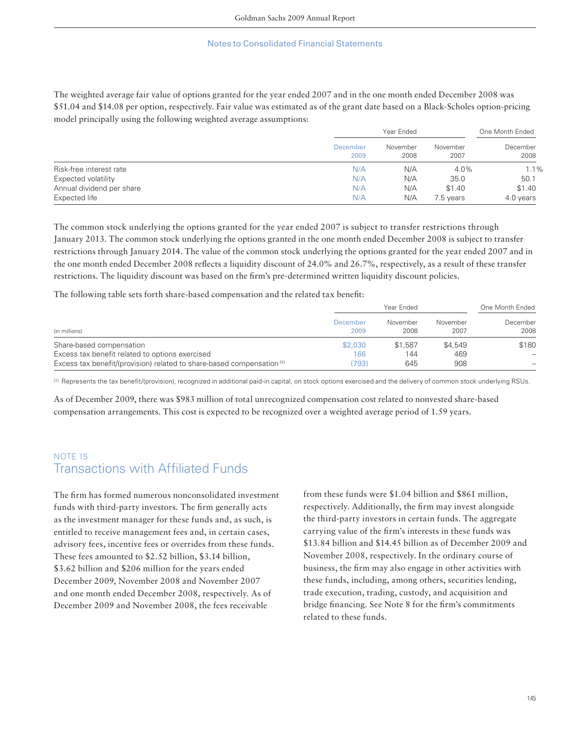The weighted average fair value of options granted for the year ended 2007 and in the one month ended December 2008 was $51.04 and $14.08 per option, respectively. Fair value was estimated as of the grant date based on a Black-Scholes option-pricing model principally using the following weighted average assumptions:

| | Year Ended | | | One Month Ended |
|---|---|---|---|---|
| | December 2009 | November 2008 | November 2007 | December 2008 |
| Risk-free interest rate | N/A | N/A | 4.0% | 1.1% |
| Expected volatility | N/A | N/A | 35.0 | 50.1 |
| Annual dividend per share | N/A | N/A | $1.40 | $1.40 |
| Expected life | N/A | N/A | 7.5 years | 4.0 years |

The common stock underlying the options granted for the year ended 2007 is subject to transfer restrictions through January 2013. The common stock underlying the options granted in the one month ended December 2008 is subject to transfer restrictions through January 2014. The value of the common stock underlying the options granted for the year ended 2007 and in the one month ended December 2008 reflects a liquidity discount of 24.0% and 26.7%, respectively, as a result of these transfer restrictions. The liquidity discount was based on the firm's pre-determined written liquidity discount policies.

The following table sets forth share-based compensation and the related tax benefit:

| (in millions) | Year Ended | | | One Month Ended |
|---|---|---|---|---|
| | December 2009 | November 2008 | November 2007 | December 2008 |
| Share-based compensation | $2,030 | $1,587 | $4,549 | $180 |
| Excess tax benefit related to options exercised | 166 | 144 | 469 | – |
| Excess tax benefit/(provision) related to share-based compensation [1] | (793) | 645 | 908 | – |

[1] Represents the tax benefit/(provision), recognized in additional paid-in capital, on stock options exercised and the delivery of common stock underlying RSUs.

As of December 2009, there was $983 million of total unrecognized compensation cost related to nonvested share-based compensation arrangements. This cost is expected to be recognized over a weighted average period of 1.59 years.

## NOTE 15
## Transactions with Affiliated Funds

The firm has formed numerous nonconsolidated investment funds with third-party investors. The firm generally acts as the investment manager for these funds and, as such, is entitled to receive management fees and, in certain cases, advisory fees, incentive fees or overrides from these funds. These fees amounted to $2.52 billion, $3.14 billion, $3.62 billion and $206 million for the years ended December 2009, November 2008 and November 2007 and one month ended December 2008, respectively. As of December 2009 and November 2008, the fees receivable from these funds were $1.04 billion and $861 million, respectively. Additionally, the firm may invest alongside the third-party investors in certain funds. The aggregate carrying value of the firm's interests in these funds was $13.84 billion and $14.45 billion as of December 2009 and November 2008, respectively. In the ordinary course of business, the firm may also engage in other activities with these funds, including, among others, securities lending, trade execution, trading, custody, and acquisition and bridge financing. See Note 8 for the firm's commitments related to these funds.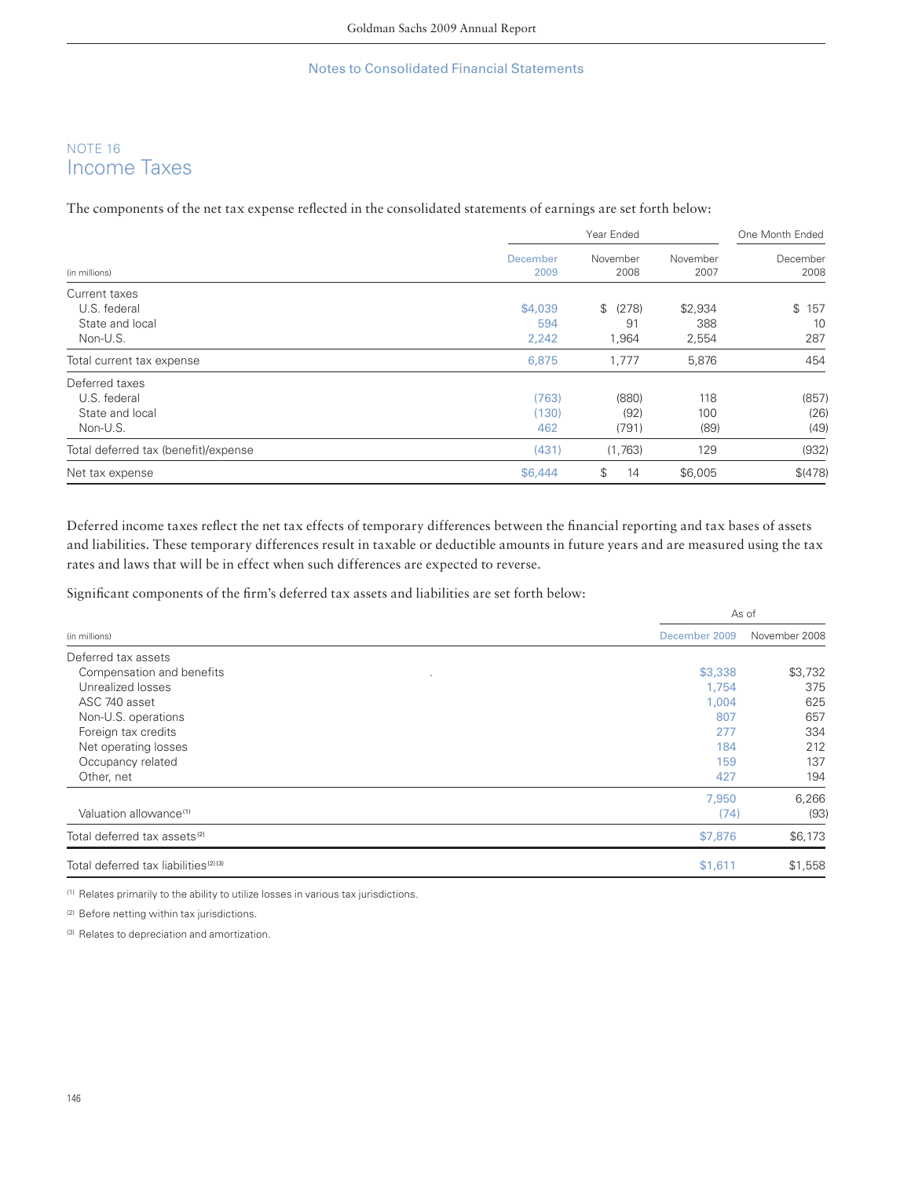## NOTE 16
# Income Taxes

The components of the net tax expense reflected in the consolidated statements of earnings are set forth below:

| (in millions) | Year Ended | | | One Month Ended |
|---|---|---|---|---|
| | December 2009 | November 2008 | November 2007 | December 2008 |
| Current taxes | | | | |
| U.S. federal | $4,039 | $ (278) | $2,934 | $ 157 |
| State and local | 594 | 91 | 388 | 10 |
| Non-U.S. | 2,242 | 1,964 | 2,554 | 287 |
| Total current tax expense | 6,875 | 1,777 | 5,876 | 454 |
| Deferred taxes | | | | |
| U.S. federal | (763) | (880) | 118 | (857) |
| State and local | (130) | (92) | 100 | (26) |
| Non-U.S. | 462 | (791) | (89) | (49) |
| Total deferred tax (benefit)/expense | (431) | (1,763) | 129 | (932) |
| Net tax expense | $6,444 | $ 14 | $6,005 | $(478) |

Deferred income taxes reflect the net tax effects of temporary differences between the financial reporting and tax bases of assets and liabilities. These temporary differences result in taxable or deductible amounts in future years and are measured using the tax rates and laws that will be in effect when such differences are expected to reverse.

Significant components of the firm's deferred tax assets and liabilities are set forth below:

| (in millions) | As of | |
|---|---|---|
| | December 2009 | November 2008 |
| Deferred tax assets | | |
| Compensation and benefits | $3,338 | $3,732 |
| Unrealized losses | 1,754 | 375 |
| ASC 740 asset | 1,004 | 625 |
| Non-U.S. operations | 807 | 657 |
| Foreign tax credits | 277 | 334 |
| Net operating losses | 184 | 212 |
| Occupancy related | 159 | 137 |
| Other, net | 427 | 194 |
| | 7,950 | 6,266 |
| Valuation allowance [1] | (74) | (93) |
| Total deferred tax assets [2] | $7,876 | $6,173 |
| Total deferred tax liabilities [2][3] | $1,611 | $1,558 |

[1] Relates primarily to the ability to utilize losses in various tax jurisdictions.

[2] Before netting within tax jurisdictions.

[3] Relates to depreciation and amortization.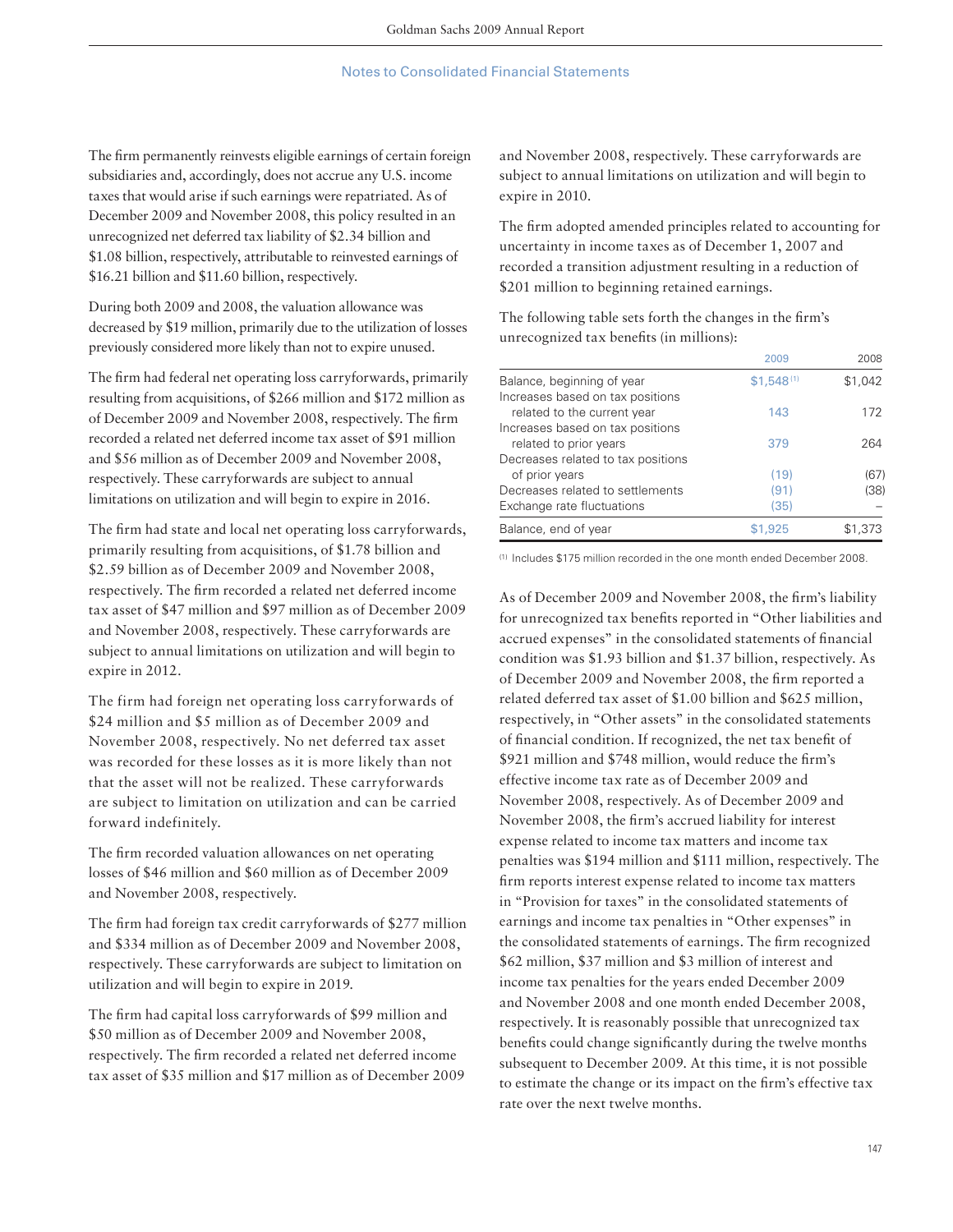The firm permanently reinvests eligible earnings of certain foreign subsidiaries and, accordingly, does not accrue any U.S. income taxes that would arise if such earnings were repatriated. As of December 2009 and November 2008, this policy resulted in an unrecognized net deferred tax liability of $2.34 billion and $1.08 billion, respectively, attributable to reinvested earnings of $16.21 billion and $11.60 billion, respectively.

During both 2009 and 2008, the valuation allowance was decreased by $19 million, primarily due to the utilization of losses previously considered more likely than not to expire unused.

The firm had federal net operating loss carryforwards, primarily resulting from acquisitions, of $266 million and $172 million as of December 2009 and November 2008, respectively. The firm recorded a related net deferred income tax asset of $91 million and $56 million as of December 2009 and November 2008, respectively. These carryforwards are subject to annual limitations on utilization and will begin to expire in 2016.

The firm had state and local net operating loss carryforwards, primarily resulting from acquisitions, of $1.78 billion and $2.59 billion as of December 2009 and November 2008, respectively. The firm recorded a related net deferred income tax asset of $47 million and $97 million as of December 2009 and November 2008, respectively. These carryforwards are subject to annual limitations on utilization and will begin to expire in 2012.

The firm had foreign net operating loss carryforwards of $24 million and $5 million as of December 2009 and November 2008, respectively. No net deferred tax asset was recorded for these losses as it is more likely than not that the asset will not be realized. These carryforwards are subject to limitation on utilization and can be carried forward indefinitely.

The firm recorded valuation allowances on net operating losses of $46 million and $60 million as of December 2009 and November 2008, respectively.

The firm had foreign tax credit carryforwards of $277 million and $334 million as of December 2009 and November 2008, respectively. These carryforwards are subject to limitation on utilization and will begin to expire in 2019.

The firm had capital loss carryforwards of $99 million and $50 million as of December 2009 and November 2008, respectively. The firm recorded a related net deferred income tax asset of $35 million and $17 million as of December 2009 and November 2008, respectively. These carryforwards are subject to annual limitations on utilization and will begin to expire in 2010.

The firm adopted amended principles related to accounting for uncertainty in income taxes as of December 1, 2007 and recorded a transition adjustment resulting in a reduction of $201 million to beginning retained earnings.

The following table sets forth the changes in the firm's unrecognized tax benefits (in millions):

| | 2009 | 2008 |
|---|---|---|
| Balance, beginning of year | $1,548 [1] | $1,042 |
| Increases based on tax positions related to the current year | 143 | 172 |
| Increases based on tax positions related to prior years | 379 | 264 |
| Decreases related to tax positions of prior years | (19) | (67) |
| Decreases related to settlements | (91) | (38) |
| Exchange rate fluctuations | (35) | – |
| Balance, end of year | $1,925 | $1,373 |

[1] Includes $175 million recorded in the one month ended December 2008.

As of December 2009 and November 2008, the firm's liability for unrecognized tax benefits reported in "Other liabilities and accrued expenses" in the consolidated statements of financial condition was $1.93 billion and $1.37 billion, respectively. As of December 2009 and November 2008, the firm reported a related deferred tax asset of $1.00 billion and $625 million, respectively, in "Other assets" in the consolidated statements of financial condition. If recognized, the net tax benefit of $921 million and $748 million, would reduce the firm's effective income tax rate as of December 2009 and November 2008, respectively. As of December 2009 and November 2008, the firm's accrued liability for interest expense related to income tax matters and income tax penalties was $194 million and $111 million, respectively. The firm reports interest expense related to income tax matters in "Provision for taxes" in the consolidated statements of earnings and income tax penalties in "Other expenses" in the consolidated statements of earnings. The firm recognized $62 million, $37 million and $3 million of interest and income tax penalties for the years ended December 2009 and November 2008 and one month ended December 2008, respectively. It is reasonably possible that unrecognized tax benefits could change significantly during the twelve months subsequent to December 2009. At this time, it is not possible to estimate the change or its impact on the firm's effective tax rate over the next twelve months.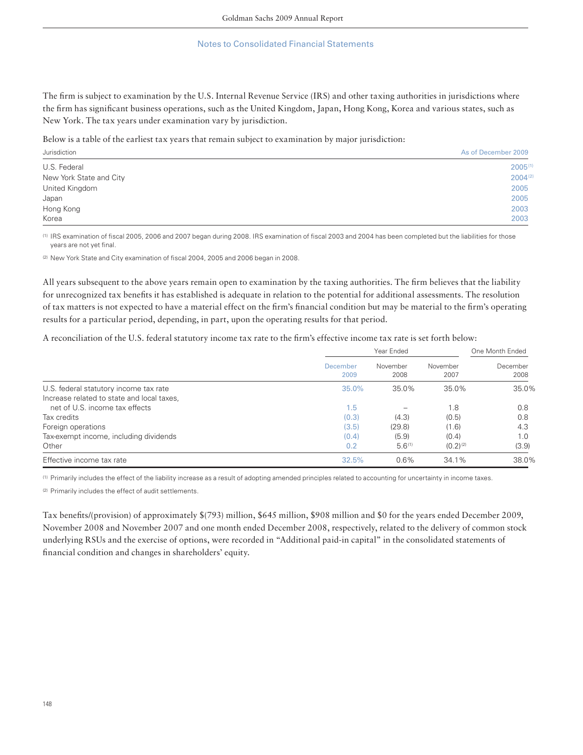The firm is subject to examination by the U.S. Internal Revenue Service (IRS) and other taxing authorities in jurisdictions where the firm has significant business operations, such as the United Kingdom, Japan, Hong Kong, Korea and various states, such as New York. The tax years under examination vary by jurisdiction.

Below is a table of the earliest tax years that remain subject to examination by major jurisdiction:

| Jurisdiction | As of December 2009 |
|---|---|
| U.S. Federal | 2005 [1] |
| New York State and City | 2004 [2] |
| United Kingdom | 2005 |
| Japan | 2005 |
| Hong Kong | 2003 |
| Korea | 2003 |

[1] IRS examination of fiscal 2005, 2006 and 2007 began during 2008. IRS examination of fiscal 2003 and 2004 has been completed but the liabilities for those years are not yet final.

[2] New York State and City examination of fiscal 2004, 2005 and 2006 began in 2008.

All years subsequent to the above years remain open to examination by the taxing authorities. The firm believes that the liability for unrecognized tax benefits it has established is adequate in relation to the potential for additional assessments. The resolution of tax matters is not expected to have a material effect on the firm's financial condition but may be material to the firm's operating results for a particular period, depending, in part, upon the operating results for that period.

A reconciliation of the U.S. federal statutory income tax rate to the firm's effective income tax rate is set forth below:

| | Year Ended | | | One Month Ended |
|---|---|---|---|---|
| | December 2009 | November 2008 | November 2007 | December 2008 |
| U.S. federal statutory income tax rate | 35.0% | 35.0% | 35.0% | 35.0% |
| Increase related to state and local taxes, net of U.S. income tax effects | 1.5 | – | 1.8 | 0.8 |
| Tax credits | (0.3) | (4.3) | (0.5) | 0.8 |
| Foreign operations | (3.5) | (29.8) | (1.6) | 4.3 |
| Tax-exempt income, including dividends | (0.4) | (5.9) | (0.4) | 1.0 |
| Other | 0.2 | 5.6 [1] | (0.2) [2] | (3.9) |
| Effective income tax rate | 32.5% | 0.6% | 34.1% | 38.0% |

[1] Primarily includes the effect of the liability increase as a result of adopting amended principles related to accounting for uncertainty in income taxes.

[2] Primarily includes the effect of audit settlements.

Tax benefits/(provision) of approximately $(793) million, $645 million, $908 million and $0 for the years ended December 2009, November 2008 and November 2007 and one month ended December 2008, respectively, related to the delivery of common stock underlying RSUs and the exercise of options, were recorded in "Additional paid-in capital" in the consolidated statements of financial condition and changes in shareholders' equity.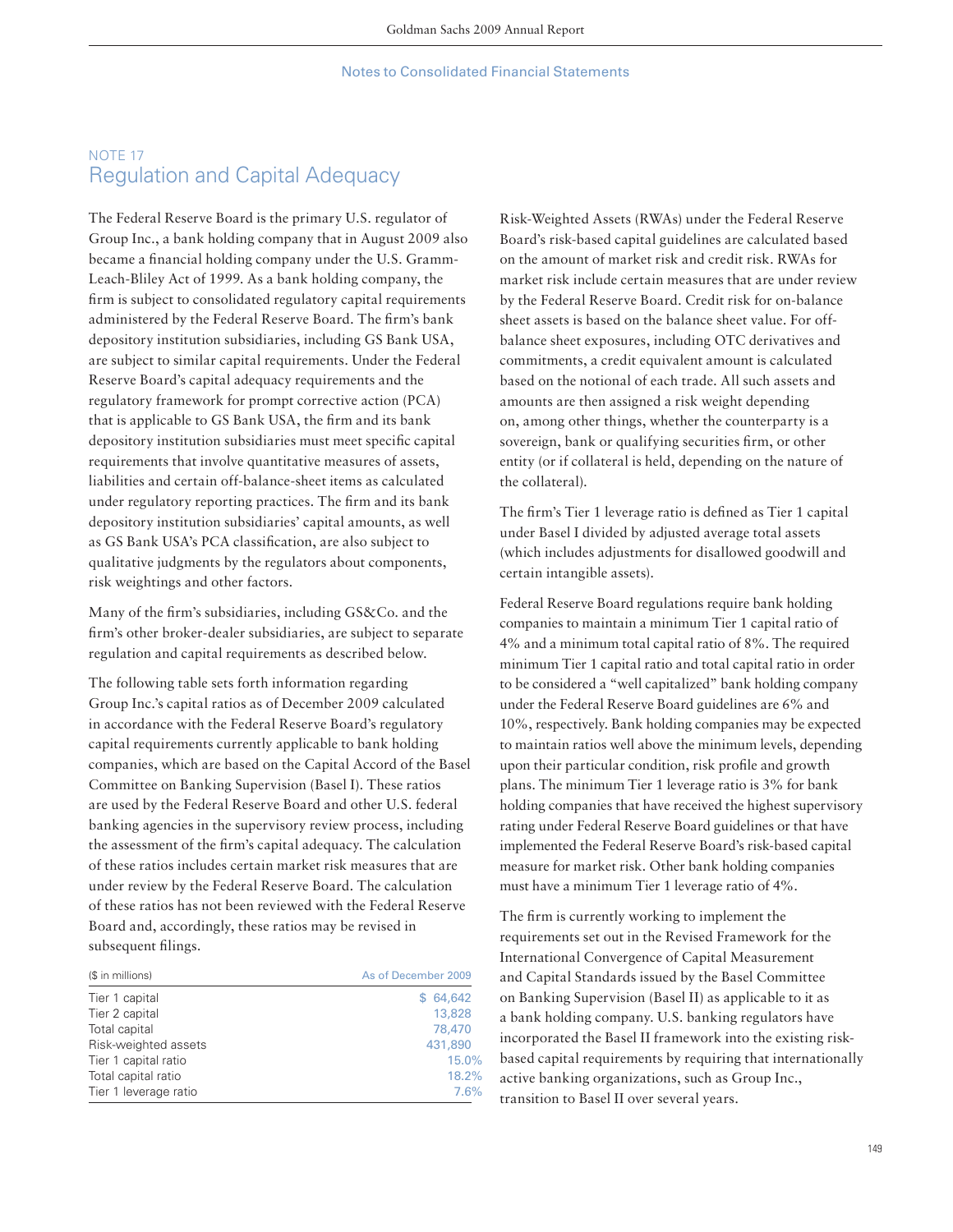## NOTE 17

# Regulation and Capital Adequacy

The Federal Reserve Board is the primary U.S. regulator of Group Inc., a bank holding company that in August 2009 also became a financial holding company under the U.S. Gramm-Leach-Bliley Act of 1999. As a bank holding company, the firm is subject to consolidated regulatory capital requirements administered by the Federal Reserve Board. The firm's bank depository institution subsidiaries, including GS Bank USA, are subject to similar capital requirements. Under the Federal Reserve Board's capital adequacy requirements and the regulatory framework for prompt corrective action (PCA) that is applicable to GS Bank USA, the firm and its bank depository institution subsidiaries must meet specific capital requirements that involve quantitative measures of assets, liabilities and certain off-balance-sheet items as calculated under regulatory reporting practices. The firm and its bank depository institution subsidiaries' capital amounts, as well as GS Bank USA's PCA classification, are also subject to qualitative judgments by the regulators about components, risk weightings and other factors.

Many of the firm's subsidiaries, including GS&Co. and the firm's other broker-dealer subsidiaries, are subject to separate regulation and capital requirements as described below.

The following table sets forth information regarding Group Inc.'s capital ratios as of December 2009 calculated in accordance with the Federal Reserve Board's regulatory capital requirements currently applicable to bank holding companies, which are based on the Capital Accord of the Basel Committee on Banking Supervision (Basel I). These ratios are used by the Federal Reserve Board and other U.S. federal banking agencies in the supervisory review process, including the assessment of the firm's capital adequacy. The calculation of these ratios includes certain market risk measures that are under review by the Federal Reserve Board. The calculation of these ratios has not been reviewed with the Federal Reserve Board and, accordingly, these ratios may be revised in subsequent filings.

| ($ in millions) | As of December 2009 |
|---|---|
| Tier 1 capital | $ 64,642 |
| Tier 2 capital | 13,828 |
| Total capital | 78,470 |
| Risk-weighted assets | 431,890 |
| Tier 1 capital ratio | 15.0% |
| Total capital ratio | 18.2% |
| Tier 1 leverage ratio | 7.6% |

Risk-Weighted Assets (RWAs) under the Federal Reserve Board's risk-based capital guidelines are calculated based on the amount of market risk and credit risk. RWAs for market risk include certain measures that are under review by the Federal Reserve Board. Credit risk for on-balance sheet assets is based on the balance sheet value. For off-balance sheet exposures, including OTC derivatives and commitments, a credit equivalent amount is calculated based on the notional of each trade. All such assets and amounts are then assigned a risk weight depending on, among other things, whether the counterparty is a sovereign, bank or qualifying securities firm, or other entity (or if collateral is held, depending on the nature of the collateral).

The firm's Tier 1 leverage ratio is defined as Tier 1 capital under Basel I divided by adjusted average total assets (which includes adjustments for disallowed goodwill and certain intangible assets).

Federal Reserve Board regulations require bank holding companies to maintain a minimum Tier 1 capital ratio of 4% and a minimum total capital ratio of 8%. The required minimum Tier 1 capital ratio and total capital ratio in order to be considered a "well capitalized" bank holding company under the Federal Reserve Board guidelines are 6% and 10%, respectively. Bank holding companies may be expected to maintain ratios well above the minimum levels, depending upon their particular condition, risk profile and growth plans. The minimum Tier 1 leverage ratio is 3% for bank holding companies that have received the highest supervisory rating under Federal Reserve Board guidelines or that have implemented the Federal Reserve Board's risk-based capital measure for market risk. Other bank holding companies must have a minimum Tier 1 leverage ratio of 4%.

The firm is currently working to implement the requirements set out in the Revised Framework for the International Convergence of Capital Measurement and Capital Standards issued by the Basel Committee on Banking Supervision (Basel II) as applicable to it as a bank holding company. U.S. banking regulators have incorporated the Basel II framework into the existing risk-based capital requirements by requiring that internationally active banking organizations, such as Group Inc., transition to Basel II over several years.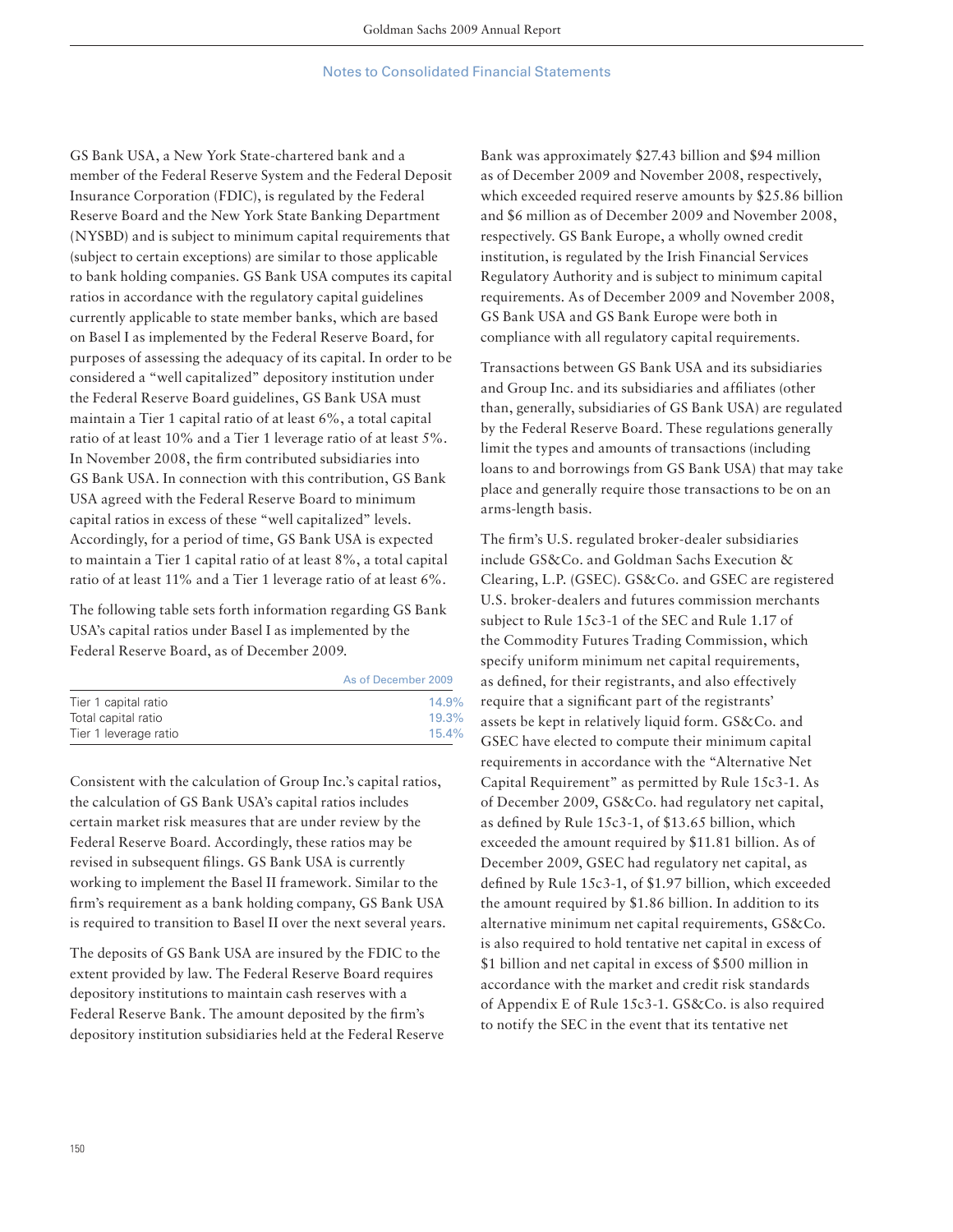GS Bank USA, a New York State-chartered bank and a member of the Federal Reserve System and the Federal Deposit Insurance Corporation (FDIC), is regulated by the Federal Reserve Board and the New York State Banking Department (NYSBD) and is subject to minimum capital requirements that (subject to certain exceptions) are similar to those applicable to bank holding companies. GS Bank USA computes its capital ratios in accordance with the regulatory capital guidelines currently applicable to state member banks, which are based on Basel I as implemented by the Federal Reserve Board, for purposes of assessing the adequacy of its capital. In order to be considered a "well capitalized" depository institution under the Federal Reserve Board guidelines, GS Bank USA must maintain a Tier 1 capital ratio of at least 6%, a total capital ratio of at least 10% and a Tier 1 leverage ratio of at least 5%. In November 2008, the firm contributed subsidiaries into GS Bank USA. In connection with this contribution, GS Bank USA agreed with the Federal Reserve Board to minimum capital ratios in excess of these "well capitalized" levels. Accordingly, for a period of time, GS Bank USA is expected to maintain a Tier 1 capital ratio of at least 8%, a total capital ratio of at least 11% and a Tier 1 leverage ratio of at least 6%.

The following table sets forth information regarding GS Bank USA's capital ratios under Basel I as implemented by the Federal Reserve Board, as of December 2009.

| | As of December 2009 |
|---|---|
| Tier 1 capital ratio | 14.9% |
| Total capital ratio | 19.3% |
| Tier 1 leverage ratio | 15.4% |

Consistent with the calculation of Group Inc.'s capital ratios, the calculation of GS Bank USA's capital ratios includes certain market risk measures that are under review by the Federal Reserve Board. Accordingly, these ratios may be revised in subsequent filings. GS Bank USA is currently working to implement the Basel II framework. Similar to the firm's requirement as a bank holding company, GS Bank USA is required to transition to Basel II over the next several years.

The deposits of GS Bank USA are insured by the FDIC to the extent provided by law. The Federal Reserve Board requires depository institutions to maintain cash reserves with a Federal Reserve Bank. The amount deposited by the firm's depository institution subsidiaries held at the Federal Reserve Bank was approximately $27.43 billion and $94 million as of December 2009 and November 2008, respectively, which exceeded required reserve amounts by $25.86 billion and $6 million as of December 2009 and November 2008, respectively. GS Bank Europe, a wholly owned credit institution, is regulated by the Irish Financial Services Regulatory Authority and is subject to minimum capital requirements. As of December 2009 and November 2008, GS Bank USA and GS Bank Europe were both in compliance with all regulatory capital requirements.

Transactions between GS Bank USA and its subsidiaries and Group Inc. and its subsidiaries and affiliates (other than, generally, subsidiaries of GS Bank USA) are regulated by the Federal Reserve Board. These regulations generally limit the types and amounts of transactions (including loans to and borrowings from GS Bank USA) that may take place and generally require those transactions to be on an arms-length basis.

The firm's U.S. regulated broker-dealer subsidiaries include GS&Co. and Goldman Sachs Execution & Clearing, L.P. (GSEC). GS&Co. and GSEC are registered U.S. broker-dealers and futures commission merchants subject to Rule 15c3-1 of the SEC and Rule 1.17 of the Commodity Futures Trading Commission, which specify uniform minimum net capital requirements, as defined, for their registrants, and also effectively require that a significant part of the registrants' assets be kept in relatively liquid form. GS&Co. and GSEC have elected to compute their minimum capital requirements in accordance with the "Alternative Net Capital Requirement" as permitted by Rule 15c3-1. As of December 2009, GS&Co. had regulatory net capital, as defined by Rule 15c3-1, of $13.65 billion, which exceeded the amount required by $11.81 billion. As of December 2009, GSEC had regulatory net capital, as defined by Rule 15c3-1, of $1.97 billion, which exceeded the amount required by $1.86 billion. In addition to its alternative minimum net capital requirements, GS&Co. is also required to hold tentative net capital in excess of $1 billion and net capital in excess of $500 million in accordance with the market and credit risk standards of Appendix E of Rule 15c3-1. GS&Co. is also required to notify the SEC in the event that its tentative net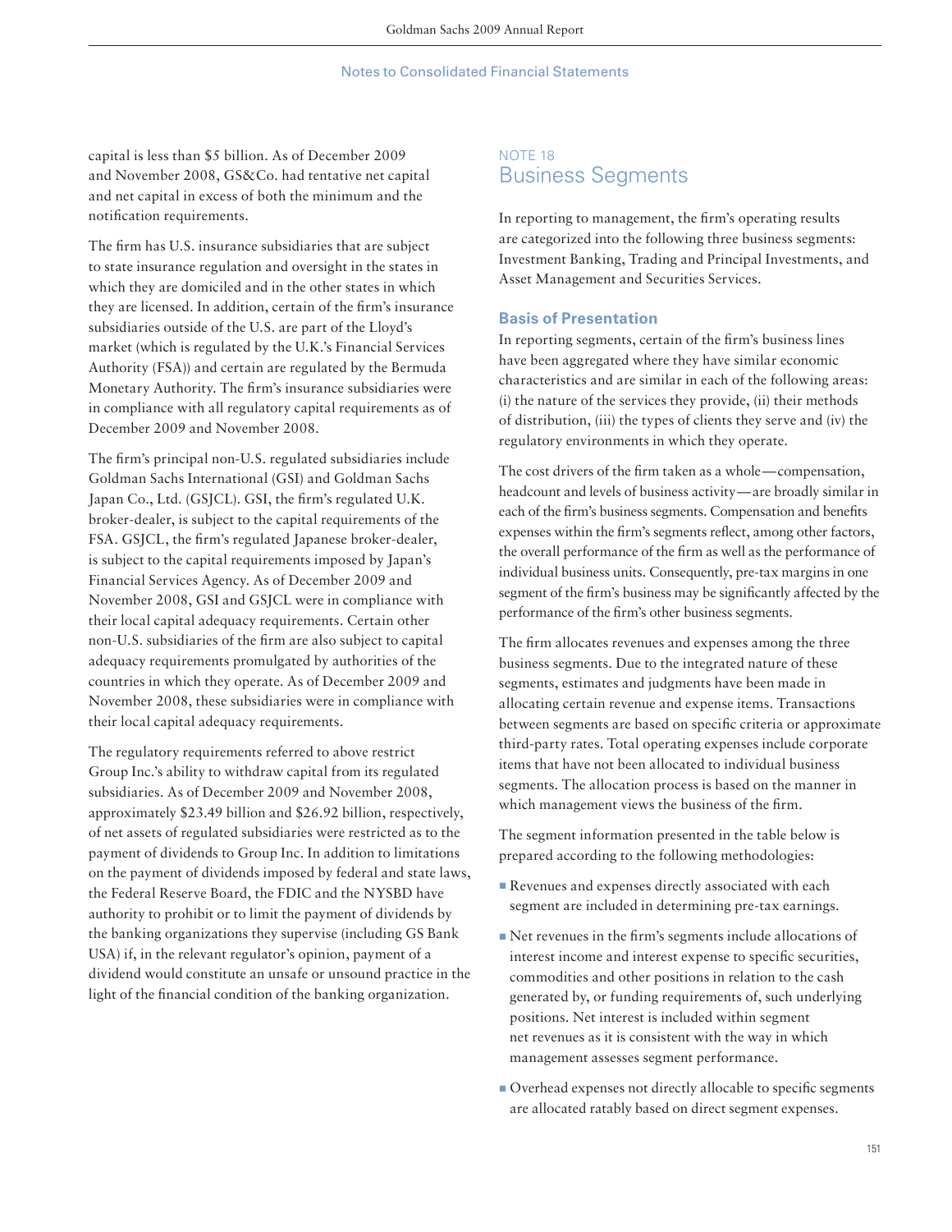capital is less than $5 billion. As of December 2009 and November 2008, GS&Co. had tentative net capital and net capital in excess of both the minimum and the notification requirements.

The firm has U.S. insurance subsidiaries that are subject to state insurance regulation and oversight in the states in which they are domiciled and in the other states in which they are licensed. In addition, certain of the firm's insurance subsidiaries outside of the U.S. are part of the Lloyd's market (which is regulated by the U.K.'s Financial Services Authority (FSA)) and certain are regulated by the Bermuda Monetary Authority. The firm's insurance subsidiaries were in compliance with all regulatory capital requirements as of December 2009 and November 2008.

The firm's principal non-U.S. regulated subsidiaries include Goldman Sachs International (GSI) and Goldman Sachs Japan Co., Ltd. (GSJCL). GSI, the firm's regulated U.K. broker-dealer, is subject to the capital requirements of the FSA. GSJCL, the firm's regulated Japanese broker-dealer, is subject to the capital requirements imposed by Japan's Financial Services Agency. As of December 2009 and November 2008, GSI and GSJCL were in compliance with their local capital adequacy requirements. Certain other non-U.S. subsidiaries of the firm are also subject to capital adequacy requirements promulgated by authorities of the countries in which they operate. As of December 2009 and November 2008, these subsidiaries were in compliance with their local capital adequacy requirements.

The regulatory requirements referred to above restrict Group Inc.'s ability to withdraw capital from its regulated subsidiaries. As of December 2009 and November 2008, approximately $23.49 billion and $26.92 billion, respectively, of net assets of regulated subsidiaries were restricted as to the payment of dividends to Group Inc. In addition to limitations on the payment of dividends imposed by federal and state laws, the Federal Reserve Board, the FDIC and the NYSBD have authority to prohibit or to limit the payment of dividends by the banking organizations they supervise (including GS Bank USA) if, in the relevant regulator's opinion, payment of a dividend would constitute an unsafe or unsound practice in the light of the financial condition of the banking organization.

NOTE 18

## Business Segments

In reporting to management, the firm's operating results are categorized into the following three business segments: Investment Banking, Trading and Principal Investments, and Asset Management and Securities Services.

### Basis of Presentation

In reporting segments, certain of the firm's business lines have been aggregated where they have similar economic characteristics and are similar in each of the following areas: (i) the nature of the services they provide, (ii) their methods of distribution, (iii) the types of clients they serve and (iv) the regulatory environments in which they operate.

The cost drivers of the firm taken as a whole — compensation, headcount and levels of business activity — are broadly similar in each of the firm's business segments. Compensation and benefits expenses within the firm's segments reflect, among other factors, the overall performance of the firm as well as the performance of individual business units. Consequently, pre-tax margins in one segment of the firm's business may be significantly affected by the performance of the firm's other business segments.

The firm allocates revenues and expenses among the three business segments. Due to the integrated nature of these segments, estimates and judgments have been made in allocating certain revenue and expense items. Transactions between segments are based on specific criteria or approximate third-party rates. Total operating expenses include corporate items that have not been allocated to individual business segments. The allocation process is based on the manner in which management views the business of the firm.

The segment information presented in the table below is prepared according to the following methodologies:

- Revenues and expenses directly associated with each segment are included in determining pre-tax earnings.
- Net revenues in the firm's segments include allocations of interest income and interest expense to specific securities, commodities and other positions in relation to the cash generated by, or funding requirements of, such underlying positions. Net interest is included within segment net revenues as it is consistent with the way in which management assesses segment performance.
- Overhead expenses not directly allocable to specific segments are allocated ratably based on direct segment expenses.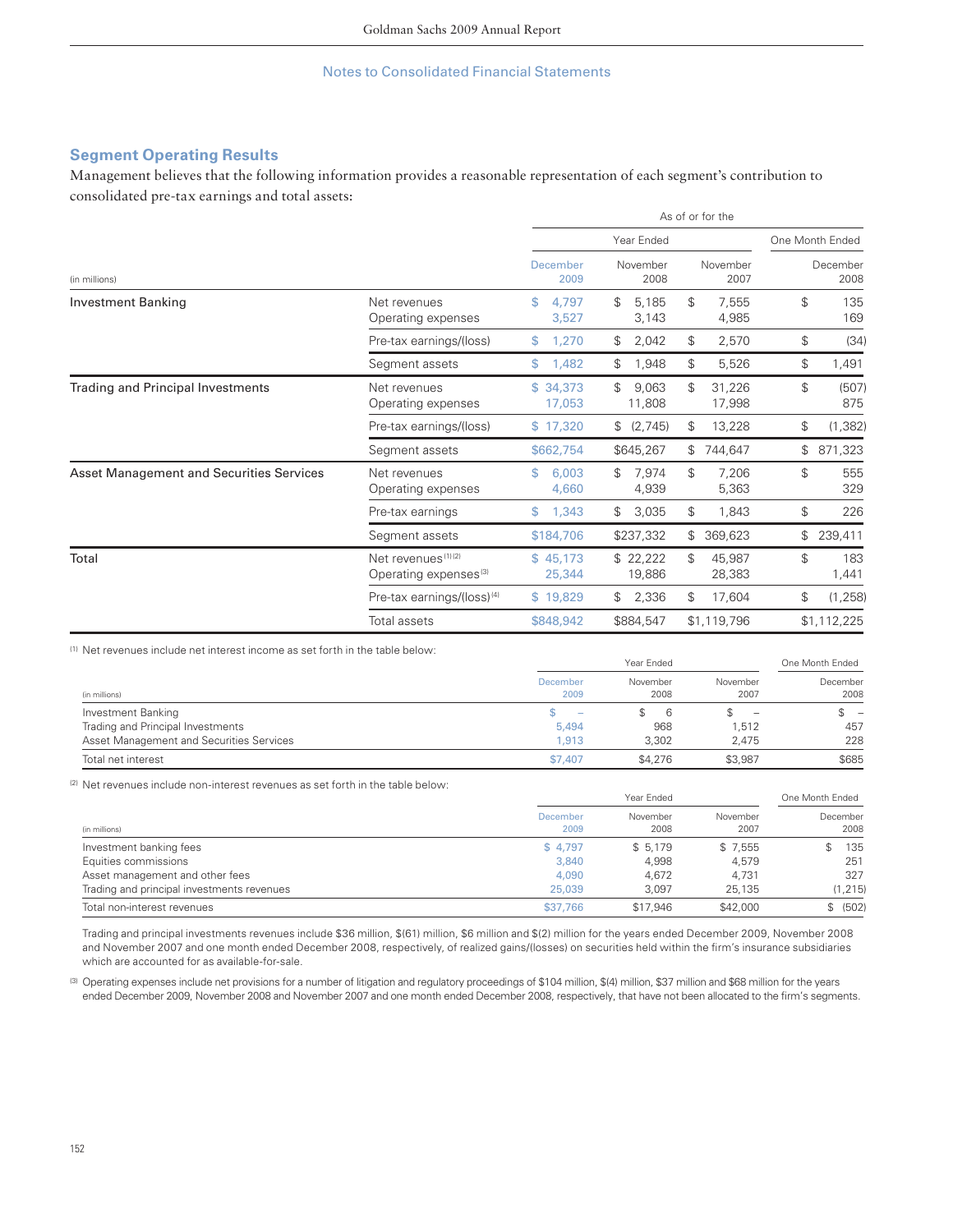## Segment Operating Results

Management believes that the following information provides a reasonable representation of each segment's contribution to consolidated pre-tax earnings and total assets:

| (in millions) | | As of or for the Year Ended December 2009 | Year Ended November 2008 | Year Ended November 2007 | One Month Ended December 2008 |
|---|---|---|---|---|---|
| Investment Banking | Net revenues | $ 4,797 | $ 5,185 | $ 7,555 | $ 135 |
| | Operating expenses | 3,527 | 3,143 | 4,985 | 169 |
| | Pre-tax earnings/(loss) | $ 1,270 | $ 2,042 | $ 2,570 | $ (34) |
| | Segment assets | $ 1,482 | $ 1,948 | $ 5,526 | $ 1,491 |
| Trading and Principal Investments | Net revenues | $ 34,373 | $ 9,063 | $ 31,226 | $ (507) |
| | Operating expenses | 17,053 | 11,808 | 17,998 | 875 |
| | Pre-tax earnings/(loss) | $ 17,320 | $ (2,745) | $ 13,228 | $ (1,382) |
| | Segment assets | $662,754 | $645,267 | $ 744,647 | $ 871,323 |
| Asset Management and Securities Services | Net revenues | $ 6,003 | $ 7,974 | $ 7,206 | $ 555 |
| | Operating expenses | 4,660 | 4,939 | 5,363 | 329 |
| | Pre-tax earnings | $ 1,343 | $ 3,035 | $ 1,843 | $ 226 |
| | Segment assets | $184,706 | $237,332 | $ 369,623 | $ 239,411 |
| Total | Net revenues [1][2] | $ 45,173 | $ 22,222 | $ 45,987 | $ 183 |
| | Operating expenses [3] | 25,344 | 19,886 | 28,383 | 1,441 |
| | Pre-tax earnings/(loss) [4] | $ 19,829 | $ 2,336 | $ 17,604 | $ (1,258) |
| | Total assets | $848,942 | $884,547 | $1,119,796 | $1,112,225 |

[1] Net revenues include net interest income as set forth in the table below:

| (in millions) | Year Ended December 2009 | Year Ended November 2008 | Year Ended November 2007 | One Month Ended December 2008 |
|---|---|---|---|---|
| Investment Banking | $ – | $ 6 | $ – | $ – |
| Trading and Principal Investments | 5,494 | 968 | 1,512 | 457 |
| Asset Management and Securities Services | 1,913 | 3,302 | 2,475 | 228 |
| Total net interest | $7,407 | $4,276 | $3,987 | $685 |

[2] Net revenues include non-interest revenues as set forth in the table below:

| (in millions) | Year Ended December 2009 | Year Ended November 2008 | Year Ended November 2007 | One Month Ended December 2008 |
|---|---|---|---|---|
| Investment banking fees | $ 4,797 | $ 5,179 | $ 7,555 | $ 135 |
| Equities commissions | 3,840 | 4,998 | 4,579 | 251 |
| Asset management and other fees | 4,090 | 4,672 | 4,731 | 327 |
| Trading and principal investments revenues | 25,039 | 3,097 | 25,135 | (1,215) |
| Total non-interest revenues | $37,766 | $17,946 | $42,000 | $ (502) |

Trading and principal investments revenues include $36 million, $(61) million, $6 million and $(2) million for the years ended December 2009, November 2008 and November 2007 and one month ended December 2008, respectively, of realized gains/(losses) on securities held within the firm's insurance subsidiaries which are accounted for as available-for-sale.

[3] Operating expenses include net provisions for a number of litigation and regulatory proceedings of $104 million, $(4) million, $37 million and $68 million for the years ended December 2009, November 2008 and November 2007 and one month ended December 2008, respectively, that have not been allocated to the firm's segments.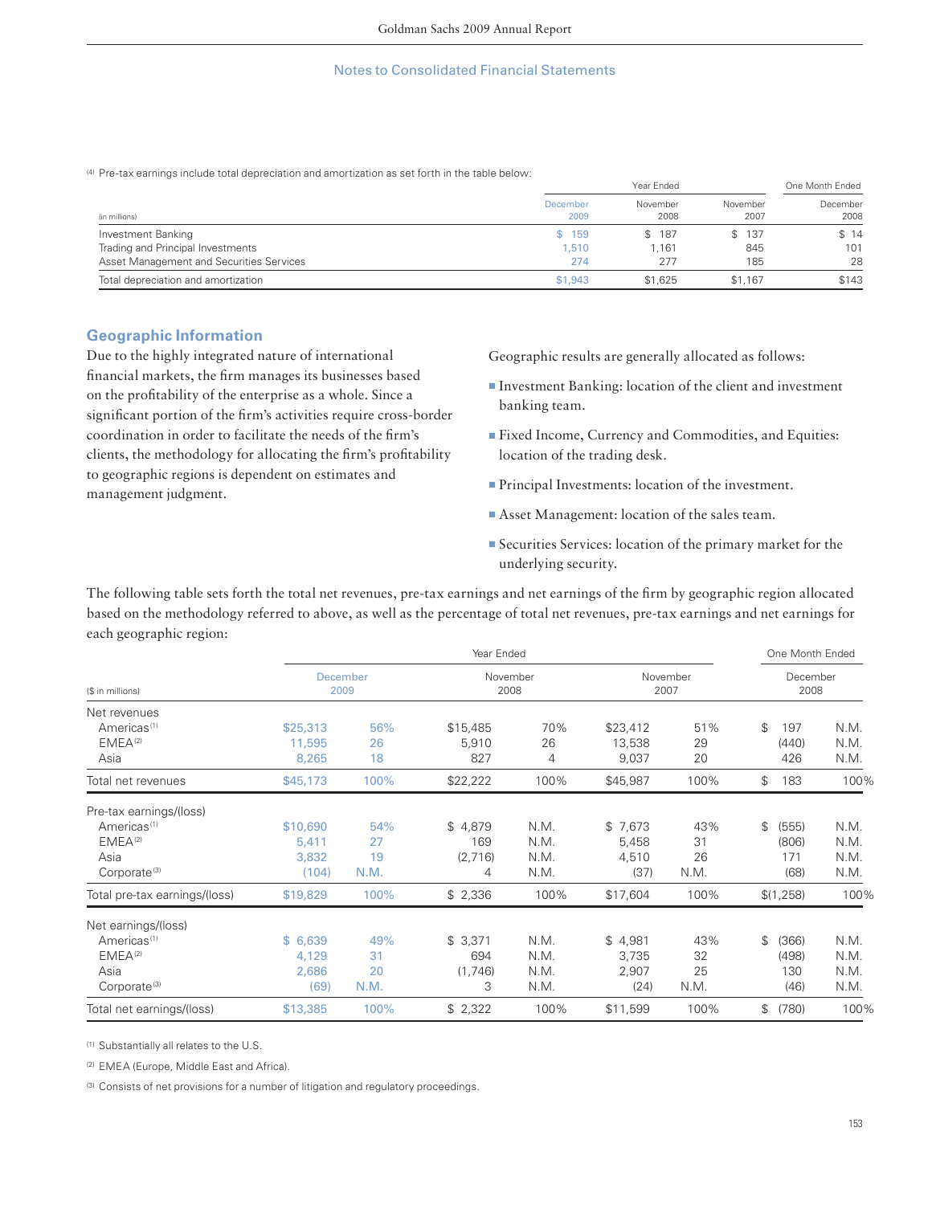## Notes to Consolidated Financial Statements

(4) Pre-tax earnings include total depreciation and amortization as set forth in the table below:

| (in millions) | Year Ended December 2009 | Year Ended November 2008 | Year Ended November 2007 | One Month Ended December 2008 |
|---|---|---|---|---|
| Investment Banking | $ 159 | $ 187 | $ 137 | $ 14 |
| Trading and Principal Investments | 1,510 | 1,161 | 845 | 101 |
| Asset Management and Securities Services | 274 | 277 | 185 | 28 |
| Total depreciation and amortization | $1,943 | $1,625 | $1,167 | $143 |

### Geographic Information

Due to the highly integrated nature of international financial markets, the firm manages its businesses based on the profitability of the enterprise as a whole. Since a significant portion of the firm's activities require cross-border coordination in order to facilitate the needs of the firm's clients, the methodology for allocating the firm's profitability to geographic regions is dependent on estimates and management judgment.

Geographic results are generally allocated as follows:

- Investment Banking: location of the client and investment banking team.
- Fixed Income, Currency and Commodities, and Equities: location of the trading desk.
- Principal Investments: location of the investment.
- Asset Management: location of the sales team.
- Securities Services: location of the primary market for the underlying security.

The following table sets forth the total net revenues, pre-tax earnings and net earnings of the firm by geographic region allocated based on the methodology referred to above, as well as the percentage of total net revenues, pre-tax earnings and net earnings for each geographic region:

| ($ in millions) | Year Ended December 2009 | | Year Ended November 2008 | | Year Ended November 2007 | | One Month Ended December 2008 | |
|---|---|---|---|---|---|---|---|---|
| **Net revenues** | | | | | | | | |
| Americas [1] | $25,313 | 56% | $15,485 | 70% | $23,412 | 51% | $ 197 | N.M. |
| EMEA [2] | 11,595 | 26 | 5,910 | 26 | 13,538 | 29 | (440) | N.M. |
| Asia | 8,265 | 18 | 827 | 4 | 9,037 | 20 | 426 | N.M. |
| Total net revenues | $45,173 | 100% | $22,222 | 100% | $45,987 | 100% | $ 183 | 100% |
| **Pre-tax earnings/(loss)** | | | | | | | | |
| Americas [1] | $10,690 | 54% | $ 4,879 | N.M. | $ 7,673 | 43% | $ (555) | N.M. |
| EMEA [2] | 5,411 | 27 | 169 | N.M. | 5,458 | 31 | (806) | N.M. |
| Asia | 3,832 | 19 | (2,716) | N.M. | 4,510 | 26 | 171 | N.M. |
| Corporate [3] | (104) | N.M. | 4 | N.M. | (37) | N.M. | (68) | N.M. |
| Total pre-tax earnings/(loss) | $19,829 | 100% | $ 2,336 | 100% | $17,604 | 100% | $(1,258) | 100% |
| **Net earnings/(loss)** | | | | | | | | |
| Americas [1] | $ 6,639 | 49% | $ 3,371 | N.M. | $ 4,981 | 43% | $ (366) | N.M. |
| EMEA [2] | 4,129 | 31 | 694 | N.M. | 3,735 | 32 | (498) | N.M. |
| Asia | 2,686 | 20 | (1,746) | N.M. | 2,907 | 25 | 130 | N.M. |
| Corporate [3] | (69) | N.M. | 3 | N.M. | (24) | N.M. | (46) | N.M. |
| Total net earnings/(loss) | $13,385 | 100% | $ 2,322 | 100% | $11,599 | 100% | $ (780) | 100% |

(1) Substantially all relates to the U.S.

(2) EMEA (Europe, Middle East and Africa).

(3) Consists of net provisions for a number of litigation and regulatory proceedings.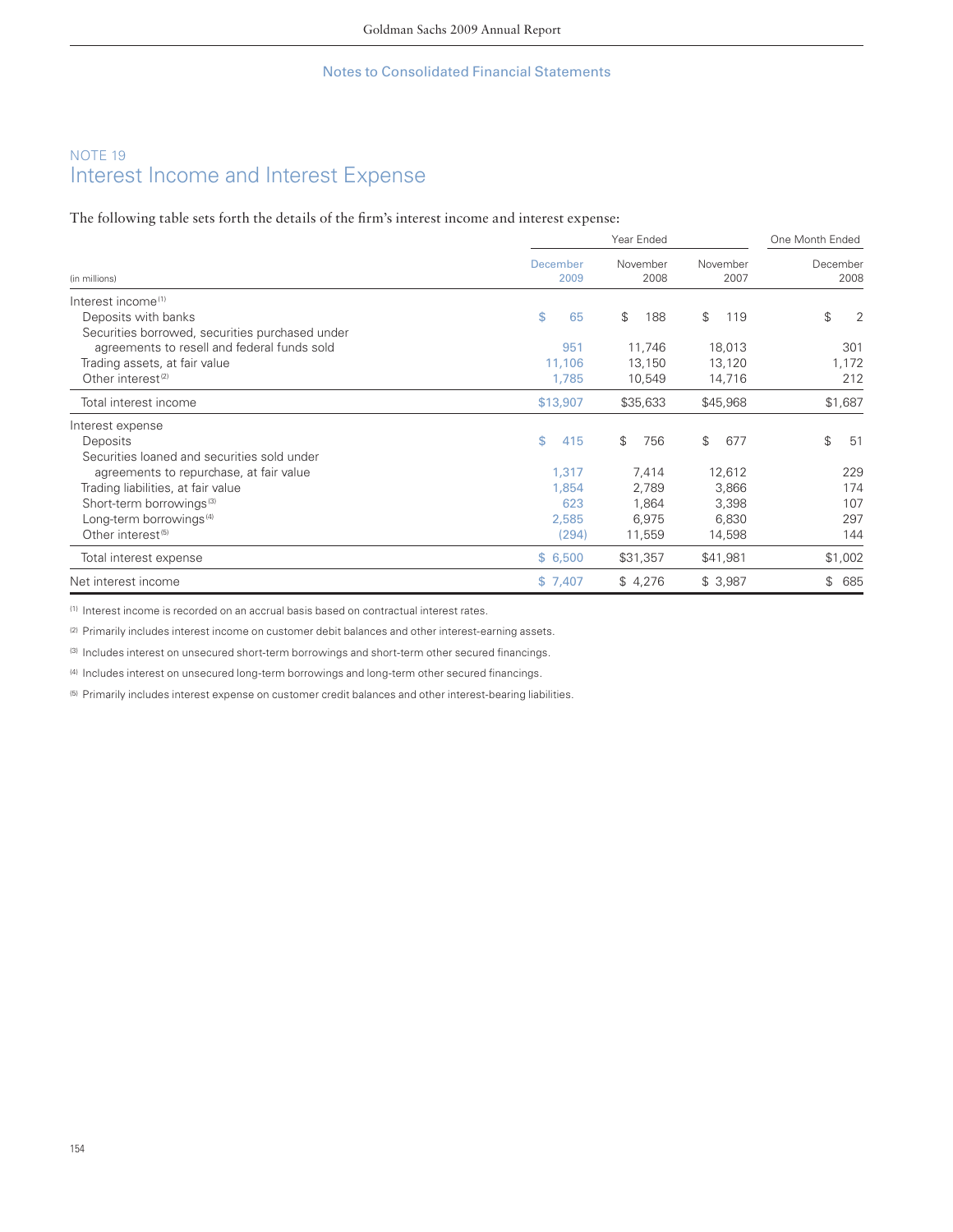## Notes to Consolidated Financial Statements

### NOTE 19
## Interest Income and Interest Expense

The following table sets forth the details of the firm's interest income and interest expense:

| (in millions) | Year Ended December 2009 | Year Ended November 2008 | Year Ended November 2007 | One Month Ended December 2008 |
|---|---|---|---|---|
| Interest income [1] | | | | |
| Deposits with banks | $ 65 | $ 188 | $ 119 | $ 2 |
| Securities borrowed, securities purchased under agreements to resell and federal funds sold | 951 | 11,746 | 18,013 | 301 |
| Trading assets, at fair value | 11,106 | 13,150 | 13,120 | 1,172 |
| Other interest [2] | 1,785 | 10,549 | 14,716 | 212 |
| Total interest income | $13,907 | $35,633 | $45,968 | $1,687 |
| Interest expense | | | | |
| Deposits | $ 415 | $ 756 | $ 677 | $ 51 |
| Securities loaned and securities sold under agreements to repurchase, at fair value | 1,317 | 7,414 | 12,612 | 229 |
| Trading liabilities, at fair value | 1,854 | 2,789 | 3,866 | 174 |
| Short-term borrowings [3] | 623 | 1,864 | 3,398 | 107 |
| Long-term borrowings [4] | 2,585 | 6,975 | 6,830 | 297 |
| Other interest [5] | (294) | 11,559 | 14,598 | 144 |
| Total interest expense | $ 6,500 | $31,357 | $41,981 | $1,002 |
| Net interest income | $ 7,407 | $ 4,276 | $ 3,987 | $ 685 |

[1] Interest income is recorded on an accrual basis based on contractual interest rates.

[2] Primarily includes interest income on customer debit balances and other interest-earning assets.

[3] Includes interest on unsecured short-term borrowings and short-term other secured financings.

[4] Includes interest on unsecured long-term borrowings and long-term other secured financings.

[5] Primarily includes interest expense on customer credit balances and other interest-bearing liabilities.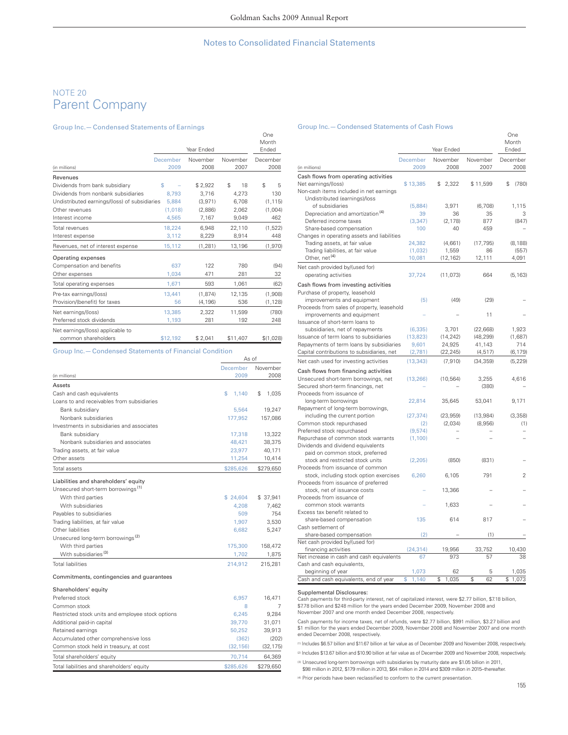## NOTE 20
# Parent Company

### Group Inc. — Condensed Statements of Earnings

| (in millions) | Year Ended December 2009 | Year Ended November 2008 | Year Ended November 2007 | One Month Ended December 2008 |
|---|---|---|---|---|
| **Revenues** | | | | |
| Dividends from bank subsidiary | $ – | $ 2,922 | $ 18 | $ 5 |
| Dividends from nonbank subsidiaries | 8,793 | 3,716 | 4,273 | 130 |
| Undistributed earnings/(loss) of subsidiaries | 5,884 | (3,971) | 6,708 | (1,115) |
| Other revenues | (1,018) | (2,886) | 2,062 | (1,004) |
| Interest income | 4,565 | 7,167 | 9,049 | 462 |
| Total revenues | 18,224 | 6,948 | 22,110 | (1,522) |
| Interest expense | 3,112 | 8,229 | 8,914 | 448 |
| Revenues, net of interest expense | 15,112 | (1,281) | 13,196 | (1,970) |
| **Operating expenses** | | | | |
| Compensation and benefits | 637 | 122 | 780 | (94) |
| Other expenses | 1,034 | 471 | 281 | 32 |
| Total operating expenses | 1,671 | 593 | 1,061 | (62) |
| Pre-tax earnings/(loss) | 13,441 | (1,874) | 12,135 | (1,908) |
| Provision/(benefit) for taxes | 56 | (4,196) | 536 | (1,128) |
| Net earnings/(loss) | 13,385 | 2,322 | 11,599 | (780) |
| Preferred stock dividends | 1,193 | 281 | 192 | 248 |
| Net earnings/(loss) applicable to common shareholders | $12,192 | $ 2,041 | $11,407 | $(1,028) |

### Group Inc. — Condensed Statements of Financial Condition

| (in millions) | As of December 2009 | As of November 2008 |
|---|---|---|
| **Assets** | | |
| Cash and cash equivalents | $ 1,140 | $ 1,035 |
| Loans to and receivables from subsidiaries | | |
| Bank subsidiary | 5,564 | 19,247 |
| Nonbank subsidiaries | 177,952 | 157,086 |
| Investments in subsidiaries and associates | | |
| Bank subsidiary | 17,318 | 13,322 |
| Nonbank subsidiaries and associates | 48,421 | 38,375 |
| Trading assets, at fair value | 23,977 | 40,171 |
| Other assets | 11,254 | 10,414 |
| Total assets | $285,626 | $279,650 |
| **Liabilities and shareholders' equity** | | |
| Unsecured short-term borrowings [1] | | |
| With third parties | $ 24,604 | $ 37,941 |
| With subsidiaries | 4,208 | 7,462 |
| Payables to subsidiaries | 509 | 754 |
| Trading liabilities, at fair value | 1,907 | 3,530 |
| Other liabilities | 6,682 | 5,247 |
| Unsecured long-term borrowings [2] | | |
| With third parties | 175,300 | 158,472 |
| With subsidiaries [3] | 1,702 | 1,875 |
| Total liabilities | 214,912 | 215,281 |
| **Commitments, contingencies and guarantees** | | |
| **Shareholders' equity** | | |
| Preferred stock | 6,957 | 16,471 |
| Common stock | 8 | 7 |
| Restricted stock units and employee stock options | 6,245 | 9,284 |
| Additional paid-in capital | 39,770 | 31,071 |
| Retained earnings | 50,252 | 39,913 |
| Accumulated other comprehensive loss | (362) | (202) |
| Common stock held in treasury, at cost | (32,156) | (32,175) |
| Total shareholders' equity | 70,714 | 64,369 |
| Total liabilities and shareholders' equity | $285,626 | $279,650 |

### Group Inc. — Condensed Statements of Cash Flows

| (in millions) | Year Ended December 2009 | Year Ended November 2008 | Year Ended November 2007 | One Month Ended December 2008 |
|---|---|---|---|---|
| **Cash flows from operating activities** | | | | |
| Net earnings/(loss) | $ 13,385 | $ 2,322 | $ 11,599 | $ (780) |
| Non-cash items included in net earnings | | | | |
| Undistributed (earnings)/loss of subsidiaries | (5,884) | 3,971 | (6,708) | 1,115 |
| Depreciation and amortization [4] | 39 | 36 | 35 | 3 |
| Deferred income taxes | (3,347) | (2,178) | 877 | (847) |
| Share-based compensation | 100 | 40 | 459 | – |
| Changes in operating assets and liabilities | | | | |
| Trading assets, at fair value | 24,382 | (4,661) | (17,795) | (8,188) |
| Trading liabilities, at fair value | (1,032) | 1,559 | 86 | (557) |
| Other, net [4] | 10,081 | (12,162) | 12,111 | 4,091 |
| Net cash provided by/(used for) operating activities | 37,724 | (11,073) | 664 | (5,163) |
| **Cash flows from investing activities** | | | | |
| Purchase of property, leasehold improvements and equipment | (5) | (49) | (29) | – |
| Proceeds from sales of property, leasehold improvements and equipment | – | – | 11 | – |
| Issuance of short-term loans to subsidiaries, net of repayments | (6,335) | 3,701 | (22,668) | 1,923 |
| Issuance of term loans to subsidiaries | (13,823) | (14,242) | (48,299) | (1,687) |
| Repayments of term loans by subsidiaries | 9,601 | 24,925 | 41,143 | 714 |
| Capital contributions to subsidiaries, net | (2,781) | (22,245) | (4,517) | (6,179) |
| Net cash used for investing activities | (13,343) | (7,910) | (34,359) | (5,229) |
| **Cash flows from financing activities** | | | | |
| Unsecured short-term borrowings, net | (13,266) | (10,564) | 3,255 | 4,616 |
| Secured short-term financings, net | – | – | (380) | – |
| Proceeds from issuance of long-term borrowings | 22,814 | 35,645 | 53,041 | 9,171 |
| Repayment of long-term borrowings, including the current portion | (27,374) | (23,959) | (13,984) | (3,358) |
| Common stock repurchased | (2) | (2,034) | (8,956) | (1) |
| Preferred stock repurchased | (9,574) | – | – | – |
| Repurchase of common stock warrants | (1,100) | – | – | – |
| Dividends and dividend equivalents paid on common stock, preferred stock and restricted stock units | (2,205) | (850) | (831) | – |
| Proceeds from issuance of common stock, including stock option exercises | 6,260 | 6,105 | 791 | 2 |
| Proceeds from issuance of preferred stock, net of issuance costs | – | 13,366 | – | – |
| Proceeds from issuance of common stock warrants | – | 1,633 | – | – |
| Excess tax benefit related to share-based compensation | 135 | 614 | 817 | – |
| Cash settlement of share-based compensation | (2) | – | (1) | – |
| Net cash provided by/(used for) financing activities | (24,314) | 19,956 | 33,752 | 10,430 |
| Net increase in cash and cash equivalents | 67 | 973 | 57 | 38 |
| Cash and cash equivalents, beginning of year | 1,073 | 62 | 5 | 1,035 |
| Cash and cash equivalents, end of year | $ 1,140 | $ 1,035 | $ 62 | $ 1,073 |

**Supplemental Disclosures:**

Cash payments for third-party interest, net of capitalized interest, were $2.77 billion, $7.18 billion, $7.78 billion and $248 million for the years ended December 2009, November 2008 and November 2007 and one month ended December 2008, respectively.

Cash payments for income taxes, net of refunds, were $2.77 billion, $991 million, $3.27 billion and $1 million for the years ended December 2009, November 2008 and November 2007 and one month ended December 2008, respectively.

[1] Includes $6.57 billion and $11.67 billion at fair value as of December 2009 and November 2008, respectively.

[2] Includes $13.67 billion and $10.90 billion at fair value as of December 2009 and November 2008, respectively.

[3] Unsecured long-term borrowings with subsidiaries by maturity date are $1.05 billion in 2011, $98 million in 2012, $179 million in 2013, $64 million in 2014 and $309 million in 2015–thereafter.

[4] Prior periods have been reclassified to conform to the current presentation.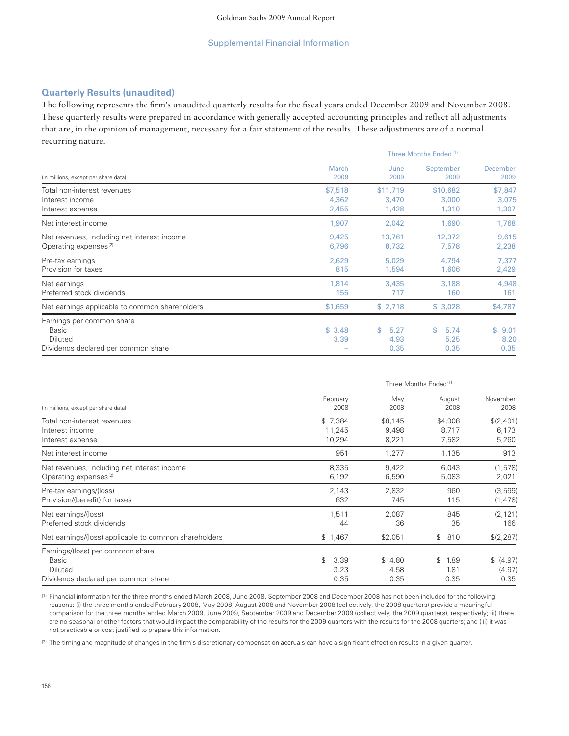## Supplemental Financial Information

### Quarterly Results (unaudited)

The following represents the firm's unaudited quarterly results for the fiscal years ended December 2009 and November 2008. These quarterly results were prepared in accordance with generally accepted accounting principles and reflect all adjustments that are, in the opinion of management, necessary for a fair statement of the results. These adjustments are of a normal recurring nature.

| (in millions, except per share data) | Three Months Ended[1] March 2009 | June 2009 | September 2009 | December 2009 |
|---|---|---|---|---|
| Total non-interest revenues | $7,518 | $11,719 | $10,682 | $7,847 |
| Interest income | 4,362 | 3,470 | 3,000 | 3,075 |
| Interest expense | 2,455 | 1,428 | 1,310 | 1,307 |
| Net interest income | 1,907 | 2,042 | 1,690 | 1,768 |
| Net revenues, including net interest income | 9,425 | 13,761 | 12,372 | 9,615 |
| Operating expenses[2] | 6,796 | 8,732 | 7,578 | 2,238 |
| Pre-tax earnings | 2,629 | 5,029 | 4,794 | 7,377 |
| Provision for taxes | 815 | 1,594 | 1,606 | 2,429 |
| Net earnings | 1,814 | 3,435 | 3,188 | 4,948 |
| Preferred stock dividends | 155 | 717 | 160 | 161 |
| Net earnings applicable to common shareholders | $1,659 | $ 2,718 | $ 3,028 | $4,787 |
| Earnings per common share | | | | |
| Basic | $ 3.48 | $ 5.27 | $ 5.74 | $ 9.01 |
| Diluted | 3.39 | 4.93 | 5.25 | 8.20 |
| Dividends declared per common share | – | 0.35 | 0.35 | 0.35 |

| (in millions, except per share data) | Three Months Ended[1] February 2008 | May 2008 | August 2008 | November 2008 |
|---|---|---|---|---|
| Total non-interest revenues | $ 7,384 | $8,145 | $4,908 | $(2,491) |
| Interest income | 11,245 | 9,498 | 8,717 | 6,173 |
| Interest expense | 10,294 | 8,221 | 7,582 | 5,260 |
| Net interest income | 951 | 1,277 | 1,135 | 913 |
| Net revenues, including net interest income | 8,335 | 9,422 | 6,043 | (1,578) |
| Operating expenses[2] | 6,192 | 6,590 | 5,083 | 2,021 |
| Pre-tax earnings/(loss) | 2,143 | 2,832 | 960 | (3,599) |
| Provision/(benefit) for taxes | 632 | 745 | 115 | (1,478) |
| Net earnings/(loss) | 1,511 | 2,087 | 845 | (2,121) |
| Preferred stock dividends | 44 | 36 | 35 | 166 |
| Net earnings/(loss) applicable to common shareholders | $ 1,467 | $2,051 | $ 810 | $(2,287) |
| Earnings/(loss) per common share | | | | |
| Basic | $ 3.39 | $ 4.80 | $ 1.89 | $ (4.97) |
| Diluted | 3.23 | 4.58 | 1.81 | (4.97) |
| Dividends declared per common share | 0.35 | 0.35 | 0.35 | 0.35 |

(1) Financial information for the three months ended March 2008, June 2008, September 2008 and December 2008 has not been included for the following reasons: (i) the three months ended February 2008, May 2008, August 2008 and November 2008 (collectively, the 2008 quarters) provide a meaningful comparison for the three months ended March 2009, June 2009, September 2009 and December 2009 (collectively, the 2009 quarters), respectively; (ii) there are no seasonal or other factors that would impact the comparability of the results for the 2009 quarters with the results for the 2008 quarters; and (iii) it was not practicable or cost justified to prepare this information.

(2) The timing and magnitude of changes in the firm's discretionary compensation accruals can have a significant effect on results in a given quarter.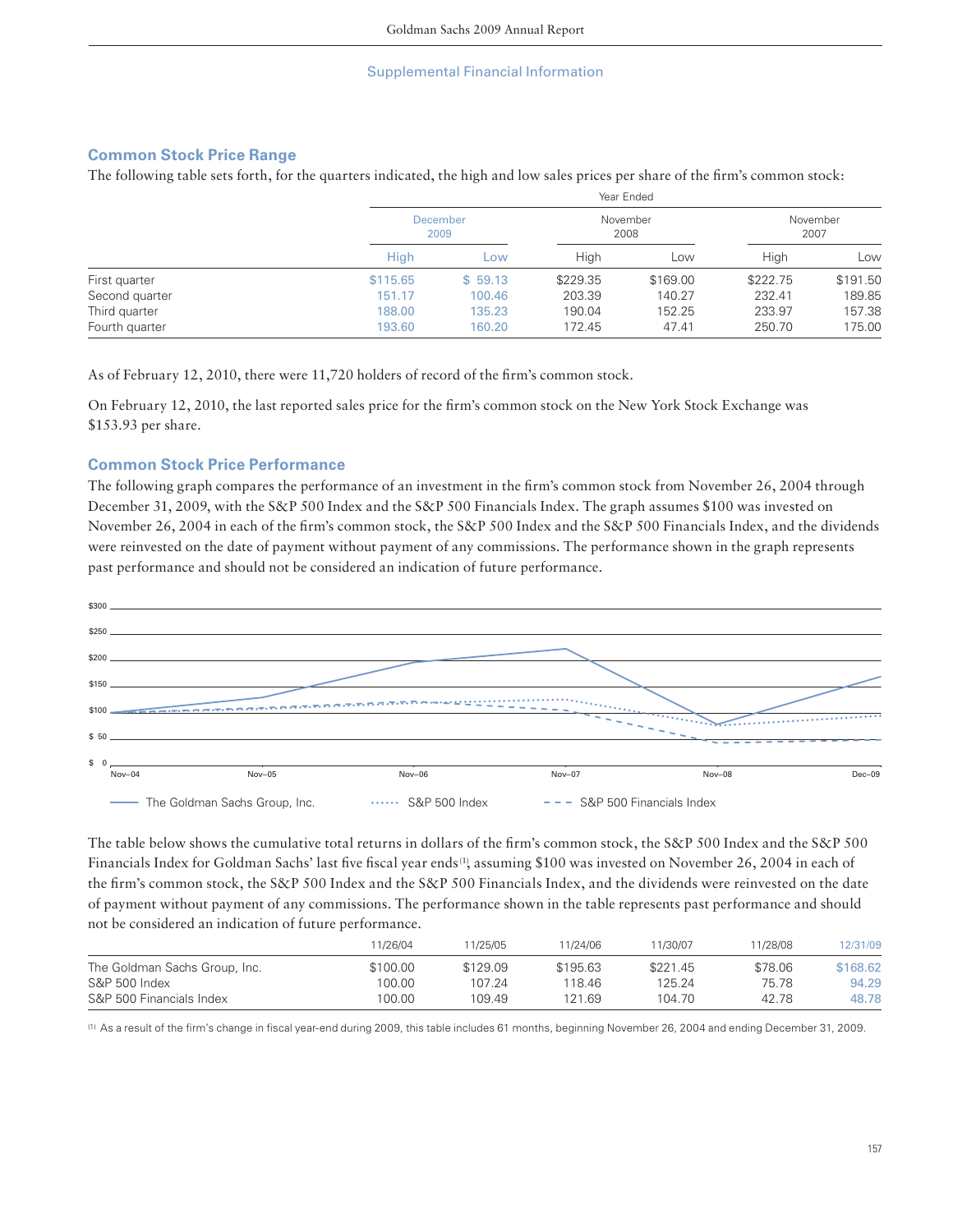## Supplemental Financial Information

### Common Stock Price Range

The following table sets forth, for the quarters indicated, the high and low sales prices per share of the firm's common stock:

| | Year Ended | | | | | |
|---|---|---|---|---|---|---|
| | December 2009 | | November 2008 | | November 2007 | |
| | High | Low | High | Low | High | Low |
| First quarter | $115.65 | $ 59.13 | $229.35 | $169.00 | $222.75 | $191.50 |
| Second quarter | 151.17 | 100.46 | 203.39 | 140.27 | 232.41 | 189.85 |
| Third quarter | 188.00 | 135.23 | 190.04 | 152.25 | 233.97 | 157.38 |
| Fourth quarter | 193.60 | 160.20 | 172.45 | 47.41 | 250.70 | 175.00 |

As of February 12, 2010, there were 11,720 holders of record of the firm's common stock.

On February 12, 2010, the last reported sales price for the firm's common stock on the New York Stock Exchange was $153.93 per share.

### Common Stock Price Performance

The following graph compares the performance of an investment in the firm's common stock from November 26, 2004 through December 31, 2009, with the S&P 500 Index and the S&P 500 Financials Index. The graph assumes $100 was invested on November 26, 2004 in each of the firm's common stock, the S&P 500 Index and the S&P 500 Financials Index, and the dividends were reinvested on the date of payment without payment of any commissions. The performance shown in the graph represents past performance and should not be considered an indication of future performance.

The table below shows the cumulative total returns in dollars of the firm's common stock, the S&P 500 Index and the S&P 500 Financials Index for Goldman Sachs' last five fiscal year ends[1], assuming $100 was invested on November 26, 2004 in each of the firm's common stock, the S&P 500 Index and the S&P 500 Financials Index, and the dividends were reinvested on the date of payment without payment of any commissions. The performance shown in the table represents past performance and should not be considered an indication of future performance.

| | 11/26/04 | 11/25/05 | 11/24/06 | 11/30/07 | 11/28/08 | 12/31/09 |
|---|---|---|---|---|---|---|
| The Goldman Sachs Group, Inc. | $100.00 | $129.09 | $195.63 | $221.45 | $78.06 | $168.62 |
| S&P 500 Index | 100.00 | 107.24 | 118.46 | 125.24 | 75.78 | 94.29 |
| S&P 500 Financials Index | 100.00 | 109.49 | 121.69 | 104.70 | 42.78 | 48.78 |

[1] As a result of the firm's change in fiscal year-end during 2009, this table includes 61 months, beginning November 26, 2004 and ending December 31, 2009.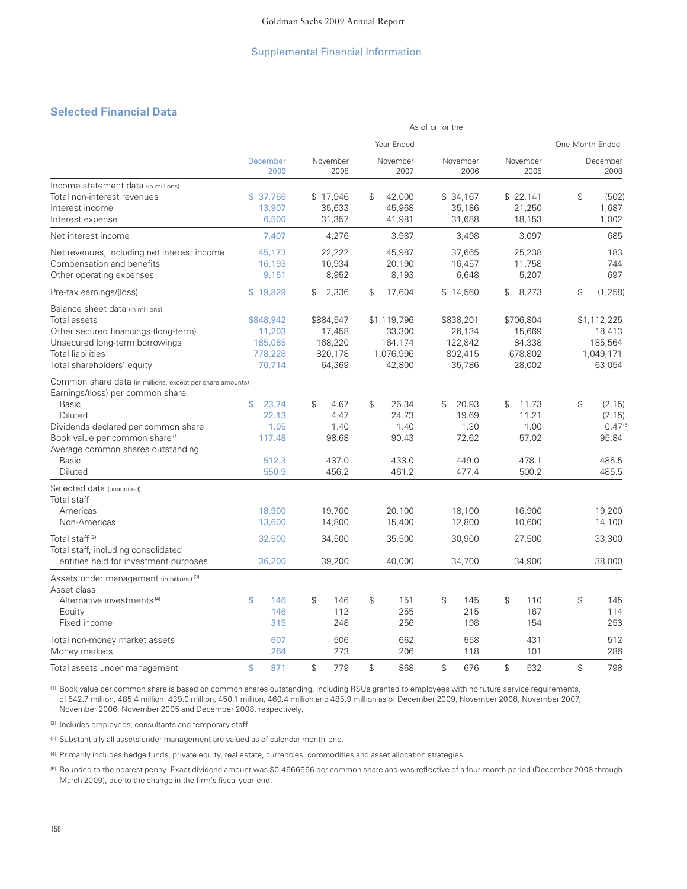## Supplemental Financial Information

### Selected Financial Data

| | As of or for the | | | | | |
|---|---|---|---|---|---|---|
| | Year Ended | | | | | One Month Ended |
| | December 2009 | November 2008 | November 2007 | November 2006 | November 2005 | December 2008 |
| **Income statement data** (in millions) | | | | | | |
| Total non-interest revenues | $ 37,766 | $ 17,946 | $ 42,000 | $ 34,167 | $ 22,141 | $ (502) |
| Interest income | 13,907 | 35,633 | 45,968 | 35,186 | 21,250 | 1,687 |
| Interest expense | 6,500 | 31,357 | 41,981 | 31,688 | 18,153 | 1,002 |
| Net interest income | 7,407 | 4,276 | 3,987 | 3,498 | 3,097 | 685 |
| Net revenues, including net interest income | 45,173 | 22,222 | 45,987 | 37,665 | 25,238 | 183 |
| Compensation and benefits | 16,193 | 10,934 | 20,190 | 16,457 | 11,758 | 744 |
| Other operating expenses | 9,151 | 8,952 | 8,193 | 6,648 | 5,207 | 697 |
| Pre-tax earnings/(loss) | $ 19,829 | $ 2,336 | $ 17,604 | $ 14,560 | $ 8,273 | $ (1,258) |
| **Balance sheet data** (in millions) | | | | | | |
| Total assets | $848,942 | $884,547 | $1,119,796 | $838,201 | $706,804 | $1,112,225 |
| Other secured financings (long-term) | 11,203 | 17,458 | 33,300 | 26,134 | 15,669 | 18,413 |
| Unsecured long-term borrowings | 185,085 | 168,220 | 164,174 | 122,842 | 84,338 | 185,564 |
| Total liabilities | 778,228 | 820,178 | 1,076,996 | 802,415 | 678,802 | 1,049,171 |
| Total shareholders' equity | 70,714 | 64,369 | 42,800 | 35,786 | 28,002 | 63,054 |
| **Common share data** (in millions, except per share amounts) | | | | | | |
| Earnings/(loss) per common share | | | | | | |
| Basic | $ 23.74 | $ 4.67 | $ 26.34 | $ 20.93 | $ 11.73 | $ (2.15) |
| Diluted | 22.13 | 4.47 | 24.73 | 19.69 | 11.21 | (2.15) |
| Dividends declared per common share | 1.05 | 1.40 | 1.40 | 1.30 | 1.00 | 0.47 [5] |
| Book value per common share [1] | 117.48 | 98.68 | 90.43 | 72.62 | 57.02 | 95.84 |
| Average common shares outstanding | | | | | | |
| Basic | 512.3 | 437.0 | 433.0 | 449.0 | 478.1 | 485.5 |
| Diluted | 550.9 | 456.2 | 461.2 | 477.4 | 500.2 | 485.5 |
| **Selected data** (unaudited) | | | | | | |
| Total staff | | | | | | |
| Americas | 18,900 | 19,700 | 20,100 | 18,100 | 16,900 | 19,200 |
| Non-Americas | 13,600 | 14,800 | 15,400 | 12,800 | 10,600 | 14,100 |
| Total staff [2] | 32,500 | 34,500 | 35,500 | 30,900 | 27,500 | 33,300 |
| Total staff, including consolidated entities held for investment purposes | 36,200 | 39,200 | 40,000 | 34,700 | 34,900 | 38,000 |
| **Assets under management** (in billions) [3] | | | | | | |
| Asset class | | | | | | |
| Alternative investments [4] | $ 146 | $ 146 | $ 151 | $ 145 | $ 110 | $ 145 |
| Equity | 146 | 112 | 255 | 215 | 167 | 114 |
| Fixed income | 315 | 248 | 256 | 198 | 154 | 253 |
| Total non-money market assets | 607 | 506 | 662 | 558 | 431 | 512 |
| Money markets | 264 | 273 | 206 | 118 | 101 | 286 |
| Total assets under management | $ 871 | $ 779 | $ 868 | $ 676 | $ 532 | $ 798 |

[1] Book value per common share is based on common shares outstanding, including RSUs granted to employees with no future service requirements, of 542.7 million, 485.4 million, 439.0 million, 450.1 million, 460.4 million and 485.9 million as of December 2009, November 2008, November 2007, November 2006, November 2005 and December 2008, respectively.

[2] Includes employees, consultants and temporary staff.

[3] Substantially all assets under management are valued as of calendar month-end.

[4] Primarily includes hedge funds, private equity, real estate, currencies, commodities and asset allocation strategies.

[5] Rounded to the nearest penny. Exact dividend amount was $0.4666666 per common share and was reflective of a four-month period (December 2008 through March 2009), due to the change in the firm's fiscal year-end.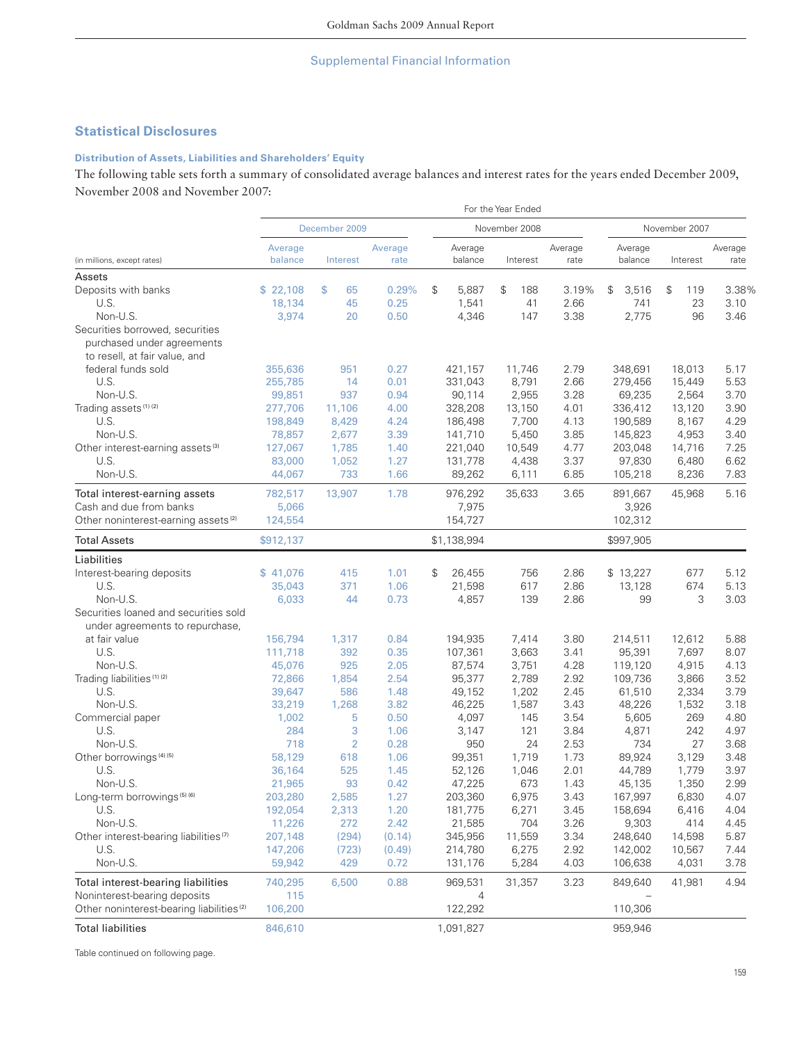## Statistical Disclosures

### Distribution of Assets, Liabilities and Shareholders' Equity

The following table sets forth a summary of consolidated average balances and interest rates for the years ended December 2009, November 2008 and November 2007:

| | For the Year Ended | | | | | | | | |
|---|---|---|---|---|---|---|---|---|---|
| | December 2009 | | | November 2008 | | | November 2007 | | |
| (in millions, except rates) | Average balance | Interest | Average rate | Average balance | Interest | Average rate | Average balance | Interest | Average rate |
| **Assets** | | | | | | | | | |
| Deposits with banks | $ 22,108 | $ 65 | 0.29% | $ 5,887 | $ 188 | 3.19% | $ 3,516 | $ 119 | 3.38% |
| U.S. | 18,134 | 45 | 0.25 | 1,541 | 41 | 2.66 | 741 | 23 | 3.10 |
| Non-U.S. | 3,974 | 20 | 0.50 | 4,346 | 147 | 3.38 | 2,775 | 96 | 3.46 |
| Securities borrowed, securities purchased under agreements to resell, at fair value, and federal funds sold | 355,636 | 951 | 0.27 | 421,157 | 11,746 | 2.79 | 348,691 | 18,013 | 5.17 |
| U.S. | 255,785 | 14 | 0.01 | 331,043 | 8,791 | 2.66 | 279,456 | 15,449 | 5.53 |
| Non-U.S. | 99,851 | 937 | 0.94 | 90,114 | 2,955 | 3.28 | 69,235 | 2,564 | 3.70 |
| Trading assets [1] [2] | 277,706 | 11,106 | 4.00 | 328,208 | 13,150 | 4.01 | 336,412 | 13,120 | 3.90 |
| U.S. | 198,849 | 8,429 | 4.24 | 186,498 | 7,700 | 4.13 | 190,589 | 8,167 | 4.29 |
| Non-U.S. | 78,857 | 2,677 | 3.39 | 141,710 | 5,450 | 3.85 | 145,823 | 4,953 | 3.40 |
| Other interest-earning assets [3] | 127,067 | 1,785 | 1.40 | 221,040 | 10,549 | 4.77 | 203,048 | 14,716 | 7.25 |
| U.S. | 83,000 | 1,052 | 1.27 | 131,778 | 4,438 | 3.37 | 97,830 | 6,480 | 6.62 |
| Non-U.S. | 44,067 | 733 | 1.66 | 89,262 | 6,111 | 6.85 | 105,218 | 8,236 | 7.83 |
| Total interest-earning assets | 782,517 | 13,907 | 1.78 | 976,292 | 35,633 | 3.65 | 891,667 | 45,968 | 5.16 |
| Cash and due from banks | 5,066 | | | 7,975 | | | 3,926 | | |
| Other noninterest-earning assets [2] | 124,554 | | | 154,727 | | | 102,312 | | |
| **Total Assets** | $912,137 | | | $1,138,994 | | | $997,905 | | |
| **Liabilities** | | | | | | | | | |
| Interest-bearing deposits | $ 41,076 | 415 | 1.01 | $ 26,455 | 756 | 2.86 | $ 13,227 | 677 | 5.12 |
| U.S. | 35,043 | 371 | 1.06 | 21,598 | 617 | 2.86 | 13,128 | 674 | 5.13 |
| Non-U.S. | 6,033 | 44 | 0.73 | 4,857 | 139 | 2.86 | 99 | 3 | 3.03 |
| Securities loaned and securities sold under agreements to repurchase, at fair value | 156,794 | 1,317 | 0.84 | 194,935 | 7,414 | 3.80 | 214,511 | 12,612 | 5.88 |
| U.S. | 111,718 | 392 | 0.35 | 107,361 | 3,663 | 3.41 | 95,391 | 7,697 | 8.07 |
| Non-U.S. | 45,076 | 925 | 2.05 | 87,574 | 3,751 | 4.28 | 119,120 | 4,915 | 4.13 |
| Trading liabilities [1] [2] | 72,866 | 1,854 | 2.54 | 95,377 | 2,789 | 2.92 | 109,736 | 3,866 | 3.52 |
| U.S. | 39,647 | 586 | 1.48 | 49,152 | 1,202 | 2.45 | 61,510 | 2,334 | 3.79 |
| Non-U.S. | 33,219 | 1,268 | 3.82 | 46,225 | 1,587 | 3.43 | 48,226 | 1,532 | 3.18 |
| Commercial paper | 1,002 | 5 | 0.50 | 4,097 | 145 | 3.54 | 5,605 | 269 | 4.80 |
| U.S. | 284 | 3 | 1.06 | 3,147 | 121 | 3.84 | 4,871 | 242 | 4.97 |
| Non-U.S. | 718 | 2 | 0.28 | 950 | 24 | 2.53 | 734 | 27 | 3.68 |
| Other borrowings [4] [5] | 58,129 | 618 | 1.06 | 99,351 | 1,719 | 1.73 | 89,924 | 3,129 | 3.48 |
| U.S. | 36,164 | 525 | 1.45 | 52,126 | 1,046 | 2.01 | 44,789 | 1,779 | 3.97 |
| Non-U.S. | 21,965 | 93 | 0.42 | 47,225 | 673 | 1.43 | 45,135 | 1,350 | 2.99 |
| Long-term borrowings [5] [6] | 203,280 | 2,585 | 1.27 | 203,360 | 6,975 | 3.43 | 167,997 | 6,830 | 4.07 |
| U.S. | 192,054 | 2,313 | 1.20 | 181,775 | 6,271 | 3.45 | 158,694 | 6,416 | 4.04 |
| Non-U.S. | 11,226 | 272 | 2.42 | 21,585 | 704 | 3.26 | 9,303 | 414 | 4.45 |
| Other interest-bearing liabilities [7] | 207,148 | (294) | (0.14) | 345,956 | 11,559 | 3.34 | 248,640 | 14,598 | 5.87 |
| U.S. | 147,206 | (723) | (0.49) | 214,780 | 6,275 | 2.92 | 142,002 | 10,567 | 7.44 |
| Non-U.S. | 59,942 | 429 | 0.72 | 131,176 | 5,284 | 4.03 | 106,638 | 4,031 | 3.78 |
| Total interest-bearing liabilities | 740,295 | 6,500 | 0.88 | 969,531 | 31,357 | 3.23 | 849,640 | 41,981 | 4.94 |
| Noninterest-bearing deposits | 115 | | | 4 | | | – | | |
| Other noninterest-bearing liabilities [2] | 106,200 | | | 122,292 | | | 110,306 | | |
| Total liabilities | 846,610 | | | 1,091,827 | | | 959,946 | | |

Table continued on following page.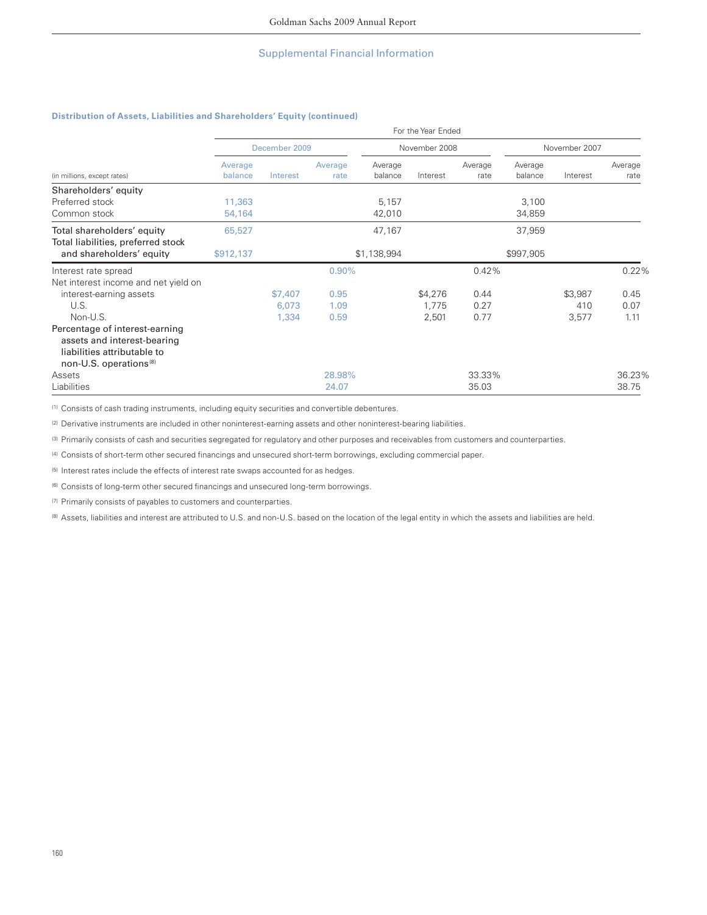## Supplemental Financial Information

### Distribution of Assets, Liabilities and Shareholders' Equity (continued)

| | For the Year Ended | | | | | | | | |
|---|---|---|---|---|---|---|---|---|---|
| | December 2009 | | | November 2008 | | | November 2007 | | |
| (in millions, except rates) | Average balance | Interest | Average rate | Average balance | Interest | Average rate | Average balance | Interest | Average rate |
| Shareholders' equity | | | | | | | | | |
| Preferred stock | 11,363 | | | 5,157 | | | 3,100 | | |
| Common stock | 54,164 | | | 42,010 | | | 34,859 | | |
| Total shareholders' equity | 65,527 | | | 47,167 | | | 37,959 | | |
| Total liabilities, preferred stock and shareholders' equity | $912,137 | | | $1,138,994 | | | $997,905 | | |
| Interest rate spread | | | 0.90% | | | 0.42% | | | 0.22% |
| Net interest income and net yield on interest-earning assets | | $7,407 | 0.95 | | $4,276 | 0.44 | | $3,987 | 0.45 |
| U.S. | | 6,073 | 1.09 | | 1,775 | 0.27 | | 410 | 0.07 |
| Non-U.S. | | 1,334 | 0.59 | | 2,501 | 0.77 | | 3,577 | 1.11 |
| Percentage of interest-earning assets and interest-bearing liabilities attributable to non-U.S. operations [8] | | | | | | | | | |
| Assets | | | 28.98% | | | 33.33% | | | 36.23% |
| Liabilities | | | 24.07 | | | 35.03 | | | 38.75 |

[1] Consists of cash trading instruments, including equity securities and convertible debentures.

[2] Derivative instruments are included in other noninterest-earning assets and other noninterest-bearing liabilities.

[3] Primarily consists of cash and securities segregated for regulatory and other purposes and receivables from customers and counterparties.

[4] Consists of short-term other secured financings and unsecured short-term borrowings, excluding commercial paper.

[5] Interest rates include the effects of interest rate swaps accounted for as hedges.

[6] Consists of long-term other secured financings and unsecured long-term borrowings.

[7] Primarily consists of payables to customers and counterparties.

[8] Assets, liabilities and interest are attributed to U.S. and non-U.S. based on the location of the legal entity in which the assets and liabilities are held.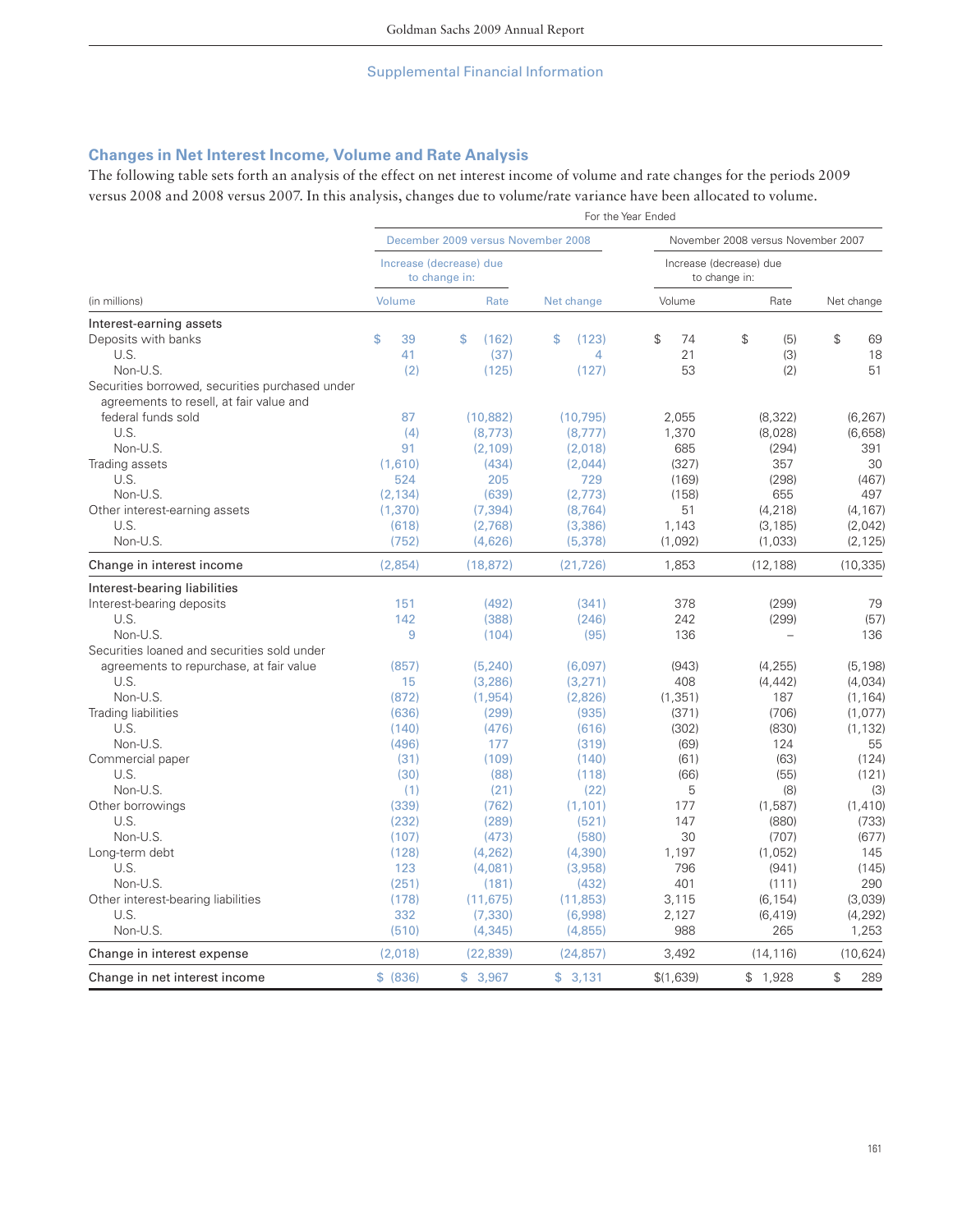## Changes in Net Interest Income, Volume and Rate Analysis

The following table sets forth an analysis of the effect on net interest income of volume and rate changes for the periods 2009 versus 2008 and 2008 versus 2007. In this analysis, changes due to volume/rate variance have been allocated to volume.

| | For the Year Ended | | | | | |
|---|---|---|---|---|---|---|
| | December 2009 versus November 2008 | | | November 2008 versus November 2007 | | |
| | Increase (decrease) due to change in: | | | Increase (decrease) due to change in: | | |
| (in millions) | Volume | Rate | Net change | Volume | Rate | Net change |
| **Interest-earning assets** | | | | | | |
| Deposits with banks | $ 39 | $ (162) | $ (123) | $ 74 | $ (5) | $ 69 |
| U.S. | 41 | (37) | 4 | 21 | (3) | 18 |
| Non-U.S. | (2) | (125) | (127) | 53 | (2) | 51 |
| Securities borrowed, securities purchased under agreements to resell, at fair value and federal funds sold | 87 | (10,882) | (10,795) | 2,055 | (8,322) | (6,267) |
| U.S. | (4) | (8,773) | (8,777) | 1,370 | (8,028) | (6,658) |
| Non-U.S. | 91 | (2,109) | (2,018) | 685 | (294) | 391 |
| Trading assets | (1,610) | (434) | (2,044) | (327) | 357 | 30 |
| U.S. | 524 | 205 | 729 | (169) | (298) | (467) |
| Non-U.S. | (2,134) | (639) | (2,773) | (158) | 655 | 497 |
| Other interest-earning assets | (1,370) | (7,394) | (8,764) | 51 | (4,218) | (4,167) |
| U.S. | (618) | (2,768) | (3,386) | 1,143 | (3,185) | (2,042) |
| Non-U.S. | (752) | (4,626) | (5,378) | (1,092) | (1,033) | (2,125) |
| **Change in interest income** | (2,854) | (18,872) | (21,726) | 1,853 | (12,188) | (10,335) |
| **Interest-bearing liabilities** | | | | | | |
| Interest-bearing deposits | 151 | (492) | (341) | 378 | (299) | 79 |
| U.S. | 142 | (388) | (246) | 242 | (299) | (57) |
| Non-U.S. | 9 | (104) | (95) | 136 | – | 136 |
| Securities loaned and securities sold under agreements to repurchase, at fair value | (857) | (5,240) | (6,097) | (943) | (4,255) | (5,198) |
| U.S. | 15 | (3,286) | (3,271) | 408 | (4,442) | (4,034) |
| Non-U.S. | (872) | (1,954) | (2,826) | (1,351) | 187 | (1,164) |
| Trading liabilities | (636) | (299) | (935) | (371) | (706) | (1,077) |
| U.S. | (140) | (476) | (616) | (302) | (830) | (1,132) |
| Non-U.S. | (496) | 177 | (319) | (69) | 124 | 55 |
| Commercial paper | (31) | (109) | (140) | (61) | (63) | (124) |
| U.S. | (30) | (88) | (118) | (66) | (55) | (121) |
| Non-U.S. | (1) | (21) | (22) | 5 | (8) | (3) |
| Other borrowings | (339) | (762) | (1,101) | 177 | (1,587) | (1,410) |
| U.S. | (232) | (289) | (521) | 147 | (880) | (733) |
| Non-U.S. | (107) | (473) | (580) | 30 | (707) | (677) |
| Long-term debt | (128) | (4,262) | (4,390) | 1,197 | (1,052) | 145 |
| U.S. | 123 | (4,081) | (3,958) | 796 | (941) | (145) |
| Non-U.S. | (251) | (181) | (432) | 401 | (111) | 290 |
| Other interest-bearing liabilities | (178) | (11,675) | (11,853) | 3,115 | (6,154) | (3,039) |
| U.S. | 332 | (7,330) | (6,998) | 2,127 | (6,419) | (4,292) |
| Non-U.S. | (510) | (4,345) | (4,855) | 988 | 265 | 1,253 |
| **Change in interest expense** | (2,018) | (22,839) | (24,857) | 3,492 | (14,116) | (10,624) |
| **Change in net interest income** | $ (836) | $ 3,967 | $ 3,131 | $(1,639) | $ 1,928 | $ 289 |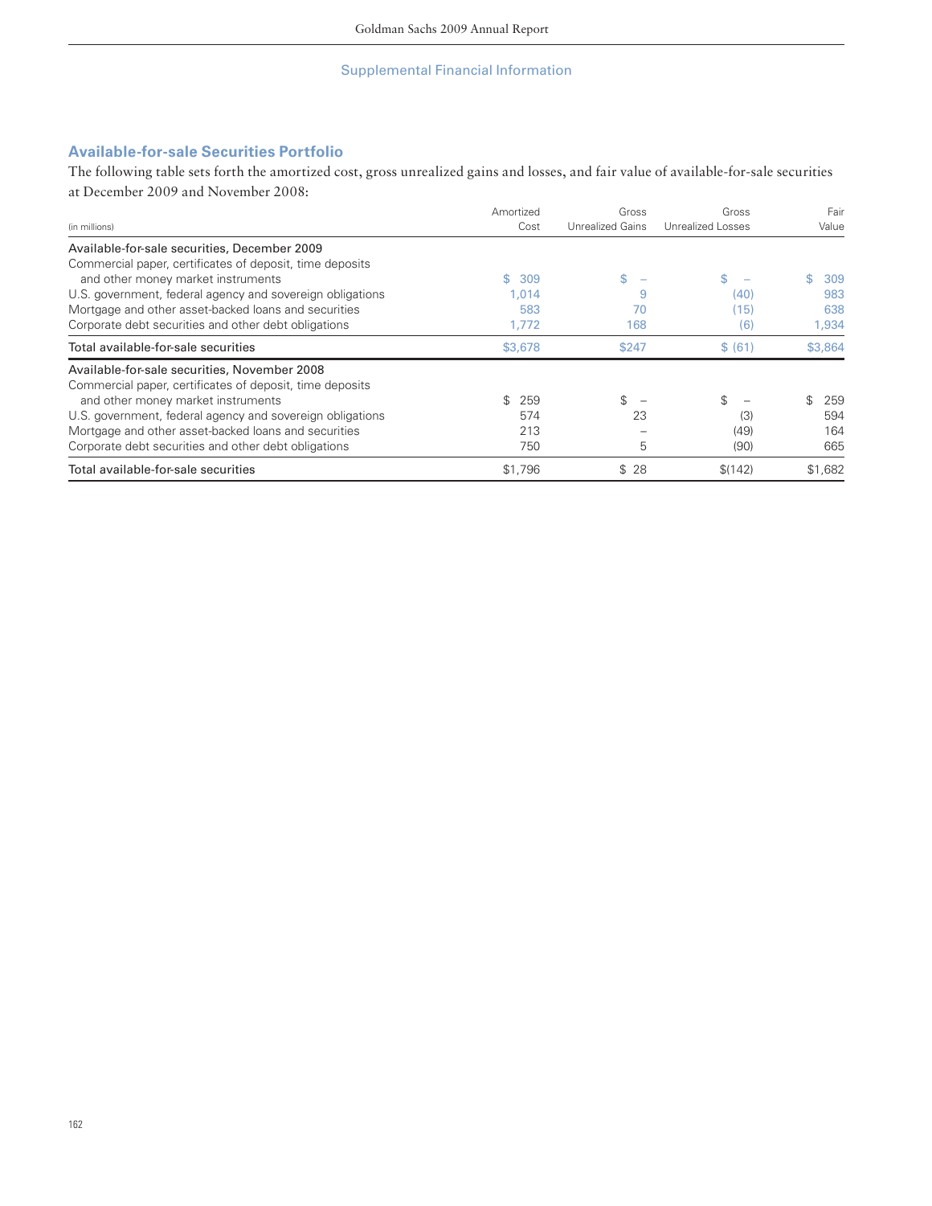## Supplemental Financial Information

### Available-for-sale Securities Portfolio

The following table sets forth the amortized cost, gross unrealized gains and losses, and fair value of available-for-sale securities at December 2009 and November 2008:

| (in millions) | Amortized Cost | Gross Unrealized Gains | Gross Unrealized Losses | Fair Value |
|---|---|---|---|---|
| **Available-for-sale securities, December 2009** | | | | |
| Commercial paper, certificates of deposit, time deposits and other money market instruments | $ 309 | $ – | $ – | $ 309 |
| U.S. government, federal agency and sovereign obligations | 1,014 | 9 | (40) | 983 |
| Mortgage and other asset-backed loans and securities | 583 | 70 | (15) | 638 |
| Corporate debt securities and other debt obligations | 1,772 | 168 | (6) | 1,934 |
| Total available-for-sale securities | $3,678 | $247 | $ (61) | $3,864 |
| **Available-for-sale securities, November 2008** | | | | |
| Commercial paper, certificates of deposit, time deposits and other money market instruments | $ 259 | $ – | $ – | $ 259 |
| U.S. government, federal agency and sovereign obligations | 574 | 23 | (3) | 594 |
| Mortgage and other asset-backed loans and securities | 213 | – | (49) | 164 |
| Corporate debt securities and other debt obligations | 750 | 5 | (90) | 665 |
| Total available-for-sale securities | $1,796 | $ 28 | $(142) | $1,682 |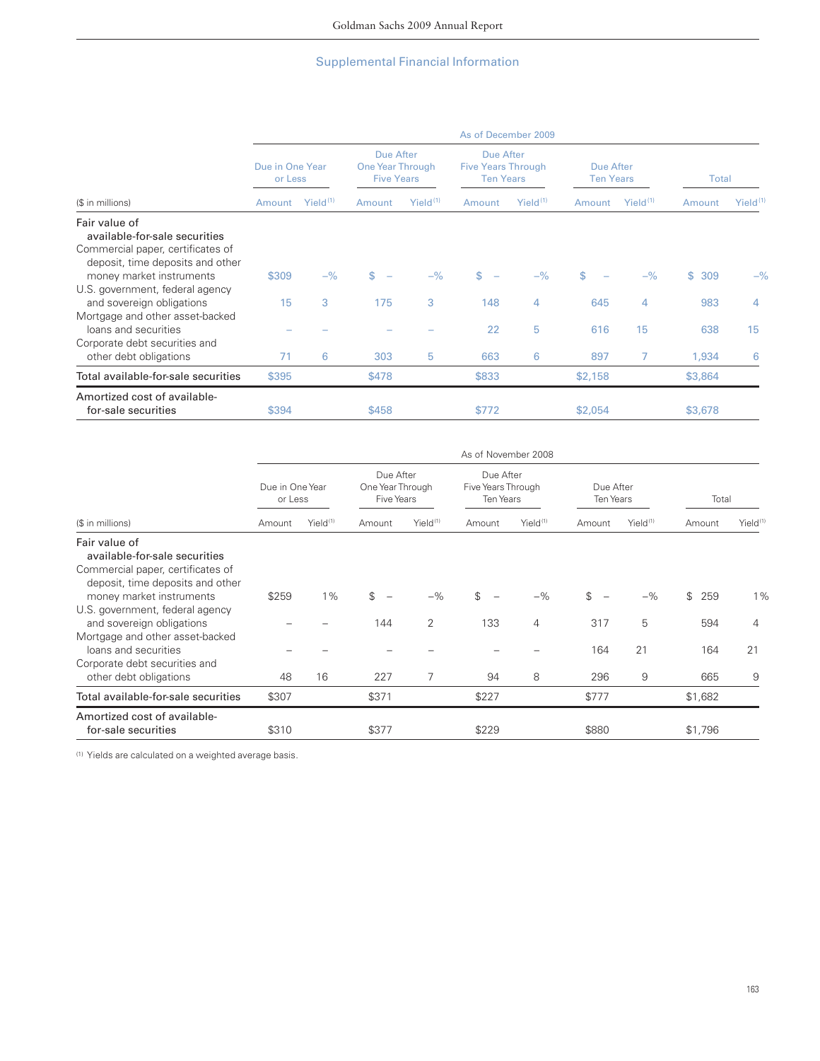## Supplemental Financial Information

| ($ in millions) | As of December 2009 | | | | | | | | | |
|---|---|---|---|---|---|---|---|---|---|---|
| | Due in One Year or Less | | Due After One Year Through Five Years | | Due After Five Years Through Ten Years | | Due After Ten Years | | Total | |
| | Amount | Yield[1] | Amount | Yield[1] | Amount | Yield[1] | Amount | Yield[1] | Amount | Yield[1] |
| **Fair value of available-for-sale securities** | | | | | | | | | | |
| Commercial paper, certificates of deposit, time deposits and other money market instruments | $309 | –% | $ – | –% | $ – | –% | $ – | –% | $ 309 | –% |
| U.S. government, federal agency and sovereign obligations | 15 | 3 | 175 | 3 | 148 | 4 | 645 | 4 | 983 | 4 |
| Mortgage and other asset-backed loans and securities | – | – | – | – | 22 | 5 | 616 | 15 | 638 | 15 |
| Corporate debt securities and other debt obligations | 71 | 6 | 303 | 5 | 663 | 6 | 897 | 7 | 1,934 | 6 |
| Total available-for-sale securities | $395 | | $478 | | $833 | | $2,158 | | $3,864 | |
| Amortized cost of available-for-sale securities | $394 | | $458 | | $772 | | $2,054 | | $3,678 | |

| ($ in millions) | As of November 2008 | | | | | | | | | |
|---|---|---|---|---|---|---|---|---|---|---|
| | Due in One Year or Less | | Due After One Year Through Five Years | | Due After Five Years Through Ten Years | | Due After Ten Years | | Total | |
| | Amount | Yield[1] | Amount | Yield[1] | Amount | Yield[1] | Amount | Yield[1] | Amount | Yield[1] |
| **Fair value of available-for-sale securities** | | | | | | | | | | |
| Commercial paper, certificates of deposit, time deposits and other money market instruments | $259 | 1% | $ – | –% | $ – | –% | $ – | –% | $ 259 | 1% |
| U.S. government, federal agency and sovereign obligations | – | – | 144 | 2 | 133 | 4 | 317 | 5 | 594 | 4 |
| Mortgage and other asset-backed loans and securities | – | – | – | – | – | – | 164 | 21 | 164 | 21 |
| Corporate debt securities and other debt obligations | 48 | 16 | 227 | 7 | 94 | 8 | 296 | 9 | 665 | 9 |
| Total available-for-sale securities | $307 | | $371 | | $227 | | $777 | | $1,682 | |
| Amortized cost of available-for-sale securities | $310 | | $377 | | $229 | | $880 | | $1,796 | |

[1] Yields are calculated on a weighted average basis.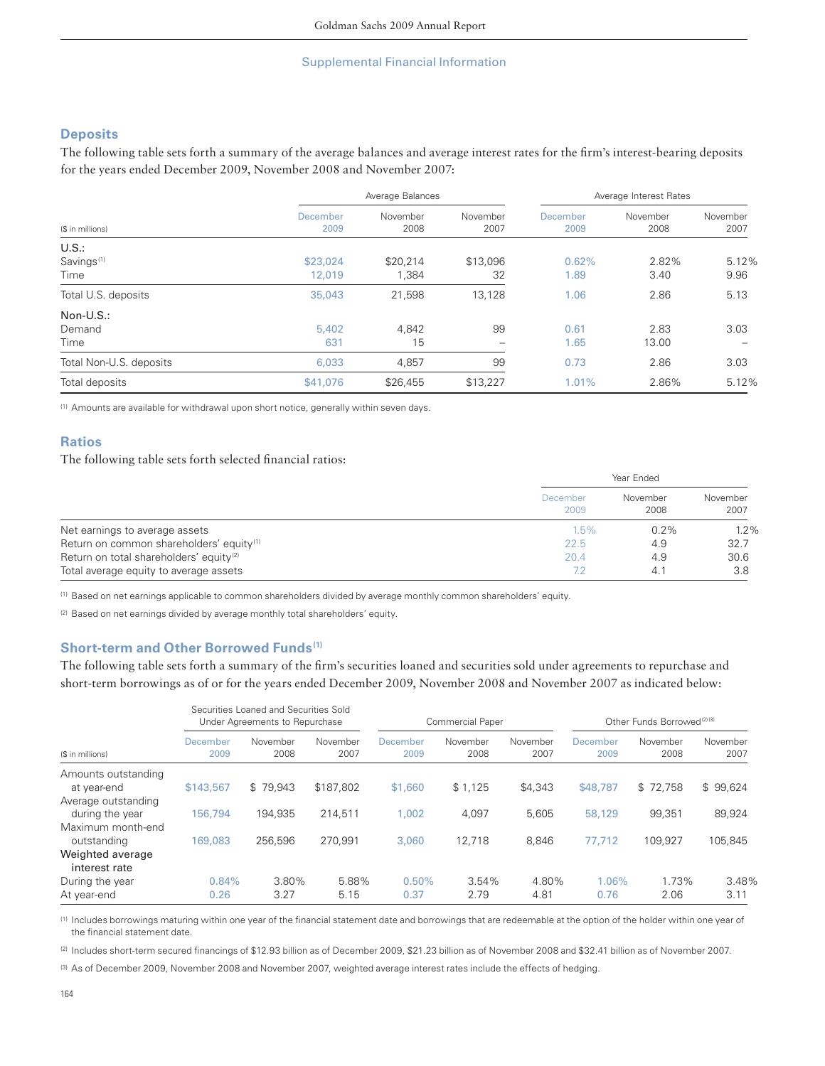## Supplemental Financial Information

### Deposits

The following table sets forth a summary of the average balances and average interest rates for the firm's interest-bearing deposits for the years ended December 2009, November 2008 and November 2007:

| ($ in millions) | Average Balances | | | Average Interest Rates | | |
|---|---|---|---|---|---|---|
| | December 2009 | November 2008 | November 2007 | December 2009 | November 2008 | November 2007 |
| **U.S.:** | | | | | | |
| Savings[1] | $23,024 | $20,214 | $13,096 | 0.62% | 2.82% | 5.12% |
| Time | 12,019 | 1,384 | 32 | 1.89 | 3.40 | 9.96 |
| Total U.S. deposits | 35,043 | 21,598 | 13,128 | 1.06 | 2.86 | 5.13 |
| **Non-U.S.:** | | | | | | |
| Demand | 5,402 | 4,842 | 99 | 0.61 | 2.83 | 3.03 |
| Time | 631 | 15 | – | 1.65 | 13.00 | – |
| Total Non-U.S. deposits | 6,033 | 4,857 | 99 | 0.73 | 2.86 | 3.03 |
| Total deposits | $41,076 | $26,455 | $13,227 | 1.01% | 2.86% | 5.12% |

[1] Amounts are available for withdrawal upon short notice, generally within seven days.

### Ratios

The following table sets forth selected financial ratios:

| | Year Ended | | |
|---|---|---|---|
| | December 2009 | November 2008 | November 2007 |
| Net earnings to average assets | 1.5% | 0.2% | 1.2% |
| Return on common shareholders' equity[1] | 22.5 | 4.9 | 32.7 |
| Return on total shareholders' equity[2] | 20.4 | 4.9 | 30.6 |
| Total average equity to average assets | 7.2 | 4.1 | 3.8 |

[1] Based on net earnings applicable to common shareholders divided by average monthly common shareholders' equity.

[2] Based on net earnings divided by average monthly total shareholders' equity.

### Short-term and Other Borrowed Funds[1]

The following table sets forth a summary of the firm's securities loaned and securities sold under agreements to repurchase and short-term borrowings as of or for the years ended December 2009, November 2008 and November 2007 as indicated below:

| ($ in millions) | Securities Loaned and Securities Sold Under Agreements to Repurchase | | | Commercial Paper | | | Other Funds Borrowed[2][3] | | |
|---|---|---|---|---|---|---|---|---|---|
| | December 2009 | November 2008 | November 2007 | December 2009 | November 2008 | November 2007 | December 2009 | November 2008 | November 2007 |
| Amounts outstanding at year-end | $143,567 | $ 79,943 | $187,802 | $1,660 | $ 1,125 | $4,343 | $48,787 | $ 72,758 | $ 99,624 |
| Average outstanding during the year | 156,794 | 194,935 | 214,511 | 1,002 | 4,097 | 5,605 | 58,129 | 99,351 | 89,924 |
| Maximum month-end outstanding | 169,083 | 256,596 | 270,991 | 3,060 | 12,718 | 8,846 | 77,712 | 109,927 | 105,845 |
| **Weighted average interest rate** | | | | | | | | | |
| During the year | 0.84% | 3.80% | 5.88% | 0.50% | 3.54% | 4.80% | 1.06% | 1.73% | 3.48% |
| At year-end | 0.26 | 3.27 | 5.15 | 0.37 | 2.79 | 4.81 | 0.76 | 2.06 | 3.11 |

[1] Includes borrowings maturing within one year of the financial statement date and borrowings that are redeemable at the option of the holder within one year of the financial statement date.

[2] Includes short-term secured financings of $12.93 billion as of December 2009, $21.23 billion as of November 2008 and $32.41 billion as of November 2007.

[3] As of December 2009, November 2008 and November 2007, weighted average interest rates include the effects of hedging.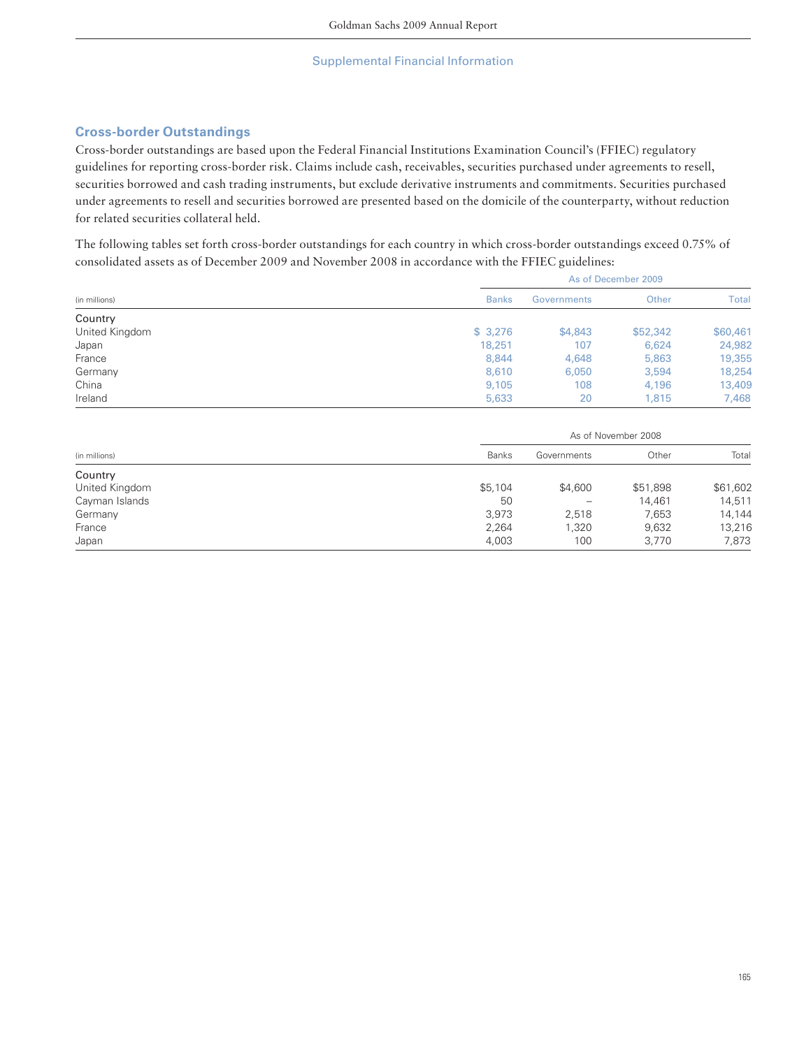## Cross-border Outstandings

Cross-border outstandings are based upon the Federal Financial Institutions Examination Council's (FFIEC) regulatory guidelines for reporting cross-border risk. Claims include cash, receivables, securities purchased under agreements to resell, securities borrowed and cash trading instruments, but exclude derivative instruments and commitments. Securities purchased under agreements to resell and securities borrowed are presented based on the domicile of the counterparty, without reduction for related securities collateral held.

The following tables set forth cross-border outstandings for each country in which cross-border outstandings exceed 0.75% of consolidated assets as of December 2009 and November 2008 in accordance with the FFIEC guidelines:

| | As of December 2009 | | | |
|---|---|---|---|---|
| (in millions) | Banks | Governments | Other | Total |
| Country | | | | |
| United Kingdom | $ 3,276 | $4,843 | $52,342 | $60,461 |
| Japan | 18,251 | 107 | 6,624 | 24,982 |
| France | 8,844 | 4,648 | 5,863 | 19,355 |
| Germany | 8,610 | 6,050 | 3,594 | 18,254 |
| China | 9,105 | 108 | 4,196 | 13,409 |
| Ireland | 5,633 | 20 | 1,815 | 7,468 |

| | As of November 2008 | | | |
|---|---|---|---|---|
| (in millions) | Banks | Governments | Other | Total |
| Country | | | | |
| United Kingdom | $5,104 | $4,600 | $51,898 | $61,602 |
| Cayman Islands | 50 | – | 14,461 | 14,511 |
| Germany | 3,973 | 2,518 | 7,653 | 14,144 |
| France | 2,264 | 1,320 | 9,632 | 13,216 |
| Japan | 4,003 | 100 | 3,770 | 7,873 |